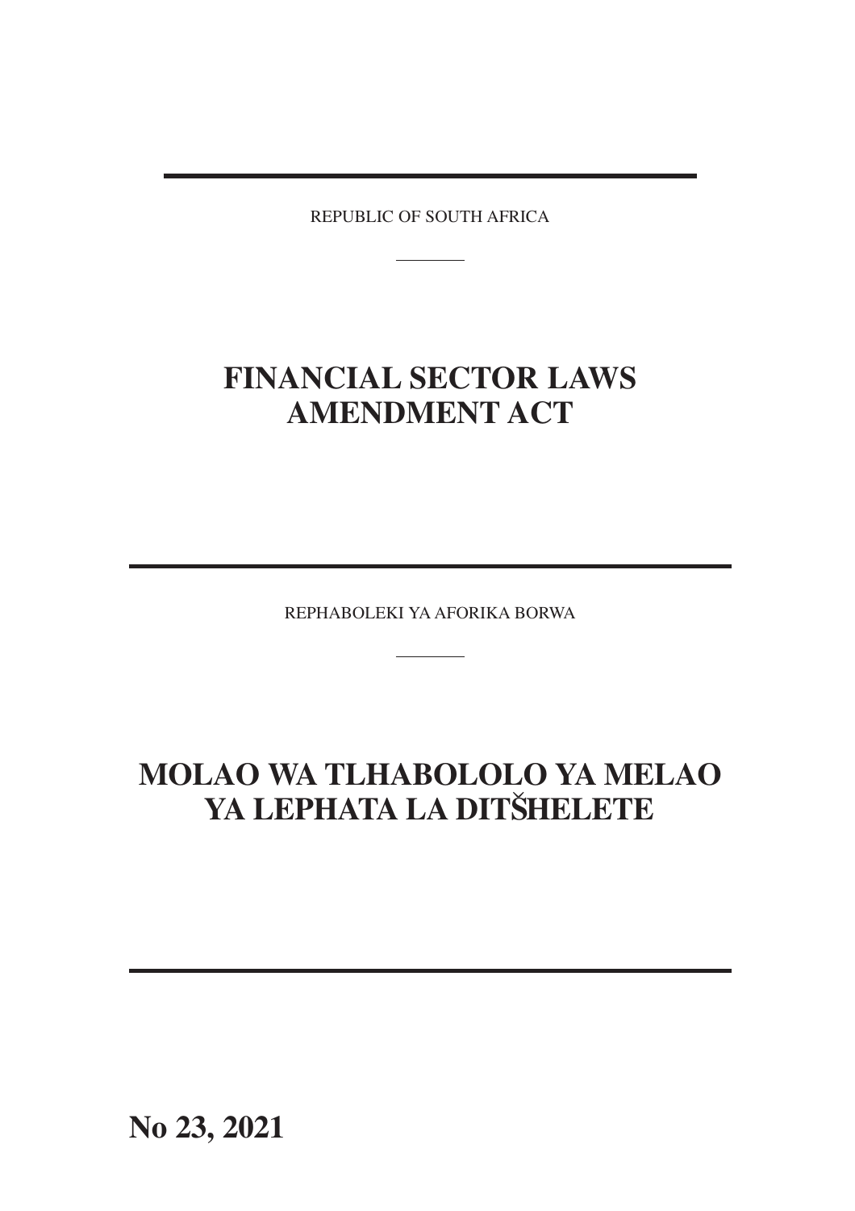REPUBLIC OF SOUTH AFRICA

# FINANCIAL SECTOR LAWS AMENDMENT ACT

REPHABOLEKI YA AFORIKA BORWA

# MOLAO WA TLHABOLOLO YA MELAO YA LEPHATA LA DITŠHELETE

**No 23, 2021**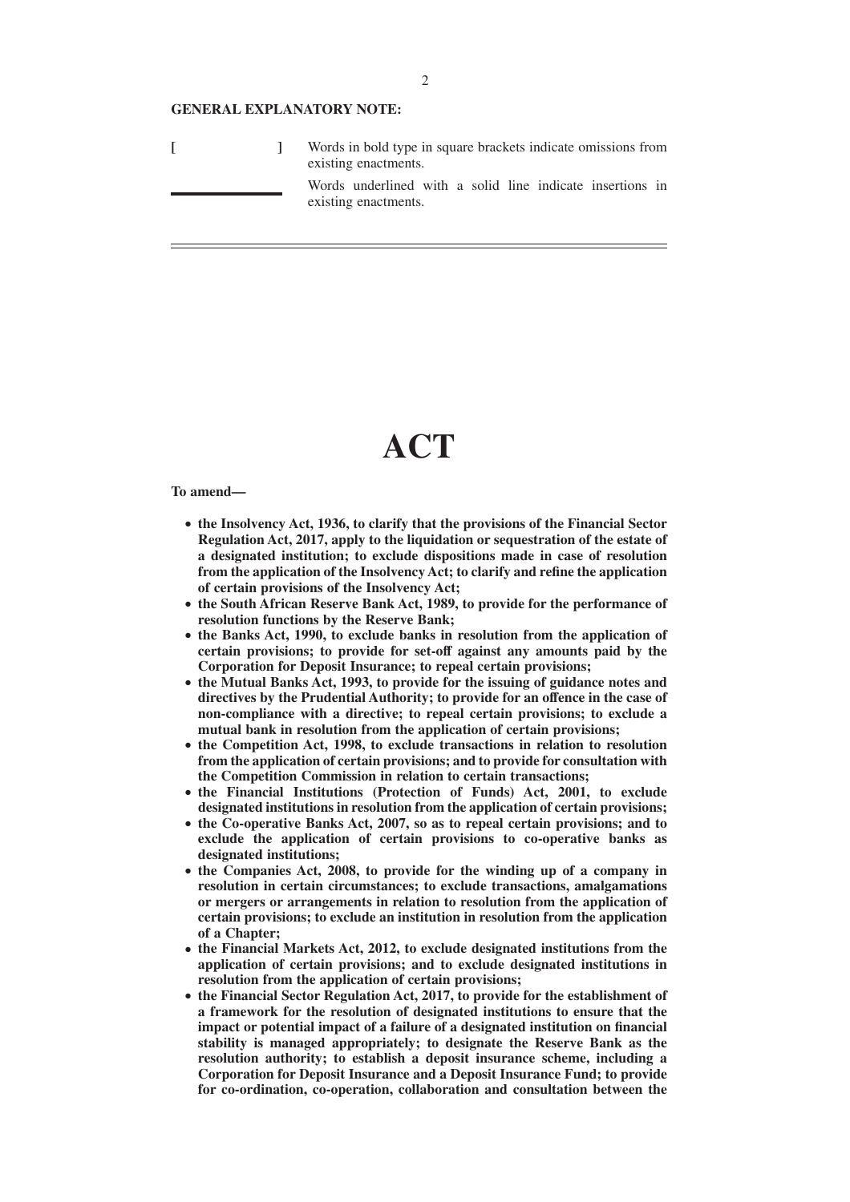**GENERAL EXPLANATORY NOTE:**

| | |
|---|---|
| [ ] | Words in bold type in square brackets indicate omissions from existing enactments. |
| ______ | Words underlined with a solid line indicate insertions in existing enactments. |

---

# ACT

**To amend—**

- **the Insolvency Act, 1936, to clarify that the provisions of the Financial Sector Regulation Act, 2017, apply to the liquidation or sequestration of the estate of a designated institution; to exclude dispositions made in case of resolution from the application of the Insolvency Act; to clarify and refine the application of certain provisions of the Insolvency Act;**
- **the South African Reserve Bank Act, 1989, to provide for the performance of resolution functions by the Reserve Bank;**
- **the Banks Act, 1990, to exclude banks in resolution from the application of certain provisions; to provide for set-off against any amounts paid by the Corporation for Deposit Insurance; to repeal certain provisions;**
- **the Mutual Banks Act, 1993, to provide for the issuing of guidance notes and directives by the Prudential Authority; to provide for an offence in the case of non-compliance with a directive; to repeal certain provisions; to exclude a mutual bank in resolution from the application of certain provisions;**
- **the Competition Act, 1998, to exclude transactions in relation to resolution from the application of certain provisions; and to provide for consultation with the Competition Commission in relation to certain transactions;**
- **the Financial Institutions (Protection of Funds) Act, 2001, to exclude designated institutions in resolution from the application of certain provisions;**
- **the Co-operative Banks Act, 2007, so as to repeal certain provisions; and to exclude the application of certain provisions to co-operative banks as designated institutions;**
- **the Companies Act, 2008, to provide for the winding up of a company in resolution in certain circumstances; to exclude transactions, amalgamations or mergers or arrangements in relation to resolution from the application of certain provisions; to exclude an institution in resolution from the application of a Chapter;**
- **the Financial Markets Act, 2012, to exclude designated institutions from the application of certain provisions; and to exclude designated institutions in resolution from the application of certain provisions;**
- **the Financial Sector Regulation Act, 2017, to provide for the establishment of a framework for the resolution of designated institutions to ensure that the impact or potential impact of a failure of a designated institution on financial stability is managed appropriately; to designate the Reserve Bank as the resolution authority; to establish a deposit insurance scheme, including a Corporation for Deposit Insurance and a Deposit Insurance Fund; to provide for co-ordination, co-operation, collaboration and consultation between the**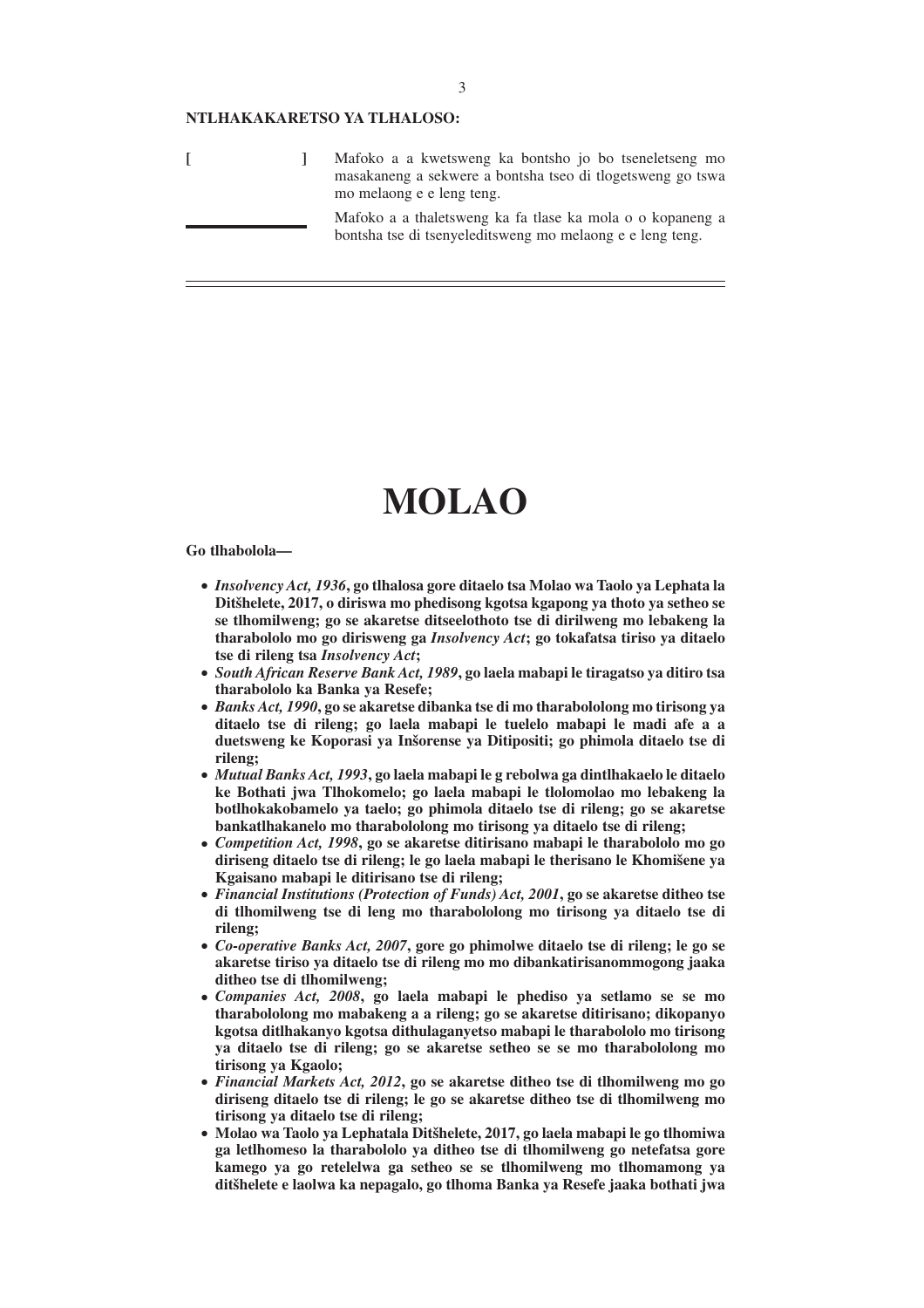**NTLHAKAKARETSO YA TLHALOSO:**

| | |
|---|---|
| **[ ]** | Mafoko a a kwetsweng ka bontsho jo bo tseneletseng mo masakaneng a sekwere a bontsha tseo di tlogetsweng go tswa mo melaong e e leng teng. |
| ______ | Mafoko a a thaletsweng ka fa tlase ka mola o o kopaneng a bontsha tse di tsenyeleditsweng mo melaong e e leng teng. |

---

# MOLAO

**Go tlhabolola—**

- ***Insolvency Act, 1936*, go tlhalosa gore ditaelo tsa Molao wa Taolo ya Lephata la Ditšhelete, 2017, o diriswa mo phedisong kgotsa kgapong ya thoto ya setheo se se tlhomilweng; go se akaretse ditseelothoto tse di dirilweng mo lebakeng la tharabololo mo go dirisweng ga *Insolvency Act*; go tokafatsa tiriso ya ditaelo tse di rileng tsa *Insolvency Act*;**
- ***South African Reserve Bank Act, 1989*, go laela mabapi le tiragatso ya ditiro tsa tharabololo ka Banka ya Resefe;**
- ***Banks Act, 1990*, go se akaretse dibanka tse di mo tharabololong mo tirisong ya ditaelo tse di rileng; go laela mabapi le tuelelo mabapi le madi afe a a duetsweng ke Koporasi ya Inšorense ya Ditipositi; go phimola ditaelo tse di rileng;**
- ***Mutual Banks Act, 1993*, go laela mabapi le g rebolwa ga dintlhakaelo le ditaelo ke Bothati jwa Tlhokomelo; go laela mabapi le tlolomolao mo lebakeng la botlhokakobamelo ya taelo; go phimola ditaelo tse di rileng; go se akaretse bankatlhakanelo mo tharabololong mo tirisong ya ditaelo tse di rileng;**
- ***Competition Act, 1998*, go se akaretse ditirisano mabapi le tharabololo mo go diriseng ditaelo tse di rileng; le go laela mabapi le therisano le Khomišene ya Kgaisano mabapi le ditirisano tse di rileng;**
- ***Financial Institutions (Protection of Funds) Act, 2001*, go se akaretse ditheo tse di tlhomilweng tse di leng mo tharabololong mo tirisong ya ditaelo tse di rileng;**
- ***Co-operative Banks Act, 2007*, gore go phimolwe ditaelo tse di rileng; le go se akaretse tiriso ya ditaelo tse di rileng mo mo dibankatirisanommogong jaaka ditheo tse di tlhomilweng;**
- ***Companies Act, 2008*, go laela mabapi le phediso ya setlamo se se mo tharabololong mo mabakeng a a rileng; go se akaretse ditirisano; dikopanyo kgotsa ditlhakanyo kgotsa dithulaganyetso mabapi le tharabololo mo tirisong ya ditaelo tse di rileng; go se akaretse setheo se se mo tharabololong mo tirisong ya Kgaolo;**
- ***Financial Markets Act, 2012*, go se akaretse ditheo tse di tlhomilweng mo go diriseng ditaelo tse di rileng; le go se akaretse ditheo tse di tlhomilweng mo tirisong ya ditaelo tse di rileng;**
- **Molao wa Taolo ya Lephatala Ditšhelete, 2017, go laela mabapi le go tlhomiwa ga letlhomeso la tharabololo ya ditheo tse di tlhomilweng go netefatsa gore kamego ya go retelelwa ga setheo se se tlhomilweng mo tlhomamong ya ditšhelete e laolwa ka nepagalo, go tlhoma Banka ya Resefe jaaka bothati jwa**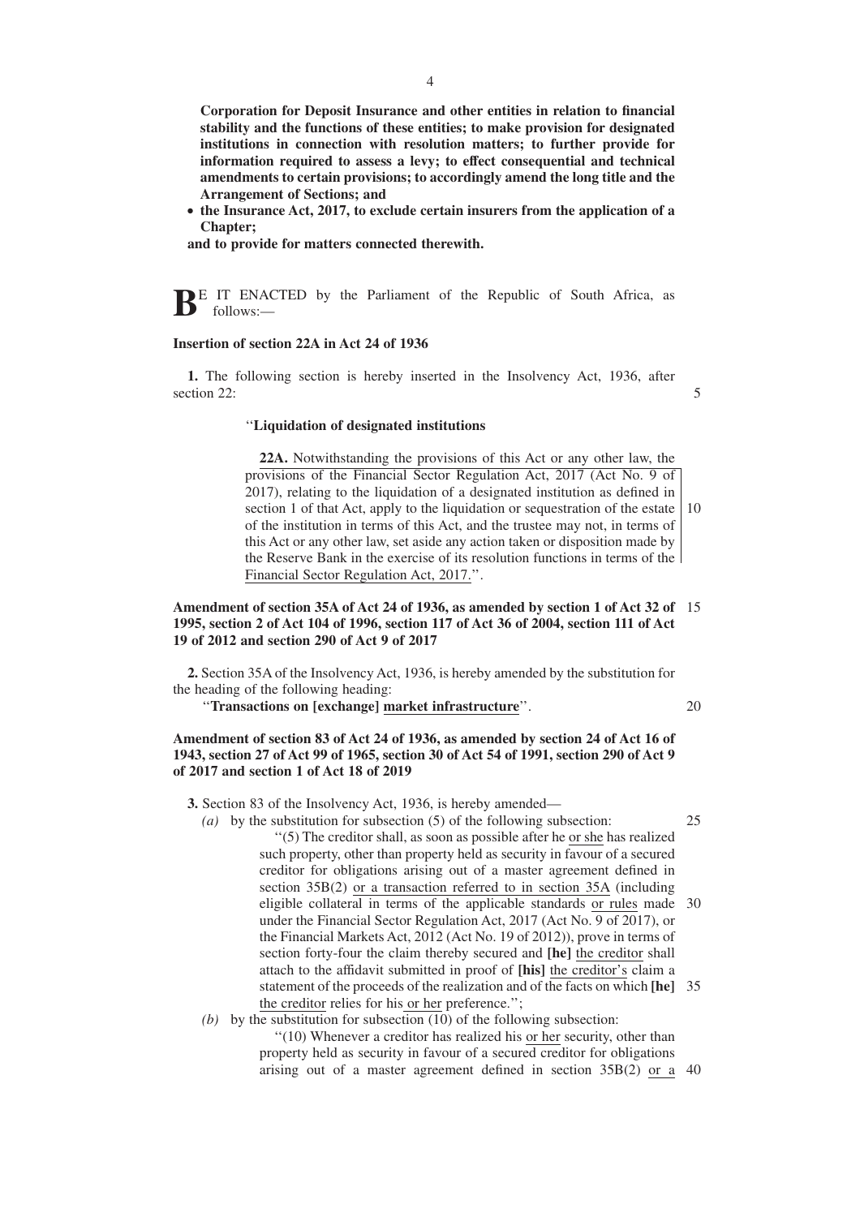**Corporation for Deposit Insurance and other entities in relation to financial stability and the functions of these entities; to make provision for designated institutions in connection with resolution matters; to further provide for information required to assess a levy; to effect consequential and technical amendments to certain provisions; to accordingly amend the long title and the Arrangement of Sections; and**

- **the Insurance Act, 2017, to exclude certain insurers from the application of a Chapter;**

**and to provide for matters connected therewith.**

**B**E IT ENACTED by the Parliament of the Republic of South Africa, as follows:—

**Insertion of section 22A in Act 24 of 1936**

**1.** The following section is hereby inserted in the Insolvency Act, 1936, after section 22:

''**Liquidation of designated institutions**

**22A.** Notwithstanding the provisions of this Act or any other law, the provisions of the Financial Sector Regulation Act, 2017 (Act No. 9 of 2017), relating to the liquidation of a designated institution as defined in section 1 of that Act, apply to the liquidation or sequestration of the estate of the institution in terms of this Act, and the trustee may not, in terms of this Act or any other law, set aside any action taken or disposition made by the Reserve Bank in the exercise of its resolution functions in terms of the Financial Sector Regulation Act, 2017.''.

**Amendment of section 35A of Act 24 of 1936, as amended by section 1 of Act 32 of 1995, section 2 of Act 104 of 1996, section 117 of Act 36 of 2004, section 111 of Act 19 of 2012 and section 290 of Act 9 of 2017**

**2.** Section 35A of the Insolvency Act, 1936, is hereby amended by the substitution for the heading of the following heading:

''**Transactions on [exchange] market infrastructure**''.

**Amendment of section 83 of Act 24 of 1936, as amended by section 24 of Act 16 of 1943, section 27 of Act 99 of 1965, section 30 of Act 54 of 1991, section 290 of Act 9 of 2017 and section 1 of Act 18 of 2019**

**3.** Section 83 of the Insolvency Act, 1936, is hereby amended—

*(a)* by the substitution for subsection (5) of the following subsection:

''(5) The creditor shall, as soon as possible after he or she has realized such property, other than property held as security in favour of a secured creditor for obligations arising out of a master agreement defined in section 35B(2) or a transaction referred to in section 35A (including eligible collateral in terms of the applicable standards or rules made under the Financial Sector Regulation Act, 2017 (Act No. 9 of 2017), or the Financial Markets Act, 2012 (Act No. 19 of 2012)), prove in terms of section forty-four the claim thereby secured and **[he]** the creditor shall attach to the affidavit submitted in proof of **[his]** the creditor's claim a statement of the proceeds of the realization and of the facts on which **[he]** the creditor relies for his or her preference.'';

*(b)* by the substitution for subsection (10) of the following subsection:

''(10) Whenever a creditor has realized his or her security, other than property held as security in favour of a secured creditor for obligations arising out of a master agreement defined in section 35B(2) or a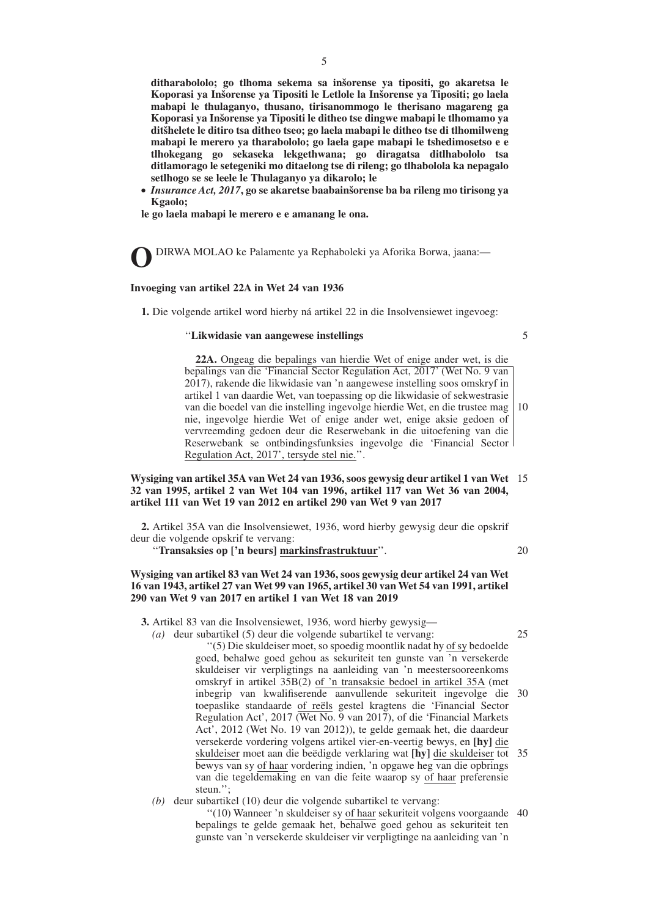**ditharabololo; go tlhoma sekema sa inšorense ya tipositi, go akaretsa le Koporasi ya Inšorense ya Tipositi le Letlole la Inšorense ya Tipositi; go laela mabapi le thulaganyo, thusano, tirisanommogo le therisano magareng ga Koporasi ya Inšorense ya Tipositi le ditheo tse dingwe mabapi le tlhomamo ya ditšhelete le ditiro tsa ditheo tseo; go laela mabapi le ditheo tse di tlhomilweng mabapi le merero ya tharabololo; go laela gape mabapi le tshedimosetso e e tlhokegang go sekaseka lekgethwana; go diragatsa ditlhabololo tsa ditlamorago le setegeniki mo ditaelong tse di rileng; go tlhabolola ka nepagalo setlhogo se se leele le Thulaganyo ya dikarolo; le**

- ***Insurance Act, 2017*, go se akaretse baabainšorense ba ba rileng mo tirisong ya Kgaolo;**

**le go laela mabapi le merero e e amanang le ona.**

**O** DIRWA MOLAO ke Palamente ya Rephaboleki ya Aforika Borwa, jaana:—

**Invoeging van artikel 22A in Wet 24 van 1936**

**1.** Die volgende artikel word hierby ná artikel 22 in die Insolvensiewet ingevoeg:

> ''**Likwidasie van aangewese instellings**
>
> **22A.** Ongeag die bepalings van hierdie Wet of enige ander wet, is die bepalings van die 'Financial Sector Regulation Act, 2017' (Wet No. 9 van 2017), rakende die likwidasie van 'n aangewese instelling soos omskryf in artikel 1 van daardie Wet, van toepassing op die likwidasie of sekwestrasie van die boedel van die instelling ingevolge hierdie Wet, en die trustee mag nie, ingevolge hierdie Wet of enige ander wet, enige aksie gedoen of vervreemding gedoen deur die Reserwebank in die uitoefening van die Reserwebank se ontbindingsfunksies ingevolge die 'Financial Sector Regulation Act, 2017', tersyde stel nie.''.

**Wysiging van artikel 35A van Wet 24 van 1936, soos gewysig deur artikel 1 van Wet 32 van 1995, artikel 2 van Wet 104 van 1996, artikel 117 van Wet 36 van 2004, artikel 111 van Wet 19 van 2012 en artikel 290 van Wet 9 van 2017**

**2.** Artikel 35A van die Insolvensiewet, 1936, word hierby gewysig deur die opskrif deur die volgende opskrif te vervang:

> ''**Transaksies op ['n beurs] markinsfrastruktuur**''.

**Wysiging van artikel 83 van Wet 24 van 1936, soos gewysig deur artikel 24 van Wet 16 van 1943, artikel 27 van Wet 99 van 1965, artikel 30 van Wet 54 van 1991, artikel 290 van Wet 9 van 2017 en artikel 1 van Wet 18 van 2019**

**3.** Artikel 83 van die Insolvensiewet, 1936, word hierby gewysig—

*(a)* deur subartikel (5) deur die volgende subartikel te vervang:

> ''(5) Die skuldeiser moet, so spoedig moontlik nadat hy of sy bedoelde goed, behalwe goed gehou as sekuriteit ten gunste van 'n versekerde skuldeiser vir verpligtings na aanleiding van 'n meestersooreenkoms omskryf in artikel 35B(2) of 'n transaksie bedoel in artikel 35A (met inbegrip van kwalifiserende aanvullende sekuriteit ingevolge die toepaslike standaarde of reëls gestel kragtens die 'Financial Sector Regulation Act', 2017 (Wet No. 9 van 2017), of die 'Financial Markets Act', 2012 (Wet No. 19 van 2012)), te gelde gemaak het, die daardeur versekerde vordering volgens artikel vier-en-veertig bewys, en **[hy]** die skuldeiser moet aan die beëdigde verklaring wat **[hy]** die skuldeiser tot bewys van sy of haar vordering indien, 'n opgawe heg van die opbrings van die tegeldemaking en van die feite waarop sy of haar preferensie steun.'';

*(b)* deur subartikel (10) deur die volgende subartikel te vervang:

> ''(10) Wanneer 'n skuldeiser sy of haar sekuriteit volgens voorgaande bepalings te gelde gemaak het, behalwe goed gehou as sekuriteit ten gunste van 'n versekerde skuldeiser vir verpligtinge na aanleiding van 'n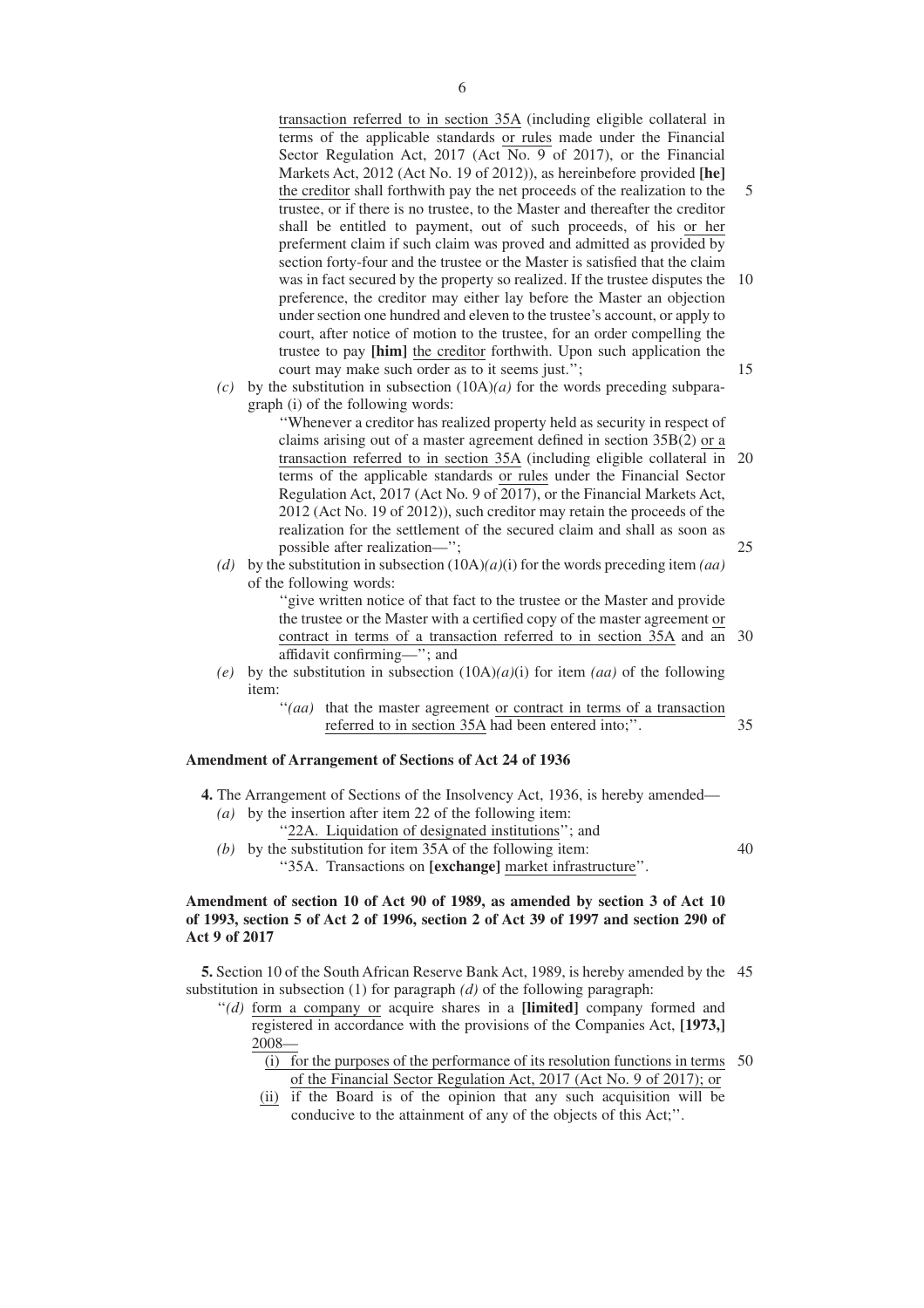transaction referred to in section 35A (including eligible collateral in terms of the applicable standards or rules made under the Financial Sector Regulation Act, 2017 (Act No. 9 of 2017), or the Financial Markets Act, 2012 (Act No. 19 of 2012)), as hereinbefore provided **[he]** the creditor shall forthwith pay the net proceeds of the realization to the trustee, or if there is no trustee, to the Master and thereafter the creditor shall be entitled to payment, out of such proceeds, of his or her preferment claim if such claim was proved and admitted as provided by section forty-four and the trustee or the Master is satisfied that the claim was in fact secured by the property so realized. If the trustee disputes the preference, the creditor may either lay before the Master an objection under section one hundred and eleven to the trustee's account, or apply to court, after notice of motion to the trustee, for an order compelling the trustee to pay **[him]** the creditor forthwith. Upon such application the court may make such order as to it seems just.'';

*(c)* by the substitution in subsection (10A)*(a)* for the words preceding subparagraph (i) of the following words:

''Whenever a creditor has realized property held as security in respect of claims arising out of a master agreement defined in section 35B(2) or a transaction referred to in section 35A (including eligible collateral in terms of the applicable standards or rules under the Financial Sector Regulation Act, 2017 (Act No. 9 of 2017), or the Financial Markets Act, 2012 (Act No. 19 of 2012)), such creditor may retain the proceeds of the realization for the settlement of the secured claim and shall as soon as possible after realization—'';

*(d)* by the substitution in subsection (10A)*(a)*(i) for the words preceding item *(aa)* of the following words:

''give written notice of that fact to the trustee or the Master and provide the trustee or the Master with a certified copy of the master agreement or contract in terms of a transaction referred to in section 35A and an affidavit confirming—''; and

*(e)* by the substitution in subsection (10A)*(a)*(i) for item *(aa)* of the following item:

''*(aa)* that the master agreement or contract in terms of a transaction referred to in section 35A had been entered into;''.

**Amendment of Arrangement of Sections of Act 24 of 1936**

**4.** The Arrangement of Sections of the Insolvency Act, 1936, is hereby amended—

*(a)* by the insertion after item 22 of the following item:

''22A. Liquidation of designated institutions''; and

*(b)* by the substitution for item 35A of the following item:

''35A. Transactions on **[exchange]** market infrastructure''.

**Amendment of section 10 of Act 90 of 1989, as amended by section 3 of Act 10 of 1993, section 5 of Act 2 of 1996, section 2 of Act 39 of 1997 and section 290 of Act 9 of 2017**

**5.** Section 10 of the South African Reserve Bank Act, 1989, is hereby amended by the substitution in subsection (1) for paragraph *(d)* of the following paragraph:

''*(d)* form a company or acquire shares in a **[limited]** company formed and registered in accordance with the provisions of the Companies Act, **[1973,]** 2008—

(i) for the purposes of the performance of its resolution functions in terms of the Financial Sector Regulation Act, 2017 (Act No. 9 of 2017); or

(ii) if the Board is of the opinion that any such acquisition will be conducive to the attainment of any of the objects of this Act;''.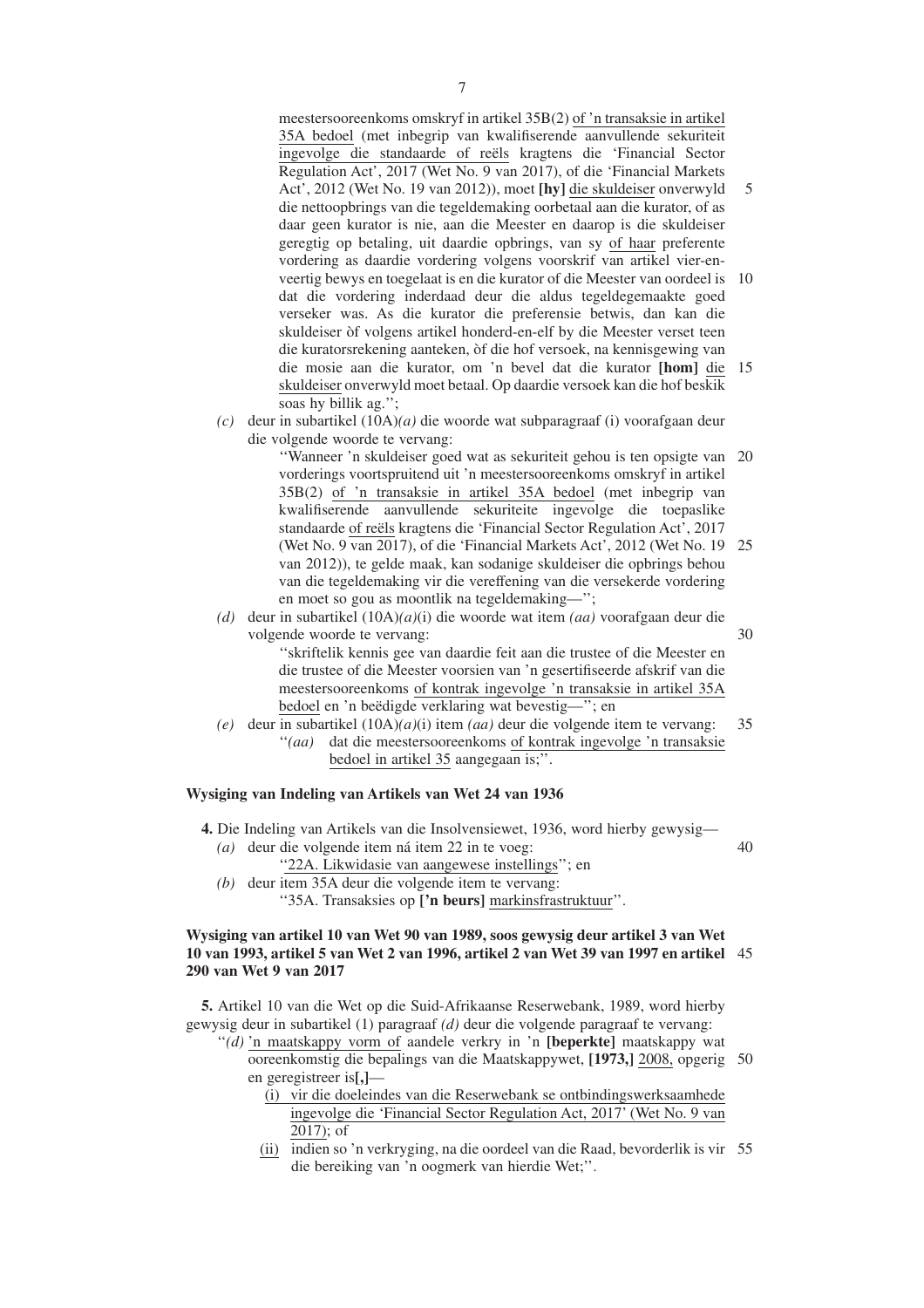meestersooreenkoms omskryf in artikel 35B(2) of 'n transaksie in artikel 35A bedoel (met inbegrip van kwalifiserende aanvullende sekuriteit ingevolge die standaarde of reëls kragtens die 'Financial Sector Regulation Act', 2017 (Wet No. 9 van 2017), of die 'Financial Markets Act', 2012 (Wet No. 19 van 2012)), moet **[hy]** die skuldeiser onverwyld die nettoopbrings van die tegeldemaking oorbetaal aan die kurator, of as daar geen kurator is nie, aan die Meester en daarop is die skuldeiser geregtig op betaling, uit daardie opbrings, van sy of haar preferente vordering as daardie vordering volgens voorskrif van artikel vier-en-veertig bewys en toegelaat is en die kurator of die Meester van oordeel is dat die vordering inderdaad deur die aldus tegeldegemaakte goed verseker was. As die kurator die preferensie betwis, dan kan die skuldeiser òf volgens artikel honderd-en-elf by die Meester verset teen die kuratorsrekening aanteken, òf die hof versoek, na kennisgewing van die mosie aan die kurator, om 'n bevel dat die kurator **[hom]** die skuldeiser onverwyld moet betaal. Op daardie versoek kan die hof beskik soas hy billik ag.'';

*(c)* deur in subartikel (10A)*(a)* die woorde wat subparagraaf (i) voorafgaan deur die volgende woorde te vervang:

''Wanneer 'n skuldeiser goed wat as sekuriteit gehou is ten opsigte van vorderings voortspruitend uit 'n meestersooreenkoms omskryf in artikel 35B(2) of 'n transaksie in artikel 35A bedoel (met inbegrip van kwalifiserende aanvullende sekuriteite ingevolge die toepaslike standaarde of reëls kragtens die 'Financial Sector Regulation Act', 2017 (Wet No. 9 van 2017), of die 'Financial Markets Act', 2012 (Wet No. 19 van 2012)), te gelde maak, kan sodanige skuldeiser die opbrings behou van die tegeldemaking vir die vereffening van die versekerde vordering en moet so gou as moontlik na tegeldemaking—'';

*(d)* deur in subartikel (10A)*(a)*(i) die woorde wat item *(aa)* voorafgaan deur die volgende woorde te vervang:

''skriftelik kennis gee van daardie feit aan die trustee of die Meester en die trustee of die Meester voorsien van 'n gesertifiseerde afskrif van die meestersooreenkoms of kontrak ingevolge 'n transaksie in artikel 35A bedoel en 'n beëdigde verklaring wat bevestig—''; en

*(e)* deur in subartikel (10A)*(a)*(i) item *(aa)* deur die volgende item te vervang:

''*(aa)* dat die meestersooreenkoms of kontrak ingevolge 'n transaksie bedoel in artikel 35 aangegaan is;''.

**Wysiging van Indeling van Artikels van Wet 24 van 1936**

**4.** Die Indeling van Artikels van die Insolvensiewet, 1936, word hierby gewysig—

*(a)* deur die volgende item ná item 22 in te voeg:

''22A. Likwidasie van aangewese instellings''; en

*(b)* deur item 35A deur die volgende item te vervang:

''35A. Transaksies op **['n beurs]** markinsfrastruktuur''.

**Wysiging van artikel 10 van Wet 90 van 1989, soos gewysig deur artikel 3 van Wet 10 van 1993, artikel 5 van Wet 2 van 1996, artikel 2 van Wet 39 van 1997 en artikel 290 van Wet 9 van 2017**

**5.** Artikel 10 van die Wet op die Suid-Afrikaanse Reserwebank, 1989, word hierby gewysig deur in subartikel (1) paragraaf *(d)* deur die volgende paragraaf te vervang:

''*(d)* 'n maatskappy vorm of aandele verkry in 'n **[beperkte]** maatskappy wat ooreenkomstig die bepalings van die Maatskappywet, **[1973,]** 2008, opgerig en geregistreer is**[,]**—

(i) vir die doeleindes van die Reserwebank se ontbindingswerksaamhede ingevolge die 'Financial Sector Regulation Act, 2017' (Wet No. 9 van 2017); of

(ii) indien so 'n verkryging, na die oordeel van die Raad, bevorderlik is vir die bereiking van 'n oogmerk van hierdie Wet;''.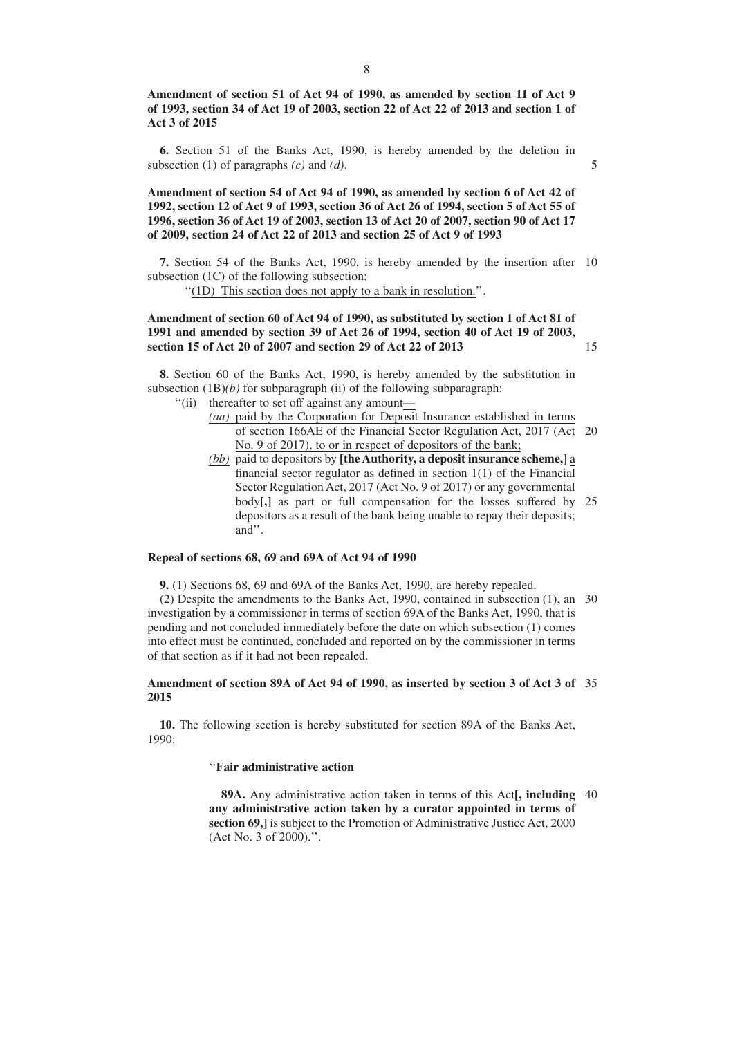**Amendment of section 51 of Act 94 of 1990, as amended by section 11 of Act 9 of 1993, section 34 of Act 19 of 2003, section 22 of Act 22 of 2013 and section 1 of Act 3 of 2015**

**6.** Section 51 of the Banks Act, 1990, is hereby amended by the deletion in subsection (1) of paragraphs *(c)* and *(d)*.

**Amendment of section 54 of Act 94 of 1990, as amended by section 6 of Act 42 of 1992, section 12 of Act 9 of 1993, section 36 of Act 26 of 1994, section 5 of Act 55 of 1996, section 36 of Act 19 of 2003, section 13 of Act 20 of 2007, section 90 of Act 17 of 2009, section 24 of Act 22 of 2013 and section 25 of Act 9 of 1993**

**7.** Section 54 of the Banks Act, 1990, is hereby amended by the insertion after subsection (1C) of the following subsection:

''(1D) This section does not apply to a bank in resolution.''.

**Amendment of section 60 of Act 94 of 1990, as substituted by section 1 of Act 81 of 1991 and amended by section 39 of Act 26 of 1994, section 40 of Act 19 of 2003, section 15 of Act 20 of 2007 and section 29 of Act 22 of 2013**

**8.** Section 60 of the Banks Act, 1990, is hereby amended by the substitution in subsection (1B)*(b)* for subparagraph (ii) of the following subparagraph:

''(ii) thereafter to set off against any amount—

*(aa)* paid by the Corporation for Deposit Insurance established in terms of section 166AE of the Financial Sector Regulation Act, 2017 (Act No. 9 of 2017), to or in respect of depositors of the bank;

*(bb)* paid to depositors by **[the Authority, a deposit insurance scheme,]** a financial sector regulator as defined in section 1(1) of the Financial Sector Regulation Act, 2017 (Act No. 9 of 2017) or any governmental body**[,]** as part or full compensation for the losses suffered by depositors as a result of the bank being unable to repay their deposits; and''.

**Repeal of sections 68, 69 and 69A of Act 94 of 1990**

**9.** (1) Sections 68, 69 and 69A of the Banks Act, 1990, are hereby repealed.

(2) Despite the amendments to the Banks Act, 1990, contained in subsection (1), an investigation by a commissioner in terms of section 69A of the Banks Act, 1990, that is pending and not concluded immediately before the date on which subsection (1) comes into effect must be continued, concluded and reported on by the commissioner in terms of that section as if it had not been repealed.

**Amendment of section 89A of Act 94 of 1990, as inserted by section 3 of Act 3 of 2015**

**10.** The following section is hereby substituted for section 89A of the Banks Act, 1990:

''**Fair administrative action**

**89A.** Any administrative action taken in terms of this Act**[, including any administrative action taken by a curator appointed in terms of section 69,]** is subject to the Promotion of Administrative Justice Act, 2000 (Act No. 3 of 2000).''.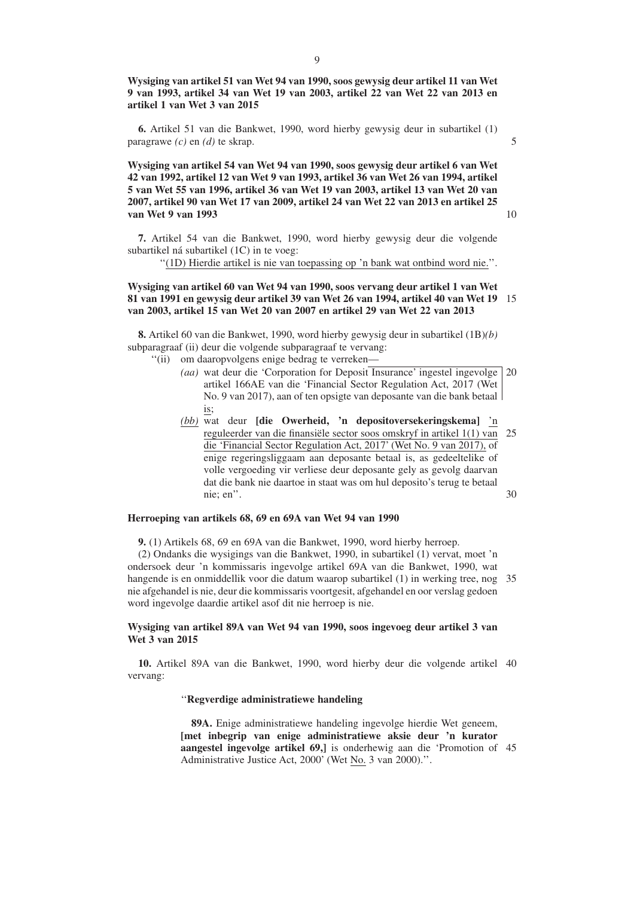**Wysiging van artikel 51 van Wet 94 van 1990, soos gewysig deur artikel 11 van Wet 9 van 1993, artikel 34 van Wet 19 van 2003, artikel 22 van Wet 22 van 2013 en artikel 1 van Wet 3 van 2015**

**6.** Artikel 51 van die Bankwet, 1990, word hierby gewysig deur in subartikel (1) paragrawe *(c)* en *(d)* te skrap.

**Wysiging van artikel 54 van Wet 94 van 1990, soos gewysig deur artikel 6 van Wet 42 van 1992, artikel 12 van Wet 9 van 1993, artikel 36 van Wet 26 van 1994, artikel 5 van Wet 55 van 1996, artikel 36 van Wet 19 van 2003, artikel 13 van Wet 20 van 2007, artikel 90 van Wet 17 van 2009, artikel 24 van Wet 22 van 2013 en artikel 25 van Wet 9 van 1993**

**7.** Artikel 54 van die Bankwet, 1990, word hierby gewysig deur die volgende subartikel ná subartikel (1C) in te voeg:

''(1D) Hierdie artikel is nie van toepassing op 'n bank wat ontbind word nie.''.

**Wysiging van artikel 60 van Wet 94 van 1990, soos vervang deur artikel 1 van Wet 81 van 1991 en gewysig deur artikel 39 van Wet 26 van 1994, artikel 40 van Wet 19 van 2003, artikel 15 van Wet 20 van 2007 en artikel 29 van Wet 22 van 2013**

**8.** Artikel 60 van die Bankwet, 1990, word hierby gewysig deur in subartikel (1B)*(b)* subparagraaf (ii) deur die volgende subparagraaf te vervang:

''(ii) om daaropvolgens enige bedrag te verreken—

*(aa)* wat deur die 'Corporation for Deposit Insurance' ingestel ingevolge artikel 166AE van die 'Financial Sector Regulation Act, 2017 (Wet No. 9 van 2017), aan of ten opsigte van deposante van die bank betaal is;

*(bb)* wat deur **[die Owerheid, 'n depositoversekeringskema]** 'n reguleerder van die finansiële sector soos omskryf in artikel 1(1) van die 'Financial Sector Regulation Act, 2017' (Wet No. 9 van 2017), of enige regeringsliggaam aan deposante betaal is, as gedeeltelike of volle vergoeding vir verliese deur deposante gely as gevolg daarvan dat die bank nie daartoe in staat was om hul deposito's terug te betaal nie; en''.

**Herroeping van artikels 68, 69 en 69A van Wet 94 van 1990**

**9.** (1) Artikels 68, 69 en 69A van die Bankwet, 1990, word hierby herroep.

(2) Ondanks die wysigings van die Bankwet, 1990, in subartikel (1) vervat, moet 'n ondersoek deur 'n kommissaris ingevolge artikel 69A van die Bankwet, 1990, wat hangende is en onmiddellik voor die datum waarop subartikel (1) in werking tree, nog nie afgehandel is nie, deur die kommissaris voortgesit, afgehandel en oor verslag gedoen word ingevolge daardie artikel asof dit nie herroep is nie.

**Wysiging van artikel 89A van Wet 94 van 1990, soos ingevoeg deur artikel 3 van Wet 3 van 2015**

**10.** Artikel 89A van die Bankwet, 1990, word hierby deur die volgende artikel vervang:

''**Regverdige administratiewe handeling**

**89A.** Enige administratiewe handeling ingevolge hierdie Wet geneem, **[met inbegrip van enige administratiewe aksie deur 'n kurator aangestel ingevolge artikel 69,]** is onderhewig aan die 'Promotion of Administrative Justice Act, 2000' (Wet No. 3 van 2000).''.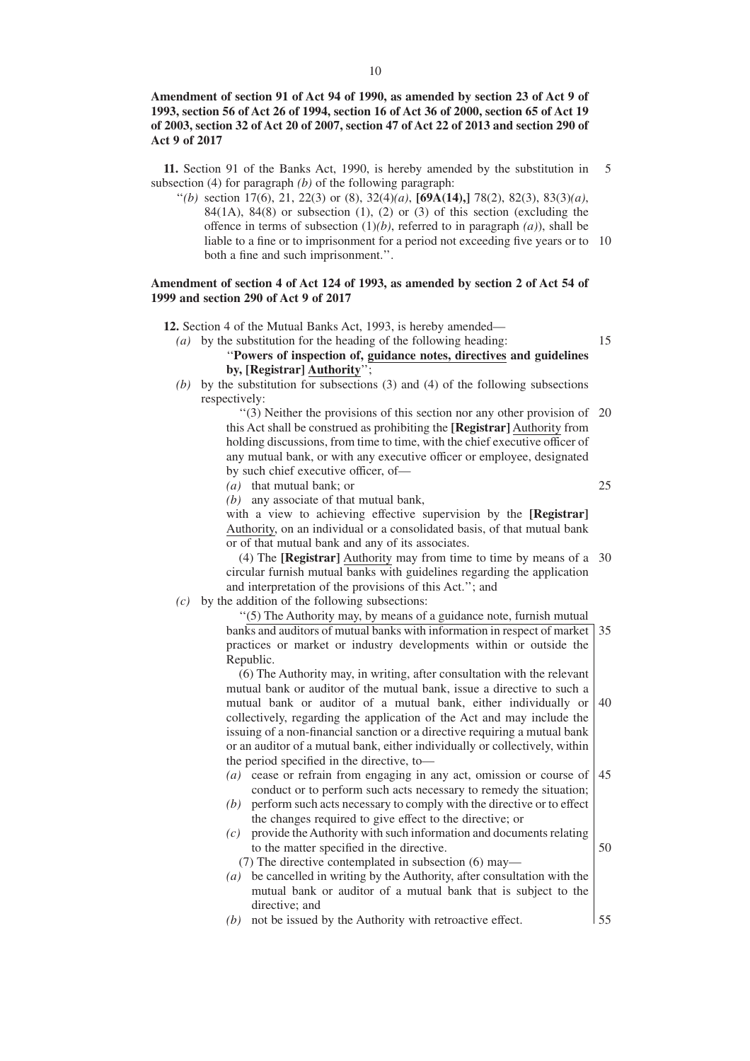**Amendment of section 91 of Act 94 of 1990, as amended by section 23 of Act 9 of 1993, section 56 of Act 26 of 1994, section 16 of Act 36 of 2000, section 65 of Act 19 of 2003, section 32 of Act 20 of 2007, section 47 of Act 22 of 2013 and section 290 of Act 9 of 2017**

**11.** Section 91 of the Banks Act, 1990, is hereby amended by the substitution in subsection (4) for paragraph *(b)* of the following paragraph:

''*(b)* section 17(6), 21, 22(3) or (8), 32(4)*(a)*, **[69A(14),]** 78(2), 82(3), 83(3)*(a)*, 84(1A), 84(8) or subsection (1), (2) or (3) of this section (excluding the offence in terms of subsection (1)*(b)*, referred to in paragraph *(a)*), shall be liable to a fine or to imprisonment for a period not exceeding five years or to both a fine and such imprisonment.''.

**Amendment of section 4 of Act 124 of 1993, as amended by section 2 of Act 54 of 1999 and section 290 of Act 9 of 2017**

**12.** Section 4 of the Mutual Banks Act, 1993, is hereby amended—

*(a)* by the substitution for the heading of the following heading:

''**Powers of inspection of, guidance notes, directives and guidelines by, [Registrar] Authority**'';

*(b)* by the substitution for subsections (3) and (4) of the following subsections respectively:

''(3) Neither the provisions of this section nor any other provision of this Act shall be construed as prohibiting the **[Registrar]** Authority from holding discussions, from time to time, with the chief executive officer of any mutual bank, or with any executive officer or employee, designated by such chief executive officer, of—

*(a)* that mutual bank; or

*(b)* any associate of that mutual bank,

with a view to achieving effective supervision by the **[Registrar]** Authority, on an individual or a consolidated basis, of that mutual bank or of that mutual bank and any of its associates.

(4) The **[Registrar]** Authority may from time to time by means of a circular furnish mutual banks with guidelines regarding the application and interpretation of the provisions of this Act.''; and

*(c)* by the addition of the following subsections:

''(5) The Authority may, by means of a guidance note, furnish mutual banks and auditors of mutual banks with information in respect of market practices or market or industry developments within or outside the Republic.

(6) The Authority may, in writing, after consultation with the relevant mutual bank or auditor of the mutual bank, issue a directive to such a mutual bank or auditor of a mutual bank, either individually or collectively, regarding the application of the Act and may include the issuing of a non-financial sanction or a directive requiring a mutual bank or an auditor of a mutual bank, either individually or collectively, within the period specified in the directive, to—

*(a)* cease or refrain from engaging in any act, omission or course of conduct or to perform such acts necessary to remedy the situation;

*(b)* perform such acts necessary to comply with the directive or to effect the changes required to give effect to the directive; or

*(c)* provide the Authority with such information and documents relating to the matter specified in the directive.

(7) The directive contemplated in subsection (6) may—

*(a)* be cancelled in writing by the Authority, after consultation with the mutual bank or auditor of a mutual bank that is subject to the directive; and

*(b)* not be issued by the Authority with retroactive effect.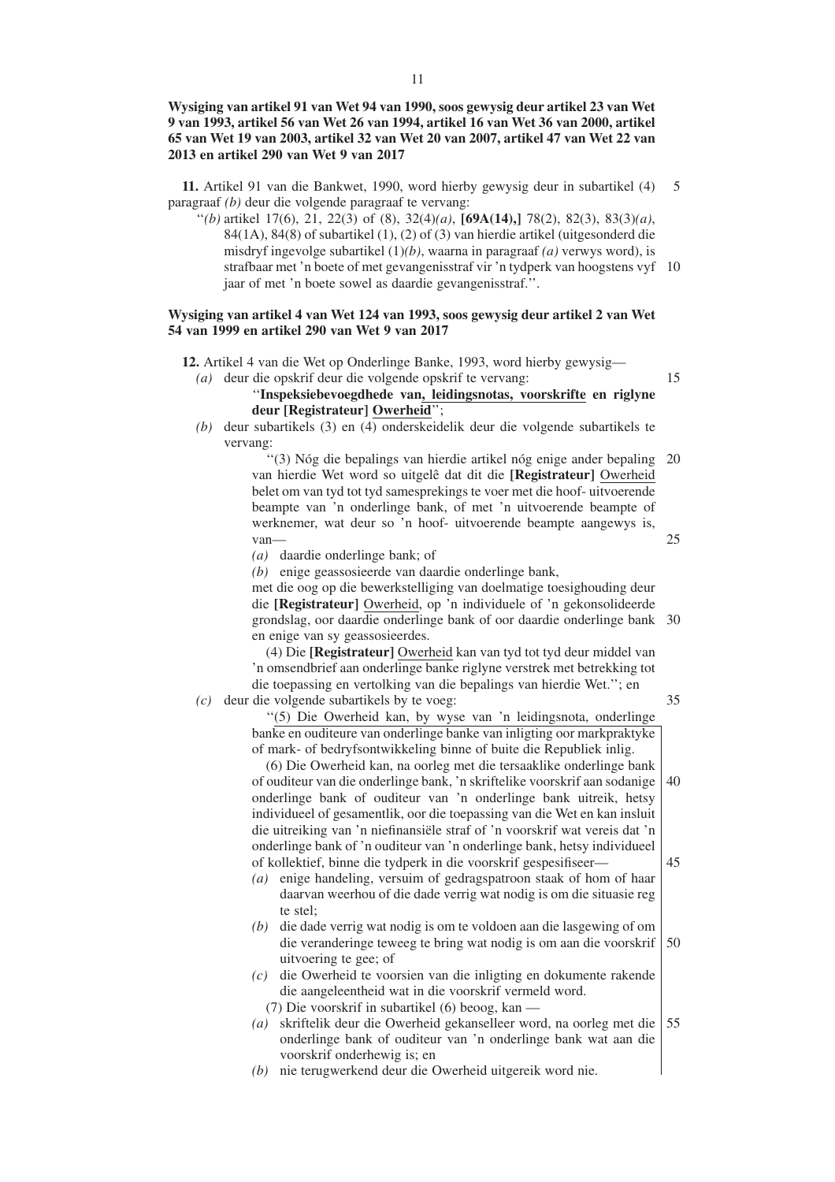**Wysiging van artikel 91 van Wet 94 van 1990, soos gewysig deur artikel 23 van Wet 9 van 1993, artikel 56 van Wet 26 van 1994, artikel 16 van Wet 36 van 2000, artikel 65 van Wet 19 van 2003, artikel 32 van Wet 20 van 2007, artikel 47 van Wet 22 van 2013 en artikel 290 van Wet 9 van 2017**

**11.** Artikel 91 van die Bankwet, 1990, word hierby gewysig deur in subartikel (4) paragraaf *(b)* deur die volgende paragraaf te vervang:

''*(b)* artikel 17(6), 21, 22(3) of (8), 32(4)*(a)*, **[69A(14),]** 78(2), 82(3), 83(3)*(a)*, 84(1A), 84(8) of subartikel (1), (2) of (3) van hierdie artikel (uitgesonderd die misdryf ingevolge subartikel (1)*(b)*, waarna in paragraaf *(a)* verwys word), is strafbaar met 'n boete of met gevangenisstraf vir 'n tydperk van hoogstens vyf jaar of met 'n boete sowel as daardie gevangenisstraf.''.

**Wysiging van artikel 4 van Wet 124 van 1993, soos gewysig deur artikel 2 van Wet 54 van 1999 en artikel 290 van Wet 9 van 2017**

**12.** Artikel 4 van die Wet op Onderlinge Banke, 1993, word hierby gewysig—

*(a)* deur die opskrif deur die volgende opskrif te vervang:

''**Inspeksiebevoegdhede van, leidingsnotas, voorskrifte en riglyne deur [Registrateur] Owerheid**'';

*(b)* deur subartikels (3) en (4) onderskeidelik deur die volgende subartikels te vervang:

''(3) Nóg die bepalings van hierdie artikel nóg enige ander bepaling van hierdie Wet word so uitgelê dat dit die **[Registrateur]** Owerheid belet om van tyd tot tyd samesprekings te voer met die hoof- uitvoerende beampte van 'n onderlinge bank, of met 'n uitvoerende beampte of werknemer, wat deur so 'n hoof- uitvoerende beampte aangewys is, van—

*(a)* daardie onderlinge bank; of

*(b)* enige geassosieerde van daardie onderlinge bank,

met die oog op die bewerkstelliging van doelmatige toesighouding deur die **[Registrateur]** Owerheid, op 'n individuele of 'n gekonsolideerde grondslag, oor daardie onderlinge bank of oor daardie onderlinge bank en enige van sy geassosieerdes.

(4) Die **[Registrateur]** Owerheid kan van tyd tot tyd deur middel van 'n omsendbrief aan onderlinge banke riglyne verstrek met betrekking tot die toepassing en vertolking van die bepalings van hierdie Wet.''; en

*(c)* deur die volgende subartikels by te voeg:

''(5) Die Owerheid kan, by wyse van 'n leidingsnota, onderlinge banke en ouditeure van onderlinge banke van inligting oor markpraktyke of mark- of bedryfsontwikkeling binne of buite die Republiek inlig.

(6) Die Owerheid kan, na oorleg met die tersaaklike onderlinge bank of ouditeur van die onderlinge bank, 'n skriftelike voorskrif aan sodanige onderlinge bank of ouditeur van 'n onderlinge bank uitreik, hetsy individueel of gesamentlik, oor die toepassing van die Wet en kan insluit die uitreiking van 'n niefinansiële straf of 'n voorskrif wat vereis dat 'n onderlinge bank of 'n ouditeur van 'n onderlinge bank, hetsy individueel of kollektief, binne die tydperk in die voorskrif gespesifiseer—

*(a)* enige handeling, versuim of gedragspatroon staak of hom of haar daarvan weerhou of die dade verrig wat nodig is om die situasie reg te stel;

*(b)* die dade verrig wat nodig is om te voldoen aan die lasgewing of om die veranderinge teweeg te bring wat nodig is om aan die voorskrif uitvoering te gee; of

*(c)* die Owerheid te voorsien van die inligting en dokumente rakende die aangeleentheid wat in die voorskrif vermeld word.

(7) Die voorskrif in subartikel (6) beoog, kan —

*(a)* skriftelik deur die Owerheid gekanselleer word, na oorleg met die onderlinge bank of ouditeur van 'n onderlinge bank wat aan die voorskrif onderhewig is; en

*(b)* nie terugwerkend deur die Owerheid uitgereik word nie.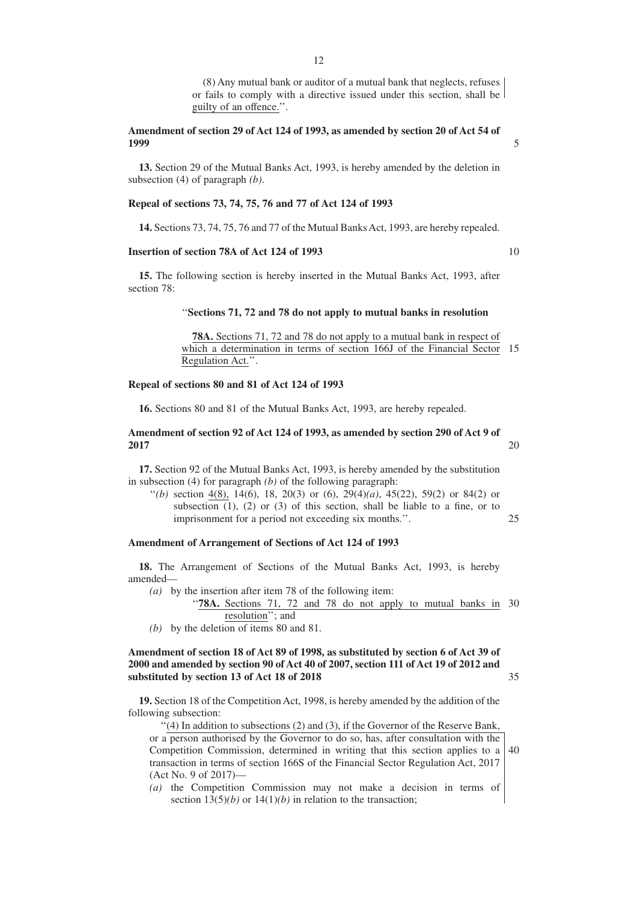(8) Any mutual bank or auditor of a mutual bank that neglects, refuses or fails to comply with a directive issued under this section, shall be guilty of an offence.''.

**Amendment of section 29 of Act 124 of 1993, as amended by section 20 of Act 54 of 1999**

**13.** Section 29 of the Mutual Banks Act, 1993, is hereby amended by the deletion in subsection (4) of paragraph *(b)*.

**Repeal of sections 73, 74, 75, 76 and 77 of Act 124 of 1993**

**14.** Sections 73, 74, 75, 76 and 77 of the Mutual Banks Act, 1993, are hereby repealed.

**Insertion of section 78A of Act 124 of 1993**

**15.** The following section is hereby inserted in the Mutual Banks Act, 1993, after section 78:

''**Sections 71, 72 and 78 do not apply to mutual banks in resolution**

**78A.** Sections 71, 72 and 78 do not apply to a mutual bank in respect of which a determination in terms of section 166J of the Financial Sector Regulation Act.''.

**Repeal of sections 80 and 81 of Act 124 of 1993**

**16.** Sections 80 and 81 of the Mutual Banks Act, 1993, are hereby repealed.

**Amendment of section 92 of Act 124 of 1993, as amended by section 290 of Act 9 of 2017**

**17.** Section 92 of the Mutual Banks Act, 1993, is hereby amended by the substitution in subsection (4) for paragraph *(b)* of the following paragraph:

''*(b)* section 4(8), 14(6), 18, 20(3) or (6), 29(4)*(a)*, 45(22), 59(2) or 84(2) or subsection (1), (2) or (3) of this section, shall be liable to a fine, or to imprisonment for a period not exceeding six months.''.

**Amendment of Arrangement of Sections of Act 124 of 1993**

**18.** The Arrangement of Sections of the Mutual Banks Act, 1993, is hereby amended—

*(a)* by the insertion after item 78 of the following item:

''**78A.** Sections 71, 72 and 78 do not apply to mutual banks in resolution''; and

*(b)* by the deletion of items 80 and 81.

**Amendment of section 18 of Act 89 of 1998, as substituted by section 6 of Act 39 of 2000 and amended by section 90 of Act 40 of 2007, section 111 of Act 19 of 2012 and substituted by section 13 of Act 18 of 2018**

**19.** Section 18 of the Competition Act, 1998, is hereby amended by the addition of the following subsection:

''(4) In addition to subsections (2) and (3), if the Governor of the Reserve Bank, or a person authorised by the Governor to do so, has, after consultation with the Competition Commission, determined in writing that this section applies to a transaction in terms of section 166S of the Financial Sector Regulation Act, 2017 (Act No. 9 of 2017)—

*(a)* the Competition Commission may not make a decision in terms of section 13(5)*(b)* or 14(1)*(b)* in relation to the transaction;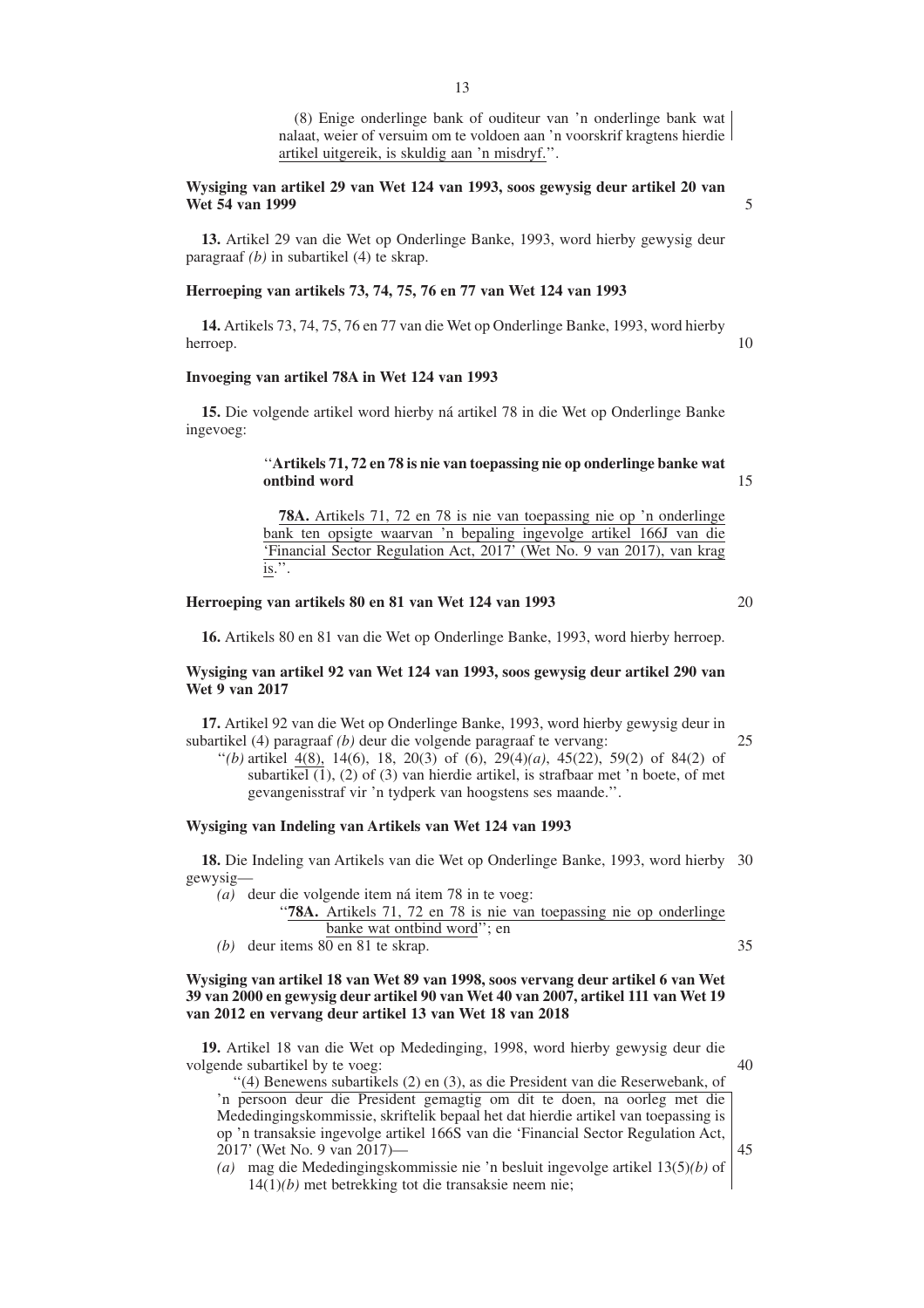(8) Enige onderlinge bank of ouditeur van 'n onderlinge bank wat nalaat, weier of versuim om te voldoen aan 'n voorskrif kragtens hierdie artikel uitgereik, is skuldig aan 'n misdryf.''.

**Wysiging van artikel 29 van Wet 124 van 1993, soos gewysig deur artikel 20 van Wet 54 van 1999**

**13.** Artikel 29 van die Wet op Onderlinge Banke, 1993, word hierby gewysig deur paragraaf *(b)* in subartikel (4) te skrap.

**Herroeping van artikels 73, 74, 75, 76 en 77 van Wet 124 van 1993**

**14.** Artikels 73, 74, 75, 76 en 77 van die Wet op Onderlinge Banke, 1993, word hierby herroep.

**Invoeging van artikel 78A in Wet 124 van 1993**

**15.** Die volgende artikel word hierby ná artikel 78 in die Wet op Onderlinge Banke ingevoeg:

''**Artikels 71, 72 en 78 is nie van toepassing nie op onderlinge banke wat ontbind word**

**78A.** Artikels 71, 72 en 78 is nie van toepassing nie op 'n onderlinge bank ten opsigte waarvan 'n bepaling ingevolge artikel 166J van die 'Financial Sector Regulation Act, 2017' (Wet No. 9 van 2017), van krag is.''.

**Herroeping van artikels 80 en 81 van Wet 124 van 1993**

**16.** Artikels 80 en 81 van die Wet op Onderlinge Banke, 1993, word hierby herroep.

**Wysiging van artikel 92 van Wet 124 van 1993, soos gewysig deur artikel 290 van Wet 9 van 2017**

**17.** Artikel 92 van die Wet op Onderlinge Banke, 1993, word hierby gewysig deur in subartikel (4) paragraaf *(b)* deur die volgende paragraaf te vervang:

''*(b)* artikel 4(8), 14(6), 18, 20(3) of (6), 29(4)*(a)*, 45(22), 59(2) of 84(2) of subartikel (1), (2) of (3) van hierdie artikel, is strafbaar met 'n boete, of met gevangenisstraf vir 'n tydperk van hoogstens ses maande.''.

**Wysiging van Indeling van Artikels van Wet 124 van 1993**

**18.** Die Indeling van Artikels van die Wet op Onderlinge Banke, 1993, word hierby gewysig—

*(a)* deur die volgende item ná item 78 in te voeg:
''**78A.** Artikels 71, 72 en 78 is nie van toepassing nie op onderlinge banke wat ontbind word''; en

*(b)* deur items 80 en 81 te skrap.

**Wysiging van artikel 18 van Wet 89 van 1998, soos vervang deur artikel 6 van Wet 39 van 2000 en gewysig deur artikel 90 van Wet 40 van 2007, artikel 111 van Wet 19 van 2012 en vervang deur artikel 13 van Wet 18 van 2018**

**19.** Artikel 18 van die Wet op Mededinging, 1998, word hierby gewysig deur die volgende subartikel by te voeg:

''(4) Benewens subartikels (2) en (3), as die President van die Reserwebank, of 'n persoon deur die President gemagtig om dit te doen, na oorleg met die Mededingingskommissie, skriftelik bepaal het dat hierdie artikel van toepassing is op 'n transaksie ingevolge artikel 166S van die 'Financial Sector Regulation Act, 2017' (Wet No. 9 van 2017)—

*(a)* mag die Mededingingskommissie nie 'n besluit ingevolge artikel 13(5)*(b)* of 14(1)*(b)* met betrekking tot die transaksie neem nie;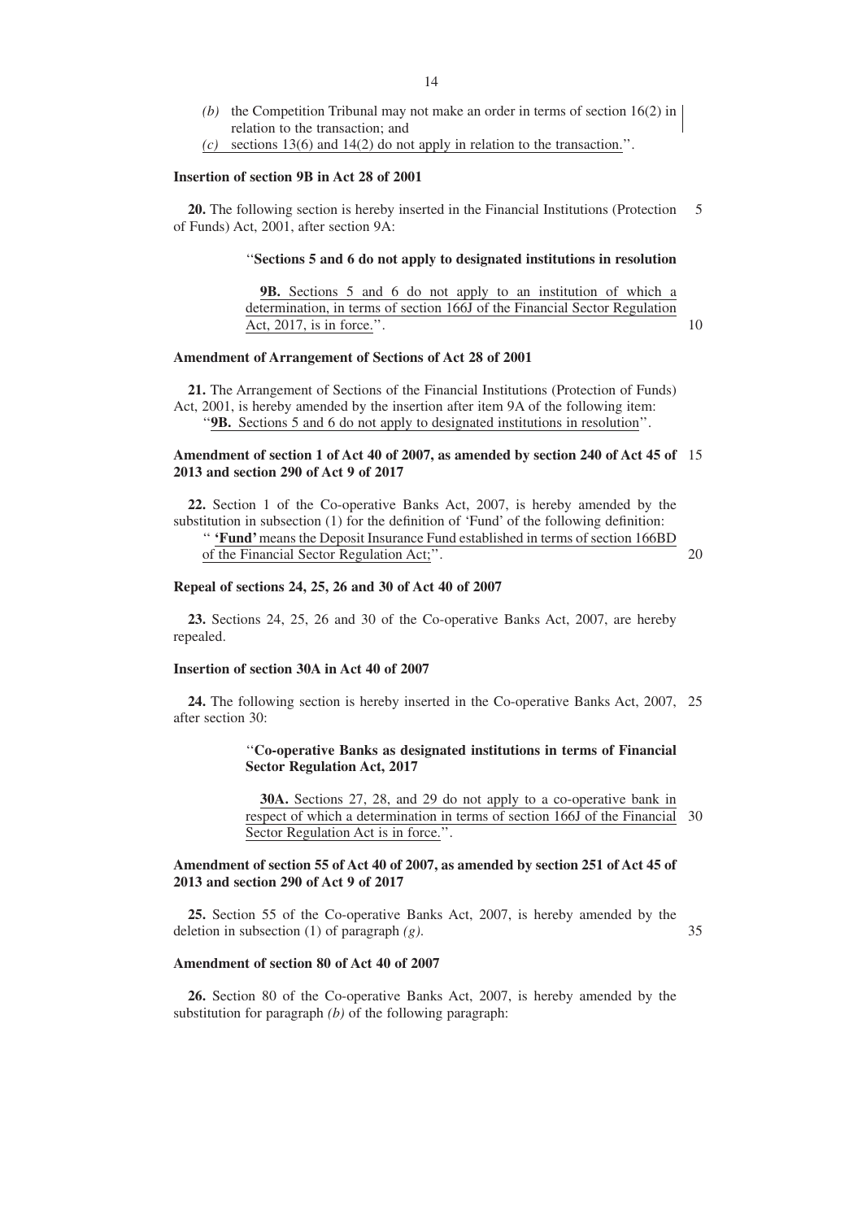*(b)* the Competition Tribunal may not make an order in terms of section 16(2) in relation to the transaction; and

*(c)* sections 13(6) and 14(2) do not apply in relation to the transaction.''.

**Insertion of section 9B in Act 28 of 2001**

**20.** The following section is hereby inserted in the Financial Institutions (Protection of Funds) Act, 2001, after section 9A:

> ''**Sections 5 and 6 do not apply to designated institutions in resolution**
>
> **9B.** Sections 5 and 6 do not apply to an institution of which a determination, in terms of section 166J of the Financial Sector Regulation Act, 2017, is in force.''.

**Amendment of Arrangement of Sections of Act 28 of 2001**

**21.** The Arrangement of Sections of the Financial Institutions (Protection of Funds) Act, 2001, is hereby amended by the insertion after item 9A of the following item:

''**9B.** Sections 5 and 6 do not apply to designated institutions in resolution''.

**Amendment of section 1 of Act 40 of 2007, as amended by section 240 of Act 45 of 2013 and section 290 of Act 9 of 2017**

**22.** Section 1 of the Co-operative Banks Act, 2007, is hereby amended by the substitution in subsection (1) for the definition of 'Fund' of the following definition:

'' **'Fund'** means the Deposit Insurance Fund established in terms of section 166BD of the Financial Sector Regulation Act;''.

**Repeal of sections 24, 25, 26 and 30 of Act 40 of 2007**

**23.** Sections 24, 25, 26 and 30 of the Co-operative Banks Act, 2007, are hereby repealed.

**Insertion of section 30A in Act 40 of 2007**

**24.** The following section is hereby inserted in the Co-operative Banks Act, 2007, after section 30:

> ''**Co-operative Banks as designated institutions in terms of Financial Sector Regulation Act, 2017**
>
> **30A.** Sections 27, 28, and 29 do not apply to a co-operative bank in respect of which a determination in terms of section 166J of the Financial Sector Regulation Act is in force.''.

**Amendment of section 55 of Act 40 of 2007, as amended by section 251 of Act 45 of 2013 and section 290 of Act 9 of 2017**

**25.** Section 55 of the Co-operative Banks Act, 2007, is hereby amended by the deletion in subsection (1) of paragraph *(g)*.

**Amendment of section 80 of Act 40 of 2007**

**26.** Section 80 of the Co-operative Banks Act, 2007, is hereby amended by the substitution for paragraph *(b)* of the following paragraph: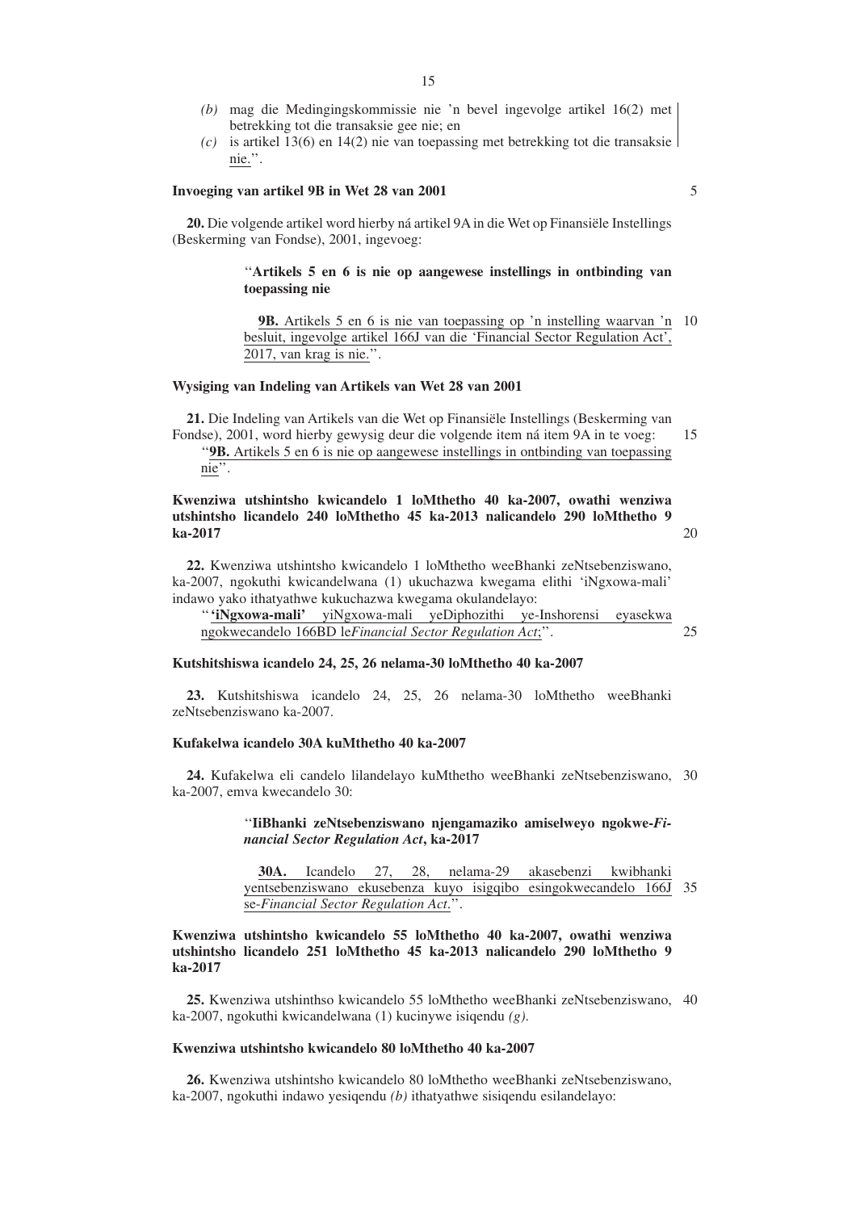*(b)* mag die Medingingskommissie nie 'n bevel ingevolge artikel 16(2) met betrekking tot die transaksie gee nie; en

*(c)* is artikel 13(6) en 14(2) nie van toepassing met betrekking tot die transaksie nie.''.

**Invoeging van artikel 9B in Wet 28 van 2001**

**20.** Die volgende artikel word hierby ná artikel 9A in die Wet op Finansiële Instellings (Beskerming van Fondse), 2001, ingevoeg:

> ''**Artikels 5 en 6 is nie op aangewese instellings in ontbinding van toepassing nie**
>
> **9B.** Artikels 5 en 6 is nie van toepassing op 'n instelling waarvan 'n besluit, ingevolge artikel 166J van die 'Financial Sector Regulation Act', 2017, van krag is nie.''.

**Wysiging van Indeling van Artikels van Wet 28 van 2001**

**21.** Die Indeling van Artikels van die Wet op Finansiële Instellings (Beskerming van Fondse), 2001, word hierby gewysig deur die volgende item ná item 9A in te voeg:

''**9B.** Artikels 5 en 6 is nie op aangewese instellings in ontbinding van toepassing nie''.

**Kwenziwa utshintsho kwicandelo 1 loMthetho 40 ka-2007, owathi wenziwa utshintsho licandelo 240 loMthetho 45 ka-2013 nalicandelo 290 loMthetho 9 ka-2017**

**22.** Kwenziwa utshintsho kwicandelo 1 loMthetho weeBhanki zeNtsebenziswano, ka-2007, ngokuthi kwicandelwana (1) ukuchazwa kwegama elithi 'iNgxowa-mali' indawo yako ithatyathwe kukuchazwa kwegama okulandelayo:

''**'iNgxowa-mali'** yiNgxowa-mali yeDiphozithi ye-Inshorensi eyasekwa ngokwecandelo 166BD le*Financial Sector Regulation Act*;''.

**Kutshitshiswa icandelo 24, 25, 26 nelama-30 loMthetho 40 ka-2007**

**23.** Kutshitshiswa icandelo 24, 25, 26 nelama-30 loMthetho weeBhanki zeNtsebenziswano ka-2007.

**Kufakelwa icandelo 30A kuMthetho 40 ka-2007**

**24.** Kufakelwa eli candelo lilandelayo kuMthetho weeBhanki zeNtsebenziswano, ka-2007, emva kwecandelo 30:

> ''**IiBhanki zeNtsebenziswano njengamaziko amiselweyo ngokwe-*Financial Sector Regulation Act*, ka-2017**
>
> **30A.** Icandelo 27, 28, nelama-29 akasebenzi kwibhanki yentsebenziswano ekusebenza kuyo isigqibo esingokwecandelo 166J se-*Financial Sector Regulation Act*.''.

**Kwenziwa utshintsho kwicandelo 55 loMthetho 40 ka-2007, owathi wenziwa utshintsho licandelo 251 loMthetho 45 ka-2013 nalicandelo 290 loMthetho 9 ka-2017**

**25.** Kwenziwa utshinthso kwicandelo 55 loMthetho weeBhanki zeNtsebenziswano, ka-2007, ngokuthi kwicandelwana (1) kucinywe isiqendu *(g)*.

**Kwenziwa utshintsho kwicandelo 80 loMthetho 40 ka-2007**

**26.** Kwenziwa utshintsho kwicandelo 80 loMthetho weeBhanki zeNtsebenziswano, ka-2007, ngokuthi indawo yesiqendu *(b)* ithatyathwe sisiqendu esilandelayo: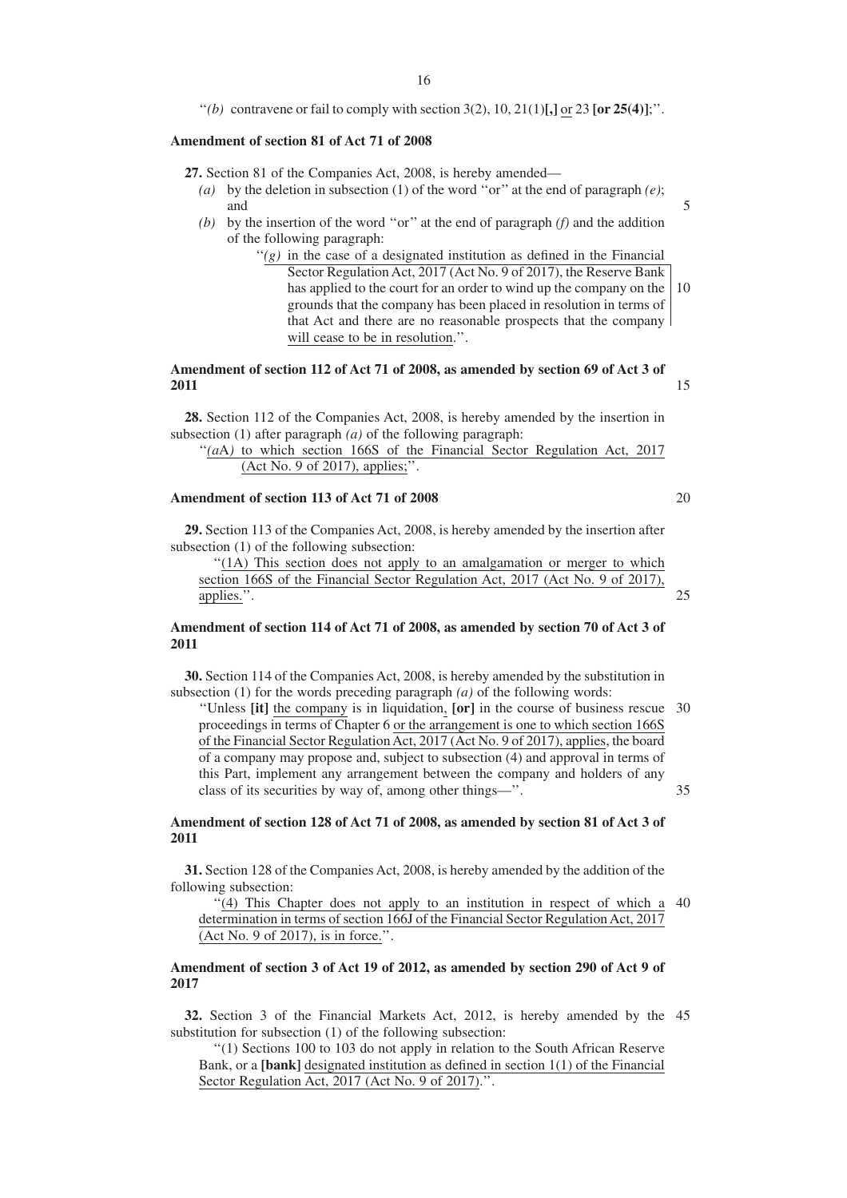"*(b)* contravene or fail to comply with section 3(2), 10, 21(1)**[,]** or 23 **[or 25(4)]**;".

**Amendment of section 81 of Act 71 of 2008**

**27.** Section 81 of the Companies Act, 2008, is hereby amended—

*(a)* by the deletion in subsection (1) of the word "or" at the end of paragraph *(e)*; and

*(b)* by the insertion of the word "or" at the end of paragraph *(f)* and the addition of the following paragraph:

"*(g)* in the case of a designated institution as defined in the Financial Sector Regulation Act, 2017 (Act No. 9 of 2017), the Reserve Bank has applied to the court for an order to wind up the company on the grounds that the company has been placed in resolution in terms of that Act and there are no reasonable prospects that the company will cease to be in resolution.".

**Amendment of section 112 of Act 71 of 2008, as amended by section 69 of Act 3 of 2011**

**28.** Section 112 of the Companies Act, 2008, is hereby amended by the insertion in subsection (1) after paragraph *(a)* of the following paragraph:

"*(a*A*)* to which section 166S of the Financial Sector Regulation Act, 2017 (Act No. 9 of 2017), applies;".

**Amendment of section 113 of Act 71 of 2008**

**29.** Section 113 of the Companies Act, 2008, is hereby amended by the insertion after subsection (1) of the following subsection:

"(1A) This section does not apply to an amalgamation or merger to which section 166S of the Financial Sector Regulation Act, 2017 (Act No. 9 of 2017), applies.".

**Amendment of section 114 of Act 71 of 2008, as amended by section 70 of Act 3 of 2011**

**30.** Section 114 of the Companies Act, 2008, is hereby amended by the substitution in subsection (1) for the words preceding paragraph *(a)* of the following words:

"Unless **[it]** the company is in liquidation, **[or]** in the course of business rescue proceedings in terms of Chapter 6 or the arrangement is one to which section 166S of the Financial Sector Regulation Act, 2017 (Act No. 9 of 2017), applies, the board of a company may propose and, subject to subsection (4) and approval in terms of this Part, implement any arrangement between the company and holders of any class of its securities by way of, among other things—".

**Amendment of section 128 of Act 71 of 2008, as amended by section 81 of Act 3 of 2011**

**31.** Section 128 of the Companies Act, 2008, is hereby amended by the addition of the following subsection:

"(4) This Chapter does not apply to an institution in respect of which a determination in terms of section 166J of the Financial Sector Regulation Act, 2017 (Act No. 9 of 2017), is in force.".

**Amendment of section 3 of Act 19 of 2012, as amended by section 290 of Act 9 of 2017**

**32.** Section 3 of the Financial Markets Act, 2012, is hereby amended by the substitution for subsection (1) of the following subsection:

"(1) Sections 100 to 103 do not apply in relation to the South African Reserve Bank, or a **[bank]** designated institution as defined in section 1(1) of the Financial Sector Regulation Act, 2017 (Act No. 9 of 2017).".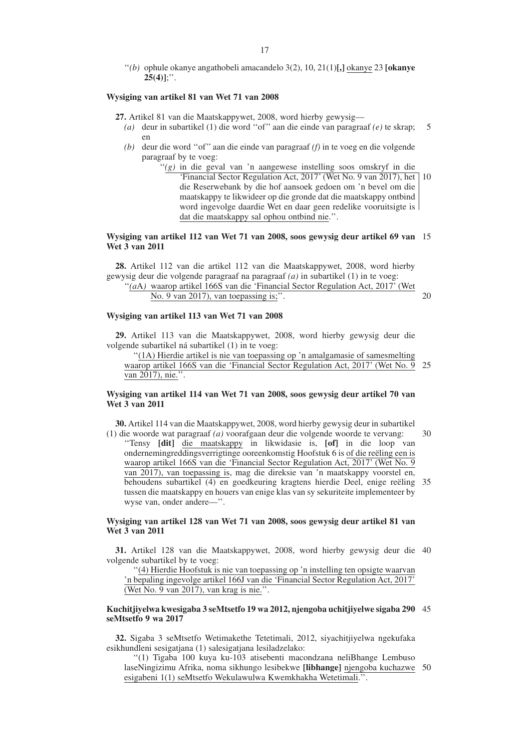"*(b)* ophule okanye angathobeli amacandelo 3(2), 10, 21(1)**[,]** okanye 23 **[okanye 25(4)]**;".

**Wysiging van artikel 81 van Wet 71 van 2008**

**27.** Artikel 81 van die Maatskappywet, 2008, word hierby gewysig—

*(a)* deur in subartikel (1) die word "of" aan die einde van paragraaf *(e)* te skrap; en

*(b)* deur die woord "of" aan die einde van paragraaf *(f)* in te voeg en die volgende paragraaf by te voeg:

"*(g)* in die geval van 'n aangewese instelling soos omskryf in die 'Financial Sector Regulation Act, 2017' (Wet No. 9 van 2017), het die Reserwebank by die hof aansoek gedoen om 'n bevel om die maatskappy te likwideer op die gronde dat die maatskappy ontbind word ingevolge daardie Wet en daar geen redelike vooruitsigte is dat die maatskappy sal ophou ontbind nie.".

**Wysiging van artikel 112 van Wet 71 van 2008, soos gewysig deur artikel 69 van Wet 3 van 2011**

**28.** Artikel 112 van die artikel 112 van die Maatskappywet, 2008, word hierby gewysig deur die volgende paragraaf na paragraaf *(a)* in subartikel (1) in te voeg:

"*(a*A*)* waarop artikel 166S van die 'Financial Sector Regulation Act, 2017' (Wet No. 9 van 2017), van toepassing is;".

**Wysiging van artikel 113 van Wet 71 van 2008**

**29.** Artikel 113 van die Maatskappywet, 2008, word hierby gewysig deur die volgende subartikel ná subartikel (1) in te voeg:

"(1A) Hierdie artikel is nie van toepassing op 'n amalgamasie of samesmelting waarop artikel 166S van die 'Financial Sector Regulation Act, 2017' (Wet No. 9 van 2017), nie.".

**Wysiging van artikel 114 van Wet 71 van 2008, soos gewysig deur artikel 70 van Wet 3 van 2011**

**30.** Artikel 114 van die Maatskappywet, 2008, word hierby gewysig deur in subartikel (1) die woorde wat paragraaf *(a)* voorafgaan deur die volgende woorde te vervang:

"Tensy **[dit]** die maatskappy in likwidasie is, **[of]** in die loop van ondernemingreddingsverrigtinge ooreenkomstig Hoofstuk 6 is of die reëling een is waarop artikel 166S van die 'Financial Sector Regulation Act, 2017' (Wet No. 9 van 2017), van toepassing is, mag die direksie van 'n maatskappy voorstel en, behoudens subartikel (4) en goedkeuring kragtens hierdie Deel, enige reëling tussen die maatskappy en houers van enige klas van sy sekuriteite implementeer by wyse van, onder andere—".

**Wysiging van artikel 128 van Wet 71 van 2008, soos gewysig deur artikel 81 van Wet 3 van 2011**

**31.** Artikel 128 van die Maatskappywet, 2008, word hierby gewysig deur die volgende subartikel by te voeg:

"(4) Hierdie Hoofstuk is nie van toepassing op 'n instelling ten opsigte waarvan 'n bepaling ingevolge artikel 166J van die 'Financial Sector Regulation Act, 2017' (Wet No. 9 van 2017), van krag is nie.".

**Kuchitjiyelwa kwesigaba 3 seMtsetfo 19 wa 2012, njengoba uchitjiyelwe sigaba 290 seMtsetfo 9 wa 2017**

**32.** Sigaba 3 seMtsetfo Wetimakethe Tetetimali, 2012, siyachitjiyelwa ngekufaka esikhundleni sesigatjana (1) salesigatjana lesiladzelako:

"(1) Tigaba 100 kuya ku-103 atisebenti macondzana neliBhange Lembuso laseNingizimu Afrika, noma sikhungo lesibekwe **[libhange]** njengoba kuchazwe esigabeni 1(1) seMtsetfo Wekulawulwa Kwemkhakha Wetetimali.".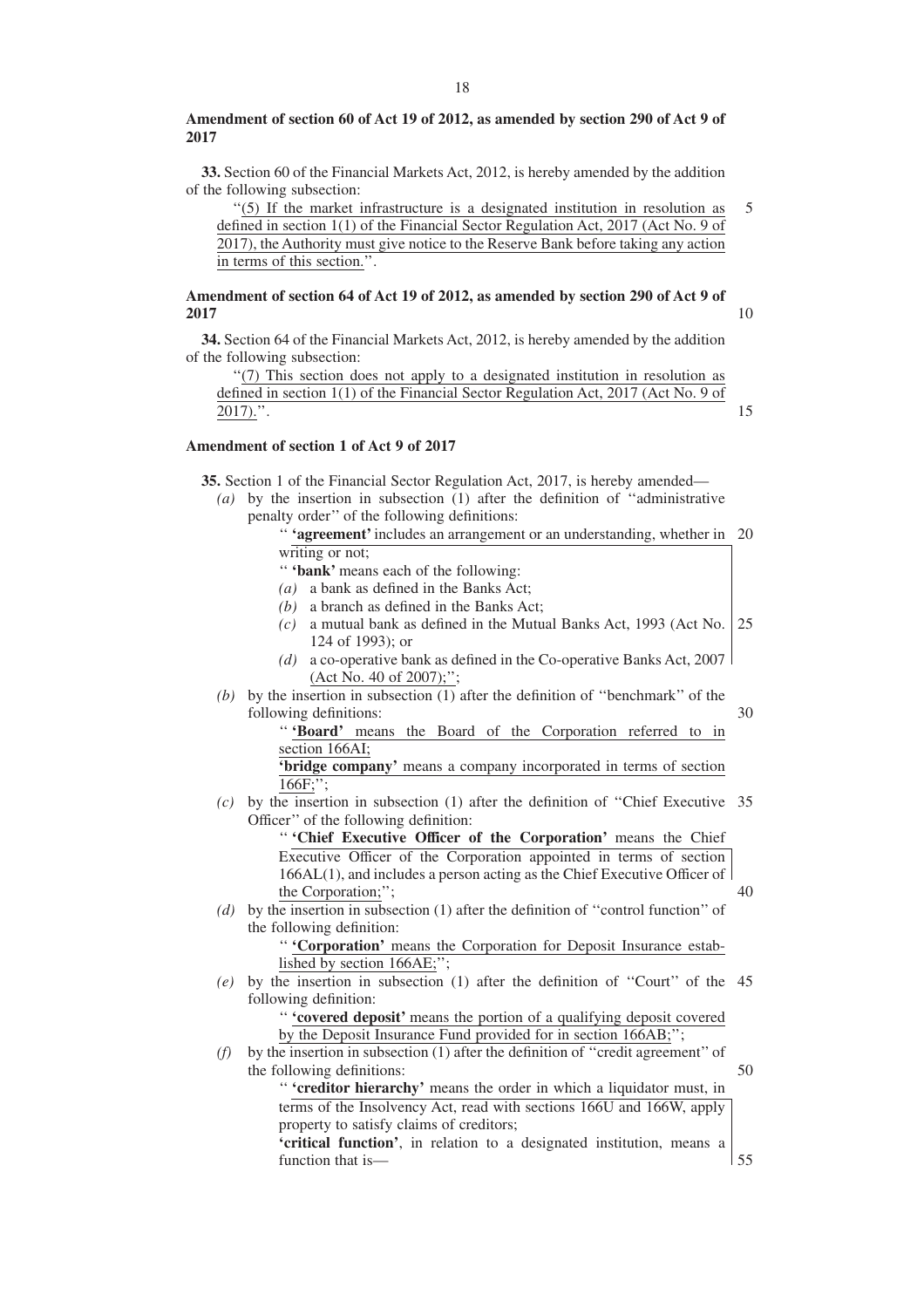**Amendment of section 60 of Act 19 of 2012, as amended by section 290 of Act 9 of 2017**

**33.** Section 60 of the Financial Markets Act, 2012, is hereby amended by the addition of the following subsection:

> ''(5) If the market infrastructure is a designated institution in resolution as defined in section 1(1) of the Financial Sector Regulation Act, 2017 (Act No. 9 of 2017), the Authority must give notice to the Reserve Bank before taking any action in terms of this section.''.

**Amendment of section 64 of Act 19 of 2012, as amended by section 290 of Act 9 of 2017**

**34.** Section 64 of the Financial Markets Act, 2012, is hereby amended by the addition of the following subsection:

> ''(7) This section does not apply to a designated institution in resolution as defined in section 1(1) of the Financial Sector Regulation Act, 2017 (Act No. 9 of 2017).''.

**Amendment of section 1 of Act 9 of 2017**

**35.** Section 1 of the Financial Sector Regulation Act, 2017, is hereby amended—

*(a)* by the insertion in subsection (1) after the definition of ''administrative penalty order'' of the following definitions:

> '' **'agreement'** includes an arrangement or an understanding, whether in writing or not;
>
> '' **'bank'** means each of the following:
>
> *(a)* a bank as defined in the Banks Act;
>
> *(b)* a branch as defined in the Banks Act;
>
> *(c)* a mutual bank as defined in the Mutual Banks Act, 1993 (Act No. 124 of 1993); or
>
> *(d)* a co-operative bank as defined in the Co-operative Banks Act, 2007 (Act No. 40 of 2007);'';

*(b)* by the insertion in subsection (1) after the definition of ''benchmark'' of the following definitions:

> '' **'Board'** means the Board of the Corporation referred to in section 166AI;
>
> **'bridge company'** means a company incorporated in terms of section 166F;'';

*(c)* by the insertion in subsection (1) after the definition of ''Chief Executive Officer'' of the following definition:

> '' **'Chief Executive Officer of the Corporation'** means the Chief Executive Officer of the Corporation appointed in terms of section 166AL(1), and includes a person acting as the Chief Executive Officer of the Corporation;'';

*(d)* by the insertion in subsection (1) after the definition of ''control function'' of the following definition:

> '' **'Corporation'** means the Corporation for Deposit Insurance established by section 166AE;'';

*(e)* by the insertion in subsection (1) after the definition of ''Court'' of the following definition:

> '' **'covered deposit'** means the portion of a qualifying deposit covered by the Deposit Insurance Fund provided for in section 166AB;'';

*(f)* by the insertion in subsection (1) after the definition of ''credit agreement'' of the following definitions:

> '' **'creditor hierarchy'** means the order in which a liquidator must, in terms of the Insolvency Act, read with sections 166U and 166W, apply property to satisfy claims of creditors;
>
> **'critical function'**, in relation to a designated institution, means a function that is—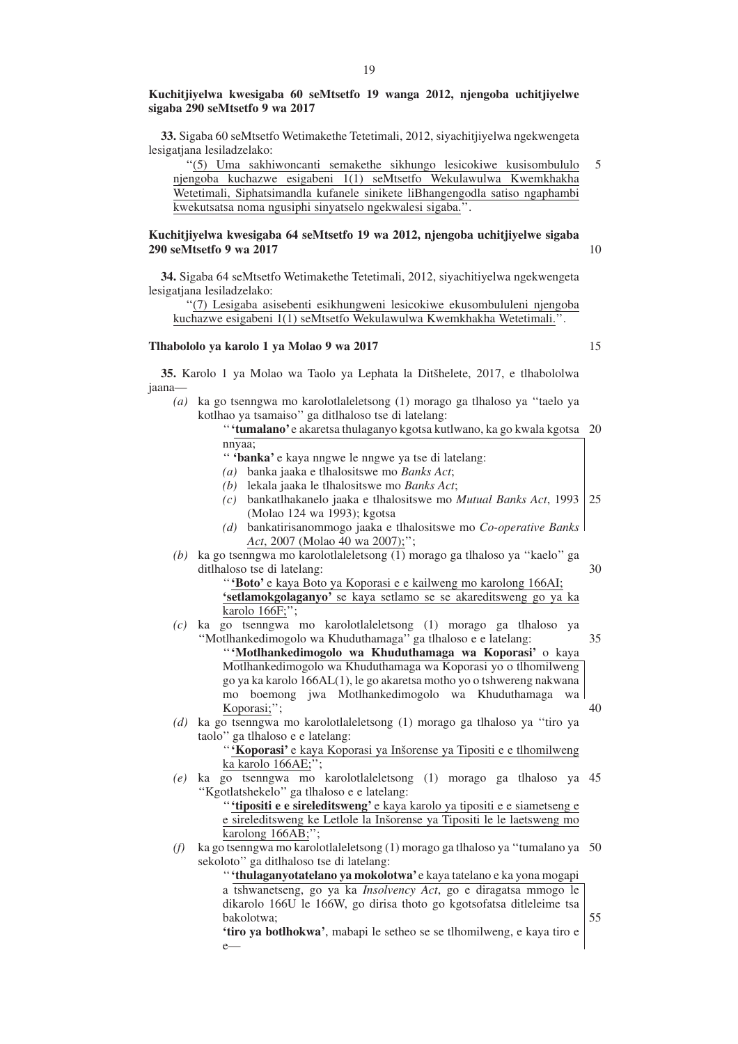**Kuchitjiyelwa kwesigaba 60 seMtsetfo 19 wanga 2012, njengoba uchitjiyelwe sigaba 290 seMtsetfo 9 wa 2017**

**33.** Sigaba 60 seMtsetfo Wetimakethe Tetetimali, 2012, siyachitjiyelwa ngekwengeta lesigatjana lesiladzelako:

"(5) Uma sakhiwoncanti semakethe sikhungo lesicokiwe kusisombululo njengoba kuchazwe esigabeni 1(1) seMtsetfo Wekulawulwa Kwemkhakha Wetetimali, Siphatsimandla kufanele sinikete liBhangengodla satiso ngaphambi kwekutsatsa noma ngusiphi sinyatselo ngekwalesi sigaba.".

**Kuchitjiyelwa kwesigaba 64 seMtsetfo 19 wa 2012, njengoba uchitjiyelwe sigaba 290 seMtsetfo 9 wa 2017**

**34.** Sigaba 64 seMtsetfo Wetimakethe Tetetimali, 2012, siyachitiyelwa ngekwengeta lesigatjana lesiladzelako:

"(7) Lesigaba asisebenti esikhungweni lesicokiwe ekusombululeni njengoba kuchazwe esigabeni 1(1) seMtsetfo Wekulawulwa Kwemkhakha Wetetimali.".

**Tlhabololo ya karolo 1 ya Molao 9 wa 2017**

**35.** Karolo 1 ya Molao wa Taolo ya Lephata la Ditšhelete, 2017, e tlhabololwa jaana—

*(a)* ka go tsenngwa mo karolotlaleletsong (1) morago ga tlhaloso ya "taelo ya kotlhao ya tsamaiso" ga ditlhaloso tse di latelang:

"**'tumalano'** e akaretsa thulaganyo kgotsa kutlwano, ka go kwala kgotsa nnyaa;

"**'banka'** e kaya nngwe le nngwe ya tse di latelang:

*(a)* banka jaaka e tlhalositswe mo *Banks Act*;

*(b)* lekala jaaka le tlhalositswe mo *Banks Act*;

*(c)* bankatlhakanelo jaaka e tlhalositswe mo *Mutual Banks Act*, 1993 (Molao 124 wa 1993); kgotsa

*(d)* bankatirisanommogo jaaka e tlhalositswe mo *Co-operative Banks Act*, 2007 (Molao 40 wa 2007);";

*(b)* ka go tsenngwa mo karolotlaleletsong (1) morago ga tlhaloso ya "kaelo" ga ditlhaloso tse di latelang:

"**'Boto'** e kaya Boto ya Koporasi e e kailweng mo karolong 166AI;

**'setlamokgolaganyo'** se kaya setlamo se se akareditsweng go ya ka karolo 166F;";

*(c)* ka go tsenngwa mo karolotlaleletsong (1) morago ga tlhaloso ya "Motlhankedimogolo wa Khuduthamaga" ga tlhaloso e e latelang:

"**'Motlhankedimogolo wa Khuduthamaga wa Koporasi'** o kaya Motlhankedimogolo wa Khuduthamaga wa Koporasi yo o tlhomilweng go ya ka karolo 166AL(1), le go akaretsa motho yo o tshwereng nakwana mo boemong jwa Motlhankedimogolo wa Khuduthamaga wa Koporasi;";

*(d)* ka go tsenngwa mo karolotlaleletsong (1) morago ga tlhaloso ya "tiro ya taolo" ga tlhaloso e e latelang:

"**'Koporasi'** e kaya Koporasi ya Inšorense ya Tipositi e e tlhomilweng ka karolo 166AE;";

*(e)* ka go tsenngwa mo karolotlaleletsong (1) morago ga tlhaloso ya "Kgotlatshekelo" ga tlhaloso e e latelang:

"**'tipositi e e sireleditsweng'** e kaya karolo ya tipositi e e siametseng e e sireleditsweng ke Letlole la Inšorense ya Tipositi le le laetsweng mo karolong 166AB;";

*(f)* ka go tsenngwa mo karolotlaleletsong (1) morago ga tlhaloso ya "tumalano ya sekoloto" ga ditlhaloso tse di latelang:

"**'thulaganyotatelano ya mokolotwa'** e kaya tatelano e ka yona mogapi a tshwanetseng, go ya ka *Insolvency Act*, go e diragatsa mmogo le dikarolo 166U le 166W, go dirisa thoto go kgotsofatsa ditleleime tsa bakolotwa;

**'tiro ya botlhokwa'**, mabapi le setheo se se tlhomilweng, e kaya tiro e e—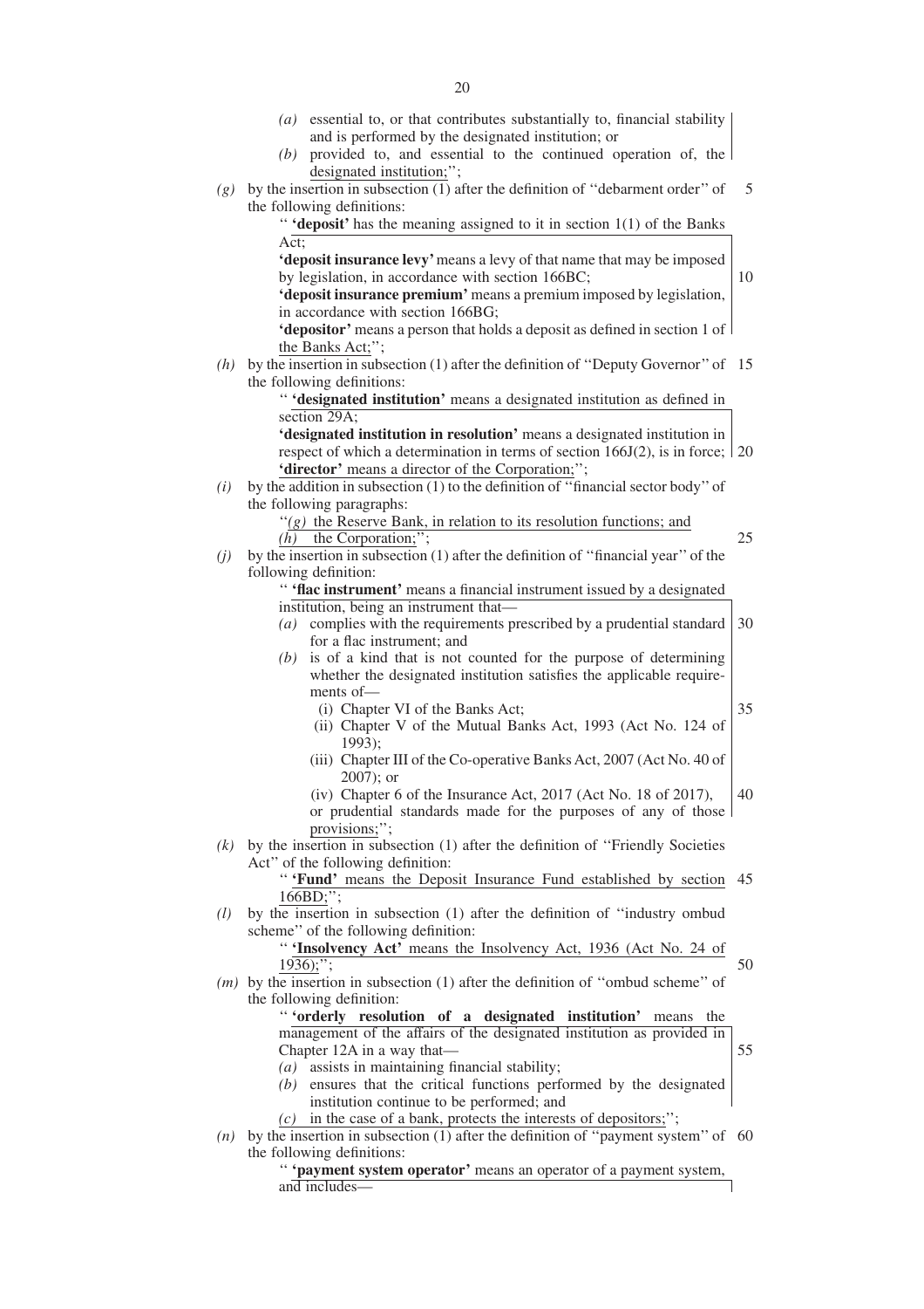*(a)* essential to, or that contributes substantially to, financial stability and is performed by the designated institution; or

*(b)* provided to, and essential to the continued operation of, the designated institution;'';

*(g)* by the insertion in subsection (1) after the definition of ''debarment order'' of the following definitions:

'' **'deposit'** has the meaning assigned to it in section 1(1) of the Banks Act;

**'deposit insurance levy'** means a levy of that name that may be imposed by legislation, in accordance with section 166BC;

**'deposit insurance premium'** means a premium imposed by legislation, in accordance with section 166BG;

**'depositor'** means a person that holds a deposit as defined in section 1 of the Banks Act;'';

*(h)* by the insertion in subsection (1) after the definition of ''Deputy Governor'' of the following definitions:

'' **'designated institution'** means a designated institution as defined in section 29A;

**'designated institution in resolution'** means a designated institution in respect of which a determination in terms of section 166J(2), is in force;

**'director'** means a director of the Corporation;'';

*(i)* by the addition in subsection (1) to the definition of ''financial sector body'' of the following paragraphs:

''*(g)* the Reserve Bank, in relation to its resolution functions; and

*(h)* the Corporation;'';

*(j)* by the insertion in subsection (1) after the definition of ''financial year'' of the following definition:

'' **'flac instrument'** means a financial instrument issued by a designated institution, being an instrument that—

*(a)* complies with the requirements prescribed by a prudential standard for a flac instrument; and

*(b)* is of a kind that is not counted for the purpose of determining whether the designated institution satisfies the applicable requirements of—

(i) Chapter VI of the Banks Act;

(ii) Chapter V of the Mutual Banks Act, 1993 (Act No. 124 of 1993);

(iii) Chapter III of the Co-operative Banks Act, 2007 (Act No. 40 of 2007); or

(iv) Chapter 6 of the Insurance Act, 2017 (Act No. 18 of 2017),

or prudential standards made for the purposes of any of those provisions;'';

*(k)* by the insertion in subsection (1) after the definition of ''Friendly Societies Act'' of the following definition:

'' **'Fund'** means the Deposit Insurance Fund established by section 166BD;'';

*(l)* by the insertion in subsection (1) after the definition of ''industry ombud scheme'' of the following definition:

'' **'Insolvency Act'** means the Insolvency Act, 1936 (Act No. 24 of 1936);'';

*(m)* by the insertion in subsection (1) after the definition of ''ombud scheme'' of the following definition:

'' **'orderly resolution of a designated institution'** means the management of the affairs of the designated institution as provided in Chapter 12A in a way that—

*(a)* assists in maintaining financial stability;

*(b)* ensures that the critical functions performed by the designated institution continue to be performed; and

*(c)* in the case of a bank, protects the interests of depositors;'';

*(n)* by the insertion in subsection (1) after the definition of ''payment system'' of the following definitions:

'' **'payment system operator'** means an operator of a payment system, and includes—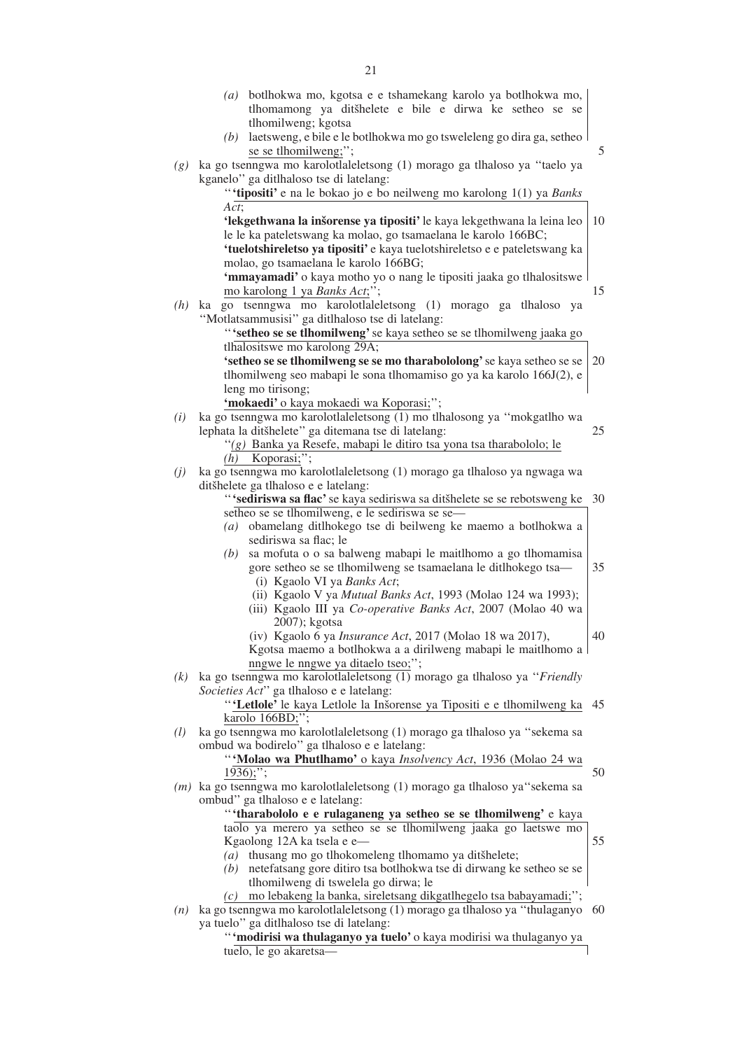(a) botlhokwa mo, kgotsa e e tshamekang karolo ya botlhokwa mo, tlhomamong ya ditšhelete e bile e dirwa ke setheo se se tlhomilweng; kgotsa

(b) laetsweng, e bile e le botlhokwa mo go tsweleleng go dira ga, setheo se se tlhomilweng;'';

(g) ka go tsenngwa mo karolotlaleletsong (1) morago ga tlhaloso ya ''taelo ya kganelo'' ga ditlhaloso tse di latelang:

'' **'tipositi'** e na le bokao jo e bo neilweng mo karolong 1(1) ya *Banks Act*;

**'lekgethwana la inšorense ya tipositi'** le kaya lekgethwana la leina leo le le ka pateletswang ka molao, go tsamaelana le karolo 166BC;

**'tuelotshireletso ya tipositi'** e kaya tuelotshireletso e e pateletswang ka molao, go tsamaelana le karolo 166BG;

**'mmayamadi'** o kaya motho yo o nang le tipositi jaaka go tlhalositswe mo karolong 1 ya *Banks Act*;'';

(h) ka go tsenngwa mo karolotlaleletsong (1) morago ga tlhaloso ya ''Motlatsammusisi'' ga ditlhaloso tse di latelang:

'' **'setheo se se tlhomilweng'** se kaya setheo se se tlhomilweng jaaka go tlhalositswe mo karolong 29A;

**'setheo se se tlhomilweng se se mo tharabololong'** se kaya setheo se se tlhomilweng seo mabapi le sona tlhomamiso go ya ka karolo 166J(2), e leng mo tirisong;

**'mokaedi'** o kaya mokaedi wa Koporasi;'';

(i) ka go tsenngwa mo karolotlaleletsong (1) mo tlhalosong ya ''mokgatlho wa lephata la ditšhelete'' ga ditemana tse di latelang:

''(g) Banka ya Resefe, mabapi le ditiro tsa yona tsa tharabololo; le

(h) Koporasi;'';

(j) ka go tsenngwa mo karolotlaleletsong (1) morago ga tlhaloso ya ngwaga wa ditšhelete ga tlhaloso e e latelang:

'' **'sediriswa sa flac'** se kaya sediriswa sa ditšhelete se se rebotsweng ke setheo se se tlhomilweng, e le sediriswa se se—

(a) obamelang ditlhokego tse di beilweng ke maemo a botlhokwa a sediriswa sa flac; le

(b) sa mofuta o o sa balweng mabapi le maitlhomo a go tlhomamisa gore setheo se se tlhomilweng se tsamaelana le ditlhokego tsa—

(i) Kgaolo VI ya *Banks Act*;

(ii) Kgaolo V ya *Mutual Banks Act*, 1993 (Molao 124 wa 1993);

(iii) Kgaolo III ya *Co-operative Banks Act*, 2007 (Molao 40 wa 2007); kgotsa

(iv) Kgaolo 6 ya *Insurance Act*, 2017 (Molao 18 wa 2017),

Kgotsa maemo a botlhokwa a a dirilweng mabapi le maitlhomo a nngwe le nngwe ya ditaelo tseo;'';

(k) ka go tsenngwa mo karolotlaleletsong (1) morago ga tlhaloso ya ''*Friendly Societies Act*'' ga tlhaloso e e latelang:

'' **'Letlole'** le kaya Letlole la Inšorense ya Tipositi e e tlhomilweng ka karolo 166BD;'';

(l) ka go tsenngwa mo karolotlaleletsong (1) morago ga tlhaloso ya ''sekema sa ombud wa bodirelo'' ga tlhaloso e e latelang:

'' **'Molao wa Phutlhamo'** o kaya *Insolvency Act*, 1936 (Molao 24 wa 1936);'';

(m) ka go tsenngwa mo karolotlaleletsong (1) morago ga tlhaloso ya''sekema sa ombud'' ga tlhaloso e e latelang:

'' **'tharabololo e e rulaganeng ya setheo se se tlhomilweng'** e kaya taolo ya merero ya setheo se se tlhomilweng jaaka go laetswe mo Kgaolong 12A ka tsela e e—

(a) thusang mo go tlhokomeleng tlhomamo ya ditšhelete;

(b) netefatsang gore ditiro tsa botlhokwa tse di dirwang ke setheo se se tlhomilweng di tswelela go dirwa; le

(c) mo lebakeng la banka, sireletsang dikgatlhegelo tsa babayamadi;'';

(n) ka go tsenngwa mo karolotlaleletsong (1) morago ga tlhaloso ya ''thulaganyo ya tuelo'' ga ditlhaloso tse di latelang:

'' **'modirisi wa thulaganyo ya tuelo'** o kaya modirisi wa thulaganyo ya tuelo, le go akaretsa—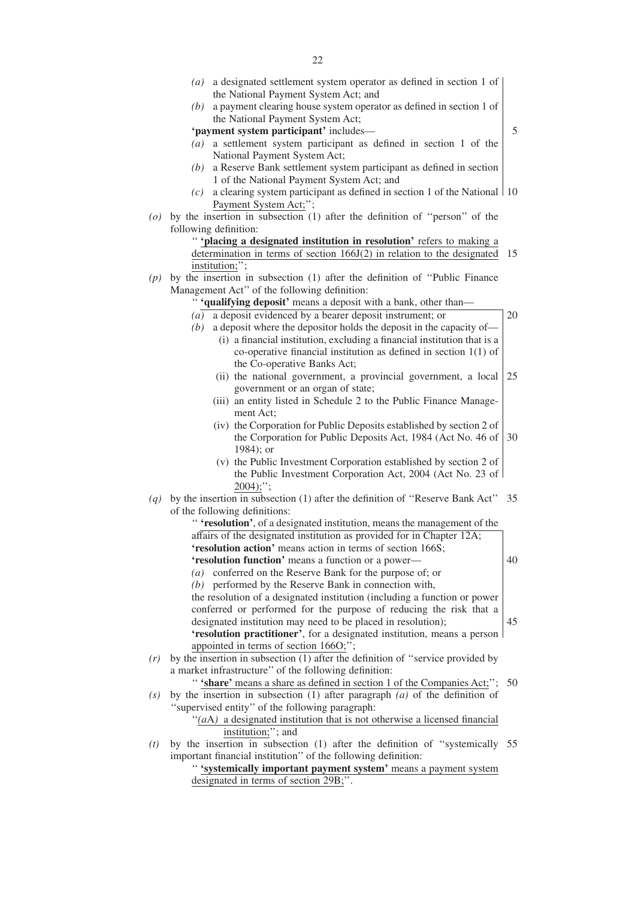*(a)* a designated settlement system operator as defined in section 1 of the National Payment System Act; and

*(b)* a payment clearing house system operator as defined in section 1 of the National Payment System Act;

**'payment system participant'** includes—

*(a)* a settlement system participant as defined in section 1 of the National Payment System Act;

*(b)* a Reserve Bank settlement system participant as defined in section 1 of the National Payment System Act; and

*(c)* a clearing system participant as defined in section 1 of the National Payment System Act;'';

*(o)* by the insertion in subsection (1) after the definition of ''person'' of the following definition:

'' **'placing a designated institution in resolution'** refers to making a determination in terms of section 166J(2) in relation to the designated institution;'';

*(p)* by the insertion in subsection (1) after the definition of ''Public Finance Management Act'' of the following definition:

'' **'qualifying deposit'** means a deposit with a bank, other than—

*(a)* a deposit evidenced by a bearer deposit instrument; or

*(b)* a deposit where the depositor holds the deposit in the capacity of—

(i) a financial institution, excluding a financial institution that is a co-operative financial institution as defined in section 1(1) of the Co-operative Banks Act;

(ii) the national government, a provincial government, a local government or an organ of state;

(iii) an entity listed in Schedule 2 to the Public Finance Management Act;

(iv) the Corporation for Public Deposits established by section 2 of the Corporation for Public Deposits Act, 1984 (Act No. 46 of 1984); or

(v) the Public Investment Corporation established by section 2 of the Public Investment Corporation Act, 2004 (Act No. 23 of 2004);'';

*(q)* by the insertion in subsection (1) after the definition of ''Reserve Bank Act'' of the following definitions:

'' **'resolution'**, of a designated institution, means the management of the affairs of the designated institution as provided for in Chapter 12A;

**'resolution action'** means action in terms of section 166S;

**'resolution function'** means a function or a power—

*(a)* conferred on the Reserve Bank for the purpose of; or

*(b)* performed by the Reserve Bank in connection with,

the resolution of a designated institution (including a function or power conferred or performed for the purpose of reducing the risk that a designated institution may need to be placed in resolution);

**'resolution practitioner'**, for a designated institution, means a person appointed in terms of section 166O;'';

*(r)* by the insertion in subsection (1) after the definition of ''service provided by a market infrastructure'' of the following definition:

'' **'share'** means a share as defined in section 1 of the Companies Act;'';

*(s)* by the insertion in subsection (1) after paragraph *(a)* of the definition of ''supervised entity'' of the following paragraph:

''*(a*A*)* a designated institution that is not otherwise a licensed financial institution;''; and

*(t)* by the insertion in subsection (1) after the definition of ''systemically important financial institution'' of the following definition:

'' **'systemically important payment system'** means a payment system designated in terms of section 29B;''.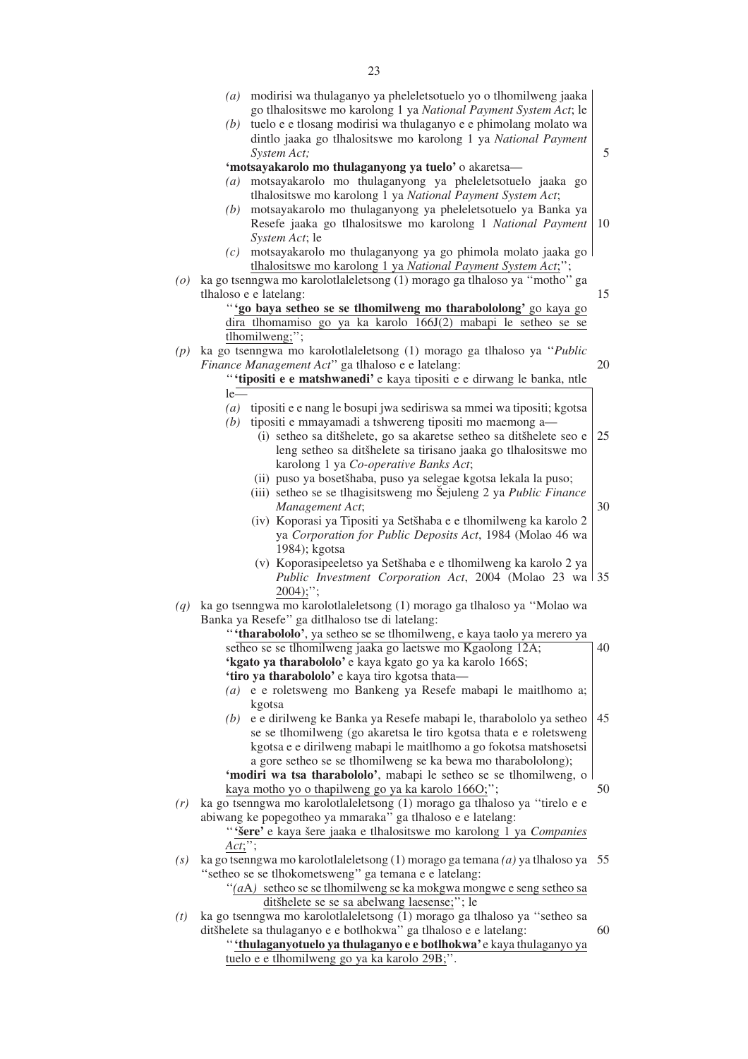*(a)* modirisi wa thulaganyo ya pheleletsotuelo yo o tlhomilweng jaaka go tlhalositswe mo karolong 1 ya *National Payment System Act*; le

*(b)* tuelo e e tlosang modirisi wa thulaganyo e e phimolang molato wa dintlo jaaka go tlhalositswe mo karolong 1 ya *National Payment System Act;*

**'motsayakarolo mo thulaganyong ya tuelo'** o akaretsa—

*(a)* motsayakarolo mo thulaganyong ya pheleletsotuelo jaaka go tlhalositswe mo karolong 1 ya *National Payment System Act*;

*(b)* motsayakarolo mo thulaganyong ya pheleletsotuelo ya Banka ya Resefe jaaka go tlhalositswe mo karolong 1 *National Payment System Act*; le

*(c)* motsayakarolo mo thulaganyong ya go phimola molato jaaka go tlhalositswe mo karolong 1 ya *National Payment System Act*;'';

*(o)* ka go tsenngwa mo karolotlaleletsong (1) morago ga tlhaloso ya ''motho'' ga tlhaloso e e latelang:

''**'go baya setheo se se tlhomilweng mo tharabololong'** go kaya go dira tlhomamiso go ya ka karolo 166J(2) mabapi le setheo se se tlhomilweng;'';

*(p)* ka go tsenngwa mo karolotlaleletsong (1) morago ga tlhaloso ya ''*Public Finance Management Act*'' ga tlhaloso e e latelang:

''**'tipositi e e matshwanedi'** e kaya tipositi e e dirwang le banka, ntle le—

*(a)* tipositi e e nang le bosupi jwa sediriswa sa mmei wa tipositi; kgotsa

*(b)* tipositi e mmayamadi a tshwereng tipositi mo maemong a—

(i) setheo sa ditšhelete, go sa akaretse setheo sa ditšhelete seo e leng setheo sa ditšhelete sa tirisano jaaka go tlhalositswe mo karolong 1 ya *Co-operative Banks Act*;

(ii) puso ya bosetšhaba, puso ya selegae kgotsa lekala la puso;

(iii) setheo se se tlhagisitsweng mo Šejuleng 2 ya *Public Finance Management Act*;

(iv) Koporasi ya Tipositi ya Setšhaba e e tlhomilweng ka karolo 2 ya *Corporation for Public Deposits Act*, 1984 (Molao 46 wa 1984); kgotsa

(v) Koporasipeeletso ya Setšhaba e e tlhomilweng ka karolo 2 ya *Public Investment Corporation Act*, 2004 (Molao 23 wa 2004);'';

*(q)* ka go tsenngwa mo karolotlaleletsong (1) morago ga tlhaloso ya ''Molao wa Banka ya Resefe'' ga ditlhaloso tse di latelang:

''**'tharabololo'**, ya setheo se se tlhomilweng, e kaya taolo ya merero ya setheo se se tlhomilweng jaaka go laetswe mo Kgaolong 12A;

**'kgato ya tharabololo'** e kaya kgato go ya ka karolo 166S;

**'tiro ya tharabololo'** e kaya tiro kgotsa thata—

*(a)* e e roletsweng mo Bankeng ya Resefe mabapi le maitlhomo a; kgotsa

*(b)* e e dirilweng ke Banka ya Resefe mabapi le, tharabololo ya setheo se se tlhomilweng (go akaretsa le tiro kgotsa thata e e roletsweng kgotsa e e dirilweng mabapi le maitlhomo a go fokotsa matshosetsi a gore setheo se se tlhomilweng se ka bewa mo tharabololong);

**'modiri wa tsa tharabololo'**, mabapi le setheo se se tlhomilweng, o kaya motho yo o thapilweng go ya ka karolo 166O;'';

*(r)* ka go tsenngwa mo karolotlaleletsong (1) morago ga tlhaloso ya ''tirelo e e abiwang ke popegotheo ya mmaraka'' ga tlhaloso e e latelang:

''**'šere'** e kaya šere jaaka e tlhalositswe mo karolong 1 ya *Companies Act*;'';

*(s)* ka go tsenngwa mo karolotlaleletsong (1) morago ga temana *(a)* ya tlhaloso ya ''setheo se se tlhokometsweng'' ga temana e e latelang:

''*(a*A*)* setheo se se tlhomilweng se ka mokgwa mongwe e seng setheo sa ditšhelete se se sa abelwang laesense;''; le

*(t)* ka go tsenngwa mo karolotlaleletsong (1) morago ga tlhaloso ya ''setheo sa ditšhelete sa thulaganyo e e botlhokwa'' ga tlhaloso e e latelang:

''**'thulaganyotuelo ya thulaganyo e e botlhokwa'** e kaya thulaganyo ya tuelo e e tlhomilweng go ya ka karolo 29B;''.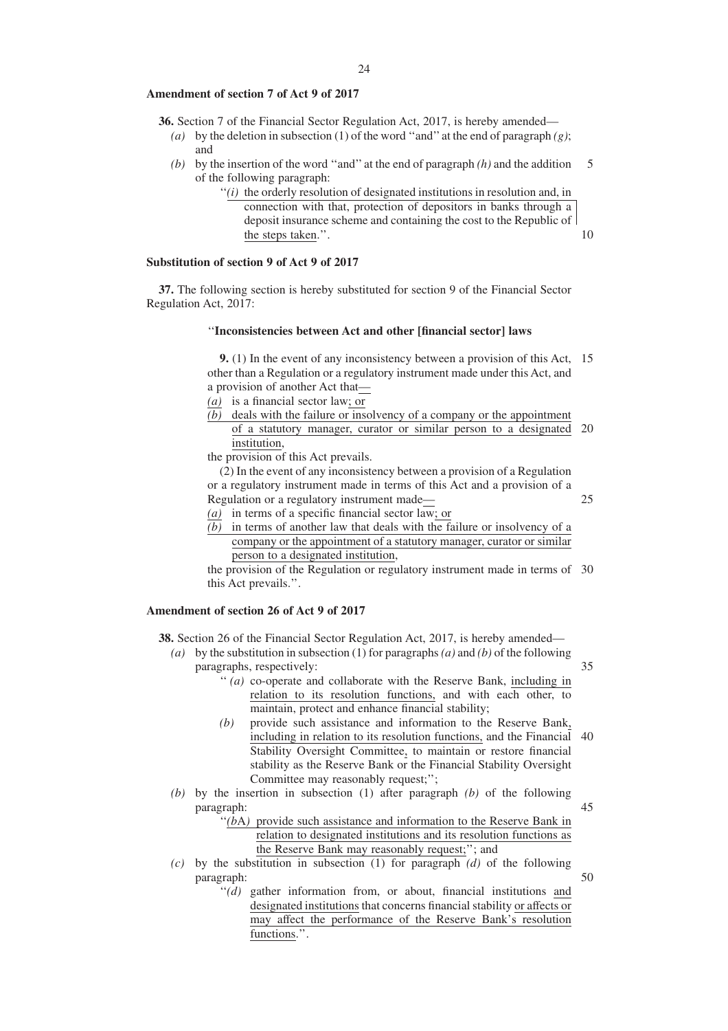**Amendment of section 7 of Act 9 of 2017**

**36.** Section 7 of the Financial Sector Regulation Act, 2017, is hereby amended—

*(a)* by the deletion in subsection (1) of the word ''and'' at the end of paragraph *(g)*; and

*(b)* by the insertion of the word ''and'' at the end of paragraph *(h)* and the addition of the following paragraph:

''*(i)* the orderly resolution of designated institutions in resolution and, in connection with that, protection of depositors in banks through a deposit insurance scheme and containing the cost to the Republic of the steps taken.''.

**Substitution of section 9 of Act 9 of 2017**

**37.** The following section is hereby substituted for section 9 of the Financial Sector Regulation Act, 2017:

''**Inconsistencies between Act and other [financial sector] laws**

**9.** (1) In the event of any inconsistency between a provision of this Act, other than a Regulation or a regulatory instrument made under this Act, and a provision of another Act that—

*(a)* is a financial sector law; or

*(b)* deals with the failure or insolvency of a company or the appointment of a statutory manager, curator or similar person to a designated institution,

the provision of this Act prevails.

(2) In the event of any inconsistency between a provision of a Regulation or a regulatory instrument made in terms of this Act and a provision of a Regulation or a regulatory instrument made—

*(a)* in terms of a specific financial sector law; or

*(b)* in terms of another law that deals with the failure or insolvency of a company or the appointment of a statutory manager, curator or similar person to a designated institution,

the provision of the Regulation or regulatory instrument made in terms of this Act prevails.''.

**Amendment of section 26 of Act 9 of 2017**

**38.** Section 26 of the Financial Sector Regulation Act, 2017, is hereby amended—

*(a)* by the substitution in subsection (1) for paragraphs *(a)* and *(b)* of the following paragraphs, respectively:

''*(a)* co-operate and collaborate with the Reserve Bank, including in relation to its resolution functions, and with each other, to maintain, protect and enhance financial stability;

*(b)* provide such assistance and information to the Reserve Bank, including in relation to its resolution functions, and the Financial Stability Oversight Committee, to maintain or restore financial stability as the Reserve Bank or the Financial Stability Oversight Committee may reasonably request;'';

*(b)* by the insertion in subsection (1) after paragraph *(b)* of the following paragraph:

''*(b*A*)* provide such assistance and information to the Reserve Bank in relation to designated institutions and its resolution functions as the Reserve Bank may reasonably request;''; and

*(c)* by the substitution in subsection (1) for paragraph *(d)* of the following paragraph:

''*(d)* gather information from, or about, financial institutions and designated institutions that concerns financial stability or affects or may affect the performance of the Reserve Bank's resolution functions.''.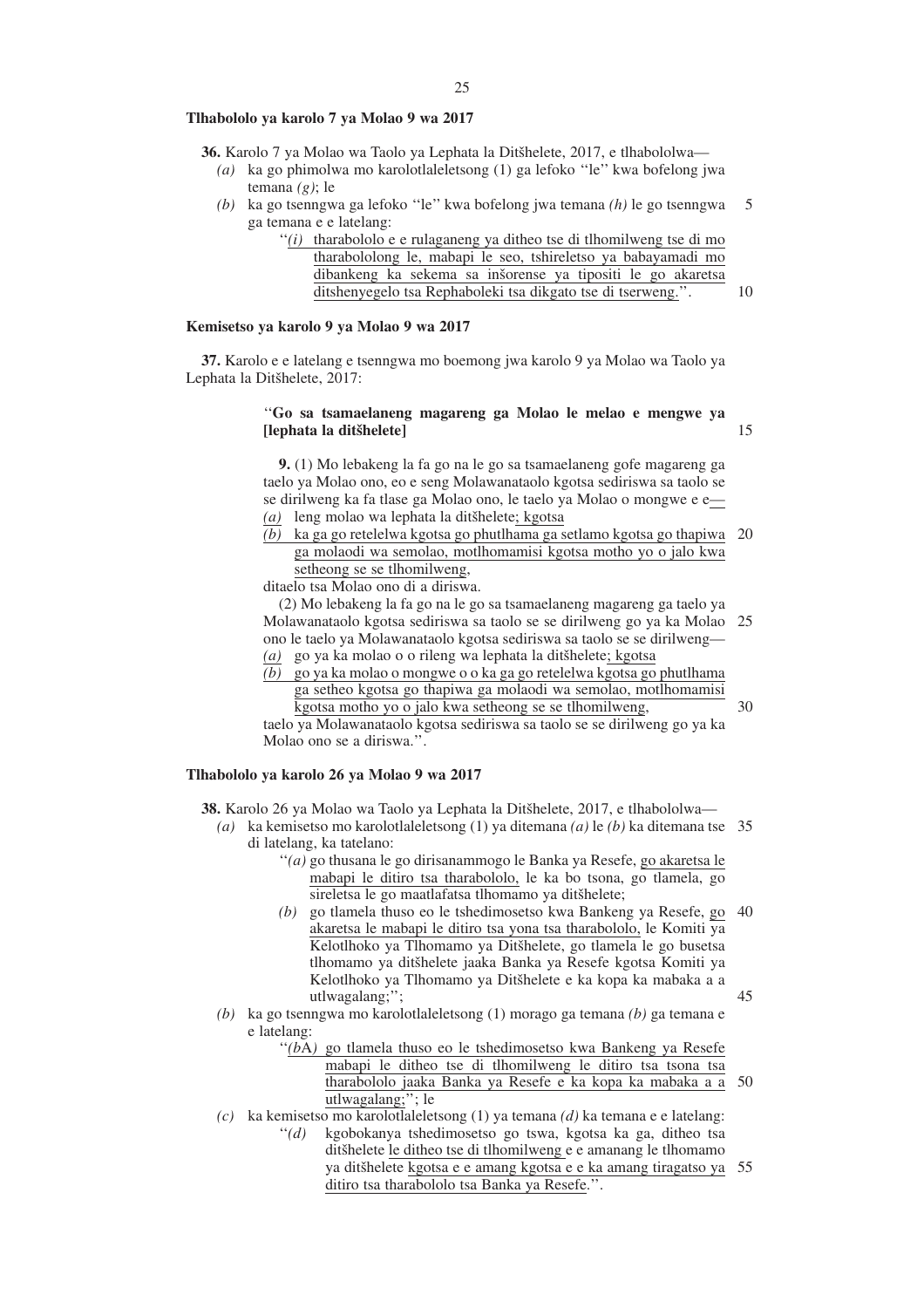**Tlhabololo ya karolo 7 ya Molao 9 wa 2017**

**36.** Karolo 7 ya Molao wa Taolo ya Lephata la Ditšhelete, 2017, e tlhabololwa—

*(a)* ka go phimolwa mo karolotlaleletsong (1) ga lefoko ''le'' kwa bofelong jwa temana *(g)*; le

*(b)* ka go tsenngwa ga lefoko ''le'' kwa bofelong jwa temana *(h)* le go tsenngwa ga temana e e latelang:

> ''*(i)* tharabololo e e rulaganeng ya ditheo tse di tlhomilweng tse di mo tharabololong le, mabapi le seo, tshireletso ya babayamadi mo dibankeng ka sekema sa inšorense ya tipositi le go akaretsa ditshenyegelo tsa Rephaboleki tsa dikgato tse di tserweng.''.

**Kemisetso ya karolo 9 ya Molao 9 wa 2017**

**37.** Karolo e e latelang e tsenngwa mo boemong jwa karolo 9 ya Molao wa Taolo ya Lephata la Ditšhelete, 2017:

> ''**Go sa tsamaelaneng magareng ga Molao le melao e mengwe ya [lephata la ditšhelete]**
>
> **9.** (1) Mo lebakeng la fa go na le go sa tsamaelaneng gofe magareng ga taelo ya Molao ono, eo e seng Molawanataolo kgotsa sediriswa sa taolo se se dirilweng ka fa tlase ga Molao ono, le taelo ya Molao o mongwe e e—
>
> *(a)* leng molao wa lephata la ditšhelete; kgotsa
>
> *(b)* ka ga go retelelwa kgotsa go phutlhama ga setlamo kgotsa go thapiwa ga molaodi wa semolao, motlhomamisi kgotsa motho yo o jalo kwa setheong se se tlhomilweng,
>
> ditaelo tsa Molao ono di a diriswa.
>
> (2) Mo lebakeng la fa go na le go sa tsamaelaneng magareng ga taelo ya Molawanataolo kgotsa sediriswa sa taolo se se dirilweng go ya ka Molao ono le taelo ya Molawanataolo kgotsa sediriswa sa taolo se se dirilweng—
>
> *(a)* go ya ka molao o o rileng wa lephata la ditšhelete; kgotsa
>
> *(b)* go ya ka molao o mongwe o o ka ga go retelelwa kgotsa go phutlhama ga setheo kgotsa go thapiwa ga molaodi wa semolao, motlhomamisi kgotsa motho yo o jalo kwa setheong se se tlhomilweng,
>
> taelo ya Molawanataolo kgotsa sediriswa sa taolo se se dirilweng go ya ka Molao ono se a diriswa.''.

**Tlhabololo ya karolo 26 ya Molao 9 wa 2017**

**38.** Karolo 26 ya Molao wa Taolo ya Lephata la Ditšhelete, 2017, e tlhabololwa—

*(a)* ka kemisetso mo karolotlaleletsong (1) ya ditemana *(a)* le *(b)* ka ditemana tse di latelang, ka tatelano:

> ''*(a)* go thusana le go dirisanammogo le Banka ya Resefe, go akaretsa le mabapi le ditiro tsa tharabololo, le ka bo tsona, go tlamela, go sireletsa le go maatlafatsa tlhomamo ya ditšhelete;
>
> *(b)* go tlamela thuso eo le tshedimosetso kwa Bankeng ya Resefe, go akaretsa le mabapi le ditiro tsa yona tsa tharabololo, le Komiti ya Kelotlhoko ya Tlhomamo ya Ditšhelete, go tlamela le go busetsa tlhomamo ya ditšhelete jaaka Banka ya Resefe kgotsa Komiti ya Kelotlhoko ya Tlhomamo ya Ditšhelete e ka kopa ka mabaka a a utlwagalang;'';

*(b)* ka go tsenngwa mo karolotlaleletsong (1) morago ga temana *(b)* ga temana e e latelang:

> ''*(b*A*)* go tlamela thuso eo le tshedimosetso kwa Bankeng ya Resefe mabapi le ditheo tse di tlhomilweng le ditiro tsa tsona tsa tharabololo jaaka Banka ya Resefe e ka kopa ka mabaka a a utlwagalang;''; le

*(c)* ka kemisetso mo karolotlaleletsong (1) ya temana *(d)* ka temana e e latelang:

> ''*(d)* kgobokanya tshedimosetso go tswa, kgotsa ka ga, ditheo tsa ditšhelete le ditheo tse di tlhomilweng e e amanang le tlhomamo ya ditšhelete kgotsa e e amang kgotsa e e ka amang tiragatso ya ditiro tsa tharabololo tsa Banka ya Resefe.''.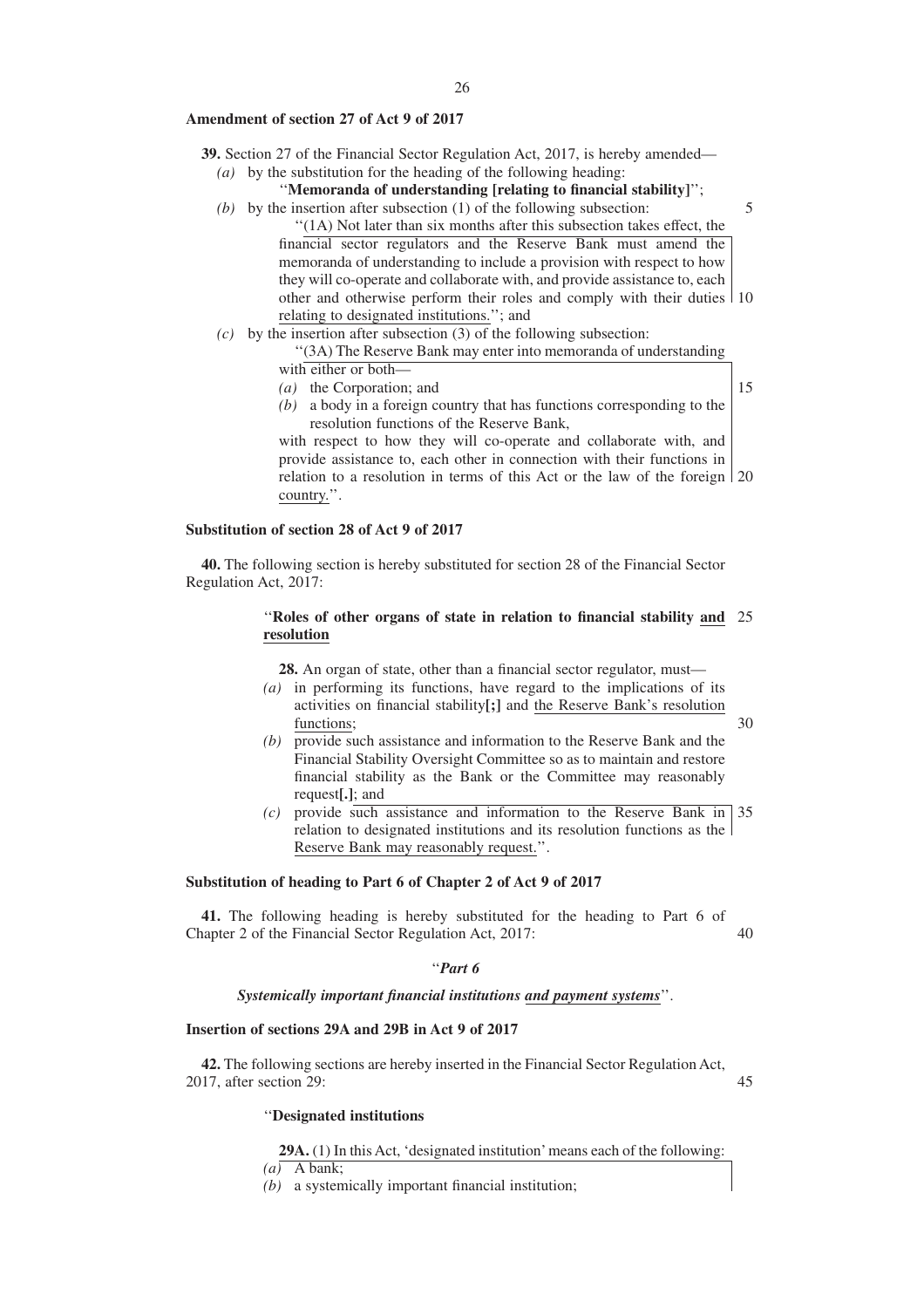**Amendment of section 27 of Act 9 of 2017**

**39.** Section 27 of the Financial Sector Regulation Act, 2017, is hereby amended—

*(a)* by the substitution for the heading of the following heading:

''**Memoranda of understanding [relating to financial stability]**'';

*(b)* by the insertion after subsection (1) of the following subsection:

''(1A) Not later than six months after this subsection takes effect, the financial sector regulators and the Reserve Bank must amend the memoranda of understanding to include a provision with respect to how they will co-operate and collaborate with, and provide assistance to, each other and otherwise perform their roles and comply with their duties relating to designated institutions.''; and

*(c)* by the insertion after subsection (3) of the following subsection:

''(3A) The Reserve Bank may enter into memoranda of understanding with either or both—

*(a)* the Corporation; and

*(b)* a body in a foreign country that has functions corresponding to the resolution functions of the Reserve Bank,

with respect to how they will co-operate and collaborate with, and provide assistance to, each other in connection with their functions in relation to a resolution in terms of this Act or the law of the foreign country.''.

**Substitution of section 28 of Act 9 of 2017**

**40.** The following section is hereby substituted for section 28 of the Financial Sector Regulation Act, 2017:

''**Roles of other organs of state in relation to financial stability and resolution**

**28.** An organ of state, other than a financial sector regulator, must—

*(a)* in performing its functions, have regard to the implications of its activities on financial stability**[;]** and the Reserve Bank's resolution functions;

*(b)* provide such assistance and information to the Reserve Bank and the Financial Stability Oversight Committee so as to maintain and restore financial stability as the Bank or the Committee may reasonably request**[.]**; and

*(c)* provide such assistance and information to the Reserve Bank in relation to designated institutions and its resolution functions as the Reserve Bank may reasonably request.''.

**Substitution of heading to Part 6 of Chapter 2 of Act 9 of 2017**

**41.** The following heading is hereby substituted for the heading to Part 6 of Chapter 2 of the Financial Sector Regulation Act, 2017:

''***Part 6***

***Systemically important financial institutions and payment systems***''.

**Insertion of sections 29A and 29B in Act 9 of 2017**

**42.** The following sections are hereby inserted in the Financial Sector Regulation Act, 2017, after section 29:

''**Designated institutions**

**29A.** (1) In this Act, 'designated institution' means each of the following:

*(a)* A bank;

*(b)* a systemically important financial institution;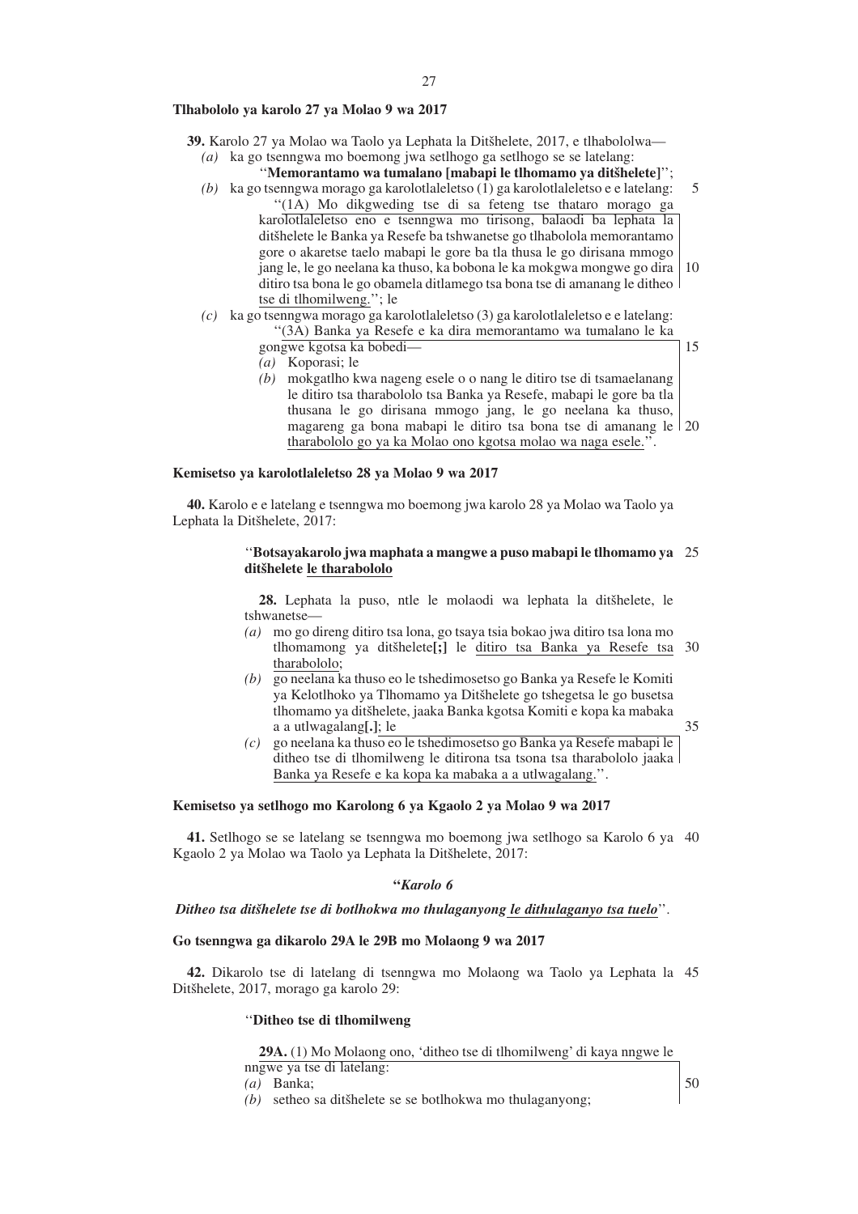**Tlhabololo ya karolo 27 ya Molao 9 wa 2017**

**39.** Karolo 27 ya Molao wa Taolo ya Lephata la Ditšhelete, 2017, e tlhabololwa—

*(a)* ka go tsenngwa mo boemong jwa setlhogo ga setlhogo se se latelang:

''**Memorantamo wa tumalano [mabapi le tlhomamo ya ditšhelete]**'';

*(b)* ka go tsenngwa morago ga karolotlaleletso (1) ga karolotlaleletso e e latelang:

''(1A) Mo dikgweding tse di sa feteng tse tharo morago ga karolotlaleletso eno e tsenngwa mo tirisong, balaodi ba lephata la ditšhelete le Banka ya Resefe ba tshwanetse go tlhabolola memorantamo gore o akaretse taelo mabapi le gore ba tla thusa le go dirisana mmogo jang le, le go neelana ka thuso, ka bobona le ka mokgwa mongwe go dira ditiro tsa bona le go obamela ditlamego tsa bona tse di amanang le ditheo tse di tlhomilweng.''; le

*(c)* ka go tsenngwa morago ga karolotlaleletso (3) ga karolotlaleletso e e latelang:

''(3A) Banka ya Resefe e ka dira memorantamo wa tumalano le ka gongwe kgotsa ka bobedi—

*(a)* Koporasi; le

*(b)* mokgatlho kwa nageng esele o o nang le ditiro tse di tsamaelanang le ditiro tsa tharabololo tsa Banka ya Resefe, mabapi le gore ba tla thusana le go dirisana mmogo jang, le go neelana ka thuso, magareng ga bona mabapi le ditiro tsa bona tse di amanang le tharabololo go ya ka Molao ono kgotsa molao wa naga esele.''.

**Kemisetso ya karolotlaleletso 28 ya Molao 9 wa 2017**

**40.** Karolo e e latelang e tsenngwa mo boemong jwa karolo 28 ya Molao wa Taolo ya Lephata la Ditšhelete, 2017:

''**Botsayakarolo jwa maphata a mangwe a puso mabapi le tlhomamo ya ditšhelete le tharabololo**

**28.** Lephata la puso, ntle le molaodi wa lephata la ditšhelete, le tshwanetse—

*(a)* mo go direng ditiro tsa lona, go tsaya tsia bokao jwa ditiro tsa lona mo tlhomamong ya ditšhelete**[;]** le ditiro tsa Banka ya Resefe tsa tharabololo;

*(b)* go neelana ka thuso eo le tshedimosetso go Banka ya Resefe le Komiti ya Kelotlhoko ya Tlhomamo ya Ditšhelete go tshegetsa le go busetsa tlhomamo ya ditšhelete, jaaka Banka kgotsa Komiti e kopa ka mabaka a a utlwagalang**[.]**; le

*(c)* go neelana ka thuso eo le tshedimosetso go Banka ya Resefe mabapi le ditheo tse di tlhomilweng le ditirona tsa tsona tsa tharabololo jaaka Banka ya Resefe e ka kopa ka mabaka a a utlwagalang.''.

**Kemisetso ya setlhogo mo Karolong 6 ya Kgaolo 2 ya Molao 9 wa 2017**

**41.** Setlhogo se se latelang se tsenngwa mo boemong jwa setlhogo sa Karolo 6 ya Kgaolo 2 ya Molao wa Taolo ya Lephata la Ditšhelete, 2017:

''***Karolo 6***

***Ditheo tsa ditšhelete tse di botlhokwa mo thulaganyong le dithulaganyo tsa tuelo***''.

**Go tsenngwa ga dikarolo 29A le 29B mo Molaong 9 wa 2017**

**42.** Dikarolo tse di latelang di tsenngwa mo Molaong wa Taolo ya Lephata la Ditšhelete, 2017, morago ga karolo 29:

''**Ditheo tse di tlhomilweng**

**29A.** (1) Mo Molaong ono, 'ditheo tse di tlhomilweng' di kaya nngwe le nngwe ya tse di latelang:

*(a)* Banka;

*(b)* setheo sa ditšhelete se se botlhokwa mo thulaganyong;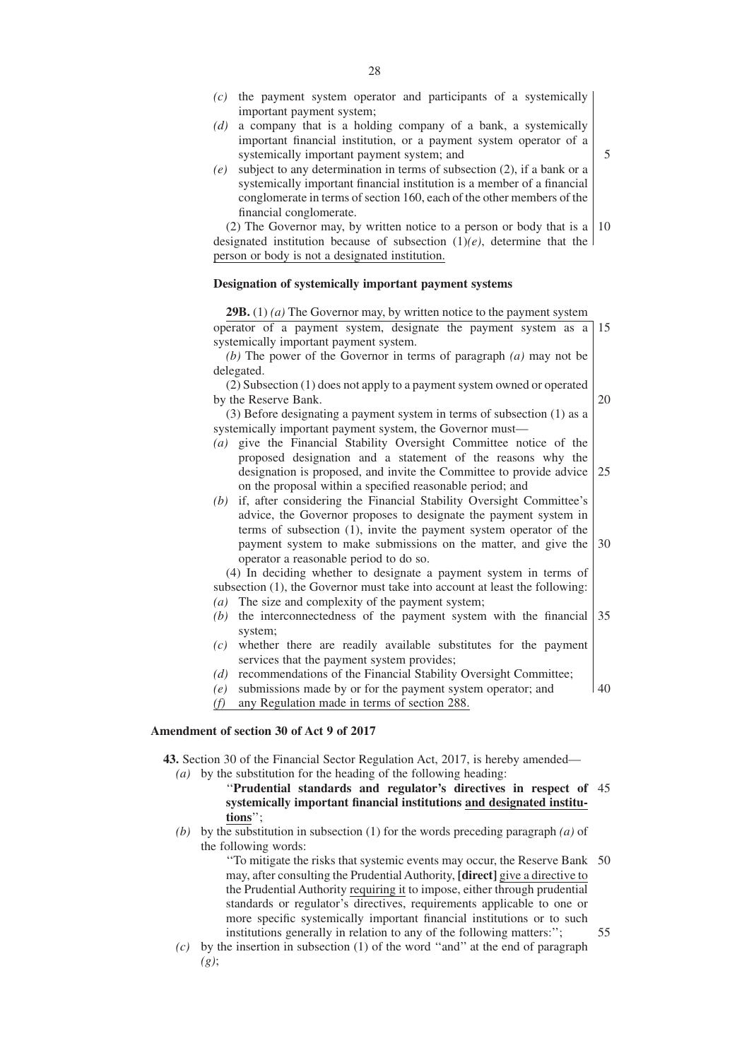*(c)* the payment system operator and participants of a systemically important payment system;

*(d)* a company that is a holding company of a bank, a systemically important financial institution, or a payment system operator of a systemically important payment system; and

*(e)* subject to any determination in terms of subsection (2), if a bank or a systemically important financial institution is a member of a financial conglomerate in terms of section 160, each of the other members of the financial conglomerate.

(2) The Governor may, by written notice to a person or body that is a designated institution because of subsection (1)*(e)*, determine that the person or body is not a designated institution.

**Designation of systemically important payment systems**

**29B.** (1) *(a)* The Governor may, by written notice to the payment system operator of a payment system, designate the payment system as a systemically important payment system.

*(b)* The power of the Governor in terms of paragraph *(a)* may not be delegated.

(2) Subsection (1) does not apply to a payment system owned or operated by the Reserve Bank.

(3) Before designating a payment system in terms of subsection (1) as a systemically important payment system, the Governor must—

*(a)* give the Financial Stability Oversight Committee notice of the proposed designation and a statement of the reasons why the designation is proposed, and invite the Committee to provide advice on the proposal within a specified reasonable period; and

*(b)* if, after considering the Financial Stability Oversight Committee's advice, the Governor proposes to designate the payment system in terms of subsection (1), invite the payment system operator of the payment system to make submissions on the matter, and give the operator a reasonable period to do so.

(4) In deciding whether to designate a payment system in terms of subsection (1), the Governor must take into account at least the following:

*(a)* The size and complexity of the payment system;

*(b)* the interconnectedness of the payment system with the financial system;

*(c)* whether there are readily available substitutes for the payment services that the payment system provides;

*(d)* recommendations of the Financial Stability Oversight Committee;

*(e)* submissions made by or for the payment system operator; and

*(f)* any Regulation made in terms of section 288.

**Amendment of section 30 of Act 9 of 2017**

**43.** Section 30 of the Financial Sector Regulation Act, 2017, is hereby amended—

*(a)* by the substitution for the heading of the following heading:

"**Prudential standards and regulator's directives in respect of systemically important financial institutions and designated institutions**";

*(b)* by the substitution in subsection (1) for the words preceding paragraph *(a)* of the following words:

"To mitigate the risks that systemic events may occur, the Reserve Bank may, after consulting the Prudential Authority, **[direct]** give a directive to the Prudential Authority requiring it to impose, either through prudential standards or regulator's directives, requirements applicable to one or more specific systemically important financial institutions or to such institutions generally in relation to any of the following matters:";

*(c)* by the insertion in subsection (1) of the word "and" at the end of paragraph *(g)*;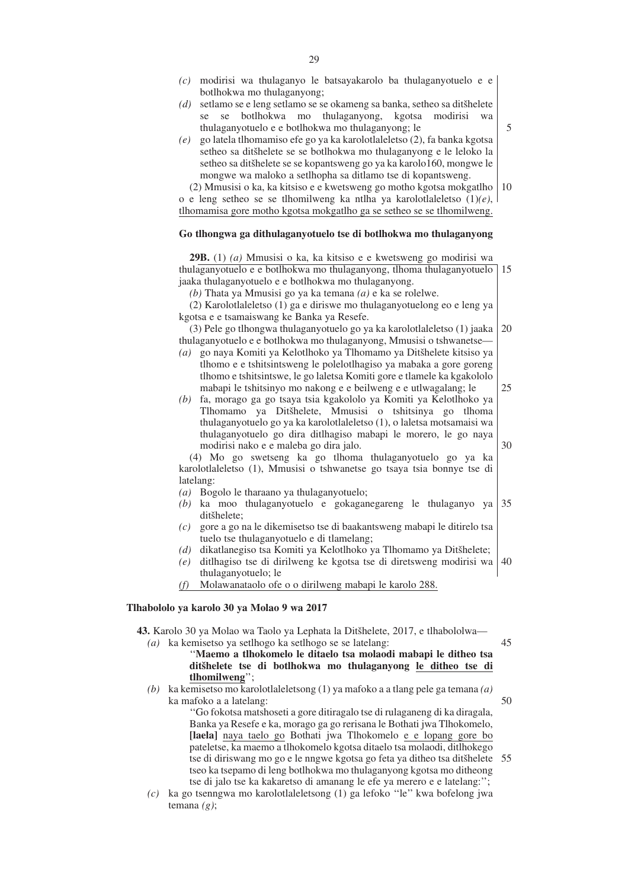*(c)* modirisi wa thulaganyo le batsayakarolo ba thulaganyotuelo e e botlhokwa mo thulaganyong;

*(d)* setlamo se e leng setlamo se se okameng sa banka, setheo sa ditšhelete se se botlhokwa mo thulaganyong, kgotsa modirisi wa thulaganyotuelo e e botlhokwa mo thulaganyong; le

*(e)* go latela tlhomamiso efe go ya ka karolotlaleletso (2), fa banka kgotsa setheo sa ditšhelete se se botlhokwa mo thulaganyong e le leloko la setheo sa ditšhelete se se kopantsweng go ya ka karolo160, mongwe le mongwe wa maloko a setlhopha sa ditlamo tse di kopantsweng.

(2) Mmusisi o ka, ka kitsiso e e kwetsweng go motho kgotsa mokgatlho o e leng setheo se se tlhomilweng ka ntlha ya karolotlaleletso (1)*(e)*, tlhomamisa gore motho kgotsa mokgatlho ga se setheo se se tlhomilweng.

**Go tlhongwa ga dithulaganyotuelo tse di botlhokwa mo thulaganyong**

**29B.** (1) *(a)* Mmusisi o ka, ka kitsiso e e kwetsweng go modirisi wa thulaganyotuelo e e botlhokwa mo thulaganyong, tlhoma thulaganyotuelo jaaka thulaganyotuelo e e botlhokwa mo thulaganyong.

*(b)* Thata ya Mmusisi go ya ka temana *(a)* e ka se rolelwe.

(2) Karolotlaleletso (1) ga e diriswe mo thulaganyotuelong eo e leng ya kgotsa e e tsamaiswang ke Banka ya Resefe.

(3) Pele go tlhongwa thulaganyotuelo go ya ka karolotlaleletso (1) jaaka thulaganyotuelo e e botlhokwa mo thulaganyong, Mmusisi o tshwanetse—

*(a)* go naya Komiti ya Kelotlhoko ya Tlhomamo ya Ditšhelete kitsiso ya tlhomo e e tshitsintsweng le polelotlhagiso ya mabaka a gore goreng tlhomo e tshitsintswe, le go laletsa Komiti gore e tlamele ka kgakololo mabapi le tshitsinyo mo nakong e e beilweng e e utlwagalang; le

*(b)* fa, morago ga go tsaya tsia kgakololo ya Komiti ya Kelotlhoko ya Tlhomamo ya Ditšhelete, Mmusisi o tshitsinya go tlhoma thulaganyotuelo go ya ka karolotlaleletso (1), o laletsa motsamaisi wa thulaganyotuelo go dira ditlhagiso mabapi le morero, le go naya modirisi nako e e maleba go dira jalo.

(4) Mo go swetseng ka go tlhoma thulaganyotuelo go ya ka karolotlaleletso (1), Mmusisi o tshwanetse go tsaya tsia bonnye tse di latelang:

*(a)* Bogolo le tharaano ya thulaganyotuelo;

*(b)* ka moo thulaganyotuelo e gokaganegareng le thulaganyo ya ditšhelete;

*(c)* gore a go na le dikemisetso tse di baakantsweng mabapi le ditirelo tsa tuelo tse thulaganyotuelo e di tlamelang;

*(d)* dikatlanegiso tsa Komiti ya Kelotlhoko ya Tlhomamo ya Ditšhelete;

*(e)* ditlhagiso tse di dirilweng ke kgotsa tse di diretsweng modirisi wa thulaganyotuelo; le

*(f)* Molawanataolo ofe o o dirilweng mabapi le karolo 288.

**Tlhabololo ya karolo 30 ya Molao 9 wa 2017**

**43.** Karolo 30 ya Molao wa Taolo ya Lephata la Ditšhelete, 2017, e tlhabololwa—

*(a)* ka kemisetso ya setlhogo ka setlhogo se se latelang:

"**Maemo a tlhokomelo le ditaelo tsa molaodi mabapi le ditheo tsa ditšhelete tse di botlhokwa mo thulaganyong le ditheo tse di tlhomilweng**";

*(b)* ka kemisetso mo karolotlaleletsong (1) ya mafoko a a tlang pele ga temana *(a)* ka mafoko a a latelang:

"Go fokotsa matshoseti a gore ditiragalo tse di rulaganeng di ka diragala, Banka ya Resefe e ka, morago ga go rerisana le Bothati jwa Tlhokomelo, **[laela]** naya taelo go Bothati jwa Tlhokomelo e e lopang gore bo pateletse, ka maemo a tlhokomelo kgotsa ditaelo tsa molaodi, ditlhokego tse di diriswang mo go e le nngwe kgotsa go feta ya ditheo tsa ditšhelete tseo ka tsepamo di leng botlhokwa mo thulaganyong kgotsa mo ditheong tse di jalo tse ka kakaretso di amanang le efe ya merero e e latelang:";

*(c)* ka go tsenngwa mo karolotlaleletsong (1) ga lefoko "le" kwa bofelong jwa temana *(g)*;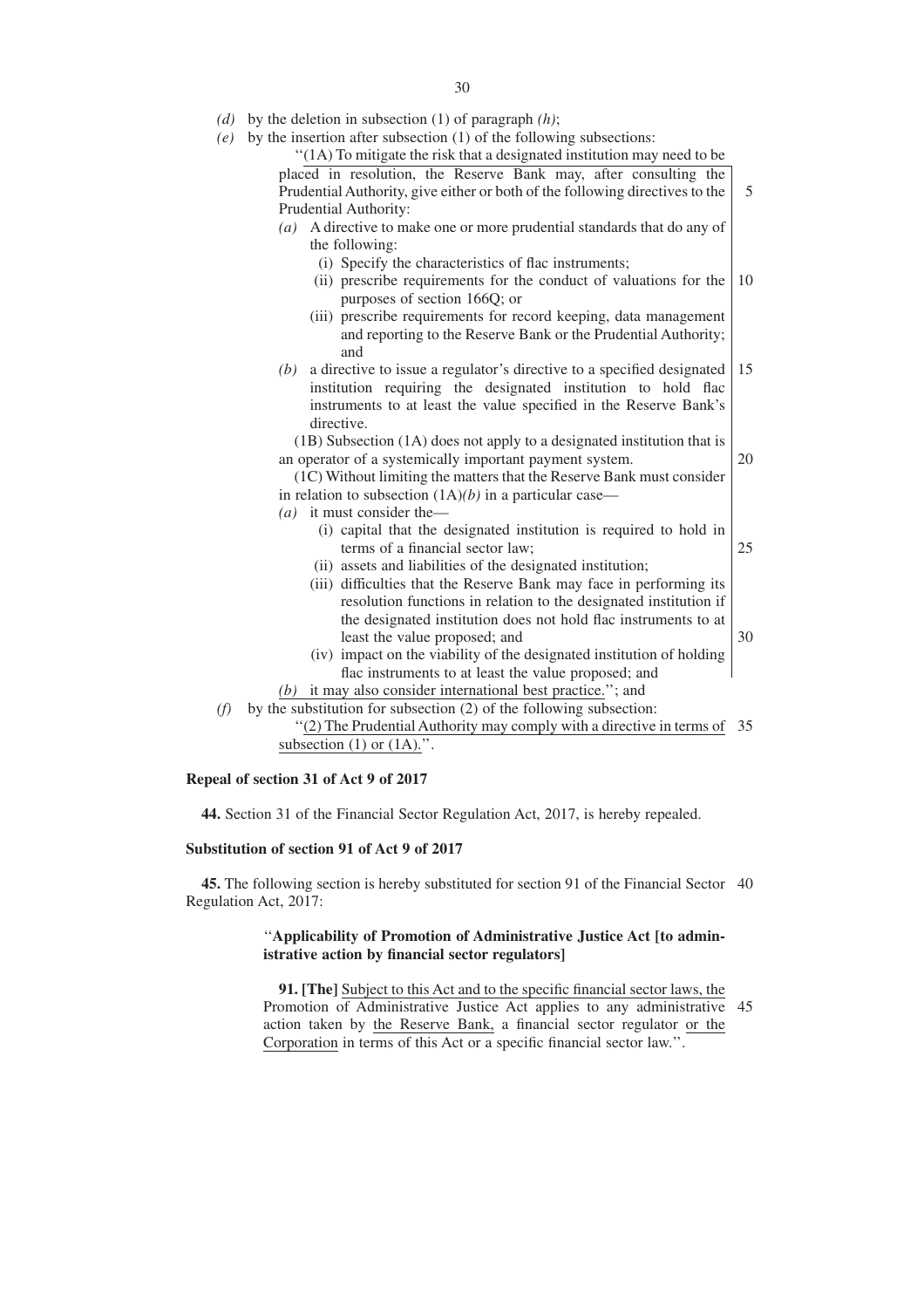*(d)* by the deletion in subsection (1) of paragraph *(h)*;

*(e)* by the insertion after subsection (1) of the following subsections:

"(1A) To mitigate the risk that a designated institution may need to be placed in resolution, the Reserve Bank may, after consulting the Prudential Authority, give either or both of the following directives to the Prudential Authority:

*(a)* A directive to make one or more prudential standards that do any of the following:

(i) Specify the characteristics of flac instruments;

(ii) prescribe requirements for the conduct of valuations for the purposes of section 166Q; or

(iii) prescribe requirements for record keeping, data management and reporting to the Reserve Bank or the Prudential Authority; and

*(b)* a directive to issue a regulator's directive to a specified designated institution requiring the designated institution to hold flac instruments to at least the value specified in the Reserve Bank's directive.

(1B) Subsection (1A) does not apply to a designated institution that is an operator of a systemically important payment system.

(1C) Without limiting the matters that the Reserve Bank must consider in relation to subsection (1A)*(b)* in a particular case—

*(a)* it must consider the—

(i) capital that the designated institution is required to hold in terms of a financial sector law;

(ii) assets and liabilities of the designated institution;

(iii) difficulties that the Reserve Bank may face in performing its resolution functions in relation to the designated institution if the designated institution does not hold flac instruments to at least the value proposed; and

(iv) impact on the viability of the designated institution of holding flac instruments to at least the value proposed; and

*(b)* it may also consider international best practice."; and

*(f)* by the substitution for subsection (2) of the following subsection:

"(2) The Prudential Authority may comply with a directive in terms of subsection (1) or (1A).".

**Repeal of section 31 of Act 9 of 2017**

**44.** Section 31 of the Financial Sector Regulation Act, 2017, is hereby repealed.

**Substitution of section 91 of Act 9 of 2017**

**45.** The following section is hereby substituted for section 91 of the Financial Sector Regulation Act, 2017:

"**Applicability of Promotion of Administrative Justice Act [to administrative action by financial sector regulators]**

**91. [The]** Subject to this Act and to the specific financial sector laws, the Promotion of Administrative Justice Act applies to any administrative action taken by the Reserve Bank, a financial sector regulator or the Corporation in terms of this Act or a specific financial sector law.".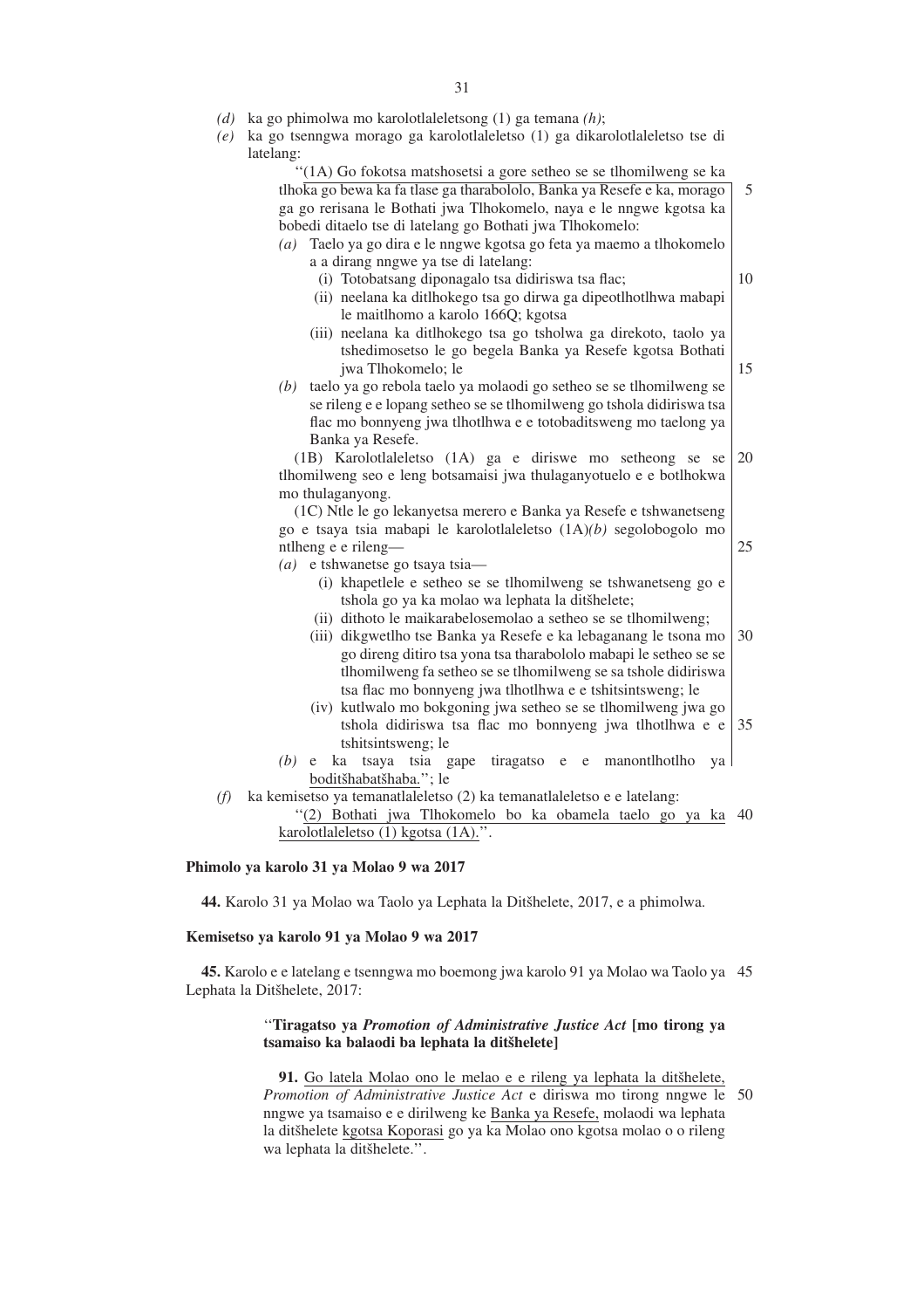(*d*) ka go phimolwa mo karolotlaleletsong (1) ga temana *(h)*;

(*e*) ka go tsenngwa morago ga karolotlaleletso (1) ga dikarolotlaleletso tse di latelang:

"(1A) Go fokotsa matshosetsi a gore setheo se se tlhomilweng se ka tlhoka go bewa ka fa tlase ga tharabololo, Banka ya Resefe e ka, morago ga go rerisana le Bothati jwa Tlhokomelo, naya e le nngwe kgotsa ka bobedi ditaelo tse di latelang go Bothati jwa Tlhokomelo:

(*a*) Taelo ya go dira e le nngwe kgotsa go feta ya maemo a tlhokomelo a a dirang nngwe ya tse di latelang:

(i) Totobatsang diponagalo tsa didiriswa tsa flac;

(ii) neelana ka ditlhokego tsa go dirwa ga dipeotlhotlhwa mabapi le maitlhomo a karolo 166Q; kgotsa

(iii) neelana ka ditlhokego tsa go tsholwa ga direkoto, taolo ya tshedimosetso le go begela Banka ya Resefe kgotsa Bothati jwa Tlhokomelo; le

(*b*) taelo ya go rebola taelo ya molaodi go setheo se se tlhomilweng se se rileng e e lopang setheo se se tlhomilweng go tshola didiriswa tsa flac mo bonnyeng jwa tlhotlhwa e e totobaditsweng mo taelong ya Banka ya Resefe.

(1B) Karolotlaleletso (1A) ga e diriswe mo setheong se se tlhomilweng seo e leng botsamaisi jwa thulaganyotuelo e e botlhokwa mo thulaganyong.

(1C) Ntle le go lekanyetsa merero e Banka ya Resefe e tshwanetseng go e tsaya tsia mabapi le karolotlaleletso (1A)*(b)* segolobogolo mo ntlheng e e rileng—

(*a*) e tshwanetse go tsaya tsia—

(i) khapetlele e setheo se se tlhomilweng se tshwanetseng go e tshola go ya ka molao wa lephata la ditšhelete;

(ii) dithoto le maikarabelosemolao a setheo se se tlhomilweng;

(iii) dikgwetlho tse Banka ya Resefe e ka lebaganang le tsona mo go direng ditiro tsa yona tsa tharabololo mabapi le setheo se se tlhomilweng fa setheo se se tlhomilweng se sa tshole didiriswa tsa flac mo bonnyeng jwa tlhotlhwa e e tshitsintsweng; le

(iv) kutlwalo mo bokgoning jwa setheo se se tlhomilweng jwa go tshola didiriswa tsa flac mo bonnyeng jwa tlhotlhwa e e tshitsintsweng; le

(*b*) e ka tsaya tsia gape tiragatso e e manontlhotlho ya boditšhabatšhaba."; le

(*f*) ka kemisetso ya temanatlaleletso (2) ka temanatlaleletso e e latelang:

"(2) Bothati jwa Tlhokomelo bo ka obamela taelo go ya ka karolotlaleletso (1) kgotsa (1A).".

**Phimolo ya karolo 31 ya Molao 9 wa 2017**

**44.** Karolo 31 ya Molao wa Taolo ya Lephata la Ditšhelete, 2017, e a phimolwa.

**Kemisetso ya karolo 91 ya Molao 9 wa 2017**

**45.** Karolo e e latelang e tsenngwa mo boemong jwa karolo 91 ya Molao wa Taolo ya Lephata la Ditšhelete, 2017:

"**Tiragatso ya *Promotion of Administrative Justice Act* [mo tirong ya tsamaiso ka balaodi ba lephata la ditšhelete]**

**91.** Go latela Molao ono le melao e e rileng ya lephata la ditšhelete, *Promotion of Administrative Justice Act* e diriswa mo tirong nngwe le nngwe ya tsamaiso e e dirilweng ke Banka ya Resefe, molaodi wa lephata la ditšhelete kgotsa Koporasi go ya ka Molao ono kgotsa molao o o rileng wa lephata la ditšhelete.".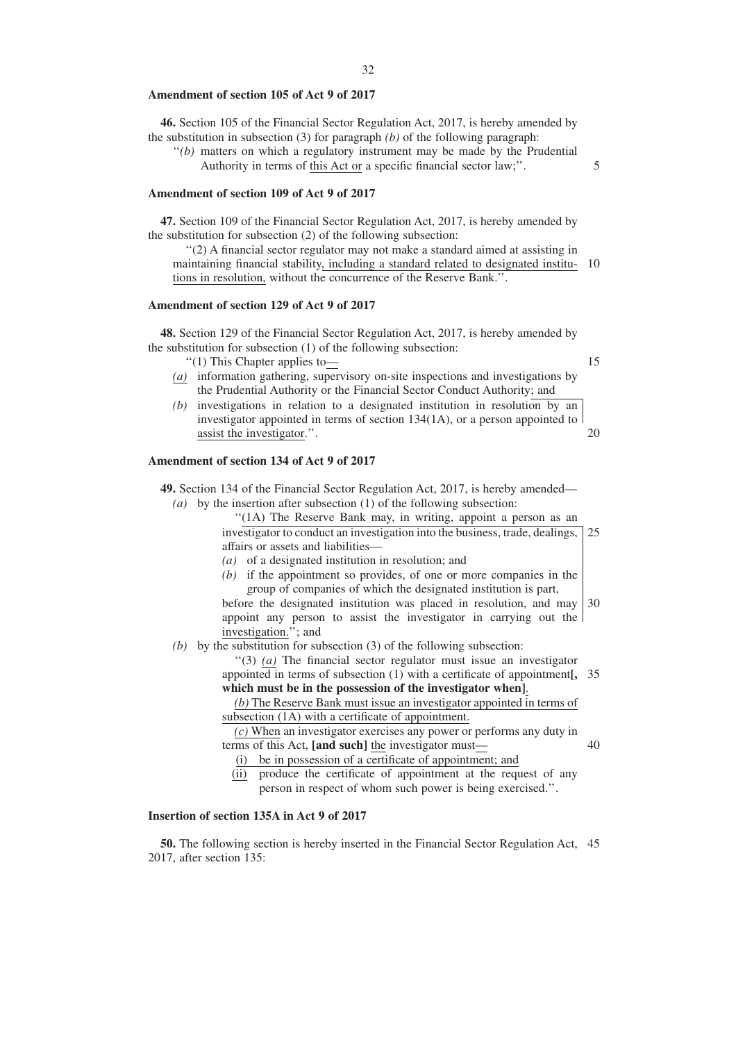**Amendment of section 105 of Act 9 of 2017**

**46.** Section 105 of the Financial Sector Regulation Act, 2017, is hereby amended by the substitution in subsection (3) for paragraph *(b)* of the following paragraph:

''*(b)* matters on which a regulatory instrument may be made by the Prudential Authority in terms of this Act or a specific financial sector law;''.

**Amendment of section 109 of Act 9 of 2017**

**47.** Section 109 of the Financial Sector Regulation Act, 2017, is hereby amended by the substitution for subsection (2) of the following subsection:

''(2) A financial sector regulator may not make a standard aimed at assisting in maintaining financial stability, including a standard related to designated institutions in resolution, without the concurrence of the Reserve Bank.''.

**Amendment of section 129 of Act 9 of 2017**

**48.** Section 129 of the Financial Sector Regulation Act, 2017, is hereby amended by the substitution for subsection (1) of the following subsection:

''(1) This Chapter applies to—

*(a)* information gathering, supervisory on-site inspections and investigations by the Prudential Authority or the Financial Sector Conduct Authority; and

*(b)* investigations in relation to a designated institution in resolution by an investigator appointed in terms of section 134(1A), or a person appointed to assist the investigator.''.

**Amendment of section 134 of Act 9 of 2017**

**49.** Section 134 of the Financial Sector Regulation Act, 2017, is hereby amended—

*(a)* by the insertion after subsection (1) of the following subsection:

''(1A) The Reserve Bank may, in writing, appoint a person as an investigator to conduct an investigation into the business, trade, dealings, affairs or assets and liabilities—

*(a)* of a designated institution in resolution; and

*(b)* if the appointment so provides, of one or more companies in the group of companies of which the designated institution is part,

before the designated institution was placed in resolution, and may appoint any person to assist the investigator in carrying out the investigation.''; and

*(b)* by the substitution for subsection (3) of the following subsection:

''(3) *(a)* The financial sector regulator must issue an investigator appointed in terms of subsection (1) with a certificate of appointment**[, which must be in the possession of the investigator when]**.

*(b)* The Reserve Bank must issue an investigator appointed in terms of subsection (1A) with a certificate of appointment.

*(c)* When an investigator exercises any power or performs any duty in terms of this Act, **[and such]** the investigator must—

(i) be in possession of a certificate of appointment; and

(ii) produce the certificate of appointment at the request of any person in respect of whom such power is being exercised.''.

**Insertion of section 135A in Act 9 of 2017**

**50.** The following section is hereby inserted in the Financial Sector Regulation Act, 2017, after section 135: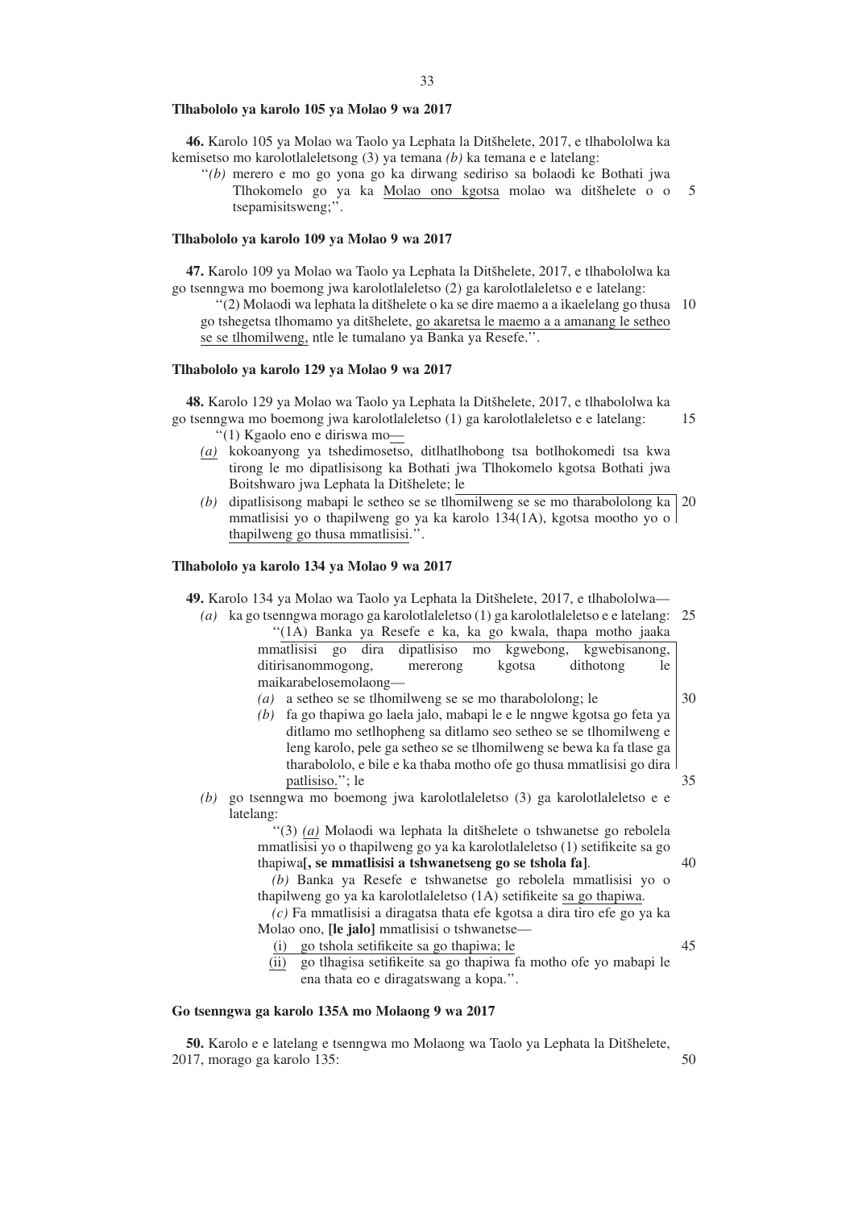**Tlhabololo ya karolo 105 ya Molao 9 wa 2017**

**46.** Karolo 105 ya Molao wa Taolo ya Lephata la Ditšhelete, 2017, e tlhabololwa ka kemisetso mo karolotlaleletsong (3) ya temana *(b)* ka temana e e latelang:

"*(b)* merero e mo go yona go ka dirwang sediriso sa bolaodi ke Bothati jwa Tlhokomelo go ya ka Molao ono kgotsa molao wa ditšhelete o o tsepamisitsweng;".

**Tlhabololo ya karolo 109 ya Molao 9 wa 2017**

**47.** Karolo 109 ya Molao wa Taolo ya Lephata la Ditšhelete, 2017, e tlhabololwa ka go tsenngwa mo boemong jwa karolotlaleletso (2) ga karolotlaleletso e e latelang:

"(2) Molaodi wa lephata la ditšhelete o ka se dire maemo a a ikaelelang go thusa go tshegetsa tlhomamo ya ditšhelete, go akaretsa le maemo a a amanang le setheo se se tlhomilweng, ntle le tumalano ya Banka ya Resefe.".

**Tlhabololo ya karolo 129 ya Molao 9 wa 2017**

**48.** Karolo 129 ya Molao wa Taolo ya Lephata la Ditšhelete, 2017, e tlhabololwa ka go tsenngwa mo boemong jwa karolotlaleletso (1) ga karolotlaleletso e e latelang:

"(1) Kgaolo eno e diriswa mo—

*(a)* kokoanyong ya tshedimosetso, ditlhatlhobong tsa botlhokomedi tsa kwa tirong le mo dipatlisisong ka Bothati jwa Tlhokomelo kgotsa Bothati jwa Boitshwaro jwa Lephata la Ditšhelete; le

*(b)* dipatlisisong mabapi le setheo se se tlhomilweng se se mo tharabololong ka mmatlisisi yo o thapilweng go ya ka karolo 134(1A), kgotsa mootho yo o thapilweng go thusa mmatlisisi.".

**Tlhabololo ya karolo 134 ya Molao 9 wa 2017**

**49.** Karolo 134 ya Molao wa Taolo ya Lephata la Ditšhelete, 2017, e tlhabololwa—

*(a)* ka go tsenngwa morago ga karolotlaleletso (1) ga karolotlaleletso e e latelang:

"(1A) Banka ya Resefe e ka, ka go kwala, thapa motho jaaka mmatlisisi go dira dipatlisiso mo kgwebong, kgwebisanong, ditirisanommogong, mererong kgotsa dithotong le maikarabelosemolaong—

*(a)* a setheo se se tlhomilweng se se mo tharabololong; le

*(b)* fa go thapiwa go laela jalo, mabapi le e le nngwe kgotsa go feta ya ditlamo mo setlhopheng sa ditlamo seo setheo se se tlhomilweng e leng karolo, pele ga setheo se se tlhomilweng se bewa ka fa tlase ga tharabololo, e bile e ka thaba motho ofe go thusa mmatlisisi go dira patlisiso."; le

*(b)* go tsenngwa mo boemong jwa karolotlaleletso (3) ga karolotlaleletso e e latelang:

"(3) *(a)* Molaodi wa lephata la ditšhelete o tshwanetse go rebolela mmatlisisi yo o thapilweng go ya ka karolotlaleletso (1) setifikeite sa go thapiwa**[, se mmatlisisi a tshwanetseng go se tshola fa]**.

*(b)* Banka ya Resefe e tshwanetse go rebolela mmatlisisi yo o thapilweng go ya ka karolotlaleletso (1A) setifikeite sa go thapiwa.

*(c)* Fa mmatlisisi a diragatsa thata efe kgotsa a dira tiro efe go ya ka Molao ono, **[le jalo]** mmatlisisi o tshwanetse—

(i) go tshola setifikeite sa go thapiwa; le

(ii) go tlhagisa setifikeite sa go thapiwa fa motho ofe yo mabapi le ena thata eo e diragatswang a kopa.".

**Go tsenngwa ga karolo 135A mo Molaong 9 wa 2017**

**50.** Karolo e e latelang e tsenngwa mo Molaong wa Taolo ya Lephata la Ditšhelete, 2017, morago ga karolo 135: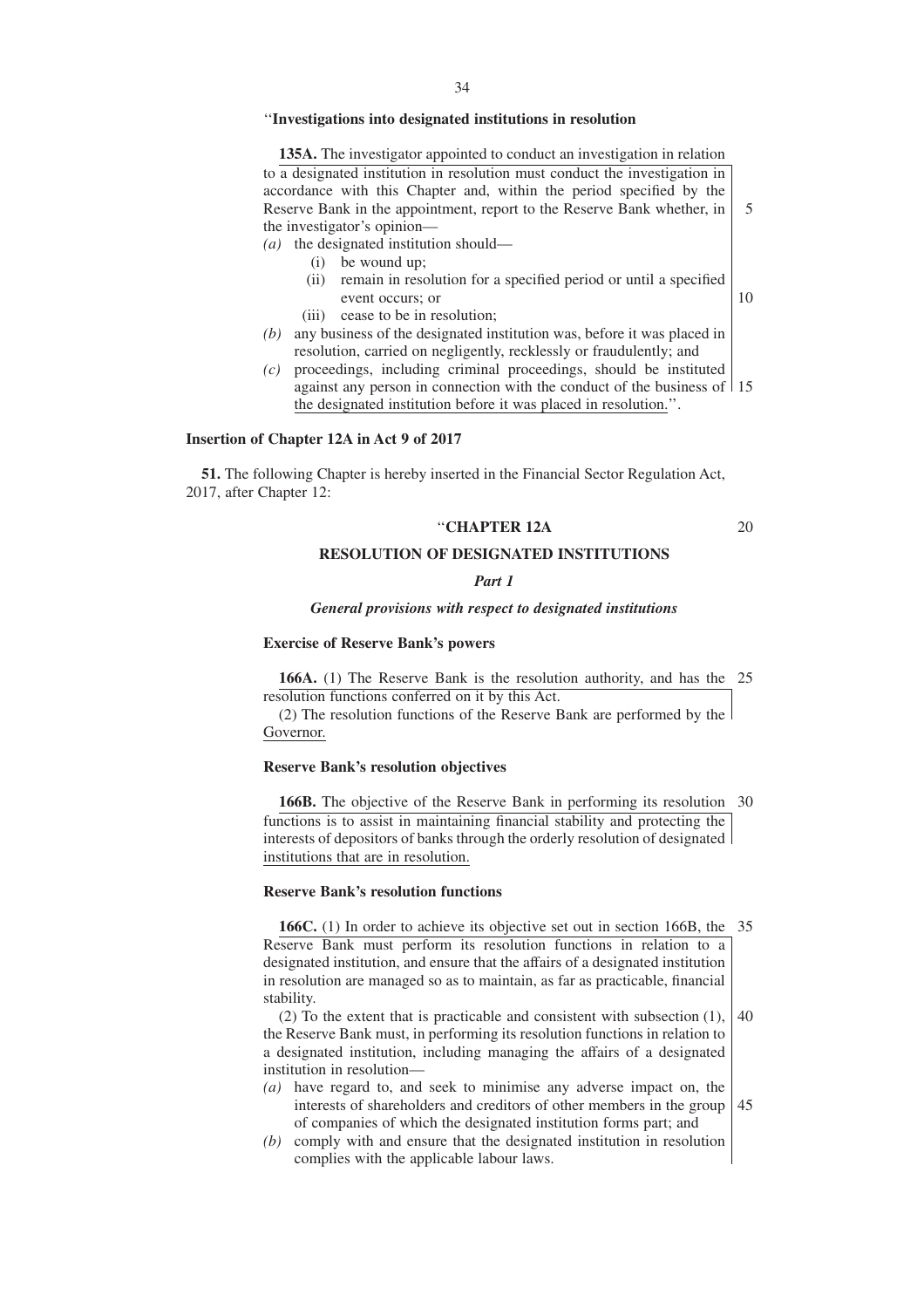''**Investigations into designated institutions in resolution**

**135A.** The investigator appointed to conduct an investigation in relation to a designated institution in resolution must conduct the investigation in accordance with this Chapter and, within the period specified by the Reserve Bank in the appointment, report to the Reserve Bank whether, in the investigator's opinion—

*(a)* the designated institution should—
   (i) be wound up;
   (ii) remain in resolution for a specified period or until a specified event occurs; or
   (iii) cease to be in resolution;

*(b)* any business of the designated institution was, before it was placed in resolution, carried on negligently, recklessly or fraudulently; and

*(c)* proceedings, including criminal proceedings, should be instituted against any person in connection with the conduct of the business of the designated institution before it was placed in resolution.''.

**Insertion of Chapter 12A in Act 9 of 2017**

**51.** The following Chapter is hereby inserted in the Financial Sector Regulation Act, 2017, after Chapter 12:

''**CHAPTER 12A**

**RESOLUTION OF DESIGNATED INSTITUTIONS**

***Part 1***

***General provisions with respect to designated institutions***

**Exercise of Reserve Bank's powers**

**166A.** (1) The Reserve Bank is the resolution authority, and has the resolution functions conferred on it by this Act.

(2) The resolution functions of the Reserve Bank are performed by the Governor.

**Reserve Bank's resolution objectives**

**166B.** The objective of the Reserve Bank in performing its resolution functions is to assist in maintaining financial stability and protecting the interests of depositors of banks through the orderly resolution of designated institutions that are in resolution.

**Reserve Bank's resolution functions**

**166C.** (1) In order to achieve its objective set out in section 166B, the Reserve Bank must perform its resolution functions in relation to a designated institution, and ensure that the affairs of a designated institution in resolution are managed so as to maintain, as far as practicable, financial stability.

(2) To the extent that is practicable and consistent with subsection (1), the Reserve Bank must, in performing its resolution functions in relation to a designated institution, including managing the affairs of a designated institution in resolution—

*(a)* have regard to, and seek to minimise any adverse impact on, the interests of shareholders and creditors of other members in the group of companies of which the designated institution forms part; and

*(b)* comply with and ensure that the designated institution in resolution complies with the applicable labour laws.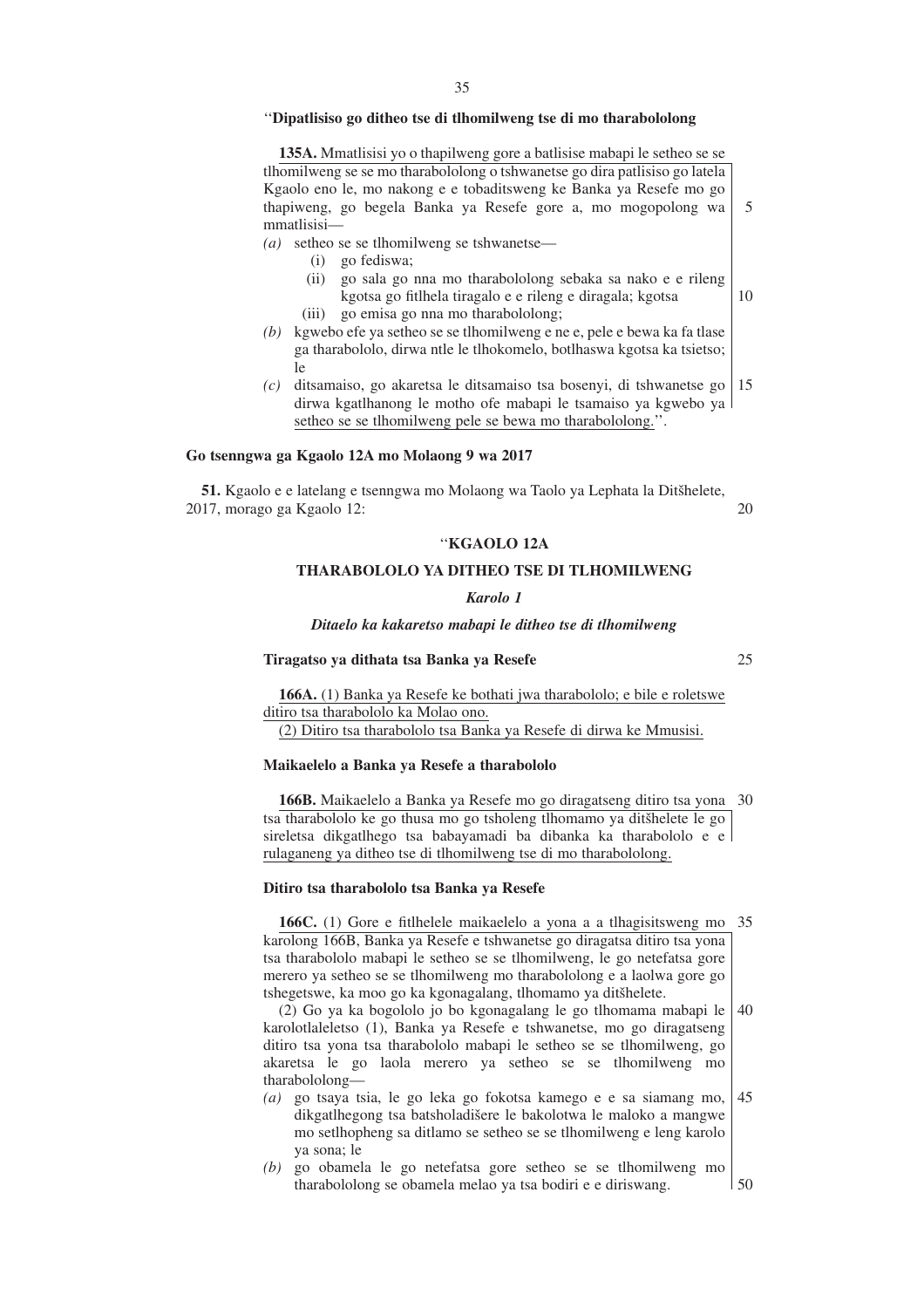''**Dipatlisiso go ditheo tse di tlhomilweng tse di mo tharabololong**

**135A.** Mmatlisisi yo o thapilweng gore a batlisise mabapi le setheo se se tlhomilweng se se mo tharabololong o tshwanetse go dira patlisiso go latela Kgaolo eno le, mo nakong e e tobaditsweng ke Banka ya Resefe mo go thapiweng, go begela Banka ya Resefe gore a, mo mogopolong wa mmatlisisi—

*(a)* setheo se se tlhomilweng se tshwanetse—
   (i) go fediswa;
   (ii) go sala go nna mo tharabololong sebaka sa nako e e rileng kgotsa go fitlhela tiragalo e e rileng e diragala; kgotsa
   (iii) go emisa go nna mo tharabololong;

*(b)* kgwebo efe ya setheo se se tlhomilweng e ne e, pele e bewa ka fa tlase ga tharabololo, dirwa ntle le tlhokomelo, botlhaswa kgotsa ka tsietso; le

*(c)* ditsamaiso, go akaretsa le ditsamaiso tsa bosenyi, di tshwanetse go dirwa kgatlhanong le motho ofe mabapi le tsamaiso ya kgwebo ya setheo se se tlhomilweng pele se bewa mo tharabololong.''.

**Go tsenngwa ga Kgaolo 12A mo Molaong 9 wa 2017**

**51.** Kgaolo e e latelang e tsenngwa mo Molaong wa Taolo ya Lephata la Ditšhelete, 2017, morago ga Kgaolo 12:

''**KGAOLO 12A**

**THARABOLOLO YA DITHEO TSE DI TLHOMILWENG**

***Karolo 1***

***Ditaelo ka kakaretso mabapi le ditheo tse di tlhomilweng***

**Tiragatso ya dithata tsa Banka ya Resefe**

**166A.** (1) Banka ya Resefe ke bothati jwa tharabololo; e bile e roletswe ditiro tsa tharabololo ka Molao ono.

(2) Ditiro tsa tharabololo tsa Banka ya Resefe di dirwa ke Mmusisi.

**Maikaelelo a Banka ya Resefe a tharabololo**

**166B.** Maikaelelo a Banka ya Resefe mo go diragatseng ditiro tsa yona tsa tharabololo ke go thusa mo go tsholeng tlhomamo ya ditšhelete le go sireletsa dikgatlhego tsa babayamadi ba dibanka ka tharabololo e e rulaganeng ya ditheo tse di tlhomilweng tse di mo tharabololong.

**Ditiro tsa tharabololo tsa Banka ya Resefe**

**166C.** (1) Gore e fitlhelele maikaelelo a yona a a tlhagisitsweng mo karolong 166B, Banka ya Resefe e tshwanetse go diragatsa ditiro tsa yona tsa tharabololo mabapi le setheo se se tlhomilweng, le go netefatsa gore merero ya setheo se se tlhomilweng mo tharabololong e a laolwa gore go tshegetswe, ka moo go ka kgonagalang, tlhomamo ya ditšhelete.

(2) Go ya ka bogololo jo bo kgonagalang le go tlhomama mabapi le karolotlaleletso (1), Banka ya Resefe e tshwanetse, mo go diragatseng ditiro tsa yona tsa tharabololo mabapi le setheo se se tlhomilweng, go akaretsa le go laola merero ya setheo se se tlhomilweng mo tharabololong—

*(a)* go tsaya tsia, le go leka go fokotsa kamego e e sa siamang mo, dikgatlhegong tsa batsholadišere le bakolotwa le maloko a mangwe mo setlhopheng sa ditlamo se setheo se se tlhomilweng e leng karolo ya sona; le

*(b)* go obamela le go netefatsa gore setheo se se tlhomilweng mo tharabololong se obamela melao ya tsa bodiri e e diriswang.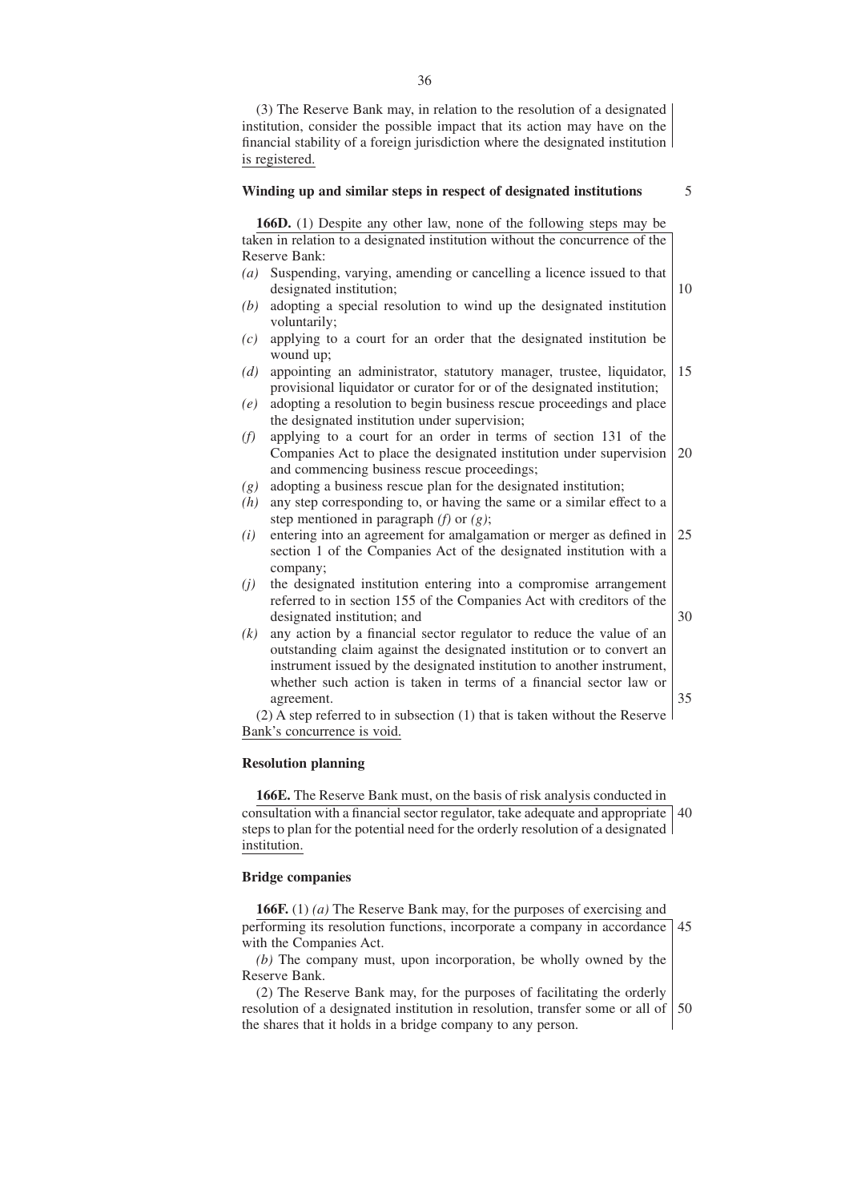(3) The Reserve Bank may, in relation to the resolution of a designated institution, consider the possible impact that its action may have on the financial stability of a foreign jurisdiction where the designated institution is registered.

**Winding up and similar steps in respect of designated institutions**

**166D.** (1) Despite any other law, none of the following steps may be taken in relation to a designated institution without the concurrence of the Reserve Bank:

*(a)* Suspending, varying, amending or cancelling a licence issued to that designated institution;

*(b)* adopting a special resolution to wind up the designated institution voluntarily;

*(c)* applying to a court for an order that the designated institution be wound up;

*(d)* appointing an administrator, statutory manager, trustee, liquidator, provisional liquidator or curator for or of the designated institution;

*(e)* adopting a resolution to begin business rescue proceedings and place the designated institution under supervision;

*(f)* applying to a court for an order in terms of section 131 of the Companies Act to place the designated institution under supervision and commencing business rescue proceedings;

*(g)* adopting a business rescue plan for the designated institution;

*(h)* any step corresponding to, or having the same or a similar effect to a step mentioned in paragraph *(f)* or *(g)*;

*(i)* entering into an agreement for amalgamation or merger as defined in section 1 of the Companies Act of the designated institution with a company;

*(j)* the designated institution entering into a compromise arrangement referred to in section 155 of the Companies Act with creditors of the designated institution; and

*(k)* any action by a financial sector regulator to reduce the value of an outstanding claim against the designated institution or to convert an instrument issued by the designated institution to another instrument, whether such action is taken in terms of a financial sector law or agreement.

(2) A step referred to in subsection (1) that is taken without the Reserve Bank's concurrence is void.

**Resolution planning**

**166E.** The Reserve Bank must, on the basis of risk analysis conducted in consultation with a financial sector regulator, take adequate and appropriate steps to plan for the potential need for the orderly resolution of a designated institution.

**Bridge companies**

**166F.** (1) *(a)* The Reserve Bank may, for the purposes of exercising and performing its resolution functions, incorporate a company in accordance with the Companies Act.

*(b)* The company must, upon incorporation, be wholly owned by the Reserve Bank.

(2) The Reserve Bank may, for the purposes of facilitating the orderly resolution of a designated institution in resolution, transfer some or all of the shares that it holds in a bridge company to any person.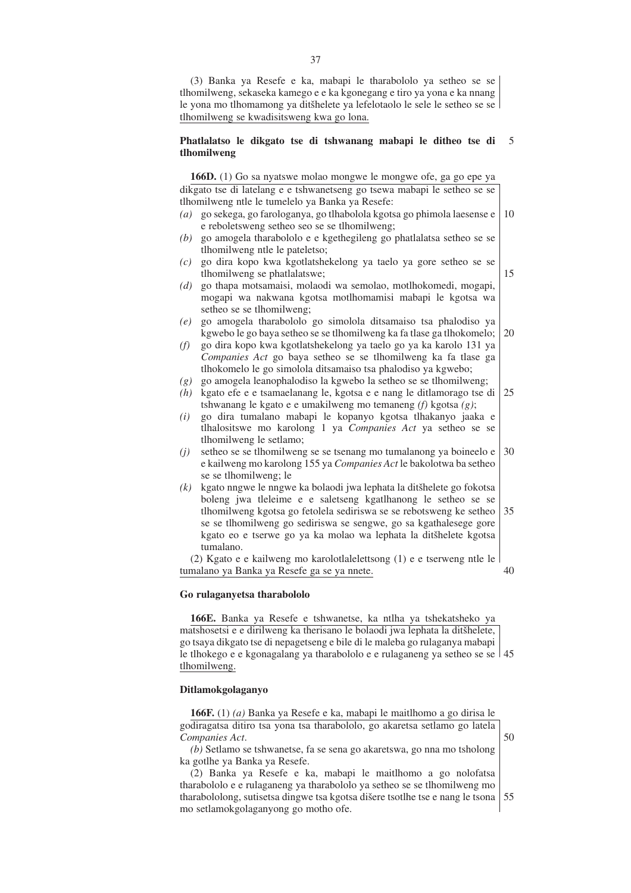(3) Banka ya Resefe e ka, mabapi le tharabololo ya setheo se se tlhomilweng, sekaseka kamego e e ka kgonegang e tiro ya yona e ka nnang le yona mo tlhomamong ya ditšhelete ya lefelotaolo le sele le setheo se se tlhomilweng se kwadisitsweng kwa go lona.

**Phatlalatso le dikgato tse di tshwanang mabapi le ditheo tse di tlhomilweng**

**166D.** (1) Go sa nyatswe molao mongwe le mongwe ofe, ga go epe ya dikgato tse di latelang e e tshwanetseng go tsewa mabapi le setheo se se tlhomilweng ntle le tumelelo ya Banka ya Resefe:

*(a)* go sekega, go farologanya, go tlhabolola kgotsa go phimola laesense e e reboletsweng setheo seo se se tlhomilweng;

*(b)* go amogela tharabololo e e kgethegileng go phatlalatsa setheo se se tlhomilweng ntle le pateletso;

*(c)* go dira kopo kwa kgotlatshekelong ya taelo ya gore setheo se se tlhomilweng se phatlalatswe;

*(d)* go thapa motsamaisi, molaodi wa semolao, motlhokomedi, mogapi, mogapi wa nakwana kgotsa motlhomamisi mabapi le kgotsa wa setheo se se tlhomilweng;

*(e)* go amogela tharabololo go simolola ditsamaiso tsa phalodiso ya kgwebo le go baya setheo se se tlhomilweng ka fa tlase ga tlhokomelo;

*(f)* go dira kopo kwa kgotlatshekelong ya taelo go ya ka karolo 131 ya *Companies Act* go baya setheo se se tlhomilweng ka fa tlase ga tlhokomelo le go simolola ditsamaiso tsa phalodiso ya kgwebo;

*(g)* go amogela leanophalodiso la kgwebo la setheo se se tlhomilweng;

*(h)* kgato efe e e tsamaelanang le, kgotsa e e nang le ditlamorago tse di tshwanang le kgato e e umakilweng mo temaneng *(f)* kgotsa *(g)*;

*(i)* go dira tumalano mabapi le kopanyo kgotsa tlhakanyo jaaka e tlhalositswe mo karolong 1 ya *Companies Act* ya setheo se se tlhomilweng le setlamo;

*(j)* setheo se se tlhomilweng se se tsenang mo tumalanong ya boineelo e e kailweng mo karolong 155 ya *Companies Act* le bakolotwa ba setheo se se tlhomilweng; le

*(k)* kgato nngwe le nngwe ka bolaodi jwa lephata la ditšhelete go fokotsa boleng jwa tleleime e e saletseng kgatlhanong le setheo se se tlhomilweng kgotsa go fetolela sediriswa se se rebotsweng ke setheo se se tlhomilweng go sediriswa se sengwe, go sa kgathalesege gore kgato eo e tserwe go ya ka molao wa lephata la ditšhelete kgotsa tumalano.

(2) Kgato e e kailweng mo karolotlalelettsong (1) e e tserweng ntle le tumalano ya Banka ya Resefe ga se ya nnete.

**Go rulaganyetsa tharabololo**

**166E.** Banka ya Resefe e tshwanetse, ka ntlha ya tshekatsheko ya matshosetsi e e dirilweng ka therisano le bolaodi jwa lephata la ditšhelete, go tsaya dikgato tse di nepagetseng e bile di le maleba go rulaganya mabapi le tlhokego e e kgonagalang ya tharabololo e e rulaganeng ya setheo se se tlhomilweng.

**Ditlamokgolaganyo**

**166F.** (1) *(a)* Banka ya Resefe e ka, mabapi le maitlhomo a go dirisa le godiragatsa ditiro tsa yona tsa tharabololo, go akaretsa setlamo go latela *Companies Act*.

*(b)* Setlamo se tshwanetse, fa se sena go akaretswa, go nna mo tsholong ka gotlhe ya Banka ya Resefe.

(2) Banka ya Resefe e ka, mabapi le maitlhomo a go nolofatsa tharabololo e e rulaganeng ya tharabololo ya setheo se se tlhomilweng mo tharabololong, sutisetsa dingwe tsa kgotsa dišere tsotlhe tse e nang le tsona mo setlamokgolaganyong go motho ofe.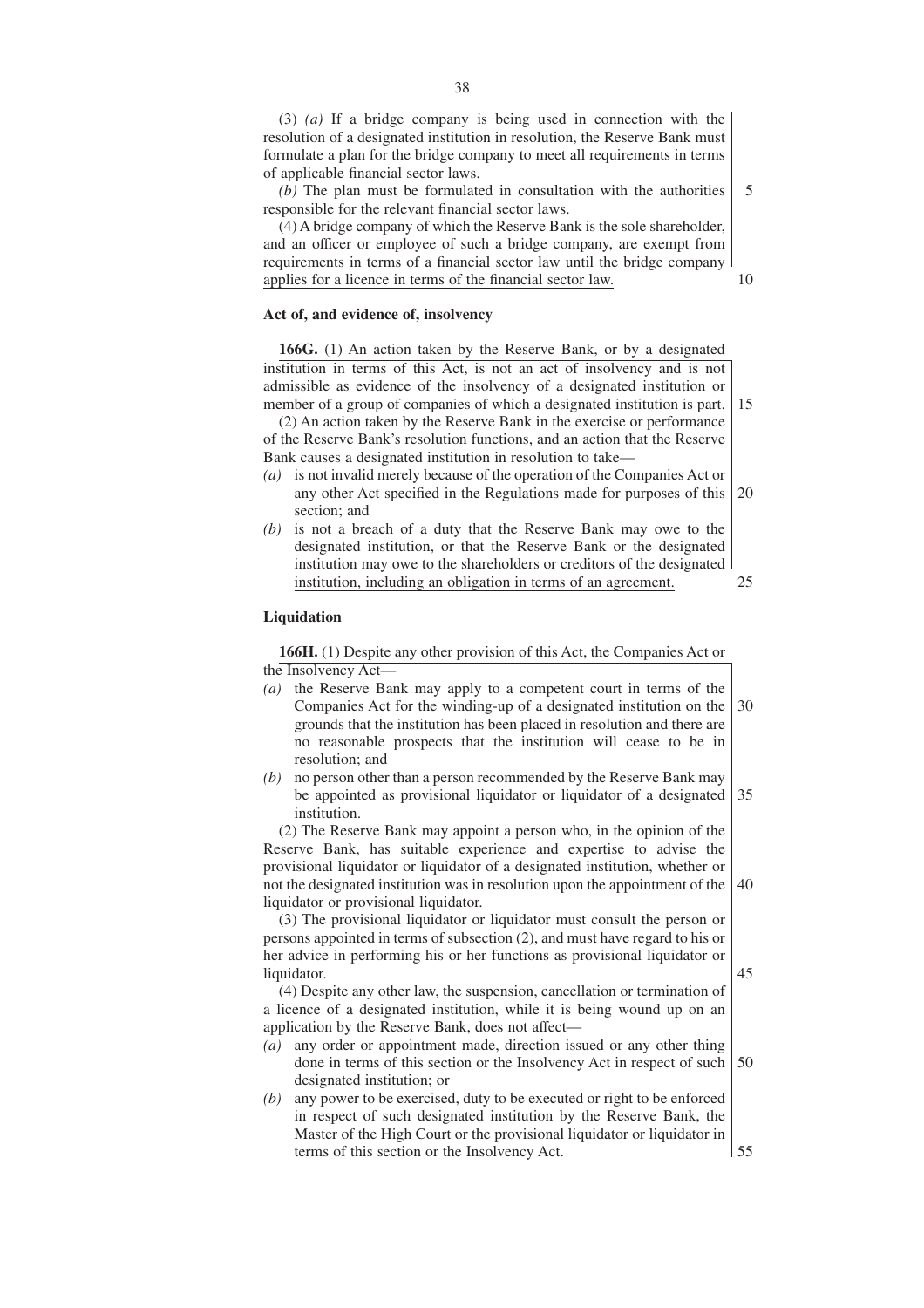(3) *(a)* If a bridge company is being used in connection with the resolution of a designated institution in resolution, the Reserve Bank must formulate a plan for the bridge company to meet all requirements in terms of applicable financial sector laws.

*(b)* The plan must be formulated in consultation with the authorities responsible for the relevant financial sector laws.

(4) A bridge company of which the Reserve Bank is the sole shareholder, and an officer or employee of such a bridge company, are exempt from requirements in terms of a financial sector law until the bridge company applies for a licence in terms of the financial sector law.

**Act of, and evidence of, insolvency**

**166G.** (1) An action taken by the Reserve Bank, or by a designated institution in terms of this Act, is not an act of insolvency and is not admissible as evidence of the insolvency of a designated institution or member of a group of companies of which a designated institution is part.

(2) An action taken by the Reserve Bank in the exercise or performance of the Reserve Bank's resolution functions, and an action that the Reserve Bank causes a designated institution in resolution to take—

*(a)* is not invalid merely because of the operation of the Companies Act or any other Act specified in the Regulations made for purposes of this section; and

*(b)* is not a breach of a duty that the Reserve Bank may owe to the designated institution, or that the Reserve Bank or the designated institution may owe to the shareholders or creditors of the designated institution, including an obligation in terms of an agreement.

**Liquidation**

**166H.** (1) Despite any other provision of this Act, the Companies Act or the Insolvency Act—

*(a)* the Reserve Bank may apply to a competent court in terms of the Companies Act for the winding-up of a designated institution on the grounds that the institution has been placed in resolution and there are no reasonable prospects that the institution will cease to be in resolution; and

*(b)* no person other than a person recommended by the Reserve Bank may be appointed as provisional liquidator or liquidator of a designated institution.

(2) The Reserve Bank may appoint a person who, in the opinion of the Reserve Bank, has suitable experience and expertise to advise the provisional liquidator or liquidator of a designated institution, whether or not the designated institution was in resolution upon the appointment of the liquidator or provisional liquidator.

(3) The provisional liquidator or liquidator must consult the person or persons appointed in terms of subsection (2), and must have regard to his or her advice in performing his or her functions as provisional liquidator or liquidator.

(4) Despite any other law, the suspension, cancellation or termination of a licence of a designated institution, while it is being wound up on an application by the Reserve Bank, does not affect—

*(a)* any order or appointment made, direction issued or any other thing done in terms of this section or the Insolvency Act in respect of such designated institution; or

*(b)* any power to be exercised, duty to be executed or right to be enforced in respect of such designated institution by the Reserve Bank, the Master of the High Court or the provisional liquidator or liquidator in terms of this section or the Insolvency Act.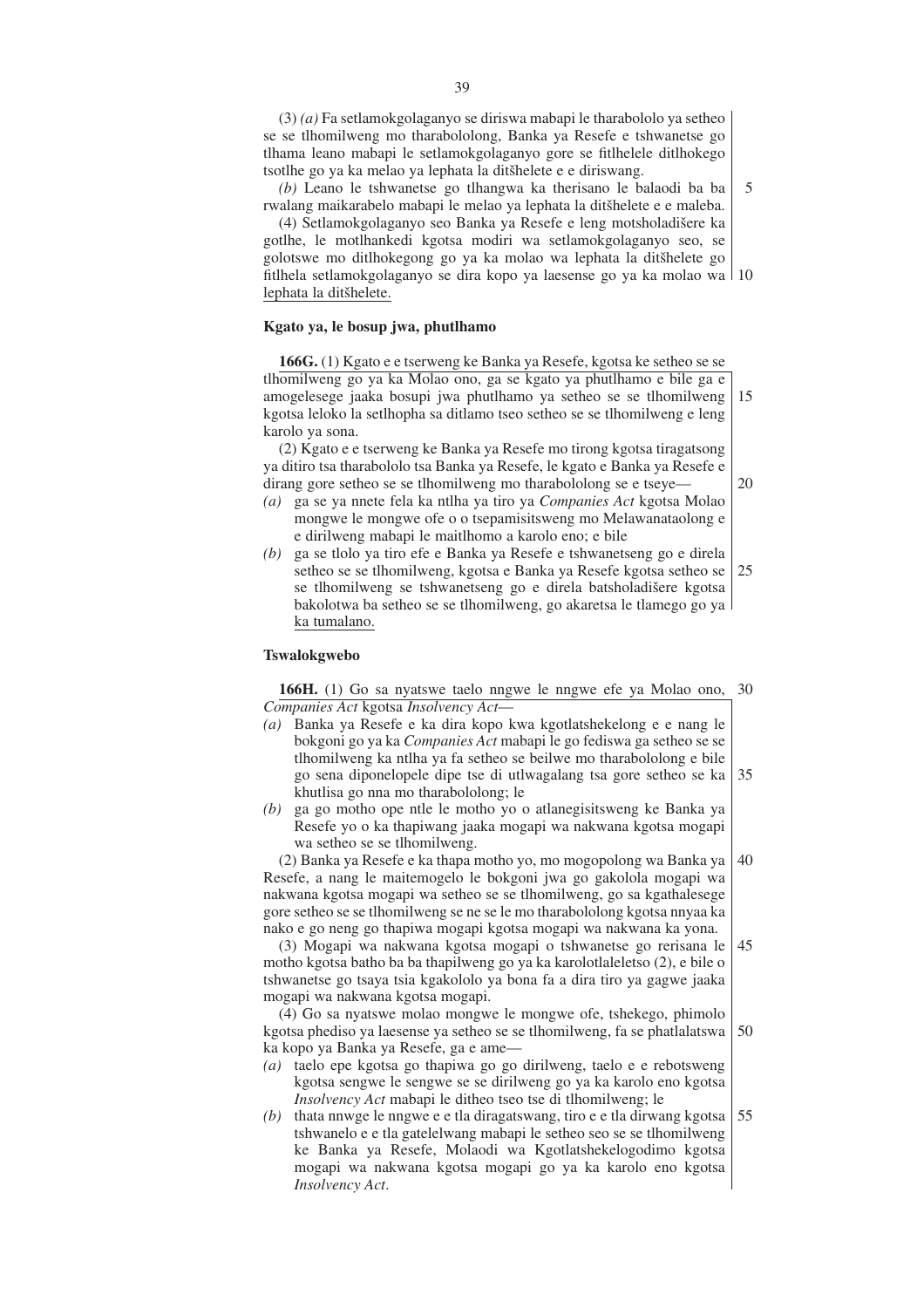(3) *(a)* Fa setlamokgolaganyo se diriswa mabapi le tharabololo ya setheo se se tlhomilweng mo tharabololong, Banka ya Resefe e tshwanetse go tlhama leano mabapi le setlamokgolaganyo gore se fitlhelele ditlhokego tsotlhe go ya ka melao ya lephata la ditšhelete e e diriswang.

*(b)* Leano le tshwanetse go tlhangwa ka therisano le balaodi ba ba rwalang maikarabelo mabapi le melao ya lephata la ditšhelete e e maleba.

(4) Setlamokgolaganyo seo Banka ya Resefe e leng motsholadišere ka gotlhe, le motlhankedi kgotsa modiri wa setlamokgolaganyo seo, se golotswe mo ditlhokegong go ya ka molao wa lephata la ditšhelete go fitlhela setlamokgolaganyo se dira kopo ya laesense go ya ka molao wa lephata la ditšhelete.

**Kgato ya, le bosup jwa, phutlhamo**

**166G.** (1) Kgato e e tserweng ke Banka ya Resefe, kgotsa ke setheo se se tlhomilweng go ya ka Molao ono, ga se kgato ya phutlhamo e bile ga e amogelesege jaaka bosupi jwa phutlhamo ya setheo se se tlhomilweng kgotsa leloko la setlhopha sa ditlamo tseo setheo se se tlhomilweng e leng karolo ya sona.

(2) Kgato e e tserweng ke Banka ya Resefe mo tirong kgotsa tiragatsong ya ditiro tsa tharabololo tsa Banka ya Resefe, le kgato e Banka ya Resefe e dirang gore setheo se se tlhomilweng mo tharabololong se e tseye—

*(a)* ga se ya nnete fela ka ntlha ya tiro ya *Companies Act* kgotsa Molao mongwe le mongwe ofe o o tsepamisitsweng mo Melawanataolong e e dirilweng mabapi le maitlhomo a karolo eno; e bile

*(b)* ga se tlolo ya tiro efe e Banka ya Resefe e tshwanetseng go e direla setheo se se tlhomilweng, kgotsa e Banka ya Resefe kgotsa setheo se se tlhomilweng se tshwanetseng go e direla batsholadišere kgotsa bakolotwa ba setheo se se tlhomilweng, go akaretsa le tlamego go ya ka tumalano.

**Tswalokgwebo**

**166H.** (1) Go sa nyatswe taelo nngwe le nngwe efe ya Molao ono, *Companies Act* kgotsa *Insolvency Act*—

*(a)* Banka ya Resefe e ka dira kopo kwa kgotlatshekelong e e nang le bokgoni go ya ka *Companies Act* mabapi le go fediswa ga setheo se se tlhomilweng ka ntlha ya fa setheo se beilwe mo tharabololong e bile go sena diponelopele dipe tse di utlwagalang tsa gore setheo se ka khutlisa go nna mo tharabololong; le

*(b)* ga go motho ope ntle le motho yo o atlanegisitsweng ke Banka ya Resefe yo o ka thapiwang jaaka mogapi wa nakwana kgotsa mogapi wa setheo se se tlhomilweng.

(2) Banka ya Resefe e ka thapa motho yo, mo mogopolong wa Banka ya Resefe, a nang le maitemogelo le bokgoni jwa go gakolola mogapi wa nakwana kgotsa mogapi wa setheo se se tlhomilweng, go sa kgathalesege gore setheo se se tlhomilweng se ne se le mo tharabololong kgotsa nnyaa ka nako e go neng go thapiwa mogapi kgotsa mogapi wa nakwana ka yona.

(3) Mogapi wa nakwana kgotsa mogapi o tshwanetse go rerisana le motho kgotsa batho ba ba thapilweng go ya ka karolotlaleletso (2), e bile o tshwanetse go tsaya tsia kgakololo ya bona fa a dira tiro ya gagwe jaaka mogapi wa nakwana kgotsa mogapi.

(4) Go sa nyatswe molao mongwe le mongwe ofe, tshekego, phimolo kgotsa phediso ya laesense ya setheo se se tlhomilweng, fa se phatlalatswa ka kopo ya Banka ya Resefe, ga e ame—

*(a)* taelo epe kgotsa go thapiwa go go dirilweng, taelo e e rebotsweng kgotsa sengwe le sengwe se se dirilweng go ya ka karolo eno kgotsa *Insolvency Act* mabapi le ditheo tseo tse di tlhomilweng; le

*(b)* thata nnwge le nngwe e e tla diragatswang, tiro e e tla dirwang kgotsa tshwanelo e e tla gatelelwang mabapi le setheo seo se se tlhomilweng ke Banka ya Resefe, Molaodi wa Kgotlatshekelogodimo kgotsa mogapi wa nakwana kgotsa mogapi go ya ka karolo eno kgotsa *Insolvency Act*.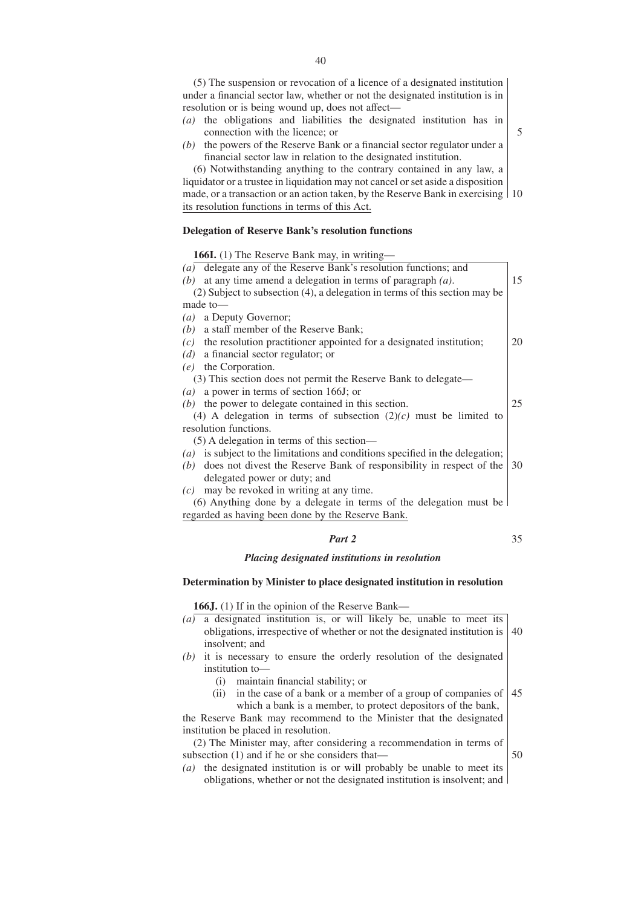(5) The suspension or revocation of a licence of a designated institution under a financial sector law, whether or not the designated institution is in resolution or is being wound up, does not affect—

*(a)* the obligations and liabilities the designated institution has in connection with the licence; or

*(b)* the powers of the Reserve Bank or a financial sector regulator under a financial sector law in relation to the designated institution.

(6) Notwithstanding anything to the contrary contained in any law, a liquidator or a trustee in liquidation may not cancel or set aside a disposition made, or a transaction or an action taken, by the Reserve Bank in exercising its resolution functions in terms of this Act.

**Delegation of Reserve Bank's resolution functions**

**166I.** (1) The Reserve Bank may, in writing—

*(a)* delegate any of the Reserve Bank's resolution functions; and

*(b)* at any time amend a delegation in terms of paragraph *(a)*.

(2) Subject to subsection (4), a delegation in terms of this section may be made to—

*(a)* a Deputy Governor;

*(b)* a staff member of the Reserve Bank;

*(c)* the resolution practitioner appointed for a designated institution;

*(d)* a financial sector regulator; or

*(e)* the Corporation.

(3) This section does not permit the Reserve Bank to delegate—

*(a)* a power in terms of section 166J; or

*(b)* the power to delegate contained in this section.

(4) A delegation in terms of subsection (2)*(c)* must be limited to resolution functions.

(5) A delegation in terms of this section—

*(a)* is subject to the limitations and conditions specified in the delegation;

*(b)* does not divest the Reserve Bank of responsibility in respect of the delegated power or duty; and

*(c)* may be revoked in writing at any time.

(6) Anything done by a delegate in terms of the delegation must be regarded as having been done by the Reserve Bank.

## *Part 2*

### *Placing designated institutions in resolution*

**Determination by Minister to place designated institution in resolution**

**166J.** (1) If in the opinion of the Reserve Bank—

*(a)* a designated institution is, or will likely be, unable to meet its obligations, irrespective of whether or not the designated institution is insolvent; and

*(b)* it is necessary to ensure the orderly resolution of the designated institution to—

  (i) maintain financial stability; or

  (ii) in the case of a bank or a member of a group of companies of which a bank is a member, to protect depositors of the bank,

the Reserve Bank may recommend to the Minister that the designated institution be placed in resolution.

(2) The Minister may, after considering a recommendation in terms of subsection (1) and if he or she considers that—

*(a)* the designated institution is or will probably be unable to meet its obligations, whether or not the designated institution is insolvent; and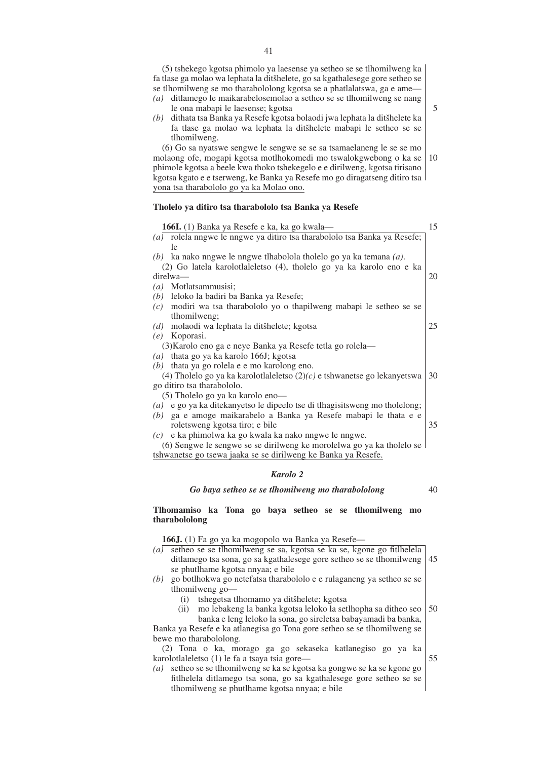(5) tshekego kgotsa phimolo ya laesense ya setheo se se tlhomilweng ka fa tlase ga molao wa lephata la ditšhelete, go sa kgathalesege gore setheo se se tlhomilweng se mo tharabololong kgotsa se a phatlalatswa, ga e ame—

*(a)* ditlamego le maikarabelosemolao a setheo se se tlhomilweng se nang le ona mabapi le laesense; kgotsa

*(b)* dithata tsa Banka ya Resefe kgotsa bolaodi jwa lephata la ditšhelete ka fa tlase ga molao wa lephata la ditšhelete mabapi le setheo se se tlhomilweng.

(6) Go sa nyatswe sengwe le sengwe se se sa tsamaelaneng le se se mo molaong ofe, mogapi kgotsa motlhokomedi mo tswalokgwebong o ka se phimole kgotsa a beele kwa thoko tshekegelo e e dirilweng, kgotsa tirisano kgotsa kgato e e tserweng, ke Banka ya Resefe mo go diragatseng ditiro tsa yona tsa tharabololo go ya ka Molao ono.

**Tholelo ya ditiro tsa tharabololo tsa Banka ya Resefe**

**166I.** (1) Banka ya Resefe e ka, ka go kwala—

*(a)* rolela nngwe le nngwe ya ditiro tsa tharabololo tsa Banka ya Resefe; le

*(b)* ka nako nngwe le nngwe tlhabolola tholelo go ya ka temana *(a)*.

(2) Go latela karolotlaleletso (4), tholelo go ya ka karolo eno e ka direlwa—

*(a)* Motlatsammusisi;

*(b)* leloko la badiri ba Banka ya Resefe;

*(c)* modiri wa tsa tharabololo yo o thapilweng mabapi le setheo se se tlhomilweng;

*(d)* molaodi wa lephata la ditšhelete; kgotsa

*(e)* Koporasi.

(3)Karolo eno ga e neye Banka ya Resefe tetla go rolela—

*(a)* thata go ya ka karolo 166J; kgotsa

*(b)* thata ya go rolela e e mo karolong eno.

(4) Tholelo go ya ka karolotlaleletso (2)*(c)* e tshwanetse go lekanyetswa go ditiro tsa tharabololo.

(5) Tholelo go ya ka karolo eno—

*(a)* e go ya ka ditekanyetso le dipeelo tse di tlhagisitsweng mo tholelong;

*(b)* ga e amoge maikarabelo a Banka ya Resefe mabapi le thata e e roletsweng kgotsa tiro; e bile

*(c)* e ka phimolwa ka go kwala ka nako nngwe le nngwe.

(6) Sengwe le sengwe se se dirilweng ke morolelwa go ya ka tholelo se tshwanetse go tsewa jaaka se se dirilweng ke Banka ya Resefe.

## *Karolo 2*

### *Go baya setheo se se tlhomilweng mo tharabololong*

**Tlhomamiso ka Tona go baya setheo se se tlhomilweng mo tharabololong**

**166J.** (1) Fa go ya ka mogopolo wa Banka ya Resefe—

*(a)* setheo se se tlhomilweng se sa, kgotsa se ka se, kgone go fitlhelela ditlamego tsa sona, go sa kgathalesege gore setheo se se tlhomilweng se phutlhame kgotsa nnyaa; e bile

*(b)* go botlhokwa go netefatsa tharabololo e e rulaganeng ya setheo se se tlhomilweng go—

(i) tshegetsa tlhomamo ya ditšhelete; kgotsa

(ii) mo lebakeng la banka kgotsa leloko la setlhopha sa ditheo seo banka e leng leloko la sona, go sireletsa babayamadi ba banka,

Banka ya Resefe e ka atlanegisa go Tona gore setheo se se tlhomilweng se bewe mo tharabololong.

(2) Tona o ka, morago ga go sekaseka katlanegiso go ya ka karolotlaleletso (1) le fa a tsaya tsia gore—

*(a)* setheo se se tlhomilweng se ka se kgotsa ka gongwe se ka se kgone go fitlhelela ditlamego tsa sona, go sa kgathalesege gore setheo se se tlhomilweng se phutlhame kgotsa nnyaa; e bile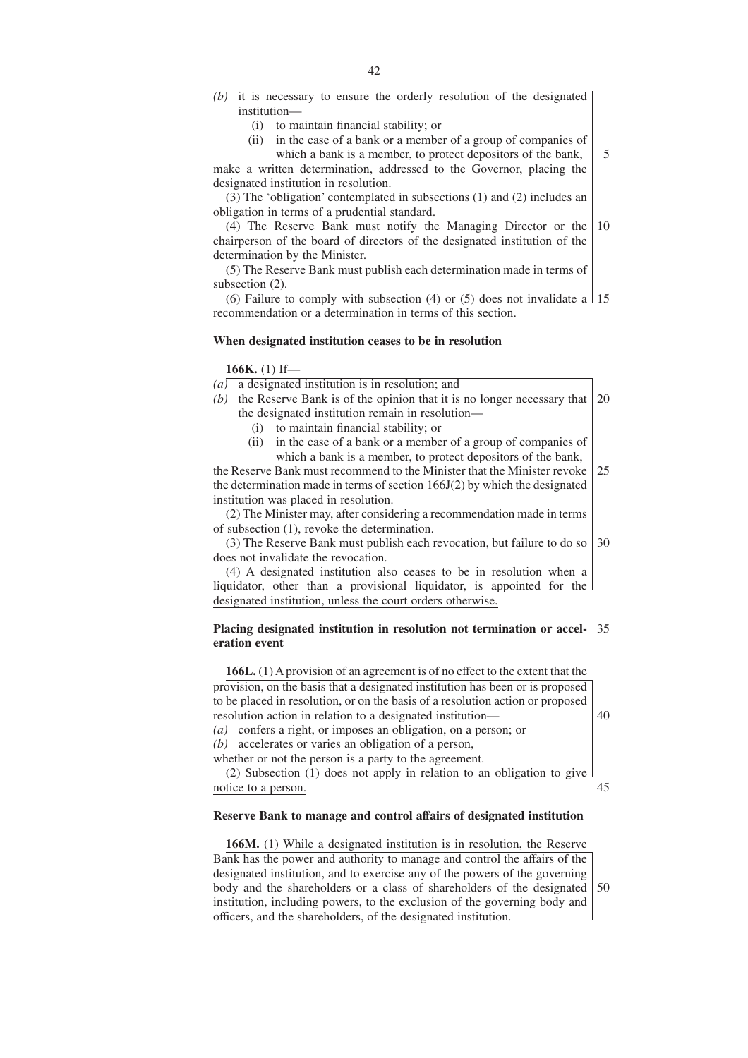*(b)* it is necessary to ensure the orderly resolution of the designated institution—

(i) to maintain financial stability; or

(ii) in the case of a bank or a member of a group of companies of which a bank is a member, to protect depositors of the bank,

make a written determination, addressed to the Governor, placing the designated institution in resolution.

(3) The 'obligation' contemplated in subsections (1) and (2) includes an obligation in terms of a prudential standard.

(4) The Reserve Bank must notify the Managing Director or the chairperson of the board of directors of the designated institution of the determination by the Minister.

(5) The Reserve Bank must publish each determination made in terms of subsection (2).

(6) Failure to comply with subsection (4) or (5) does not invalidate a recommendation or a determination in terms of this section.

**When designated institution ceases to be in resolution**

**166K.** (1) If—

*(a)* a designated institution is in resolution; and

*(b)* the Reserve Bank is of the opinion that it is no longer necessary that the designated institution remain in resolution—

(i) to maintain financial stability; or

(ii) in the case of a bank or a member of a group of companies of which a bank is a member, to protect depositors of the bank,

the Reserve Bank must recommend to the Minister that the Minister revoke the determination made in terms of section 166J(2) by which the designated institution was placed in resolution.

(2) The Minister may, after considering a recommendation made in terms of subsection (1), revoke the determination.

(3) The Reserve Bank must publish each revocation, but failure to do so does not invalidate the revocation.

(4) A designated institution also ceases to be in resolution when a liquidator, other than a provisional liquidator, is appointed for the designated institution, unless the court orders otherwise.

**Placing designated institution in resolution not termination or acceleration event**

**166L.** (1) A provision of an agreement is of no effect to the extent that the provision, on the basis that a designated institution has been or is proposed to be placed in resolution, or on the basis of a resolution action or proposed resolution action in relation to a designated institution—

*(a)* confers a right, or imposes an obligation, on a person; or

*(b)* accelerates or varies an obligation of a person,

whether or not the person is a party to the agreement.

(2) Subsection (1) does not apply in relation to an obligation to give notice to a person.

**Reserve Bank to manage and control affairs of designated institution**

**166M.** (1) While a designated institution is in resolution, the Reserve Bank has the power and authority to manage and control the affairs of the designated institution, and to exercise any of the powers of the governing body and the shareholders or a class of shareholders of the designated institution, including powers, to the exclusion of the governing body and officers, and the shareholders, of the designated institution.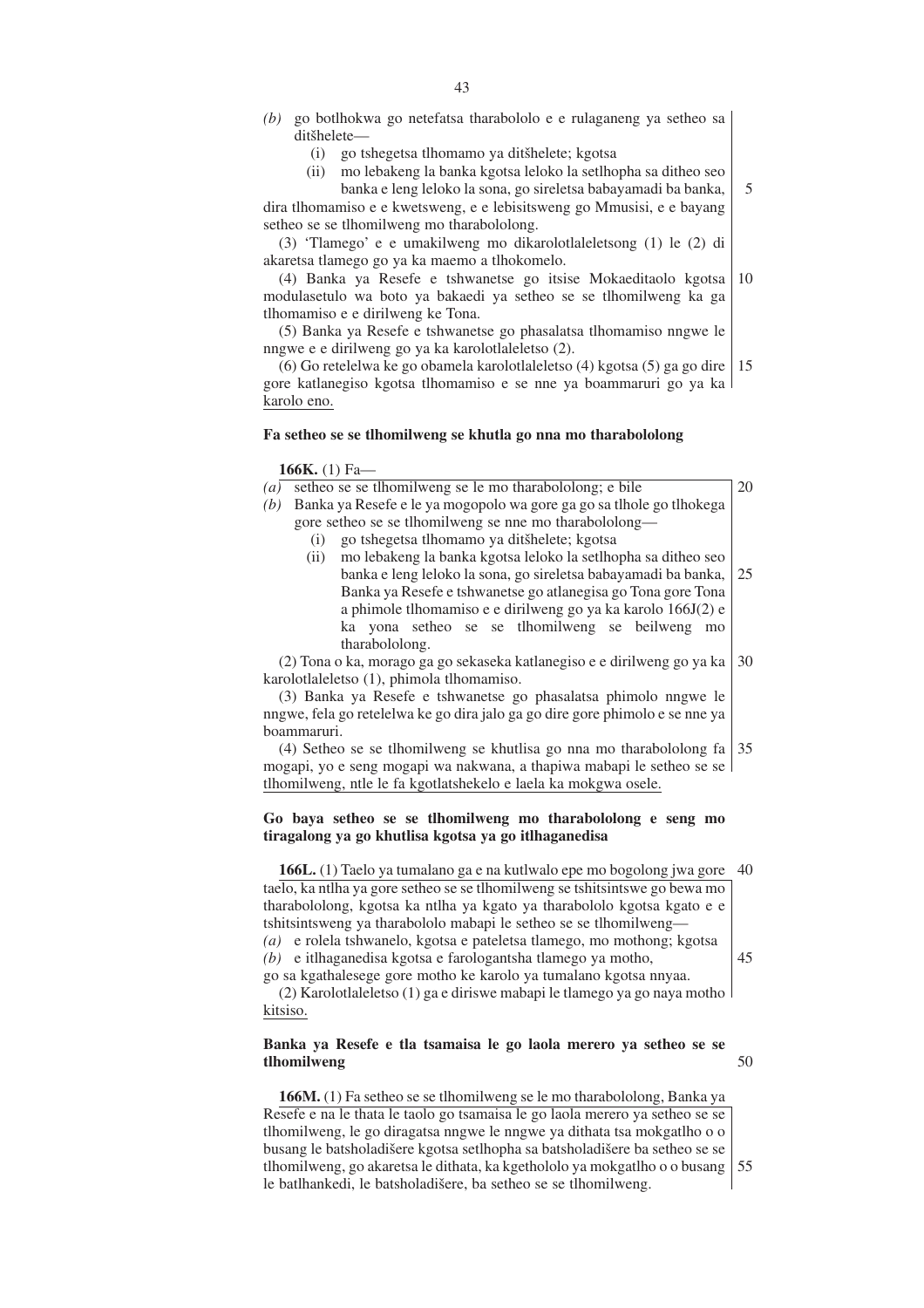*(b)* go botlhokwa go netefatsa tharabololo e e rulaganeng ya setheo sa ditšhelete—

(i) go tshegetsa tlhomamo ya ditšhelete; kgotsa

(ii) mo lebakeng la banka kgotsa leloko la setlhopha sa ditheo seo banka e leng leloko la sona, go sireletsa babayamadi ba banka,

dira tlhomamiso e e kwetsweng, e e lebisitsweng go Mmusisi, e e bayang setheo se se tlhomilweng mo tharabololong.

(3) 'Tlamego' e e umakilweng mo dikarolotlaleletsong (1) le (2) di akaretsa tlamego go ya ka maemo a tlhokomelo.

(4) Banka ya Resefe e tshwanetse go itsise Mokaeditaolo kgotsa modulasetulo wa boto ya bakaedi ya setheo se se tlhomilweng ka ga tlhomamiso e e dirilweng ke Tona.

(5) Banka ya Resefe e tshwanetse go phasalatsa tlhomamiso nngwe le nngwe e e dirilweng go ya ka karolotlaleletso (2).

(6) Go retelelwa ke go obamela karolotlaleletso (4) kgotsa (5) ga go dire gore katlanegiso kgotsa tlhomamiso e se nne ya boammaruri go ya ka karolo eno.

**Fa setheo se se tlhomilweng se khutla go nna mo tharabololong**

**166K.** (1) Fa—

*(a)* setheo se se tlhomilweng se le mo tharabololong; e bile

*(b)* Banka ya Resefe e le ya mogopolo wa gore ga go sa tlhole go tlhokega gore setheo se se tlhomilweng se nne mo tharabololong—

(i) go tshegetsa tlhomamo ya ditšhelete; kgotsa

(ii) mo lebakeng la banka kgotsa leloko la setlhopha sa ditheo seo banka e leng leloko la sona, go sireletsa babayamadi ba banka, Banka ya Resefe e tshwanetse go atlanegisa go Tona gore Tona a phimole tlhomamiso e e dirilweng go ya ka karolo 166J(2) e ka yona setheo se se tlhomilweng se beilweng mo tharabololong.

(2) Tona o ka, morago ga go sekaseka katlanegiso e e dirilweng go ya ka karolotlaleletso (1), phimola tlhomamiso.

(3) Banka ya Resefe e tshwanetse go phasalatsa phimolo nngwe le nngwe, fela go retelelwa ke go dira jalo ga go dire gore phimolo e se nne ya boammaruri.

(4) Setheo se se tlhomilweng se khutlisa go nna mo tharabololong fa mogapi, yo e seng mogapi wa nakwana, a thapiwa mabapi le setheo se se tlhomilweng, ntle le fa kgotlatshekelo e laela ka mokgwa osele.

**Go baya setheo se se tlhomilweng mo tharabololong e seng mo tiragalong ya go khutlisa kgotsa ya go itlhaganedisa**

**166L.** (1) Taelo ya tumalano ga e na kutlwalo epe mo bogolong jwa gore taelo, ka ntlha ya gore setheo se se tlhomilweng se tshitsintswe go bewa mo tharabololong, kgotsa ka ntlha ya kgato ya tharabololo kgotsa kgato e e tshitsintsweng ya tharabololo mabapi le setheo se se tlhomilweng—

*(a)* e rolela tshwanelo, kgotsa e pateletsa tlamego, mo mothong; kgotsa

*(b)* e itlhaganedisa kgotsa e farologantsha tlamego ya motho,

go sa kgathalesege gore motho ke karolo ya tumalano kgotsa nnyaa.

(2) Karolotlaleletso (1) ga e diriswe mabapi le tlamego ya go naya motho kitsiso.

**Banka ya Resefe e tla tsamaisa le go laola merero ya setheo se se tlhomilweng**

**166M.** (1) Fa setheo se se tlhomilweng se le mo tharabololong, Banka ya Resefe e na le thata le taolo go tsamaisa le go laola merero ya setheo se se tlhomilweng, le go diragatsa nngwe le nngwe ya dithata tsa mokgatlho o o busang le batsholadišere kgotsa setlhopha sa batsholadišere ba setheo se se tlhomilweng, go akaretsa le dithata, ka kgetholola ya mokgatlho o o busang le batlhankedi, le batsholadišere, ba setheo se se tlhomilweng.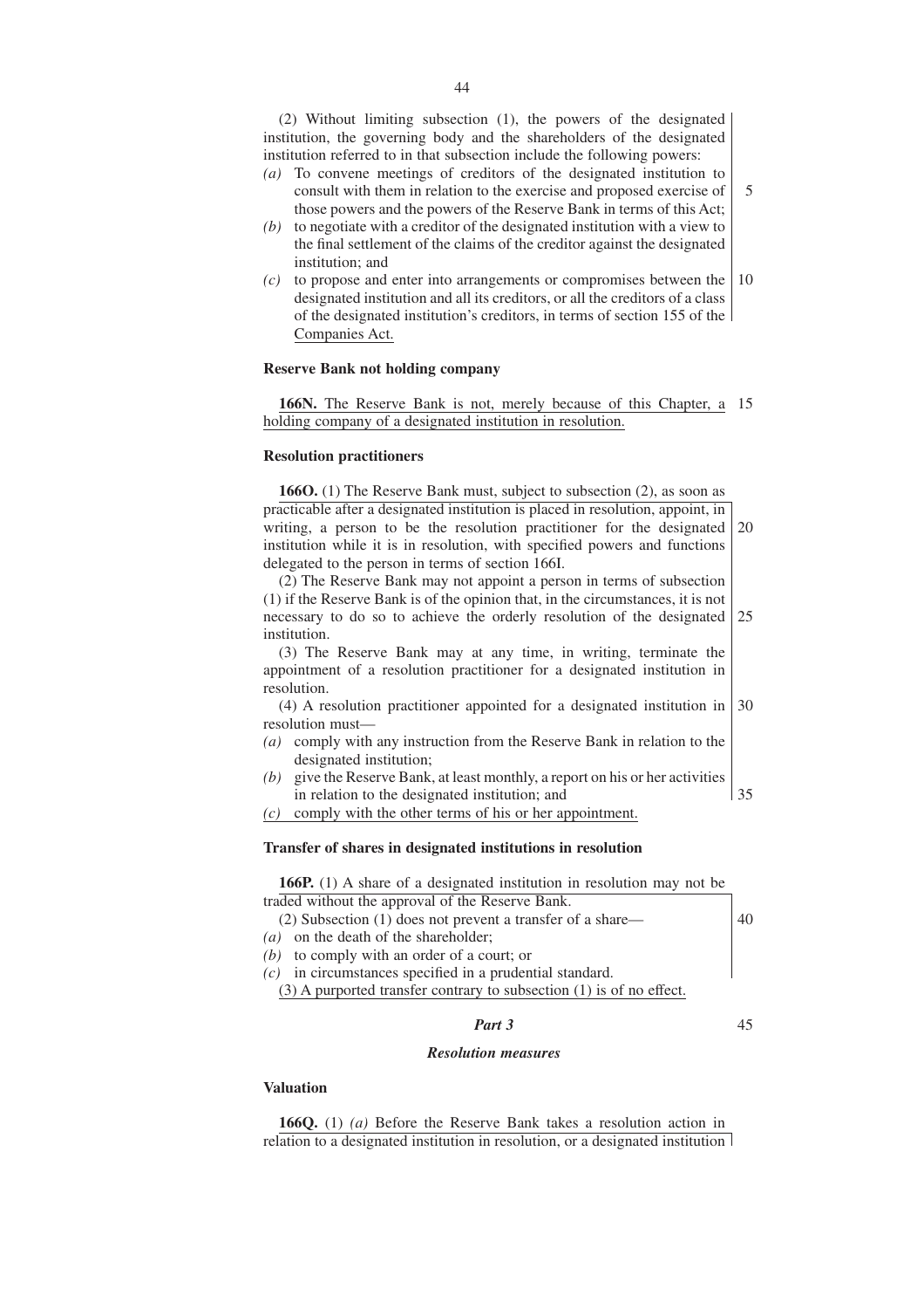(2) Without limiting subsection (1), the powers of the designated institution, the governing body and the shareholders of the designated institution referred to in that subsection include the following powers:

*(a)* To convene meetings of creditors of the designated institution to consult with them in relation to the exercise and proposed exercise of those powers and the powers of the Reserve Bank in terms of this Act;

*(b)* to negotiate with a creditor of the designated institution with a view to the final settlement of the claims of the creditor against the designated institution; and

*(c)* to propose and enter into arrangements or compromises between the designated institution and all its creditors, or all the creditors of a class of the designated institution's creditors, in terms of section 155 of the Companies Act.

**Reserve Bank not holding company**

**166N.** The Reserve Bank is not, merely because of this Chapter, a holding company of a designated institution in resolution.

**Resolution practitioners**

**166O.** (1) The Reserve Bank must, subject to subsection (2), as soon as practicable after a designated institution is placed in resolution, appoint, in writing, a person to be the resolution practitioner for the designated institution while it is in resolution, with specified powers and functions delegated to the person in terms of section 166I.

(2) The Reserve Bank may not appoint a person in terms of subsection (1) if the Reserve Bank is of the opinion that, in the circumstances, it is not necessary to do so to achieve the orderly resolution of the designated institution.

(3) The Reserve Bank may at any time, in writing, terminate the appointment of a resolution practitioner for a designated institution in resolution.

(4) A resolution practitioner appointed for a designated institution in resolution must—

*(a)* comply with any instruction from the Reserve Bank in relation to the designated institution;

*(b)* give the Reserve Bank, at least monthly, a report on his or her activities in relation to the designated institution; and

*(c)* comply with the other terms of his or her appointment.

**Transfer of shares in designated institutions in resolution**

**166P.** (1) A share of a designated institution in resolution may not be traded without the approval of the Reserve Bank.

(2) Subsection (1) does not prevent a transfer of a share—

*(a)* on the death of the shareholder;

*(b)* to comply with an order of a court; or

*(c)* in circumstances specified in a prudential standard.

(3) A purported transfer contrary to subsection (1) is of no effect.

## *Part 3*

### *Resolution measures*

**Valuation**

**166Q.** (1) *(a)* Before the Reserve Bank takes a resolution action in relation to a designated institution in resolution, or a designated institution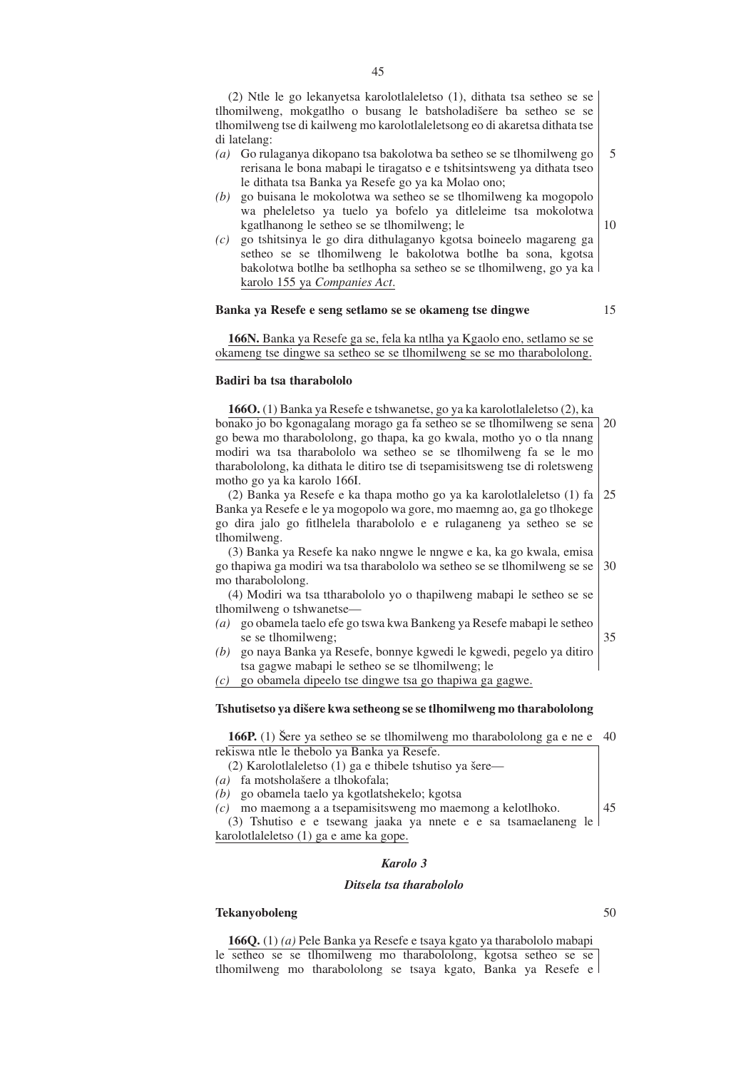(2) Ntle le go lekanyetsa karolotlaleletso (1), dithata tsa setheo se se tlhomilweng, mokgatlho o busang le batsholadišere ba setheo se se tlhomilweng tse di kailweng mo karolotlaleletsong eo di akaretsa dithata tse di latelang:

*(a)* Go rulaganya dikopano tsa bakolotwa ba setheo se se tlhomilweng go rerisana le bona mabapi le tiragatso e e tshitsintsweng ya dithata tseo le dithata tsa Banka ya Resefe go ya ka Molao ono;

*(b)* go buisana le mokolotwa wa setheo se se tlhomilweng ka mogopolo wa pheleletso ya tuelo ya bofelo ya ditleleime tsa mokolotwa kgatlhanong le setheo se se tlhomilweng; le

*(c)* go tshitsinya le go dira dithulaganyo kgotsa boineelo magareng ga setheo se se tlhomilweng le bakolotwa botlhe ba sona, kgotsa bakolotwa botlhe ba setlhopha sa setheo se se tlhomilweng, go ya ka karolo 155 ya *Companies Act*.

**Banka ya Resefe e seng setlamo se se okameng tse dingwe**

**166N.** Banka ya Resefe ga se, fela ka ntlha ya Kgaolo eno, setlamo se se okameng tse dingwe sa setheo se se tlhomilweng se se mo tharabololong.

**Badiri ba tsa tharabololo**

**166O.** (1) Banka ya Resefe e tshwanetse, go ya ka karolotlaleletso (2), ka bonako jo bo kgonagalang morago ga fa setheo se se tlhomilweng se sena go bewa mo tharabololong, go thapa, ka go kwala, motho yo o tla nnang modiri wa tsa tharabololo wa setheo se se tlhomilweng fa se le mo tharabololong, ka dithata le ditiro tse di tsepamisitsweng tse di roletsweng motho go ya ka karolo 166I.

(2) Banka ya Resefe e ka thapa motho go ya ka karolotlaleletso (1) fa Banka ya Resefe e le ya mogopolo wa gore, mo maemng ao, ga go tlhokege go dira jalo go fitlhelela tharabololo e e rulaganeng ya setheo se se tlhomilweng.

(3) Banka ya Resefe ka nako nngwe le nngwe e ka, ka go kwala, emisa go thapiwa ga modiri wa tsa tharabololo wa setheo se se tlhomilweng se se mo tharabololong.

(4) Modiri wa tsa ttharabololo yo o thapilweng mabapi le setheo se se tlhomilweng o tshwanetse—

*(a)* go obamela taelo efe go tswa kwa Bankeng ya Resefe mabapi le setheo se se tlhomilweng;

*(b)* go naya Banka ya Resefe, bonnye kgwedi le kgwedi, pegelo ya ditiro tsa gagwe mabapi le setheo se se tlhomilweng; le

*(c)* go obamela dipeelo tse dingwe tsa go thapiwa ga gagwe.

**Tshutisetso ya dišere kwa setheong se se tlhomilweng mo tharabololong**

**166P.** (1) Šere ya setheo se se tlhomilweng mo tharabololong ga e ne e rekiswa ntle le thebolo ya Banka ya Resefe.

(2) Karolotlaleletso (1) ga e thibele tshutiso ya šere—

*(a)* fa motsholašere a tlhokofala;

*(b)* go obamela taelo ya kgotlatshekelo; kgotsa

*(c)* mo maemong a a tsepamisitsweng mo maemong a kelotlhoko.

(3) Tshutiso e e tsewang jaaka ya nnete e e sa tsamaelaneng le karolotlaleletso (1) ga e ame ka gope.

## *Karolo 3*

## *Ditsela tsa tharabololo*

**Tekanyoboleng**

**166Q.** (1) *(a)* Pele Banka ya Resefe e tsaya kgato ya tharabololo mabapi le setheo se se tlhomilweng mo tharabololong, kgotsa setheo se se tlhomilweng mo tharabololong se tsaya kgato, Banka ya Resefe e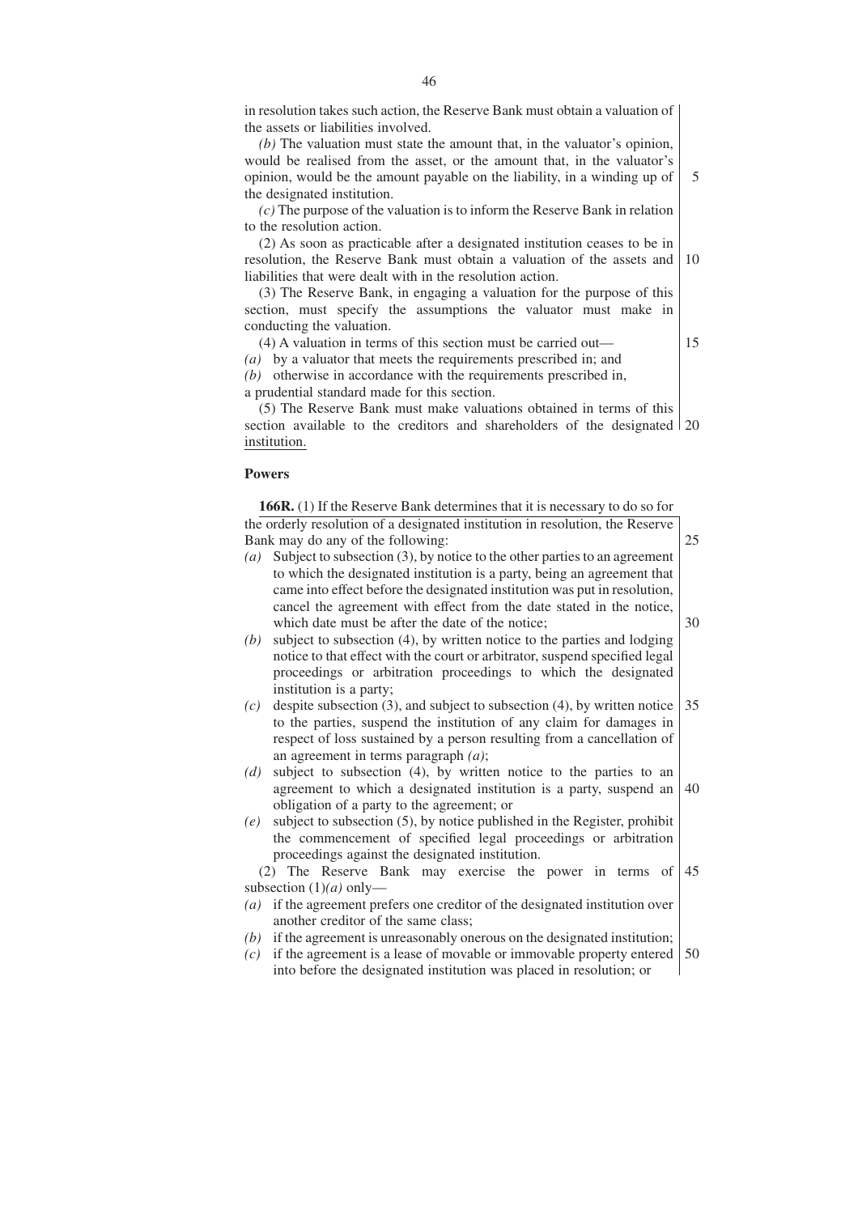in resolution takes such action, the Reserve Bank must obtain a valuation of the assets or liabilities involved.

*(b)* The valuation must state the amount that, in the valuator's opinion, would be realised from the asset, or the amount that, in the valuator's opinion, would be the amount payable on the liability, in a winding up of the designated institution.

*(c)* The purpose of the valuation is to inform the Reserve Bank in relation to the resolution action.

(2) As soon as practicable after a designated institution ceases to be in resolution, the Reserve Bank must obtain a valuation of the assets and liabilities that were dealt with in the resolution action.

(3) The Reserve Bank, in engaging a valuation for the purpose of this section, must specify the assumptions the valuator must make in conducting the valuation.

(4) A valuation in terms of this section must be carried out—

*(a)* by a valuator that meets the requirements prescribed in; and

*(b)* otherwise in accordance with the requirements prescribed in,

a prudential standard made for this section.

(5) The Reserve Bank must make valuations obtained in terms of this section available to the creditors and shareholders of the designated institution.

**Powers**

**166R.** (1) If the Reserve Bank determines that it is necessary to do so for the orderly resolution of a designated institution in resolution, the Reserve Bank may do any of the following:

*(a)* Subject to subsection (3), by notice to the other parties to an agreement to which the designated institution is a party, being an agreement that came into effect before the designated institution was put in resolution, cancel the agreement with effect from the date stated in the notice, which date must be after the date of the notice;

*(b)* subject to subsection (4), by written notice to the parties and lodging notice to that effect with the court or arbitrator, suspend specified legal proceedings or arbitration proceedings to which the designated institution is a party;

*(c)* despite subsection (3), and subject to subsection (4), by written notice to the parties, suspend the institution of any claim for damages in respect of loss sustained by a person resulting from a cancellation of an agreement in terms paragraph *(a)*;

*(d)* subject to subsection (4), by written notice to the parties to an agreement to which a designated institution is a party, suspend an obligation of a party to the agreement; or

*(e)* subject to subsection (5), by notice published in the Register, prohibit the commencement of specified legal proceedings or arbitration proceedings against the designated institution.

(2) The Reserve Bank may exercise the power in terms of subsection (1)*(a)* only—

*(a)* if the agreement prefers one creditor of the designated institution over another creditor of the same class;

*(b)* if the agreement is unreasonably onerous on the designated institution;

*(c)* if the agreement is a lease of movable or immovable property entered into before the designated institution was placed in resolution; or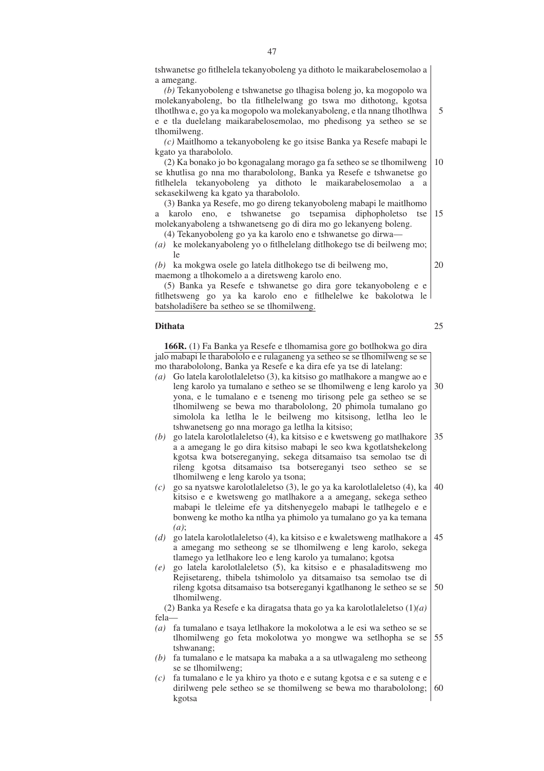tshwanetse go fitlhelela tekanyoboleng ya dithoto le maikarabelosemolao a a amegang.

*(b)* Tekanyoboleng e tshwanetse go tlhagisa boleng jo, ka mogopolo wa molekanyoboleng, bo tla fitlhelelwang go tswa mo dithotong, kgotsa tlhotlhwa e, go ya ka mogopolo wa molekanyoboleng, e tla nnang tlhotlhwa e e tla duelelang maikarabelosemolao, mo phedisong ya setheo se se tlhomilweng.

*(c)* Maitlhomo a tekanyoboleng ke go itsise Banka ya Resefe mabapi le kgato ya tharabololo.

(2) Ka bonako jo bo kgonagalang morago ga fa setheo se se tlhomilweng se khutlisa go nna mo tharabololong, Banka ya Resefe e tshwanetse go fitlhelela tekanyoboleng ya dithoto le maikarabelosemolao a a sekasekilweng ka kgato ya tharabololo.

(3) Banka ya Resefe, mo go direng tekanyoboleng mabapi le maitlhomo a karolo eno, e tshwanetse go tsepamisa diphopholetso tse molekanyoboleng a tshwanetseng go di dira mo go lekanyeng boleng.

(4) Tekanyoboleng go ya ka karolo eno e tshwanetse go dirwa—

*(a)* ke molekanyoboleng yo o fitlhelelang ditlhokego tse di beilweng mo; le

*(b)* ka mokgwa osele go latela ditlhokego tse di beilweng mo,

maemong a tlhokomelo a a diretsweng karolo eno.

(5) Banka ya Resefe e tshwanetse go dira gore tekanyoboleng e e fitlhetsweng go ya ka karolo eno e fitlhelelwe ke bakolotwa le batsholadišere ba setheo se se tlhomilweng.

**Dithata**

**166R.** (1) Fa Banka ya Resefe e tlhomamisa gore go botlhokwa go dira jalo mabapi le tharabololo e e rulaganeng ya setheo se se tlhomilweng se se mo tharabololong, Banka ya Resefe e ka dira efe ya tse di latelang:

*(a)* Go latela karolotlaleletso (3), ka kitsiso go matlhakore a mangwe ao e leng karolo ya tumalano e setheo se se tlhomilweng e leng karolo ya yona, e le tumalano e e tseneng mo tirisong pele ga setheo se se tlhomilweng se bewa mo tharabololong, 20 phimola tumalano go simolola ka letlha le le beilweng mo kitsisong, letlha leo le tshwanetseng go nna morago ga letlha la kitsiso;

*(b)* go latela karolotlaleletso (4), ka kitsiso e e kwetsweng go matlhakore a a amegang le go dira kitsiso mabapi le seo kwa kgotlatshekelong kgotsa kwa botsereganying, sekega ditsamaiso tsa semolao tse di rileng kgotsa ditsamaiso tsa botsereganyi tseo setheo se se tlhomilweng e leng karolo ya tsona;

*(c)* go sa nyatswe karolotlaleletso (3), le go ya ka karolotlaleletso (4), ka kitsiso e e kwetsweng go matlhakore a a amegang, sekega setheo mabapi le tleleime efe ya ditshenyegelo mabapi le tatlhegelo e e bonweng ke motho ka ntlha ya phimolo ya tumalano go ya ka temana *(a)*;

*(d)* go latela karolotlaleletso (4), ka kitsiso e e kwaletsweng matlhakore a a amegang mo setheong se se tlhomilweng e leng karolo, sekega tlamego ya letlhakore leo e leng karolo ya tumalano; kgotsa

*(e)* go latela karolotlaleletso (5), ka kitsiso e e phasaladitsweng mo Rejisetareng, thibela tshimololo ya ditsamaiso tsa semolao tse di rileng kgotsa ditsamaiso tsa botsereganyi kgatlhanong le setheo se se tlhomilweng.

(2) Banka ya Resefe e ka diragatsa thata go ya ka karolotlaleletso (1)*(a)* fela—

*(a)* fa tumalano e tsaya letlhakore la mokolotwa a le esi wa setheo se se tlhomilweng go feta mokolotwa yo mongwe wa setlhopha se se tshwanang;

*(b)* fa tumalano e le matsapa ka mabaka a a sa utlwagaleng mo setheong se se tlhomilweng;

*(c)* fa tumalano e le ya khiro ya thoto e e sutang kgotsa e e sa suteng e e dirilweng pele setheo se se thomilweng se bewa mo tharabololong; kgotsa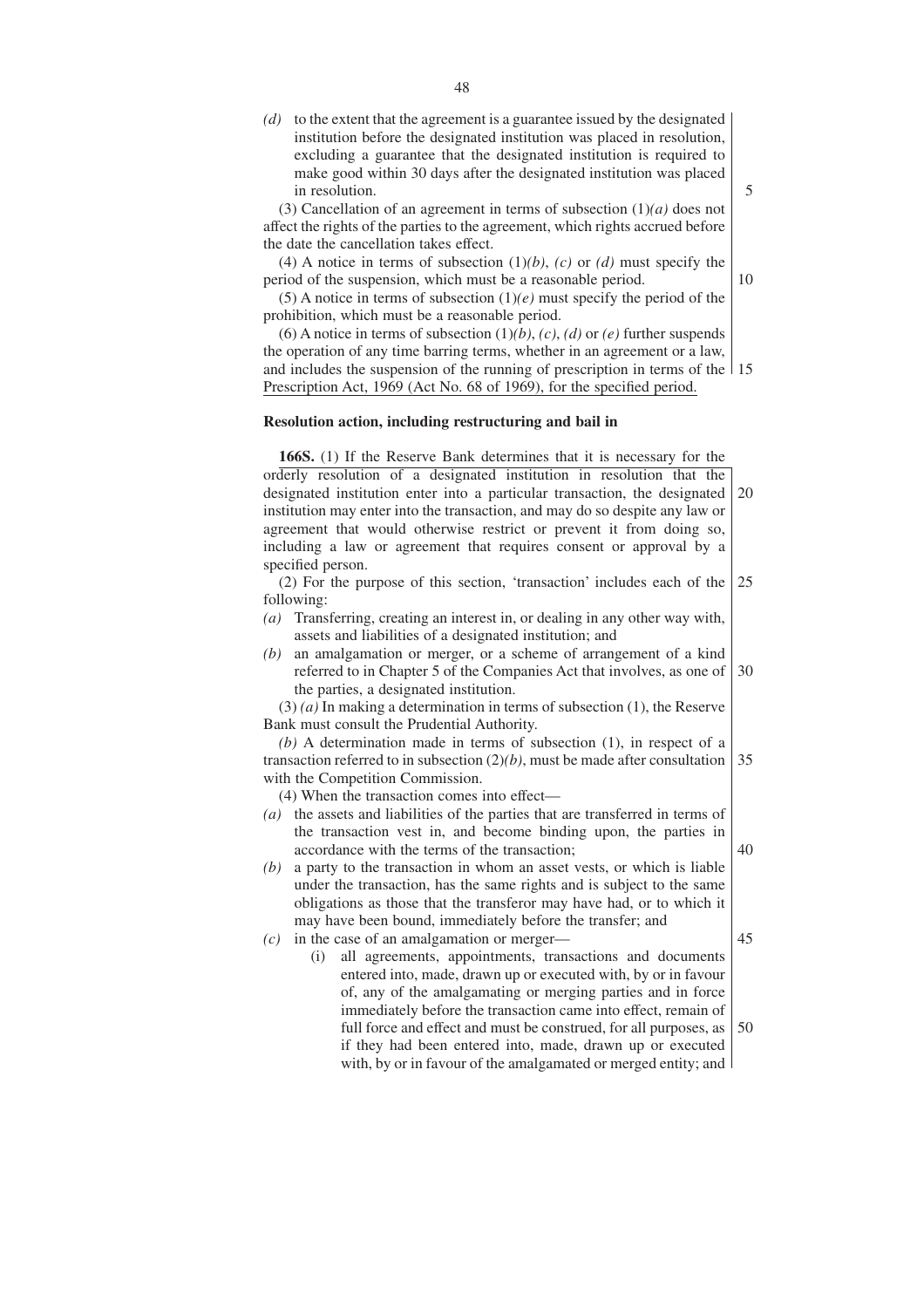*(d)* to the extent that the agreement is a guarantee issued by the designated institution before the designated institution was placed in resolution, excluding a guarantee that the designated institution is required to make good within 30 days after the designated institution was placed in resolution.

(3) Cancellation of an agreement in terms of subsection (1)*(a)* does not affect the rights of the parties to the agreement, which rights accrued before the date the cancellation takes effect.

(4) A notice in terms of subsection (1)*(b)*, *(c)* or *(d)* must specify the period of the suspension, which must be a reasonable period.

(5) A notice in terms of subsection (1)*(e)* must specify the period of the prohibition, which must be a reasonable period.

(6) A notice in terms of subsection (1)*(b)*, *(c)*, *(d)* or *(e)* further suspends the operation of any time barring terms, whether in an agreement or a law, and includes the suspension of the running of prescription in terms of the Prescription Act, 1969 (Act No. 68 of 1969), for the specified period.

**Resolution action, including restructuring and bail in**

**166S.** (1) If the Reserve Bank determines that it is necessary for the orderly resolution of a designated institution in resolution that the designated institution enter into a particular transaction, the designated institution may enter into the transaction, and may do so despite any law or agreement that would otherwise restrict or prevent it from doing so, including a law or agreement that requires consent or approval by a specified person.

(2) For the purpose of this section, 'transaction' includes each of the following:

*(a)* Transferring, creating an interest in, or dealing in any other way with, assets and liabilities of a designated institution; and

*(b)* an amalgamation or merger, or a scheme of arrangement of a kind referred to in Chapter 5 of the Companies Act that involves, as one of the parties, a designated institution.

(3) *(a)* In making a determination in terms of subsection (1), the Reserve Bank must consult the Prudential Authority.

*(b)* A determination made in terms of subsection (1), in respect of a transaction referred to in subsection (2)*(b)*, must be made after consultation with the Competition Commission.

(4) When the transaction comes into effect—

*(a)* the assets and liabilities of the parties that are transferred in terms of the transaction vest in, and become binding upon, the parties in accordance with the terms of the transaction;

*(b)* a party to the transaction in whom an asset vests, or which is liable under the transaction, has the same rights and is subject to the same obligations as those that the transferor may have had, or to which it may have been bound, immediately before the transfer; and

*(c)* in the case of an amalgamation or merger—

(i) all agreements, appointments, transactions and documents entered into, made, drawn up or executed with, by or in favour of, any of the amalgamating or merging parties and in force immediately before the transaction came into effect, remain of full force and effect and must be construed, for all purposes, as if they had been entered into, made, drawn up or executed with, by or in favour of the amalgamated or merged entity; and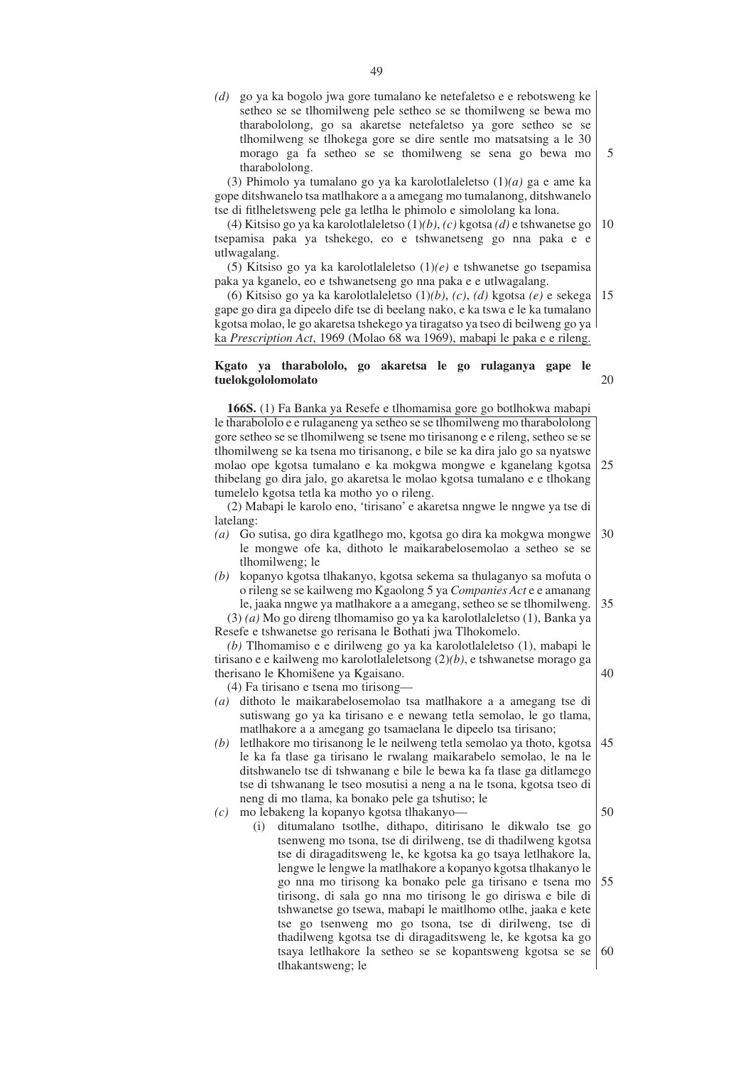(*d*) go ya ka bogolo jwa gore tumalano ke netefaletso e e rebotsweng ke setheo se se tlhomilweng pele setheo se se thomilweng se bewa mo tharabololong, go sa akaretse netefaletso ya gore setheo se se tlhomilweng se tlhokega gore se dire sentle mo matsatsing a le 30 morago ga fa setheo se se thomilweng se sena go bewa mo tharabololong.

(3) Phimolo ya tumalano go ya ka karolotlaleletso (1)*(a)* ga e ame ka gope ditshwanelo tsa matlhakore a a amegang mo tumalanong, ditshwanelo tse di fitlheletsweng pele ga letlha le phimolo e simololang ka lona.

(4) Kitsiso go ya ka karolotlaleletso (1)*(b)*, *(c)* kgotsa *(d)* e tshwanetse go tsepamisa paka ya tshekego, eo e tshwanetseng go nna paka e e utlwagalang.

(5) Kitsiso go ya ka karolotlaleletso (1)*(e)* e tshwanetse go tsepamisa paka ya kganelo, eo e tshwanetseng go nna paka e e utlwagalang.

(6) Kitsiso go ya ka karolotlaleletso (1)*(b)*, *(c)*, *(d)* kgotsa *(e)* e sekega gape go dira ga dipeelo dife tse di beelang nako, e ka tswa e le ka tumalano kgotsa molao, le go akaretsa tshekego ya tiragatso ya tseo di beilweng go ya ka *Prescription Act*, 1969 (Molao 68 wa 1969), mabapi le paka e e rileng.

**Kgato ya tharabololo, go akaretsa le go rulaganya gape le tuelokgololomolato**

**166S.** (1) Fa Banka ya Resefe e tlhomamisa gore go botlhokwa mabapi le tharabololo e e rulaganeng ya setheo se se tlhomilweng mo tharabololong gore setheo se se tlhomilweng se tsene mo tirisanong e e rileng, setheo se se tlhomilweng se ka tsena mo tirisanong, e bile se ka dira jalo go sa nyatswe molao ope kgotsa tumalano e ka mokgwa mongwe e kganelang kgotsa thibelang go dira jalo, go akaretsa le molao kgotsa tumalano e e tlhokang tumelelo kgotsa tetla ka motho yo o rileng.

(2) Mabapi le karolo eno, 'tirisano' e akaretsa nngwe le nngwe ya tse di latelang:

(*a*) Go sutisa, go dira kgatlhego mo, kgotsa go dira ka mokgwa mongwe le mongwe ofe ka, dithoto le maikarabelosemolao a setheo se se tlhomilweng; le

(*b*) kopanyo kgotsa tlhakanyo, kgotsa sekema sa thulaganyo sa mofuta o o rileng se se kailweng mo Kgaolong 5 ya *Companies Act* e e amanang le, jaaka nngwe ya matlhakore a a amegang, setheo se se tlhomilweng.

(3) *(a)* Mo go direng tlhomamiso go ya ka karolotlaleletso (1), Banka ya Resefe e tshwanetse go rerisana le Bothati jwa Tlhokomelo.

*(b)* Tlhomamiso e e dirilweng go ya ka karolotlaleletso (1), mabapi le tirisano e e kailweng mo karolotlaleletsong (2)*(b)*, e tshwanetse morago ga therisano le Khomišene ya Kgaisano.

(4) Fa tirisano e tsena mo tirisong—

(*a*) dithoto le maikarabelosemolao tsa matlhakore a a amegang tse di sutiswang go ya ka tirisano e e newang tetla semolao, le go tlama, matlhakore a a amegang go tsamaelana le dipeelo tsa tirisano;

(*b*) letlhakore mo tirisanong le le neilweng tetla semolao ya thoto, kgotsa le ka fa tlase ga tirisano le rwalang maikarabelo semolao, le na le ditshwanelo tse di tshwanang e bile le bewa ka fa tlase ga ditlamego tse di tshwanang le tseo mosutisi a neng a na le tsona, kgotsa tseo di neng di mo tlama, ka bonako pele ga tshutiso; le

(*c*) mo lebakeng la kopanyo kgotsa tlhakanyo—

(i) ditumalano tsotlhe, dithapo, ditirisano le dikwalo tse go tsenweng mo tsona, tse di dirilweng, tse di thadilweng kgotsa tse di diragaditsweng le, ke kgotsa ka go tsaya letlhakore la, lengwe le lengwe la matlhakore a kopanyo kgotsa tlhakanyo le go nna mo tirisong ka bonako pele ga tirisano e tsena mo tirisong, di sala go nna mo tirisong le go diriswa e bile di tshwanetse go tsewa, mabapi le maitlhomo otlhe, jaaka e kete tse go tsenweng mo go tsona, tse di dirilweng, tse di thadilweng kgotsa tse di diragaditsweng le, ke kgotsa ka go tsaya letlhakore la setheo se se kopantsweng kgotsa se se tlhakantsweng; le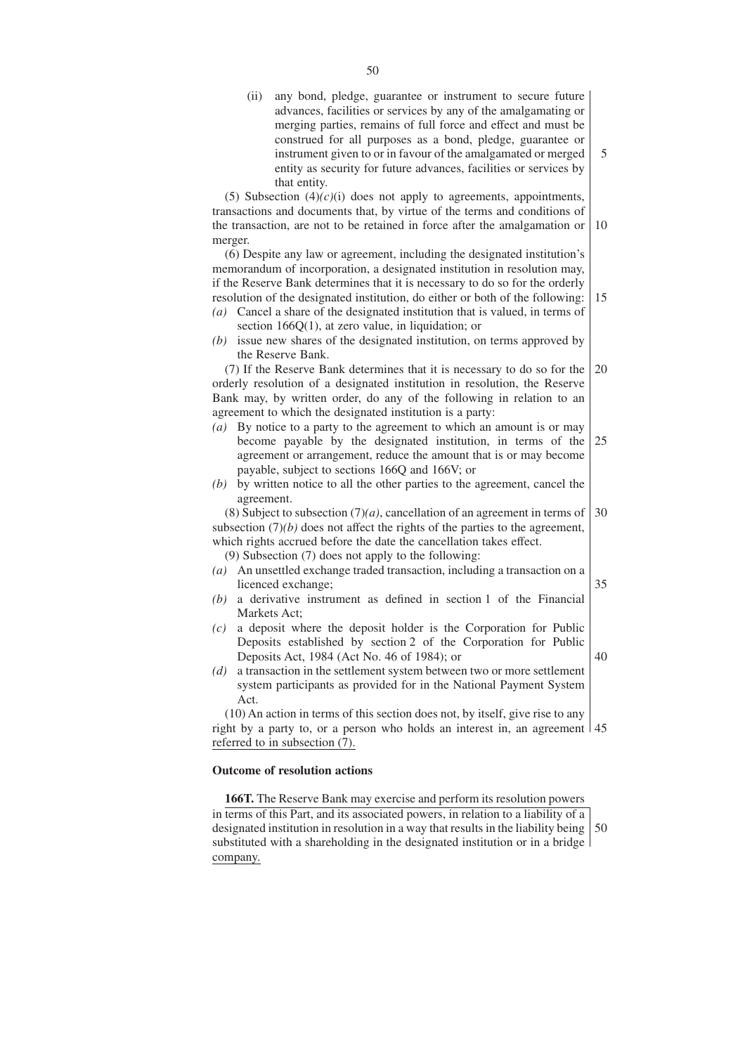(ii) any bond, pledge, guarantee or instrument to secure future advances, facilities or services by any of the amalgamating or merging parties, remains of full force and effect and must be construed for all purposes as a bond, pledge, guarantee or instrument given to or in favour of the amalgamated or merged entity as security for future advances, facilities or services by that entity.

(5) Subsection (4)*(c)*(i) does not apply to agreements, appointments, transactions and documents that, by virtue of the terms and conditions of the transaction, are not to be retained in force after the amalgamation or merger.

(6) Despite any law or agreement, including the designated institution's memorandum of incorporation, a designated institution in resolution may, if the Reserve Bank determines that it is necessary to do so for the orderly resolution of the designated institution, do either or both of the following:

*(a)* Cancel a share of the designated institution that is valued, in terms of section 166Q(1), at zero value, in liquidation; or

*(b)* issue new shares of the designated institution, on terms approved by the Reserve Bank.

(7) If the Reserve Bank determines that it is necessary to do so for the orderly resolution of a designated institution in resolution, the Reserve Bank may, by written order, do any of the following in relation to an agreement to which the designated institution is a party:

*(a)* By notice to a party to the agreement to which an amount is or may become payable by the designated institution, in terms of the agreement or arrangement, reduce the amount that is or may become payable, subject to sections 166Q and 166V; or

*(b)* by written notice to all the other parties to the agreement, cancel the agreement.

(8) Subject to subsection (7)*(a)*, cancellation of an agreement in terms of subsection (7)*(b)* does not affect the rights of the parties to the agreement, which rights accrued before the date the cancellation takes effect.

(9) Subsection (7) does not apply to the following:

*(a)* An unsettled exchange traded transaction, including a transaction on a licenced exchange;

*(b)* a derivative instrument as defined in section 1 of the Financial Markets Act;

*(c)* a deposit where the deposit holder is the Corporation for Public Deposits established by section 2 of the Corporation for Public Deposits Act, 1984 (Act No. 46 of 1984); or

*(d)* a transaction in the settlement system between two or more settlement system participants as provided for in the National Payment System Act.

(10) An action in terms of this section does not, by itself, give rise to any right by a party to, or a person who holds an interest in, an agreement referred to in subsection (7).

**Outcome of resolution actions**

**166T.** The Reserve Bank may exercise and perform its resolution powers in terms of this Part, and its associated powers, in relation to a liability of a designated institution in resolution in a way that results in the liability being substituted with a shareholding in the designated institution or in a bridge company.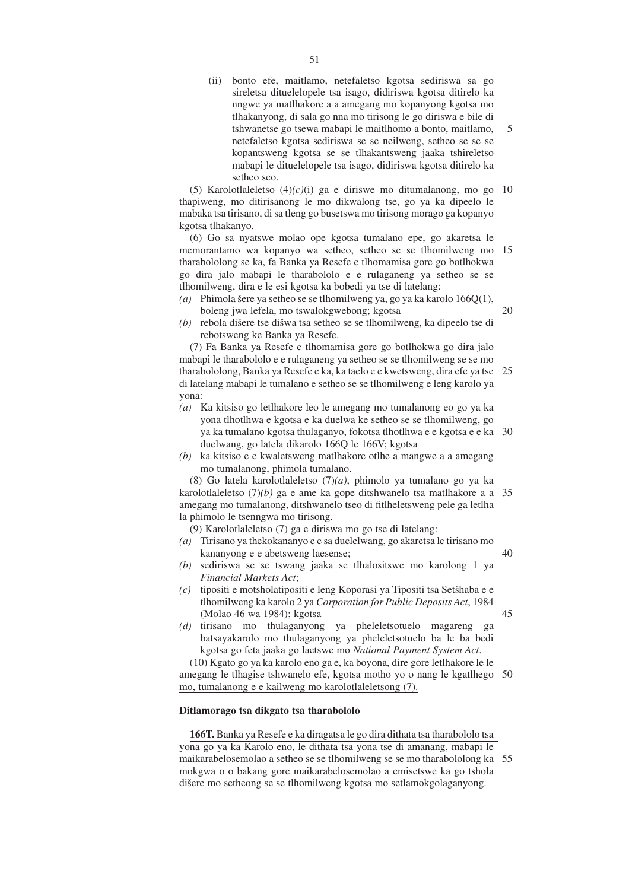(ii) bonto efe, maitlamo, netefaletso kgotsa sediriswa sa go sireletsa dituelelopele tsa isago, didiriswa kgotsa ditirelo ka nngwe ya matlhakore a a amegang mo kopanyong kgotsa mo tlhakanyong, di sala go nna mo tirisong le go diriswa e bile di tshwanetse go tsewa mabapi le maitlhomo a bonto, maitlamo, netefaletso kgotsa sediriswa se se neilweng, setheo se se se kopantsweng kgotsa se se tlhakantsweng jaaka tshireletso mabapi le dituelelopele tsa isago, didiriswa kgotsa ditirelo ka setheo seo.

(5) Karolotlaleletso (4)*(c)*(i) ga e diriswe mo ditumalanong, mo go thapiweng, mo ditirisanong le mo dikwalong tse, go ya ka dipeelo le mabaka tsa tirisano, di sa tleng go busetswa mo tirisong morago ga kopanyo kgotsa tlhakanyo.

(6) Go sa nyatswe molao ope kgotsa tumalano epe, go akaretsa le memorantamo wa kopanyo wa setheo, setheo se se tlhomilweng mo tharabololong se ka, fa Banka ya Resefe e tlhomamisa gore go botlhokwa go dira jalo mabapi le tharabololo e e rulaganeng ya setheo se se tlhomilweng, dira e le esi kgotsa ka bobedi ya tse di latelang:

*(a)* Phimola šere ya setheo se se tlhomilweng ya, go ya ka karolo 166Q(1), boleng jwa lefela, mo tswalokgwebong; kgotsa

*(b)* rebola dišere tse dišwa tsa setheo se se tlhomilweng, ka dipeelo tse di rebotsweng ke Banka ya Resefe.

(7) Fa Banka ya Resefe e tlhomamisa gore go botlhokwa go dira jalo mabapi le tharabololo e e rulaganeng ya setheo se se tlhomilweng se se mo tharabololong, Banka ya Resefe e ka, ka taelo e e kwetsweng, dira efe ya tse di latelang mabapi le tumalano e setheo se se tlhomilweng e leng karolo ya yona:

*(a)* Ka kitsiso go letlhakore leo le amegang mo tumalanong eo go ya ka yona tlhotlhwa e kgotsa e ka duelwa ke setheo se se tlhomilweng, go ya ka tumalano kgotsa thulaganyo, fokotsa tlhotlhwa e e kgotsa e e ka duelwang, go latela dikarolo 166Q le 166V; kgotsa

*(b)* ka kitsiso e e kwaletsweng matlhakore otlhe a mangwe a a amegang mo tumalanong, phimola tumalano.

(8) Go latela karolotlaleletso (7)*(a)*, phimolo ya tumalano go ya ka karolotlaleletso (7)*(b)* ga e ame ka gope ditshwanelo tsa matlhakore a a amegang mo tumalanong, ditshwanelo tseo di fitlheletsweng pele ga letlha la phimolo le tsenngwa mo tirisong.

(9) Karolotlaleletso (7) ga e diriswa mo go tse di latelang:

*(a)* Tirisano ya thekokananyo e e sa duelelwang, go akaretsa le tirisano mo kananyong e e abetsweng laesense;

*(b)* sediriswa se se tswang jaaka se tlhalositswe mo karolong 1 ya *Financial Markets Act*;

*(c)* tipositi e motsholatipositi e leng Koporasi ya Tipositi tsa Setšhaba e e tlhomilweng ka karolo 2 ya *Corporation for Public Deposits Act*, 1984 (Molao 46 wa 1984); kgotsa

*(d)* tirisano mo thulaganyong ya pheleletsotuelo magareng ga batsayakarolo mo thulaganyong ya pheleletsotuelo ba le ba bedi kgotsa go feta jaaka go laetswe mo *National Payment System Act*.

(10) Kgato go ya ka karolo eno ga e, ka boyona, dire gore letlhakore le le amegang le tlhagise tshwanelo efe, kgotsa motho yo o nang le kgatlhego mo, tumalanong e e kailweng mo karolotlaleletsong (7).

**Ditlamorago tsa dikgato tsa tharabololo**

**166T.** Banka ya Resefe e ka diragatsa le go dira dithata tsa tharabololo tsa yona go ya ka Karolo eno, le dithata tsa yona tse di amanang, mabapi le maikarabelosemolao a setheo se se tlhomilweng se se mo tharabololong ka mokgwa o o bakang gore maikarabelosemolao a emisetswe ka go tshola dišere mo setheong se se tlhomilweng kgotsa mo setlamokgolaganyong.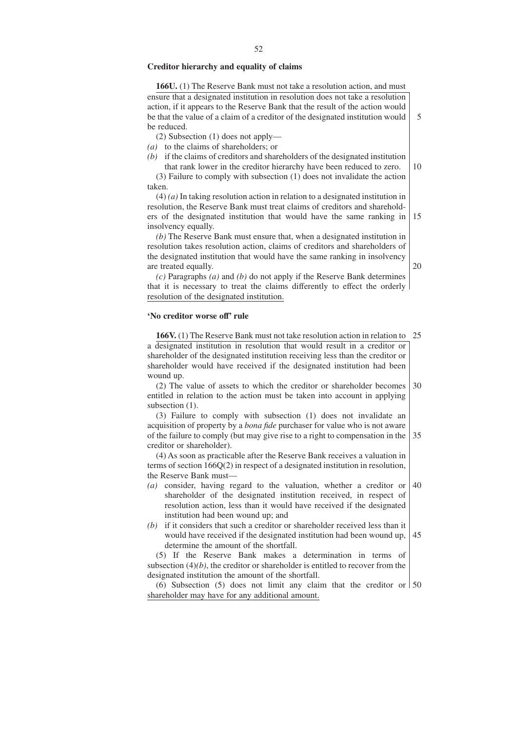**Creditor hierarchy and equality of claims**

**166U.** (1) The Reserve Bank must not take a resolution action, and must ensure that a designated institution in resolution does not take a resolution action, if it appears to the Reserve Bank that the result of the action would be that the value of a claim of a creditor of the designated institution would be reduced.

(2) Subsection (1) does not apply—

*(a)* to the claims of shareholders; or

*(b)* if the claims of creditors and shareholders of the designated institution that rank lower in the creditor hierarchy have been reduced to zero.

(3) Failure to comply with subsection (1) does not invalidate the action taken.

(4) *(a)* In taking resolution action in relation to a designated institution in resolution, the Reserve Bank must treat claims of creditors and shareholders of the designated institution that would have the same ranking in insolvency equally.

*(b)* The Reserve Bank must ensure that, when a designated institution in resolution takes resolution action, claims of creditors and shareholders of the designated institution that would have the same ranking in insolvency are treated equally.

*(c)* Paragraphs *(a)* and *(b)* do not apply if the Reserve Bank determines that it is necessary to treat the claims differently to effect the orderly resolution of the designated institution.

**'No creditor worse off' rule**

**166V.** (1) The Reserve Bank must not take resolution action in relation to a designated institution in resolution that would result in a creditor or shareholder of the designated institution receiving less than the creditor or shareholder would have received if the designated institution had been wound up.

(2) The value of assets to which the creditor or shareholder becomes entitled in relation to the action must be taken into account in applying subsection (1).

(3) Failure to comply with subsection (1) does not invalidate an acquisition of property by a *bona fide* purchaser for value who is not aware of the failure to comply (but may give rise to a right to compensation in the creditor or shareholder).

(4) As soon as practicable after the Reserve Bank receives a valuation in terms of section 166Q(2) in respect of a designated institution in resolution, the Reserve Bank must—

*(a)* consider, having regard to the valuation, whether a creditor or shareholder of the designated institution received, in respect of resolution action, less than it would have received if the designated institution had been wound up; and

*(b)* if it considers that such a creditor or shareholder received less than it would have received if the designated institution had been wound up, determine the amount of the shortfall.

(5) If the Reserve Bank makes a determination in terms of subsection (4)*(b)*, the creditor or shareholder is entitled to recover from the designated institution the amount of the shortfall.

(6) Subsection (5) does not limit any claim that the creditor or shareholder may have for any additional amount.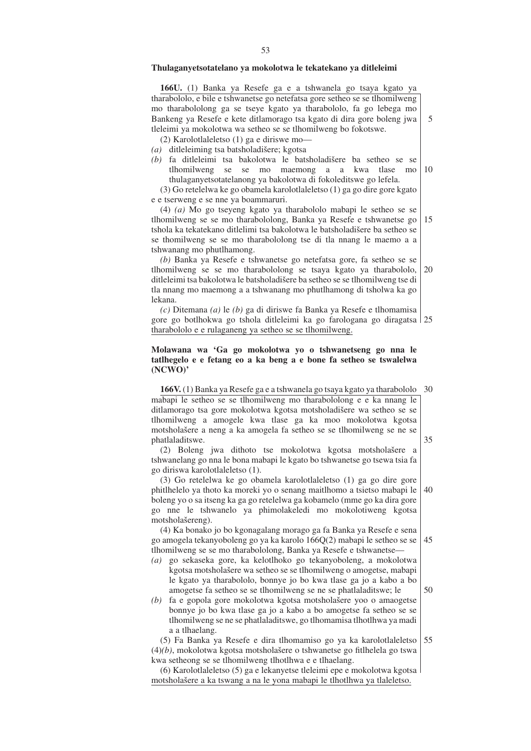**Thulaganyetsotatelano ya mokolotwa le tekatekano ya ditleleimi**

**166U.** (1) Banka ya Resefe ga e a tshwanela go tsaya kgato ya tharabololo, e bile e tshwanetse go netefatsa gore setheo se se tlhomilweng mo tharabolololong ga se tseye kgato ya tharabololo, fa go lebega mo Bankeng ya Resefe e kete ditlamorago tsa kgato di dira gore boleng jwa tleleimi ya mokolotwa wa setheo se se tlhomilweng bo fokotswe.

(2) Karolotlaleletso (1) ga e diriswe mo—

*(a)* ditleleiming tsa batsholadišere; kgotsa

*(b)* fa ditleleimi tsa bakolotwa le batsholadišere ba setheo se se tlhomilweng se se mo maemong a a kwa tlase mo thulaganyetsotatelanong ya bakolotwa di fokoleditswe go lefela.

(3) Go retelelwa ke go obamela karolotlaleletso (1) ga go dire gore kgato e e tserweng e se nne ya boammaruri.

(4) *(a)* Mo go tseyeng kgato ya tharabololo mabapi le setheo se se tlhomilweng se se mo tharabolololong, Banka ya Resefe e tshwanetse go tshola ka tekatekano ditlelimi tsa bakolotwa le batsholadišere ba setheo se se thomilweng se se mo tharabolololong tse di tla nnang le maemo a a tshwanang mo phutlhamong.

*(b)* Banka ya Resefe e tshwanetse go netefatsa gore, fa setheo se se tlhomilweng se se mo tharabolololong se tsaya kgato ya tharabololo, ditleleimi tsa bakolotwa le batsholadišere ba setheo se se tlhomilweng tse di tla nnang mo maemong a a tshwanang mo phutlhamong di tsholwa ka go lekana.

*(c)* Ditemana *(a)* le *(b)* ga di diriswe fa Banka ya Resefe e tlhomamisa gore go botlhokwa go tshola ditleleimi ka go farologana go diragatsa tharabololo e e rulaganeng ya setheo se se tlhomilweng.

**Molawana wa 'Ga go mokolotwa yo o tshwanetseng go nna le tatlhegelo e e fetang eo a ka beng a e bone fa setheo se tswalelwa (NCWO)'**

**166V.** (1) Banka ya Resefe ga e a tshwanela go tsaya kgato ya tharabololo mabapi le setheo se se tlhomilweng mo tharabolololong e e ka nnang le ditlamorago tsa gore mokolotwa kgotsa motsholadišere wa setheo se se tlhomilweng a amogele kwa tlase ga ka moo mokolotwa kgotsa motsholašere a neng a ka amogela fa setheo se se tlhomilweng se ne se phatlaladitswe.

(2) Boleng jwa dithoto tse mokolotwa kgotsa motsholašere a tshwanelang go nna le bona mabapi le kgato bo tshwanetse go tsewa tsia fa go diriswa karolotlaleletso (1).

(3) Go retelelwa ke go obamela karolotlaleletso (1) ga go dire gore phitlhelelo ya thoto ka moreki yo o senang maitlhomo a tsietso mabapi le boleng yo o sa itseng ka ga go retelelwa ga kobamelo (mme go ka dira gore go nne le tshwanelo ya phimolakeledi mo mokolotiweng kgotsa motsholašereng).

(4) Ka bonako jo bo kgonagalang morago ga fa Banka ya Resefe e sena go amogela tekanyoboleng go ya ka karolo 166Q(2) mabapi le setheo se se tlhomilweng se se mo tharabolololong, Banka ya Resefe e tshwanetse—

*(a)* go sekaseka gore, ka kelotlhoko go tekanyoboleng, a mokolotwa kgotsa motsholašere wa setheo se se tlhomilweng o amogetse, mabapi le kgato ya tharabololo, bonnye jo bo kwa tlase ga jo a kabo a bo amogetse fa setheo se se tlhomilweng se ne se phatlaladitswe; le

*(b)* fa e gopola gore mokolotwa kgotsa motsholašere yoo o amaogetse bonnye jo bo kwa tlase ga jo a kabo a bo amogetse fa setheo se se tlhomilweng se ne se phatlaladitswe, go tlhomamisa tlhotlhwa ya madi a a tlhaelang.

(5) Fa Banka ya Resefe e dira tlhomamiso go ya ka karolotlaleletso (4)*(b)*, mokolotwa kgotsa motsholašere o tshwanetse go fitlhelela go tswa kwa setheong se se tlhomilweng tlhotlhwa e e tlhaelang.

(6) Karolotlaleletso (5) ga e lekanyetse tleleimi epe e mokolotwa kgotsa motsholašere a ka tswang a na le yona mabapi le tlhotlhwa ya tlaleletso.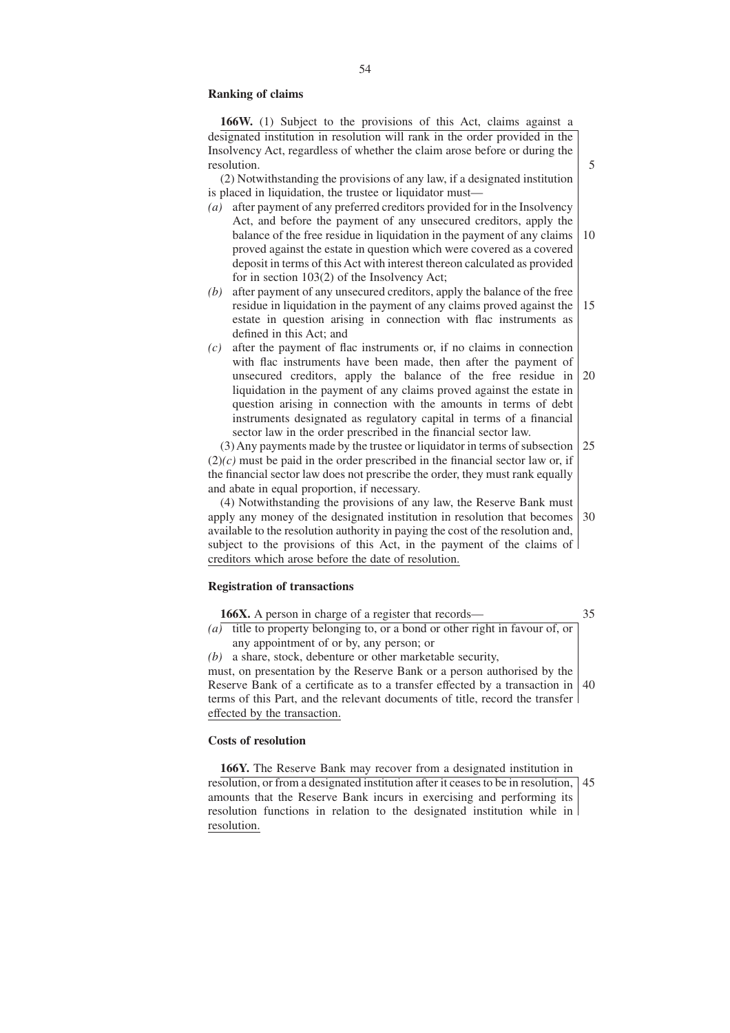**Ranking of claims**

**166W.** (1) Subject to the provisions of this Act, claims against a designated institution in resolution will rank in the order provided in the Insolvency Act, regardless of whether the claim arose before or during the resolution.

(2) Notwithstanding the provisions of any law, if a designated institution is placed in liquidation, the trustee or liquidator must—

*(a)* after payment of any preferred creditors provided for in the Insolvency Act, and before the payment of any unsecured creditors, apply the balance of the free residue in liquidation in the payment of any claims proved against the estate in question which were covered as a covered deposit in terms of this Act with interest thereon calculated as provided for in section 103(2) of the Insolvency Act;

*(b)* after payment of any unsecured creditors, apply the balance of the free residue in liquidation in the payment of any claims proved against the estate in question arising in connection with flac instruments as defined in this Act; and

*(c)* after the payment of flac instruments or, if no claims in connection with flac instruments have been made, then after the payment of unsecured creditors, apply the balance of the free residue in liquidation in the payment of any claims proved against the estate in question arising in connection with the amounts in terms of debt instruments designated as regulatory capital in terms of a financial sector law in the order prescribed in the financial sector law.

(3) Any payments made by the trustee or liquidator in terms of subsection (2)*(c)* must be paid in the order prescribed in the financial sector law or, if the financial sector law does not prescribe the order, they must rank equally and abate in equal proportion, if necessary.

(4) Notwithstanding the provisions of any law, the Reserve Bank must apply any money of the designated institution in resolution that becomes available to the resolution authority in paying the cost of the resolution and, subject to the provisions of this Act, in the payment of the claims of creditors which arose before the date of resolution.

**Registration of transactions**

**166X.** A person in charge of a register that records—

*(a)* title to property belonging to, or a bond or other right in favour of, or any appointment of or by, any person; or

*(b)* a share, stock, debenture or other marketable security,

must, on presentation by the Reserve Bank or a person authorised by the Reserve Bank of a certificate as to a transfer effected by a transaction in terms of this Part, and the relevant documents of title, record the transfer effected by the transaction.

**Costs of resolution**

**166Y.** The Reserve Bank may recover from a designated institution in resolution, or from a designated institution after it ceases to be in resolution, amounts that the Reserve Bank incurs in exercising and performing its resolution functions in relation to the designated institution while in resolution.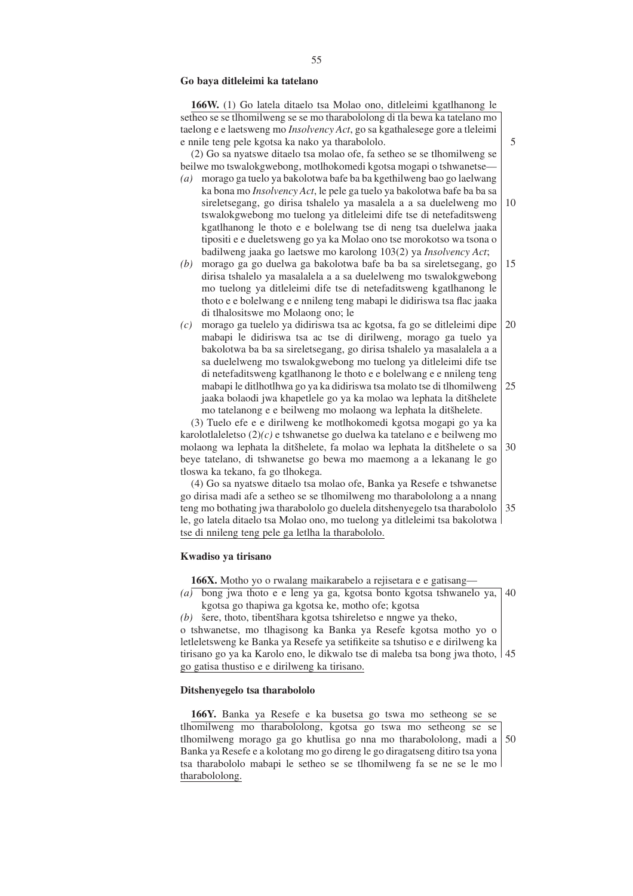### Go baya ditleleimi ka tatelano

**166W.** (1) Go latela ditaelo tsa Molao ono, ditleleimi kgatlhanong le setheo se se tlhomilweng se se mo tharabololong di tla bewa ka tatelano mo taelong e e laetsweng mo *Insolvency Act*, go sa kgathalesege gore a tleleimi e nnile teng pele kgotsa ka nako ya tharabololo.

(2) Go sa nyatswe ditaelo tsa molao ofe, fa setheo se se tlhomilweng se beilwe mo tswalokgwebong, motlhokomedi kgotsa mogapi o tshwanetse—

*(a)* morago ga tuelo ya bakolotwa bafe ba ba kgethilweng bao go laelwang ka bona mo *Insolvency Act*, le pele ga tuelo ya bakolotwa bafe ba ba sa sireletsegang, go dirisa tshalelo ya masalela a a sa duelelweng mo tswalokgwebong mo tuelong ya ditleleimi dife tse di netefaditsweng kgatlhanong le thoto e e bolelwang tse di neng tsa duelelwa jaaka tipositi e e dueletsweng go ya ka Molao ono tse morokotso wa tsona o badilweng jaaka go laetswe mo karolong 103(2) ya *Insolvency Act*;

*(b)* morago ga go duelwa ga bakolotwa bafe ba ba sa sireletsegang, go dirisa tshalelo ya masalalela a a sa duelelweng mo tswalokgwebong mo tuelong ya ditleleimi dife tse di netefaditsweng kgatlhanong le thoto e e bolelwang e e nnileng teng mabapi le didiriswa tsa flac jaaka di tlhalositswe mo Molaong ono; le

*(c)* morago ga tuelelo ya didiriswa tsa ac kgotsa, fa go se ditleleimi dipe mabapi le didiriswa tsa ac tse di dirilweng, morago ga tuelo ya bakolotwa ba ba sa sireletsegang, go dirisa tshalelo ya masalalela a a sa duelelweng mo tswalokgwebong mo tuelong ya ditleleimi dife tse di netefaditsweng kgatlhanong le thoto e e bolelwang e e nnileng teng mabapi le ditlhotlhwa go ya ka didiriswa tsa molato tse di tlhomilweng jaaka bolaodi jwa khapetlele go ya ka molao wa lephata la ditšhelete mo tatelanong e e beilweng mo molaong wa lephata la ditšhelete.

(3) Tuelo efe e e dirilweng ke motlhokomedi kgotsa mogapi go ya ka karolotlaleletso (2)*(c)* e tshwanetse go duelwa ka tatelano e e beilweng mo molaong wa lephata la ditšhelete, fa molao wa lephata la ditšhelete o sa beye tatelano, di tshwanetse go bewa mo maemong a a lekanang le go tloswa ka tekano, fa go tlhokega.

(4) Go sa nyatswe ditaelo tsa molao ofe, Banka ya Resefe e tshwanetse go dirisa madi afe a setheo se se tlhomilweng mo tharabololong a a nnang teng mo bothating jwa tharabololo go duelela ditshenyegelo tsa tharabololo le, go latela ditaelo tsa Molao ono, mo tuelong ya ditleleimi tsa bakolotwa tse di nnileng teng pele ga letlha la tharabololo.

### Kwadiso ya tirisano

**166X.** Motho yo o rwalang maikarabelo a rejisetara e e gatisang—

*(a)* bong jwa thoto e e leng ya ga, kgotsa bonto kgotsa tshwanelo ya, kgotsa go thapiwa ga kgotsa ke, motho ofe; kgotsa

*(b)* šere, thoto, tibentšhara kgotsa tshireletso e nngwe ya theko,

o tshwanetse, mo tlhagisong ka Banka ya Resefe kgotsa motho yo o letleletsweng ke Banka ya Resefe ya setifikeite sa tshutiso e e dirilweng ka tirisano go ya ka Karolo eno, le dikwalo tse di maleba tsa bong jwa thoto, go gatisa thustiso e e dirilweng ka tirisano.

### Ditshenyegelo tsa tharabololo

**166Y.** Banka ya Resefe e ka busetsa go tswa mo setheong se se tlhomilweng mo tharabololong, kgotsa go tswa mo setheong se se tlhomilweng morago ga go khutlisa go nna mo tharabololong, madi a Banka ya Resefe e a kolotang mo go direng le go diragatseng ditiro tsa yona tsa tharabololo mabapi le setheo se se tlhomilweng fa se ne se le mo tharabololong.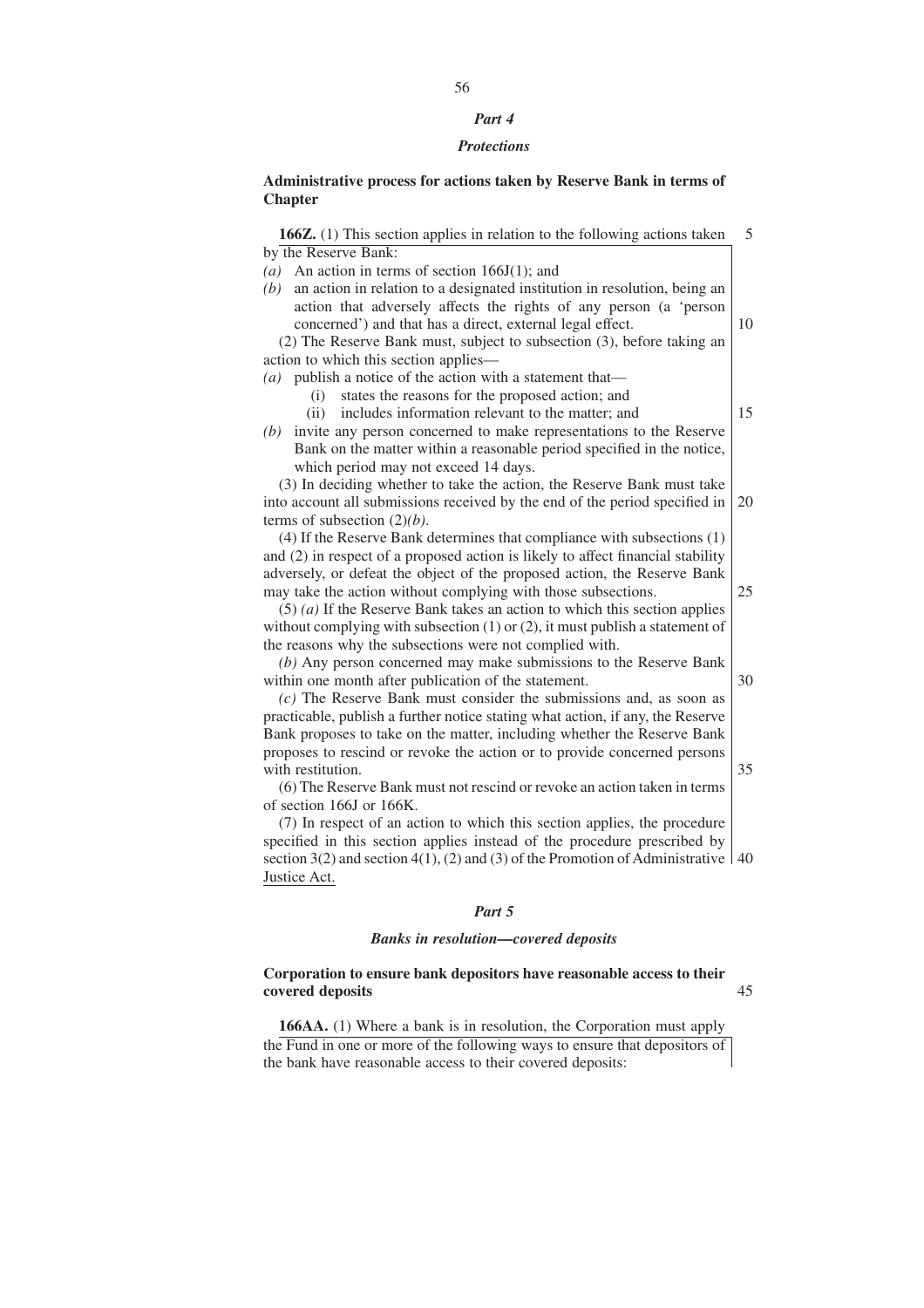## *Part 4*

## *Protections*

### Administrative process for actions taken by Reserve Bank in terms of Chapter

**166Z.** (1) This section applies in relation to the following actions taken by the Reserve Bank:

*(a)* An action in terms of section 166J(1); and

*(b)* an action in relation to a designated institution in resolution, being an action that adversely affects the rights of any person (a 'person concerned') and that has a direct, external legal effect.

(2) The Reserve Bank must, subject to subsection (3), before taking an action to which this section applies—

*(a)* publish a notice of the action with a statement that—

(i) states the reasons for the proposed action; and

(ii) includes information relevant to the matter; and

*(b)* invite any person concerned to make representations to the Reserve Bank on the matter within a reasonable period specified in the notice, which period may not exceed 14 days.

(3) In deciding whether to take the action, the Reserve Bank must take into account all submissions received by the end of the period specified in terms of subsection (2)*(b)*.

(4) If the Reserve Bank determines that compliance with subsections (1) and (2) in respect of a proposed action is likely to affect financial stability adversely, or defeat the object of the proposed action, the Reserve Bank may take the action without complying with those subsections.

(5) *(a)* If the Reserve Bank takes an action to which this section applies without complying with subsection (1) or (2), it must publish a statement of the reasons why the subsections were not complied with.

*(b)* Any person concerned may make submissions to the Reserve Bank within one month after publication of the statement.

*(c)* The Reserve Bank must consider the submissions and, as soon as practicable, publish a further notice stating what action, if any, the Reserve Bank proposes to take on the matter, including whether the Reserve Bank proposes to rescind or revoke the action or to provide concerned persons with restitution.

(6) The Reserve Bank must not rescind or revoke an action taken in terms of section 166J or 166K.

(7) In respect of an action to which this section applies, the procedure specified in this section applies instead of the procedure prescribed by section 3(2) and section 4(1), (2) and (3) of the Promotion of Administrative Justice Act.

## *Part 5*

## *Banks in resolution—covered deposits*

### Corporation to ensure bank depositors have reasonable access to their covered deposits

**166AA.** (1) Where a bank is in resolution, the Corporation must apply the Fund in one or more of the following ways to ensure that depositors of the bank have reasonable access to their covered deposits: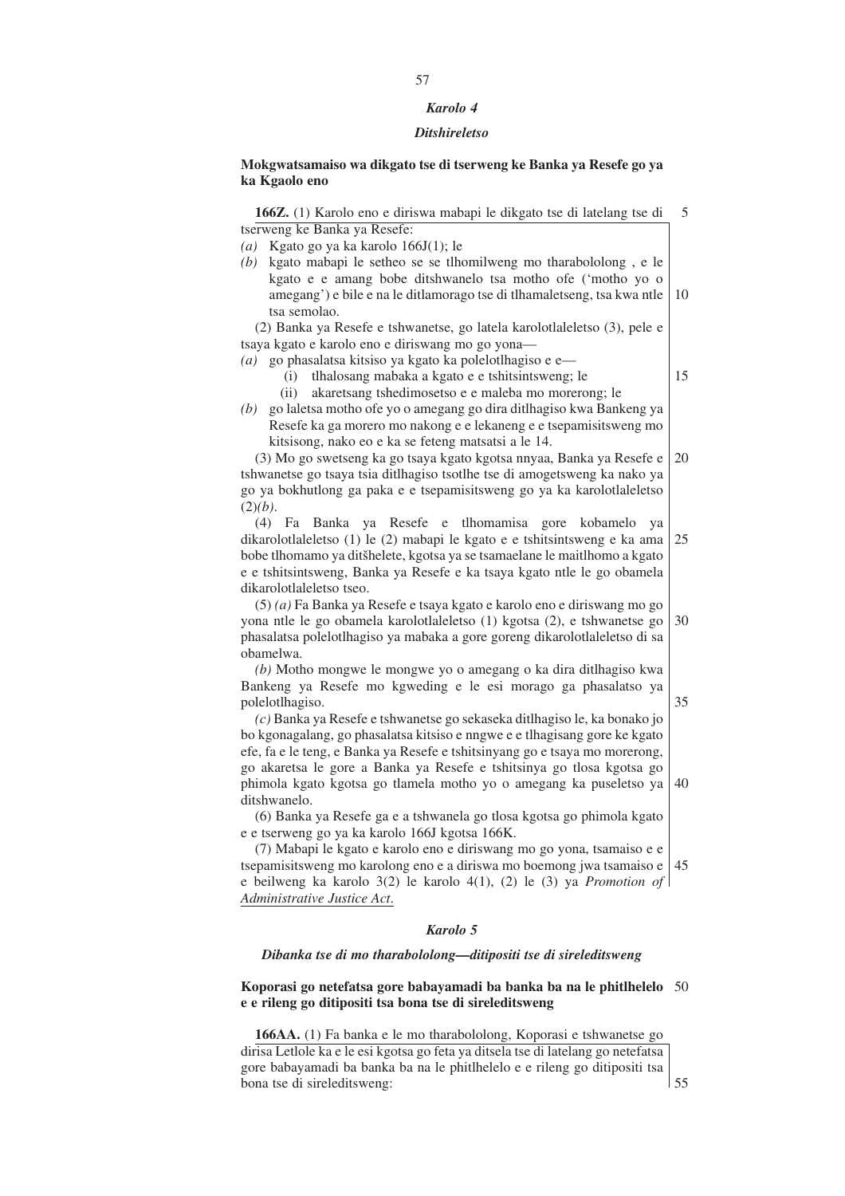*Karolo 4*

*Ditshireletso*

**Mokgwatsamaiso wa dikgato tse di tserweng ke Banka ya Resefe go ya ka Kgaolo eno**

**166Z.** (1) Karolo eno e diriswa mabapi le dikgato tse di latelang tse di tserweng ke Banka ya Resefe:

*(a)* Kgato go ya ka karolo 166J(1); le

*(b)* kgato mabapi le setheo se se tlhomilweng mo tharabololong , e le kgato e e amang bobe ditshwanelo tsa motho ofe ('motho yo o amegang') e bile e na le ditlamorago tse di tlhamaletseng, tsa kwa ntle tsa semolao.

(2) Banka ya Resefe e tshwanetse, go latela karolotlaleletso (3), pele e tsaya kgato e karolo eno e diriswang mo go yona—

*(a)* go phasalatsa kitsiso ya kgato ka polelotlhagiso e e—

(i) tlhalosang mabaka a kgato e e tshitsintsweng; le

(ii) akaretsang tshedimosetso e e maleba mo morerong; le

*(b)* go laletsa motho ofe yo o amegang go dira ditlhagiso kwa Bankeng ya Resefe ka ga morero mo nakong e e lekaneng e e tsepamisitsweng mo kitsisong, nako eo e ka se feteng matsatsi a le 14.

(3) Mo go swetseng ka go tsaya kgato kgotsa nnyaa, Banka ya Resefe e tshwanetse go tsaya tsia ditlhagiso tsotlhe tse di amogetsweng ka nako ya go ya bokhutlong ga paka e e tsepamisitsweng go ya ka karolotlaleletso (2)*(b)*.

(4) Fa Banka ya Resefe e tlhomamisa gore kobamelo ya dikarolotlaleletso (1) le (2) mabapi le kgato e e tshitsintsweng e ka ama bobe tlhomamo ya ditšhelete, kgotsa ya se tsamaelane le maitlhomo a kgato e e tshitsintsweng, Banka ya Resefe e ka tsaya kgato ntle le go obamela dikarolotlaleletso tseo.

(5) *(a)* Fa Banka ya Resefe e tsaya kgato e karolo eno e diriswang mo go yona ntle le go obamela karolotlaleletso (1) kgotsa (2), e tshwanetse go phasalatsa polelotlhagiso ya mabaka a gore goreng dikarolotlaleletso di sa obamelwa.

*(b)* Motho mongwe le mongwe yo o amegang o ka dira ditlhagiso kwa Bankeng ya Resefe mo kgweding e le esi morago ga phasalatso ya polelotlhagiso.

*(c)* Banka ya Resefe e tshwanetse go sekaseka ditlhagiso le, ka bonako jo bo kgonagalang, go phasalatsa kitsiso e nngwe e e tlhagisang gore ke kgato efe, fa e le teng, e Banka ya Resefe e tshitsinyang go e tsaya mo morerong, go akaretsa le gore a Banka ya Resefe e tshitsinya go tlosa kgotsa go phimola kgato kgotsa go tlamela motho yo o amegang ka puseletso ya ditshwanelo.

(6) Banka ya Resefe ga e a tshwanela go tlosa kgotsa go phimola kgato e e tserweng go ya ka karolo 166J kgotsa 166K.

(7) Mabapi le kgato e karolo eno e diriswang mo go yona, tsamaiso e e tsepamisitsweng mo karolong eno e a diriswa mo boemong jwa tsamaiso e e beilweng ka karolo 3(2) le karolo 4(1), (2) le (3) ya *Promotion of Administrative Justice Act*.

*Karolo 5*

***Dibanka tse di mo tharabololong—ditipositi tse di sireleditsweng***

**Koporasi go netefatsa gore babayamadi ba banka ba na le phitlhelelo e e rileng go ditipositi tsa bona tse di sireleditsweng**

**166AA.** (1) Fa banka e le mo tharabololong, Koporasi e tshwanetse go dirisa Letlole ka e le esi kgotsa go feta ya ditsela tse di latelang go netefatsa gore babayamadi ba banka ba na le phitlhelelo e e rileng go ditipositi tsa bona tse di sireleditsweng: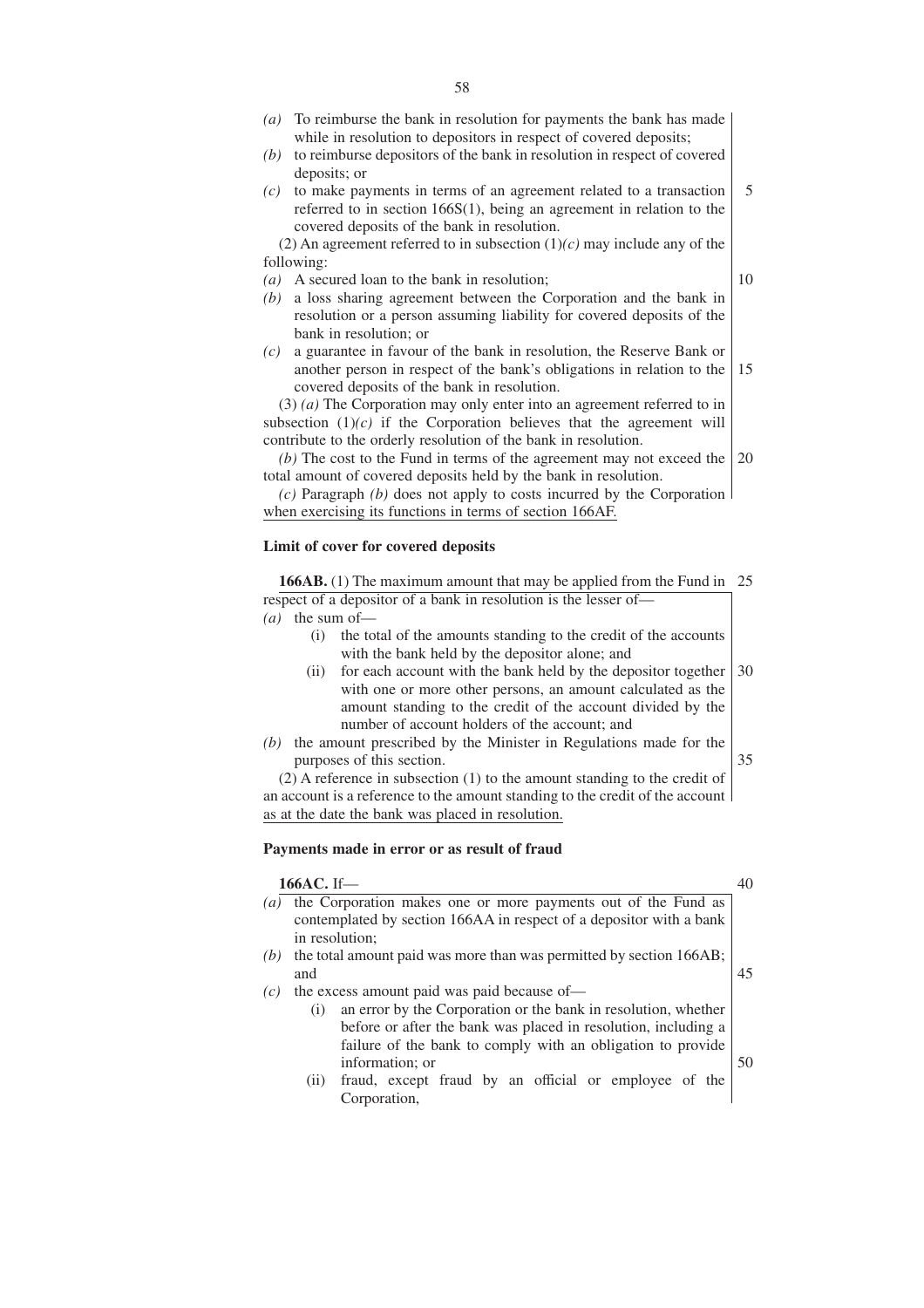*(a)* To reimburse the bank in resolution for payments the bank has made while in resolution to depositors in respect of covered deposits;

*(b)* to reimburse depositors of the bank in resolution in respect of covered deposits; or

*(c)* to make payments in terms of an agreement related to a transaction referred to in section 166S(1), being an agreement in relation to the covered deposits of the bank in resolution.

(2) An agreement referred to in subsection (1)*(c)* may include any of the following:

*(a)* A secured loan to the bank in resolution;

*(b)* a loss sharing agreement between the Corporation and the bank in resolution or a person assuming liability for covered deposits of the bank in resolution; or

*(c)* a guarantee in favour of the bank in resolution, the Reserve Bank or another person in respect of the bank's obligations in relation to the covered deposits of the bank in resolution.

(3) *(a)* The Corporation may only enter into an agreement referred to in subsection (1)*(c)* if the Corporation believes that the agreement will contribute to the orderly resolution of the bank in resolution.

*(b)* The cost to the Fund in terms of the agreement may not exceed the total amount of covered deposits held by the bank in resolution.

*(c)* Paragraph *(b)* does not apply to costs incurred by the Corporation when exercising its functions in terms of section 166AF.

**Limit of cover for covered deposits**

**166AB.** (1) The maximum amount that may be applied from the Fund in respect of a depositor of a bank in resolution is the lesser of—

*(a)* the sum of—

(i) the total of the amounts standing to the credit of the accounts with the bank held by the depositor alone; and

(ii) for each account with the bank held by the depositor together with one or more other persons, an amount calculated as the amount standing to the credit of the account divided by the number of account holders of the account; and

*(b)* the amount prescribed by the Minister in Regulations made for the purposes of this section.

(2) A reference in subsection (1) to the amount standing to the credit of an account is a reference to the amount standing to the credit of the account as at the date the bank was placed in resolution.

**Payments made in error or as result of fraud**

**166AC.** If—

*(a)* the Corporation makes one or more payments out of the Fund as contemplated by section 166AA in respect of a depositor with a bank in resolution;

*(b)* the total amount paid was more than was permitted by section 166AB; and

*(c)* the excess amount paid was paid because of—

(i) an error by the Corporation or the bank in resolution, whether before or after the bank was placed in resolution, including a failure of the bank to comply with an obligation to provide information; or

(ii) fraud, except fraud by an official or employee of the Corporation,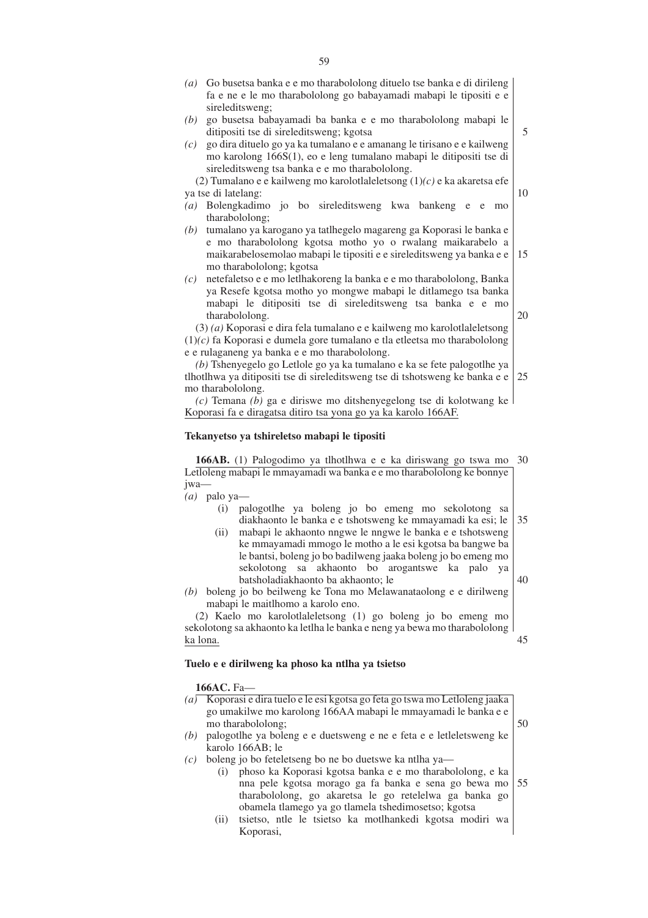*(a)* Go busetsa banka e e mo tharabololong dituelo tse banka e di dirileng fa e ne e le mo tharabololong go babayamadi mabapi le tipositi e e sireleditsweng;

*(b)* go busetsa babayamadi ba banka e e mo tharabololong mabapi le ditipositi tse di sireleditsweng; kgotsa

*(c)* go dira dituelo go ya ka tumalano e e amanang le tirisano e e kailweng mo karolong 166S(1), eo e leng tumalano mabapi le ditipositi tse di sireleditsweng tsa banka e e mo tharabololong.

(2) Tumalano e e kailweng mo karolotlaleletsong (1)*(c)* e ka akaretsa efe ya tse di latelang:

*(a)* Bolengkadimo jo bo sireleditsweng kwa bankeng e e mo tharabololong;

*(b)* tumalano ya karogano ya tatlhegelo magareng ga Koporasi le banka e e mo tharabololong kgotsa motho yo o rwalang maikarabelo a maikarabelosemolao mabapi le tipositi e e sireleditsweng ya banka e e mo tharabololong; kgotsa

*(c)* netefaletso e e mo letlhakoreng la banka e e mo tharabololong, Banka ya Resefe kgotsa motho yo mongwe mabapi le ditlamego tsa banka mabapi le ditipositi tse di sireleditsweng tsa banka e e mo tharabololong.

(3) *(a)* Koporasi e dira fela tumalano e e kailweng mo karolotlaleletsong (1)*(c)* fa Koporasi e dumela gore tumalano e tla etleetsa mo tharabololong e e rulaganeng ya banka e e mo tharabololong.

*(b)* Tshenyegelo go Letlole go ya ka tumalano e ka se fete palogotlhe ya tlhotlhwa ya ditipositi tse di sireleditsweng tse di tshotsweng ke banka e e mo tharabololong.

*(c)* Temana *(b)* ga e dirisiwe mo ditshenyegelong tse di kolotwang ke Koporasi fa e diragatsa ditiro tsa yona go ya ka karolo 166AF.

**Tekanyetso ya tshireletso mabapi le tipositi**

**166AB.** (1) Palogodimo ya tlhotlhwa e e ka diriswang go tswa mo Letloleng mabapi le mmayamadi wa banka e e mo tharabololong ke bonnye jwa—

*(a)* palo ya—

(i) palogotlhe ya boleng jo bo emeng mo sekolotong sa diakhaonto le banka e e tshotsweng ke mmayamadi ka esi; le

(ii) mabapi le akhaonto nngwe le nngwe le banka e e tshotsweng ke mmayamadi mmogo le motho a le esi kgotsa ba bangwe ba le bantsi, boleng jo bo badilweng jaaka boleng jo bo emeng mo sekolotong sa akhaonto bo arogantswe ka palo ya batsholadiakhaonto ba akhaonto; le

*(b)* boleng jo bo beilweng ke Tona mo Melawanataolong e e dirilweng mabapi le maitlhomo a karolo eno.

(2) Kaelo mo karolotlaleletsong (1) go boleng jo bo emeng mo sekolotong sa akhaonto ka letlha le banka e neng ya bewa mo tharabololong ka lona.

**Tuelo e e dirilweng ka phoso ka ntlha ya tsietso**

**166AC.** Fa—

*(a)* Koporasi e dira tuelo e le esi kgotsa go feta go tswa mo Letloleng jaaka go umakilwe mo karolong 166AA mabapi le mmayamadi le banka e e mo tharabololong;

*(b)* palogotlhe ya boleng e e duetsweng e ne e feta e e letleletsweng ke karolo 166AB; le

*(c)* boleng jo bo feteletseng bo ne bo duetswe ka ntlha ya—

(i) phoso ka Koporasi kgotsa banka e e mo tharabololong, e ka nna pele kgotsa morago ga fa banka e sena go bewa mo tharabololong, go akaretsa le go retelelwa ga banka go obamela tlamego ya go tlamela tshedimosetso; kgotsa

(ii) tsietso, ntle le tsietso ka motlhankedi kgotsa modiri wa Koporasi,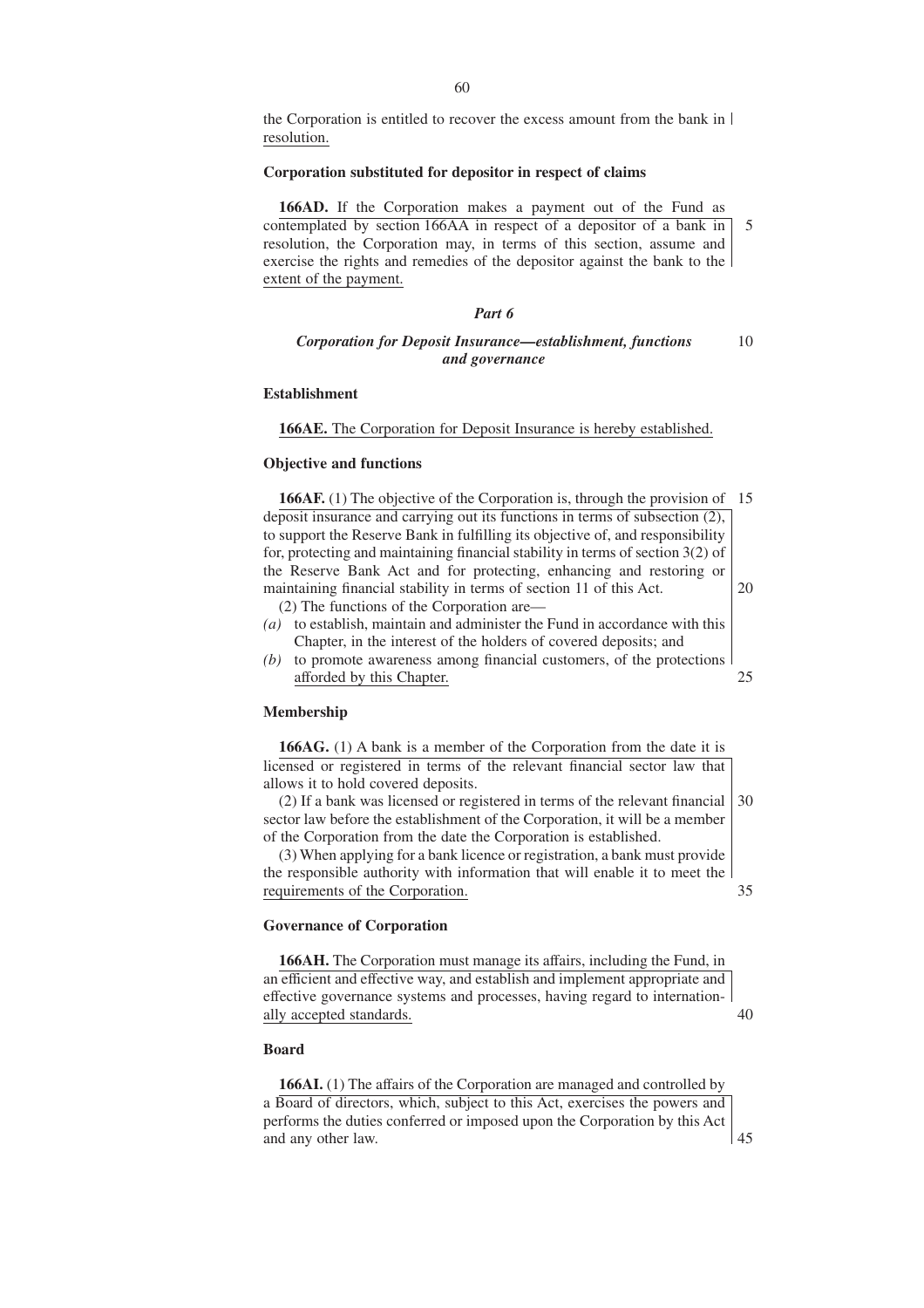the Corporation is entitled to recover the excess amount from the bank in resolution.

**Corporation substituted for depositor in respect of claims**

**166AD.** If the Corporation makes a payment out of the Fund as contemplated by section 166AA in respect of a depositor of a bank in resolution, the Corporation may, in terms of this section, assume and exercise the rights and remedies of the depositor against the bank to the extent of the payment.

## *Part 6*

### *Corporation for Deposit Insurance—establishment, functions and governance*

**Establishment**

**166AE.** The Corporation for Deposit Insurance is hereby established.

**Objective and functions**

**166AF.** (1) The objective of the Corporation is, through the provision of deposit insurance and carrying out its functions in terms of subsection (2), to support the Reserve Bank in fulfilling its objective of, and responsibility for, protecting and maintaining financial stability in terms of section 3(2) of the Reserve Bank Act and for protecting, enhancing and restoring or maintaining financial stability in terms of section 11 of this Act.

(2) The functions of the Corporation are—

*(a)* to establish, maintain and administer the Fund in accordance with this Chapter, in the interest of the holders of covered deposits; and

*(b)* to promote awareness among financial customers, of the protections afforded by this Chapter.

**Membership**

**166AG.** (1) A bank is a member of the Corporation from the date it is licensed or registered in terms of the relevant financial sector law that allows it to hold covered deposits.

(2) If a bank was licensed or registered in terms of the relevant financial sector law before the establishment of the Corporation, it will be a member of the Corporation from the date the Corporation is established.

(3) When applying for a bank licence or registration, a bank must provide the responsible authority with information that will enable it to meet the requirements of the Corporation.

**Governance of Corporation**

**166AH.** The Corporation must manage its affairs, including the Fund, in an efficient and effective way, and establish and implement appropriate and effective governance systems and processes, having regard to internationally accepted standards.

**Board**

**166AI.** (1) The affairs of the Corporation are managed and controlled by a Board of directors, which, subject to this Act, exercises the powers and performs the duties conferred or imposed upon the Corporation by this Act and any other law.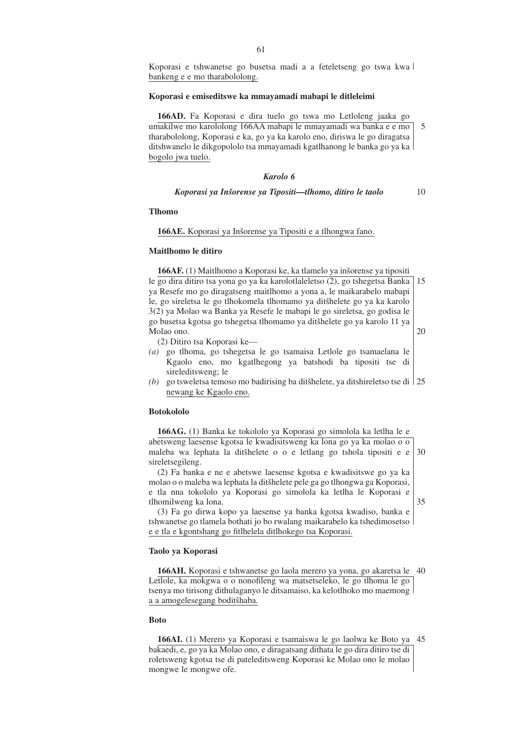Koporasi e tshwanetse go busetsa madi a a feteletseng go tswa kwa bankeng e e mo tharabololong.

**Koporasi e emiseditswe ka mmayamadi mabapi le ditleleimi**

**166AD.** Fa Koporasi e dira tuelo go tswa mo Letloleng jaaka go umakilwe mo karololong 166AA mabapi le mmayamadi wa banka e e mo tharabololong, Koporasi e ka, go ya ka karolo eno, diriswa le go diragatsa ditshwanelo le dikgopololo tsa mmayamadi kgatlhanong le banka go ya ka bogolo jwa tuelo.

### *Karolo 6*

### *Koporasi ya Inšorense ya Tipositi—tlhomo, ditiro le taolo*

**Tlhomo**

**166AE.** Koporasi ya Inšorense ya Tipositi e a tlhongwa fano.

**Maitlhomo le ditiro**

**166AF.** (1) Maitlhomo a Koporasi ke, ka tlamelo ya inšorense ya tipositi le go dira ditiro tsa yona go ya ka karolotlaleletso (2), go tshegetsa Banka ya Resefe mo go diragatseng maitlhomo a yona a, le maikarabelo mabapi le, go sireletsa le go tlhokomela tlhomamo ya ditšhelete go ya ka karolo 3(2) ya Molao wa Banka ya Resefe le mabapi le go sireletsa, go godisa le go busetsa kgotsa go tshegetsa tlhomamo ya ditšhelete go ya karolo 11 ya Molao ono.

(2) Ditiro tsa Koporasi ke—

*(a)* go tlhoma, go tshegetsa le go tsamaisa Letlole go tsamaelana le Kgaolo eno, mo kgatlhegong ya batshodi ba tipositi tse di sireleditsweng; le

*(b)* go tsweletsa temoso mo badirising ba ditšhelete, ya ditshireletso tse di newang ke Kgaolo eno.

**Botokololo**

**166AG.** (1) Banka ke tokololo ya Koporasi go simolola ka letlha le e abetsweng laesense kgotsa le kwadisitsweng ka lona go ya ka molao o o maleba wa lephata la ditšhelete o o e letlang go tshola tipositi e e sireletsegileng.

(2) Fa banka e ne e abetswe laesense kgotsa e kwadisitswe go ya ka molao o o maleba wa lephata la ditšhelete pele ga go tlhongwa ga Koporasi, e tla nna tokololo ya Koporasi go simolola ka letlha le Koporasi e tlhomilweng ka lona.

(3) Fa go dirwa kopo ya laesense ya banka kgotsa kwadiso, banka e tshwanetse go tlamela bothati jo bo rwalang maikarabelo ka tshedimosetso e e tla e kgontshang go fitlhelela ditlhokego tsa Koporasi.

**Taolo ya Koporasi**

**166AH.** Koporasi e tshwanetse go laola merero ya yona, go akaretsa le Letlole, ka mokgwa o o nonofileng wa matsetseleko, le go tlhoma le go tsenya mo tirisong dithulaganyo le ditsamaiso, ka kelotlhoko mo maemong a a amogelesegang boditšhaba.

**Boto**

**166AI.** (1) Merero ya Koporasi e tsamaiswa le go laolwa ke Boto ya bakaedi, e, go ya ka Molao ono, e diragatsang dithata le go dira ditiro tse di roletsweng kgotsa tse di pateleditsweng Koporasi ke Molao ono le molao mongwe le mongwe ofe.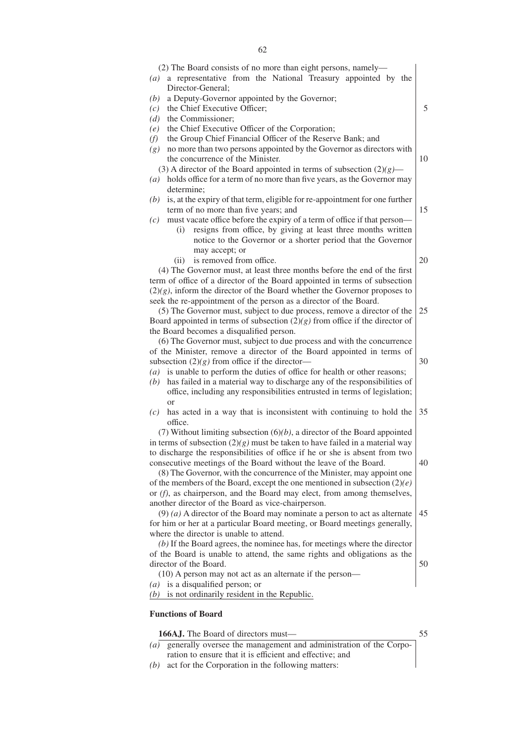(2) The Board consists of no more than eight persons, namely—

*(a)* a representative from the National Treasury appointed by the Director-General;
*(b)* a Deputy-Governor appointed by the Governor;
*(c)* the Chief Executive Officer;
*(d)* the Commissioner;
*(e)* the Chief Executive Officer of the Corporation;
*(f)* the Group Chief Financial Officer of the Reserve Bank; and
*(g)* no more than two persons appointed by the Governor as directors with the concurrence of the Minister.

(3) A director of the Board appointed in terms of subsection (2)*(g)*—

*(a)* holds office for a term of no more than five years, as the Governor may determine;
*(b)* is, at the expiry of that term, eligible for re-appointment for one further term of no more than five years; and
*(c)* must vacate office before the expiry of a term of office if that person—
   (i) resigns from office, by giving at least three months written notice to the Governor or a shorter period that the Governor may accept; or
   (ii) is removed from office.

(4) The Governor must, at least three months before the end of the first term of office of a director of the Board appointed in terms of subsection (2)*(g)*, inform the director of the Board whether the Governor proposes to seek the re-appointment of the person as a director of the Board.

(5) The Governor must, subject to due process, remove a director of the Board appointed in terms of subsection (2)*(g)* from office if the director of the Board becomes a disqualified person.

(6) The Governor must, subject to due process and with the concurrence of the Minister, remove a director of the Board appointed in terms of subsection (2)*(g)* from office if the director—

*(a)* is unable to perform the duties of office for health or other reasons;
*(b)* has failed in a material way to discharge any of the responsibilities of office, including any responsibilities entrusted in terms of legislation; or
*(c)* has acted in a way that is inconsistent with continuing to hold the office.

(7) Without limiting subsection (6)*(b)*, a director of the Board appointed in terms of subsection (2)*(g)* must be taken to have failed in a material way to discharge the responsibilities of office if he or she is absent from two consecutive meetings of the Board without the leave of the Board.

(8) The Governor, with the concurrence of the Minister, may appoint one of the members of the Board, except the one mentioned in subsection (2)*(e)* or *(f)*, as chairperson, and the Board may elect, from among themselves, another director of the Board as vice-chairperson.

(9) *(a)* A director of the Board may nominate a person to act as alternate for him or her at a particular Board meeting, or Board meetings generally, where the director is unable to attend.

*(b)* If the Board agrees, the nominee has, for meetings where the director of the Board is unable to attend, the same rights and obligations as the director of the Board.

(10) A person may not act as an alternate if the person—

*(a)* is a disqualified person; or
*(b)* is not ordinarily resident in the Republic.

**Functions of Board**

**166AJ.** The Board of directors must—

*(a)* generally oversee the management and administration of the Corporation to ensure that it is efficient and effective; and
*(b)* act for the Corporation in the following matters: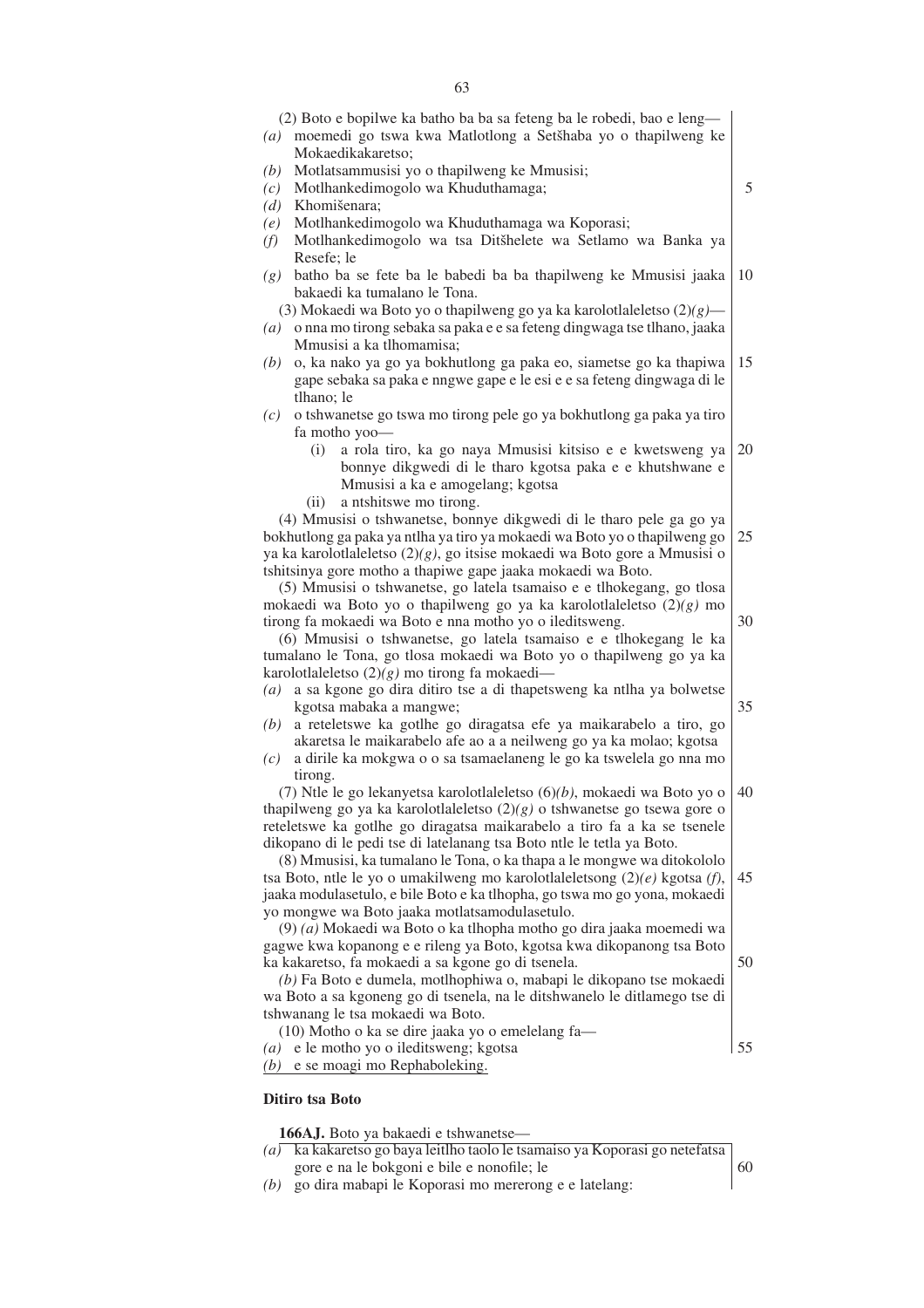(2) Boto e bopilwe ka batho ba ba sa feteng ba le robedi, bao e leng—

*(a)* moemedi go tswa kwa Matlotlong a Setšhaba yo o thapilweng ke Mokaedikakaretso;

*(b)* Motlatsammusisi yo o thapilweng ke Mmusisi;

*(c)* Motlhankedimogolo wa Khuduthamaga;

*(d)* Khomišenara;

*(e)* Motlhankedimogolo wa Khuduthamaga wa Koporasi;

*(f)* Motlhankedimogolo wa tsa Ditšhelete wa Setlamo wa Banka ya Resefe; le

*(g)* batho ba se fete ba le babedi ba ba thapilweng ke Mmusisi jaaka bakaedi ka tumalano le Tona.

(3) Mokaedi wa Boto yo o thapilweng go ya ka karolotlaleletso (2)*(g)*—

*(a)* o nna mo tirong sebaka sa paka e e sa feteng dingwaga tse tlhano, jaaka Mmusisi a ka tlhomamisa;

*(b)* o, ka nako ya go ya bokhutlong ga paka eo, siametse go ka thapiwa gape sebaka sa paka e nngwe gape e le esi e e sa feteng dingwaga di le tlhano; le

*(c)* o tshwanetse go tswa mo tirong pele go ya bokhutlong ga paka ya tiro fa motho yoo—

  (i) a rola tiro, ka go naya Mmusisi kitsiso e e kwetsweng ya bonnye dikgwedi di le tharo kgotsa paka e e khutshwane e Mmusisi a ka e amogelang; kgotsa

  (ii) a ntshitswe mo tirong.

(4) Mmusisi o tshwanetse, bonnye dikgwedi di le tharo pele ga go ya bokhutlong ga paka ya ntlha ya tiro ya mokaedi wa Boto yo o thapilweng go ya ka karolotlaleletso (2)*(g)*, go itsise mokaedi wa Boto gore a Mmusisi o tshitsinya gore motho a thapiwe gape jaaka mokaedi wa Boto.

(5) Mmusisi o tshwanetse, go latela tsamaiso e e tlhokegang, go tlosa mokaedi wa Boto yo o thapilweng go ya ka karolotlaleletso (2)*(g)* mo tirong fa mokaedi wa Boto e nna motho yo o ileditsweng.

(6) Mmusisi o tshwanetse, go latela tsamaiso e e tlhokegang le ka tumalano le Tona, go tlosa mokaedi wa Boto yo o thapilweng go ya ka karolotlaleletso (2)*(g)* mo tirong fa mokaedi—

*(a)* a sa kgone go dira ditiro tse a di thapetsweng ka ntlha ya bolwetse kgotsa mabaka a mangwe;

*(b)* a reteletswe ka gotlhe go diragatsa efe ya maikarabelo a tiro, go akaretsa le maikarabelo afe ao a a neilweng go ya ka molao; kgotsa

*(c)* a dirile ka mokgwa o o sa tsamaelaneng le go ka tswelela go nna mo tirong.

(7) Ntle le go lekanyetsa karolotlaleletso (6)*(b)*, mokaedi wa Boto yo o thapilweng go ya ka karolotlaleletso (2)*(g)* o tshwanetse go tsewa gore o reteletswe ka gotlhe go diragatsa maikarabelo a tiro fa a ka se tsenele dikopano di le pedi tse di latelanang tsa Boto ntle le tetla ya Boto.

(8) Mmusisi, ka tumalano le Tona, o ka thapa a le mongwe wa ditokololo tsa Boto, ntle le yo o umakilweng mo karolotlaleletsong (2)*(e)* kgotsa *(f)*, jaaka modulasetulo, e bile Boto e ka tlhopha, go tswa mo go yona, mokaedi yo mongwe wa Boto jaaka motlatsamodulasetulo.

(9) *(a)* Mokaedi wa Boto o ka tlhopha motho go dira jaaka moemedi wa gagwe kwa kopanong e e rileng ya Boto, kgotsa kwa dikopanong tsa Boto ka kakaretso, fa mokaedi a sa kgone go di tsenela.

*(b)* Fa Boto e dumela, motlhophiwa o, mabapi le dikopano tse mokaedi wa Boto a sa kgoneng go di tsenela, na le ditshwanelo le ditlamego tse di tshwanang le tsa mokaedi wa Boto.

(10) Motho o ka se dire jaaka yo o emelelang fa—

*(a)* e le motho yo o ileditsweng; kgotsa

*(b)* e se moagi mo Rephaboleking.

**Ditiro tsa Boto**

**166AJ.** Boto ya bakaedi e tshwanetse—

*(a)* ka kakaretso go baya leitlho taolo le tsamaiso ya Koporasi go netefatsa gore e na le bokgoni e bile e nonofile; le

*(b)* go dira mabapi le Koporasi mo mererong e e latelang: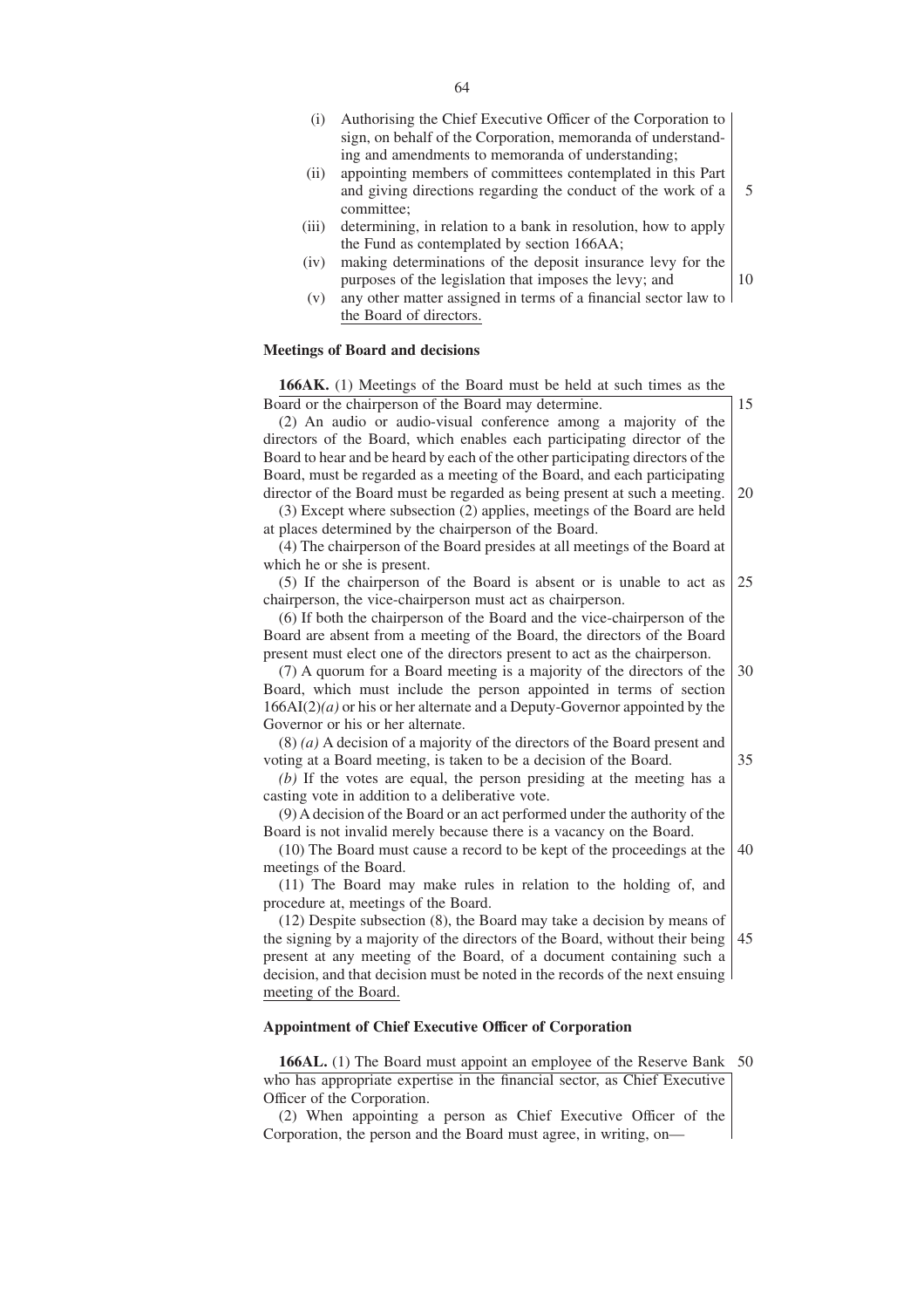(i) Authorising the Chief Executive Officer of the Corporation to sign, on behalf of the Corporation, memoranda of understanding and amendments to memoranda of understanding;

(ii) appointing members of committees contemplated in this Part and giving directions regarding the conduct of the work of a committee;

(iii) determining, in relation to a bank in resolution, how to apply the Fund as contemplated by section 166AA;

(iv) making determinations of the deposit insurance levy for the purposes of the legislation that imposes the levy; and

(v) any other matter assigned in terms of a financial sector law to the Board of directors.

**Meetings of Board and decisions**

**166AK.** (1) Meetings of the Board must be held at such times as the Board or the chairperson of the Board may determine.

(2) An audio or audio-visual conference among a majority of the directors of the Board, which enables each participating director of the Board to hear and be heard by each of the other participating directors of the Board, must be regarded as a meeting of the Board, and each participating director of the Board must be regarded as being present at such a meeting.

(3) Except where subsection (2) applies, meetings of the Board are held at places determined by the chairperson of the Board.

(4) The chairperson of the Board presides at all meetings of the Board at which he or she is present.

(5) If the chairperson of the Board is absent or is unable to act as chairperson, the vice-chairperson must act as chairperson.

(6) If both the chairperson of the Board and the vice-chairperson of the Board are absent from a meeting of the Board, the directors of the Board present must elect one of the directors present to act as the chairperson.

(7) A quorum for a Board meeting is a majority of the directors of the Board, which must include the person appointed in terms of section 166AI(2)*(a)* or his or her alternate and a Deputy-Governor appointed by the Governor or his or her alternate.

(8) *(a)* A decision of a majority of the directors of the Board present and voting at a Board meeting, is taken to be a decision of the Board.

*(b)* If the votes are equal, the person presiding at the meeting has a casting vote in addition to a deliberative vote.

(9) A decision of the Board or an act performed under the authority of the Board is not invalid merely because there is a vacancy on the Board.

(10) The Board must cause a record to be kept of the proceedings at the meetings of the Board.

(11) The Board may make rules in relation to the holding of, and procedure at, meetings of the Board.

(12) Despite subsection (8), the Board may take a decision by means of the signing by a majority of the directors of the Board, without their being present at any meeting of the Board, of a document containing such a decision, and that decision must be noted in the records of the next ensuing meeting of the Board.

**Appointment of Chief Executive Officer of Corporation**

**166AL.** (1) The Board must appoint an employee of the Reserve Bank who has appropriate expertise in the financial sector, as Chief Executive Officer of the Corporation.

(2) When appointing a person as Chief Executive Officer of the Corporation, the person and the Board must agree, in writing, on—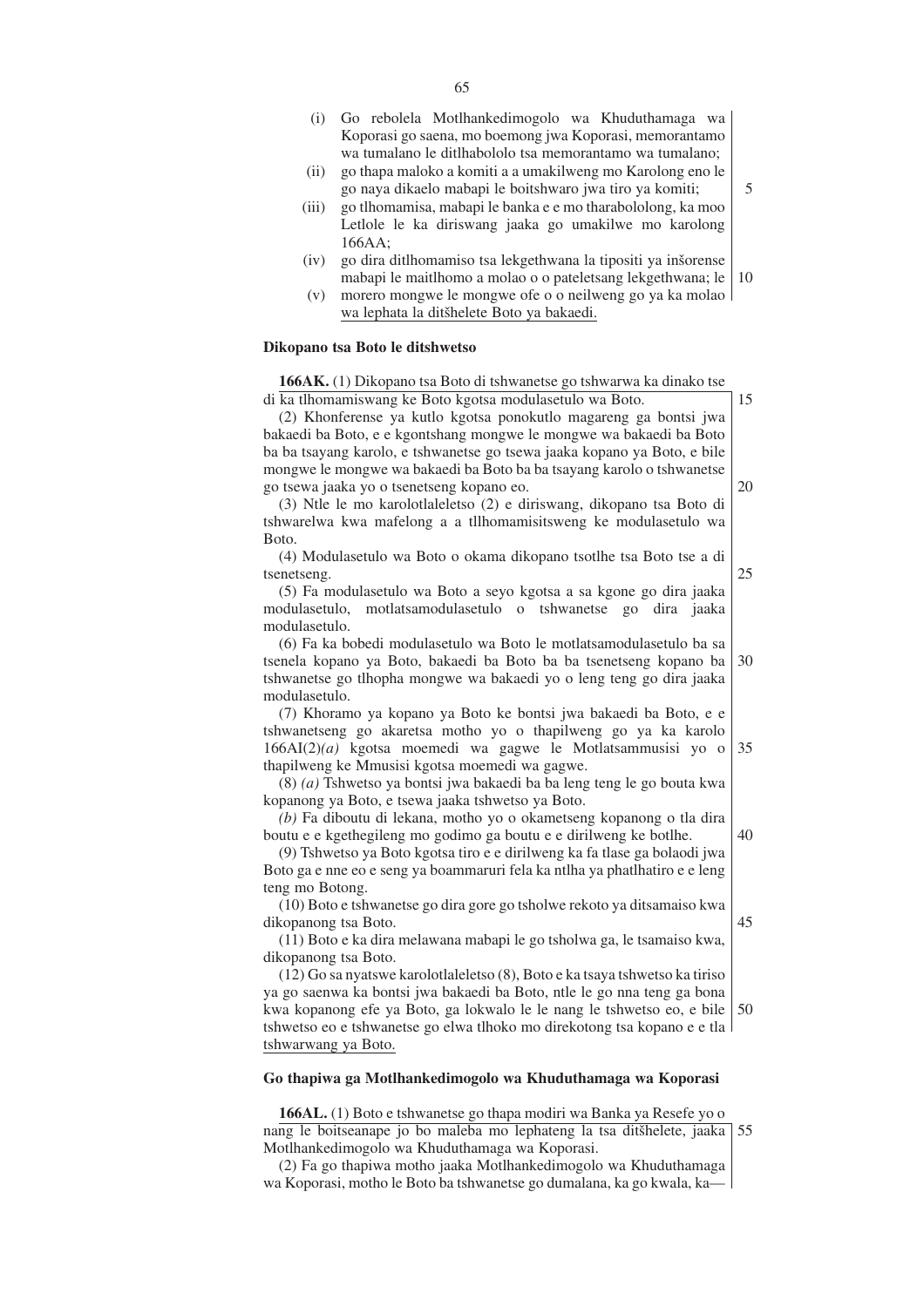(i) Go rebolela Motlhankedimogolo wa Khuduthamaga wa Koporasi go saena, mo boemong jwa Koporasi, memorantamo wa tumalano le ditlhabololo tsa memorantamo wa tumalano;

(ii) go thapa maloko a komiti a a umakilweng mo Karolong eno le go naya dikaelo mabapi le boitshwaro jwa tiro ya komiti;

(iii) go tlhomamisa, mabapi le banka e e mo tharabololong, ka moo Letlole le ka diriswang jaaka go umakilwe mo karolong 166AA;

(iv) go dira ditlhomamiso tsa lekgethwana la tipositi ya inšorense mabapi le maitlhomo a molao o o pateletsang lekgethwana; le

(v) morero mongwe le mongwe ofe o o neilweng go ya ka molao wa lephata la ditšhelete Boto ya bakaedi.

### Dikopano tsa Boto le ditshwetso

**166AK.** (1) Dikopano tsa Boto di tshwanetse go tshwarwa ka dinako tse di ka tlhomamiswang ke Boto kgotsa modulasetulo wa Boto.

(2) Khonferense ya kutlo kgotsa ponokutlo magareng ga bontsi jwa bakaedi ba Boto, e e kgontshang mongwe le mongwe wa bakaedi ba Boto ba ba tsayang karolo, e tshwanetse go tsewa jaaka kopano ya Boto, e bile mongwe le mongwe wa bakaedi ba Boto ba ba tsayang karolo o tshwanetse go tsewa jaaka yo o tsenetseng kopano eo.

(3) Ntle le mo karolotlaleletso (2) e diriswang, dikopano tsa Boto di tshwarelwa kwa mafelong a a tllhomamisitsweng ke modulasetulo wa Boto.

(4) Modulasetulo wa Boto o okama dikopano tsotlhe tsa Boto tse a di tsenetseng.

(5) Fa modulasetulo wa Boto a seyo kgotsa a sa kgone go dira jaaka modulasetulo, motlatsamodulasetulo o tshwanetse go dira jaaka modulasetulo.

(6) Fa ka bobedi modulasetulo wa Boto le motlatsamodulasetulo ba sa tsenela kopano ya Boto, bakaedi ba Boto ba ba tsenetseng kopano ba tshwanetse go tlhopha mongwe wa bakaedi yo o leng teng go dira jaaka modulasetulo.

(7) Khoramo ya kopano ya Boto ke bontsi jwa bakaedi ba Boto, e e tshwanetseng go akaretsa motho yo o thapilweng go ya ka karolo 166AI(2)*(a)* kgotsa moemedi wa gagwe le Motlatsammusisi yo o thapilweng ke Mmusisi kgotsa moemedi wa gagwe.

(8) *(a)* Tshwetso ya bontsi jwa bakaedi ba ba leng teng le go bouta kwa kopanong ya Boto, e tsewa jaaka tshwetso ya Boto.

*(b)* Fa diboutu di lekana, motho yo o okametseng kopanong o tla dira boutu e e kgethegileng mo godimo ga boutu e e dirilweng ke botlhe.

(9) Tshwetso ya Boto kgotsa tiro e e dirilweng ka fa tlase ga bolaodi jwa Boto ga e nne eo e seng ya boammaruri fela ka ntlha ya phatlhatiro e e leng teng mo Botong.

(10) Boto e tshwanetse go dira gore go tsholwe rekoto ya ditsamaiso kwa dikopanong tsa Boto.

(11) Boto e ka dira melawana mabapi le go tsholwa ga, le tsamaiso kwa, dikopanong tsa Boto.

(12) Go sa nyatswe karolotlaleletso (8), Boto e ka tsaya tshwetso ka tiriso ya go saenwa ka bontsi jwa bakaedi ba Boto, ntle le go nna teng ga bona kwa kopanong efe ya Boto, ga lokwalo le le nang le tshwetso eo, e bile tshwetso eo e tshwanetse go elwa tlhoko mo direkotong tsa kopano e e tla tshwarwang ya Boto.

### Go thapiwa ga Motlhankedimogolo wa Khuduthamaga wa Koporasi

**166AL.** (1) Boto e tshwanetse go thapa modiri wa Banka ya Resefe yo o nang le boitseanape jo bo maleba mo lephateng la tsa ditšhelete, jaaka Motlhankedimogolo wa Khuduthamaga wa Koporasi.

(2) Fa go thapiwa motho jaaka Motlhankedimogolo wa Khuduthamaga wa Koporasi, motho le Boto ba tshwanetse go dumalana, ka go kwala, ka—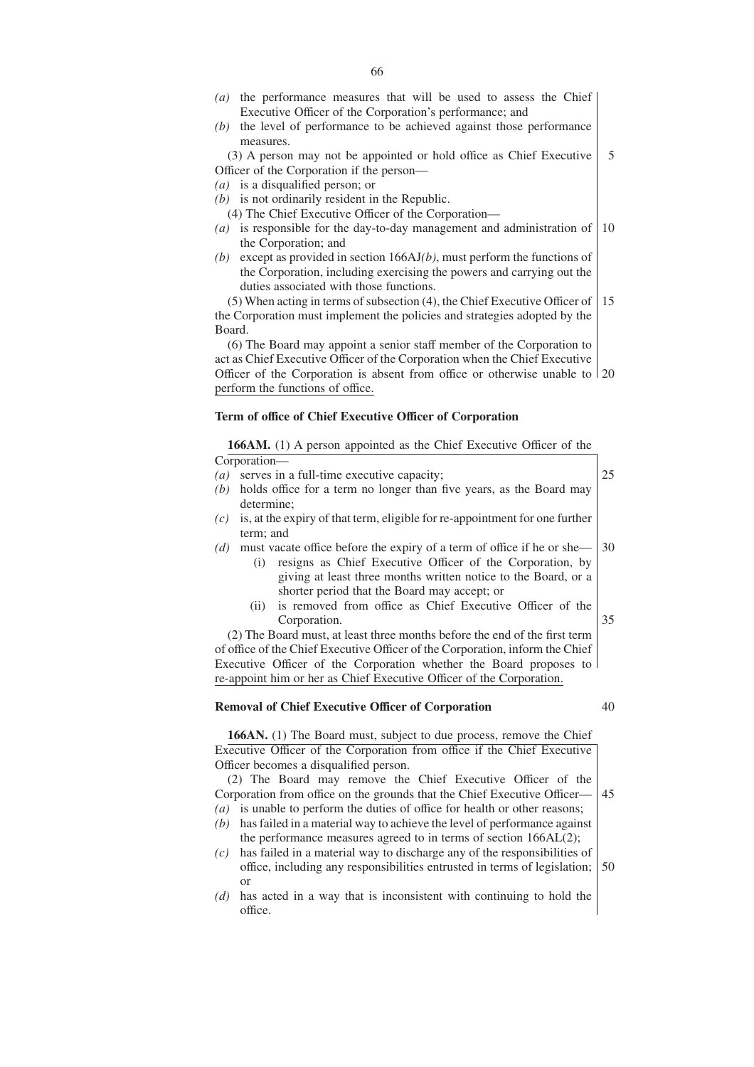(a) the performance measures that will be used to assess the Chief Executive Officer of the Corporation's performance; and

(b) the level of performance to be achieved against those performance measures.

(3) A person may not be appointed or hold office as Chief Executive Officer of the Corporation if the person—

(a) is a disqualified person; or

(b) is not ordinarily resident in the Republic.

(4) The Chief Executive Officer of the Corporation—

(a) is responsible for the day-to-day management and administration of the Corporation; and

(b) except as provided in section 166AJ*(b)*, must perform the functions of the Corporation, including exercising the powers and carrying out the duties associated with those functions.

(5) When acting in terms of subsection (4), the Chief Executive Officer of the Corporation must implement the policies and strategies adopted by the Board.

(6) The Board may appoint a senior staff member of the Corporation to act as Chief Executive Officer of the Corporation when the Chief Executive Officer of the Corporation is absent from office or otherwise unable to perform the functions of office.

**Term of office of Chief Executive Officer of Corporation**

**166AM.** (1) A person appointed as the Chief Executive Officer of the Corporation—

(a) serves in a full-time executive capacity;

(b) holds office for a term no longer than five years, as the Board may determine;

(c) is, at the expiry of that term, eligible for re-appointment for one further term; and

(d) must vacate office before the expiry of a term of office if he or she—

(i) resigns as Chief Executive Officer of the Corporation, by giving at least three months written notice to the Board, or a shorter period that the Board may accept; or

(ii) is removed from office as Chief Executive Officer of the Corporation.

(2) The Board must, at least three months before the end of the first term of office of the Chief Executive Officer of the Corporation, inform the Chief Executive Officer of the Corporation whether the Board proposes to re-appoint him or her as Chief Executive Officer of the Corporation.

**Removal of Chief Executive Officer of Corporation**

**166AN.** (1) The Board must, subject to due process, remove the Chief Executive Officer of the Corporation from office if the Chief Executive Officer becomes a disqualified person.

(2) The Board may remove the Chief Executive Officer of the Corporation from office on the grounds that the Chief Executive Officer—

(a) is unable to perform the duties of office for health or other reasons;

(b) has failed in a material way to achieve the level of performance against the performance measures agreed to in terms of section 166AL(2);

(c) has failed in a material way to discharge any of the responsibilities of office, including any responsibilities entrusted in terms of legislation; or

(d) has acted in a way that is inconsistent with continuing to hold the office.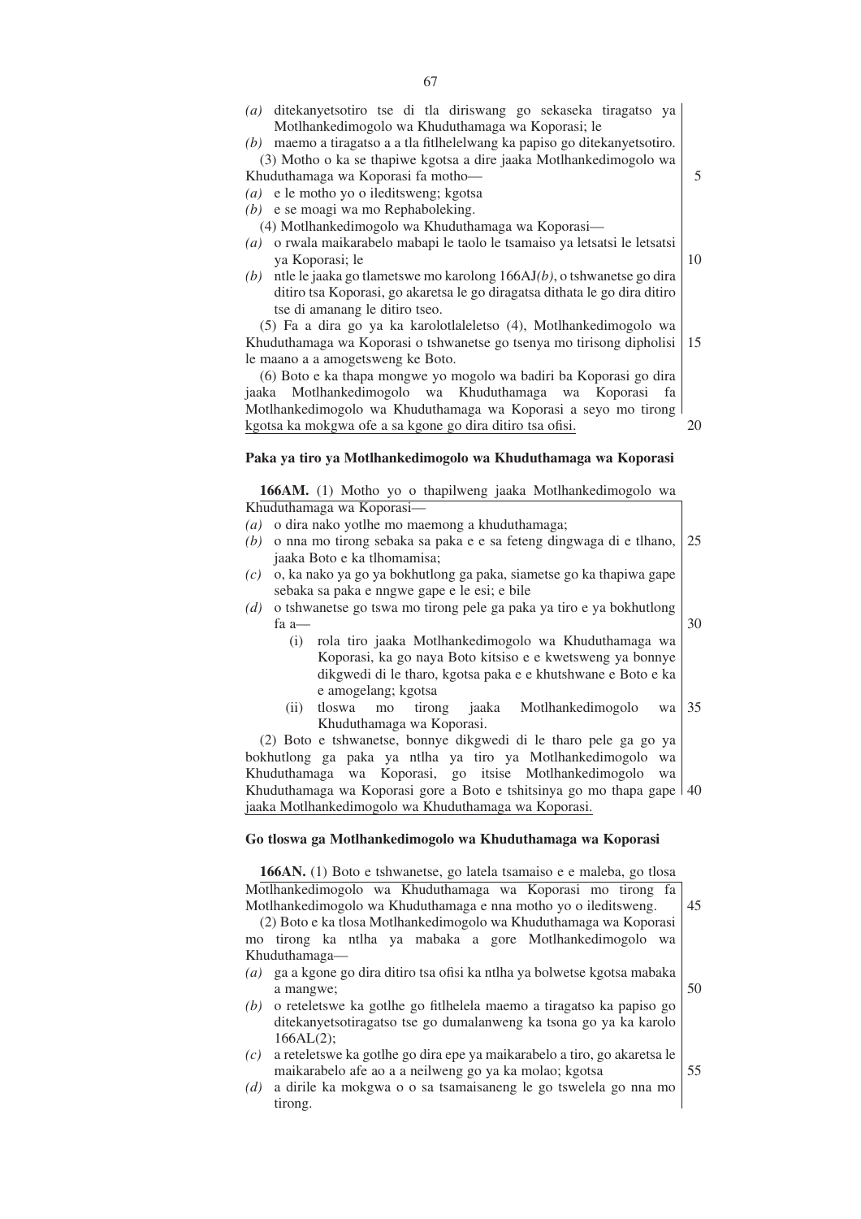*(a)* ditekanyetsotiro tse di tla diriswang go sekaseka tiragatso ya Motlhankedimogolo wa Khuduthamaga wa Koporasi; le

*(b)* maemo a tiragatso a a tla fitlhelelwang ka papiso go ditekanyetsotiro.

(3) Motho o ka se thapiwe kgotsa a dire jaaka Motlhankedimogolo wa Khuduthamaga wa Koporasi fa motho—

*(a)* e le motho yo o ileditsweng; kgotsa

*(b)* e se moagi wa mo Rephaboleking.

(4) Motlhankedimogolo wa Khuduthamaga wa Koporasi—

*(a)* o rwala maikarabelo mabapi le taolo le tsamaiso ya letsatsi le letsatsi ya Koporasi; le

*(b)* ntle le jaaka go tlametswe mo karolong 166AJ*(b)*, o tshwanetse go dira ditiro tsa Koporasi, go akaretsa le go diragatsa dithata le go dira ditiro tse di amanang le ditiro tseo.

(5) Fa a dira go ya ka karolotlaleletso (4), Motlhankedimogolo wa Khuduthamaga wa Koporasi o tshwanetse go tsenya mo tirisong dipholisi le maano a a amogetsweng ke Boto.

(6) Boto e ka thapa mongwe yo mogolo wa badiri ba Koporasi go dira jaaka Motlhankedimogolo wa Khuduthamaga wa Koporasi fa Motlhankedimogolo wa Khuduthamaga wa Koporasi a seyo mo tirong kgotsa ka mokgwa ofe a sa kgone go dira ditiro tsa ofisi.

**Paka ya tiro ya Motlhankedimogolo wa Khuduthamaga wa Koporasi**

**166AM.** (1) Motho yo o thapilweng jaaka Motlhankedimogolo wa Khuduthamaga wa Koporasi—

*(a)* o dira nako yotlhe mo maemong a khuduthamaga;

*(b)* o nna mo tirong sebaka sa paka e e sa feteng dingwaga di e tlhano, jaaka Boto e ka tlhomamisa;

*(c)* o, ka nako ya go ya bokhutlong ga paka, siametse go ka thapiwa gape sebaka sa paka e nngwe gape e le esi; e bile

*(d)* o tshwanetse go tswa mo tirong pele ga paka ya tiro e ya bokhutlong fa a—

(i) rola tiro jaaka Motlhankedimogolo wa Khuduthamaga wa Koporasi, ka go naya Boto kitsiso e e kwetsweng ya bonnye dikgwedi di le tharo, kgotsa paka e e khutshwane e Boto e ka e amogelang; kgotsa

(ii) tloswa mo tirong jaaka Motlhankedimogolo wa Khuduthamaga wa Koporasi.

(2) Boto e tshwanetse, bonnye dikgwedi di le tharo pele ga go ya bokhutlong ga paka ya ntlha ya tiro ya Motlhankedimogolo wa Khuduthamaga wa Koporasi, go itsise Motlhankedimogolo wa Khuduthamaga wa Koporasi gore a Boto e tshitsinya go mo thapa gape jaaka Motlhankedimogolo wa Khuduthamaga wa Koporasi.

**Go tloswa ga Motlhankedimogolo wa Khuduthamaga wa Koporasi**

**166AN.** (1) Boto e tshwanetse, go latela tsamaiso e e maleba, go tlosa Motlhankedimogolo wa Khuduthamaga wa Koporasi mo tirong fa Motlhankedimogolo wa Khuduthamaga e nna motho yo o ileditsweng.

(2) Boto e ka tlosa Motlhankedimogolo wa Khuduthamaga wa Koporasi mo tirong ka ntlha ya mabaka a gore Motlhankedimogolo wa Khuduthamaga—

*(a)* ga a kgone go dira ditiro tsa ofisi ka ntlha ya bolwetse kgotsa mabaka a mangwe;

*(b)* o reteletswe ka gotlhe go fitlhelela maemo a tiragatso ka papiso go ditekanyetsotiragatso tse go dumalanweng ka tsona go ya ka karolo 166AL(2);

*(c)* a reteletswe ka gotlhe go dira epe ya maikarabelo a tiro, go akaretsa le maikarabelo afe ao a a neilweng go ya ka molao; kgotsa

*(d)* a dirile ka mokgwa o o sa tsamaisaneng le go tswelela go nna mo tirong.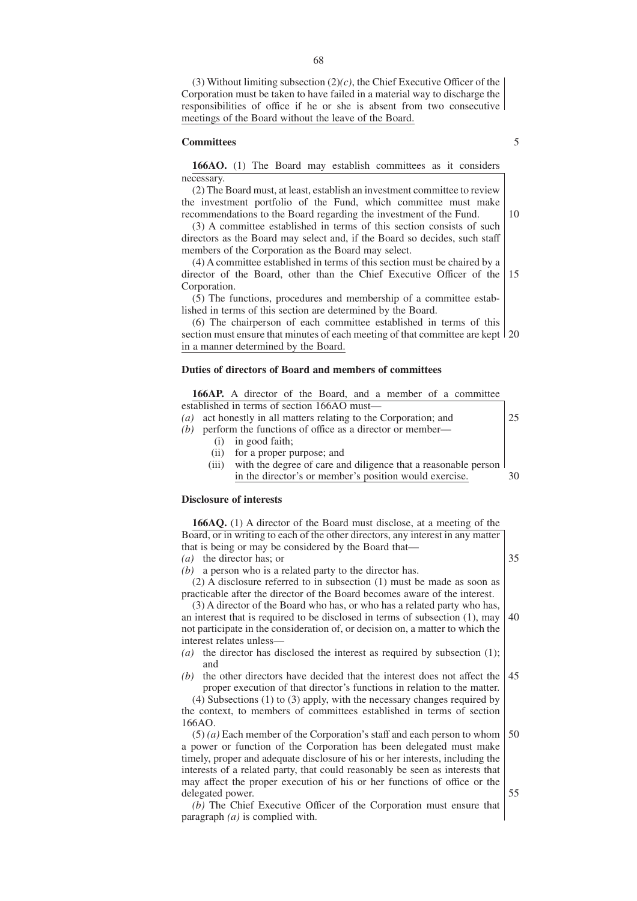(3) Without limiting subsection (2)*(c)*, the Chief Executive Officer of the Corporation must be taken to have failed in a material way to discharge the responsibilities of office if he or she is absent from two consecutive meetings of the Board without the leave of the Board.

**Committees**

**166AO.** (1) The Board may establish committees as it considers necessary.

(2) The Board must, at least, establish an investment committee to review the investment portfolio of the Fund, which committee must make recommendations to the Board regarding the investment of the Fund.

(3) A committee established in terms of this section consists of such directors as the Board may select and, if the Board so decides, such staff members of the Corporation as the Board may select.

(4) A committee established in terms of this section must be chaired by a director of the Board, other than the Chief Executive Officer of the Corporation.

(5) The functions, procedures and membership of a committee established in terms of this section are determined by the Board.

(6) The chairperson of each committee established in terms of this section must ensure that minutes of each meeting of that committee are kept in a manner determined by the Board.

**Duties of directors of Board and members of committees**

**166AP.** A director of the Board, and a member of a committee established in terms of section 166AO must—

*(a)* act honestly in all matters relating to the Corporation; and
*(b)* perform the functions of office as a director or member—
  (i) in good faith;
  (ii) for a proper purpose; and
  (iii) with the degree of care and diligence that a reasonable person in the director's or member's position would exercise.

**Disclosure of interests**

**166AQ.** (1) A director of the Board must disclose, at a meeting of the Board, or in writing to each of the other directors, any interest in any matter that is being or may be considered by the Board that—

*(a)* the director has; or
*(b)* a person who is a related party to the director has.

(2) A disclosure referred to in subsection (1) must be made as soon as practicable after the director of the Board becomes aware of the interest.

(3) A director of the Board who has, or who has a related party who has, an interest that is required to be disclosed in terms of subsection (1), may not participate in the consideration of, or decision on, a matter to which the interest relates unless—

*(a)* the director has disclosed the interest as required by subsection (1); and
*(b)* the other directors have decided that the interest does not affect the proper execution of that director's functions in relation to the matter.

(4) Subsections (1) to (3) apply, with the necessary changes required by the context, to members of committees established in terms of section 166AO.

(5) *(a)* Each member of the Corporation's staff and each person to whom a power or function of the Corporation has been delegated must make timely, proper and adequate disclosure of his or her interests, including the interests of a related party, that could reasonably be seen as interests that may affect the proper execution of his or her functions of office or the delegated power.

*(b)* The Chief Executive Officer of the Corporation must ensure that paragraph *(a)* is complied with.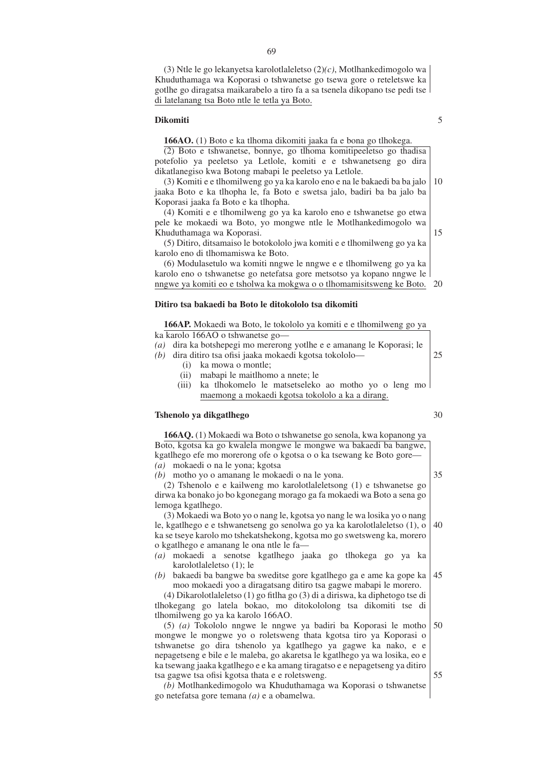(3) Ntle le go lekanyetsa karolotlaleletso (2)*(c)*, Motlhankedimogolo wa Khuduthamaga wa Koporasi o tshwanetse go tsewa gore o reteletswe ka gotlhe go diragatsa maikarabelo a tiro fa a sa tsenela dikopano tse pedi tse di latelanang tsa Boto ntle le tetla ya Boto.

**Dikomiti**

**166AO.** (1) Boto e ka tlhoma dikomiti jaaka fa e bona go tlhokega.

(2) Boto e tshwanetse, bonnye, go tlhoma komitipeeletso go thadisa potefolio ya peeletso ya Letlole, komiti e e tshwanetseng go dira dikatlanegiso kwa Botong mabapi le peeletso ya Letlole.

(3) Komiti e e tlhomilweng go ya ka karolo eno e na le bakaedi ba ba jalo jaaka Boto e ka tlhopha le, fa Boto e swetsa jalo, badiri ba ba jalo ba Koporasi jaaka fa Boto e ka tlhopha.

(4) Komiti e e tlhomilweng go ya ka karolo eno e tshwanetse go etwa pele ke mokaedi wa Boto, yo mongwe ntle le Motlhankedimogolo wa Khuduthamaga wa Koporasi.

(5) Ditiro, ditsamaiso le botokololo jwa komiti e e tlhomilweng go ya ka karolo eno di tlhomamiswa ke Boto.

(6) Modulasetulo wa komiti nngwe le nngwe e e tlhomilweng go ya ka karolo eno o tshwanetse go netefatsa gore metsotso ya kopano nngwe le nngwe ya komiti eo e tsholwa ka mokgwa o o tlhomamisitsweng ke Boto.

**Ditiro tsa bakaedi ba Boto le ditokololo tsa dikomiti**

**166AP.** Mokaedi wa Boto, le tokololo ya komiti e e tlhomilweng go ya ka karolo 166AO o tshwanetse go—

*(a)* dira ka botshepegi mo mererong yotlhe e e amanang le Koporasi; le

*(b)* dira ditiro tsa ofisi jaaka mokaedi kgotsa tokololo—

(i) ka mowa o montle;

(ii) mabapi le maitlhomo a nnete; le

(iii) ka tlhokomelo le matsetseleko ao motho yo o leng mo maemong a mokaedi kgotsa tokololo a ka a dirang.

**Tshenolo ya dikgatlhego**

**166AQ.** (1) Mokaedi wa Boto o tshwanetse go senola, kwa kopanong ya Boto, kgotsa ka go kwalela mongwe le mongwe wa bakaedi ba bangwe, kgatlhego efe mo morerong ofe o kgotsa o o ka tsewang ke Boto gore—

*(a)* mokaedi o na le yona; kgotsa

*(b)* motho yo o amanang le mokaedi o na le yona.

(2) Tshenolo e e kailweng mo karolotlaleletsong (1) e tshwanetse go dirwa ka bonako jo bo kgonegang morago ga fa mokaedi wa Boto a sena go lemoga kgatlhego.

(3) Mokaedi wa Boto yo o nang le, kgotsa yo nang le wa losika yo o nang le, kgatlhego e e tshwanetseng go senolwa go ya ka karolotlaleletso (1), o ka se tseye karolo mo tshekatshekong, kgotsa mo go swetsweng ka, morero o kgatlhego e amanang le ona ntle le fa—

*(a)* mokaedi a senotse kgatlhego jaaka go tlhokega go ya ka karolotlaleletso (1); le

*(b)* bakaedi ba bangwe ba sweditse gore kgatlhego ga e ame ka gope ka moo mokaedi yoo a diragatsang ditiro tsa gagwe mabapi le morero.

(4) Dikarolotlaleletso (1) go fitlha go (3) di a diriswa, ka diphetogo tse di tlhokegang go latela bokao, mo ditokololong tsa dikomiti tse di tlhomilweng go ya ka karolo 166AO.

(5) *(a)* Tokololo nngwe le nngwe ya badiri ba Koporasi le motho mongwe le mongwe yo o roletsweng thata kgotsa tiro ya Koporasi o tshwanetse go dira tshenolo ya kgatlhego ya gagwe ka nako, e e nepagetseng e bile e le maleba, go akaretsa le kgatlhego ya wa losika, eo e ka tsewang jaaka kgatlhego e e ka amang tiragatso e e nepagetseng ya ditiro tsa gagwe tsa ofisi kgotsa thata e e roletsweng.

*(b)* Motlhankedimogolo wa Khuduthamaga wa Koporasi o tshwanetse go netefatsa gore temana *(a)* e a obamelwa.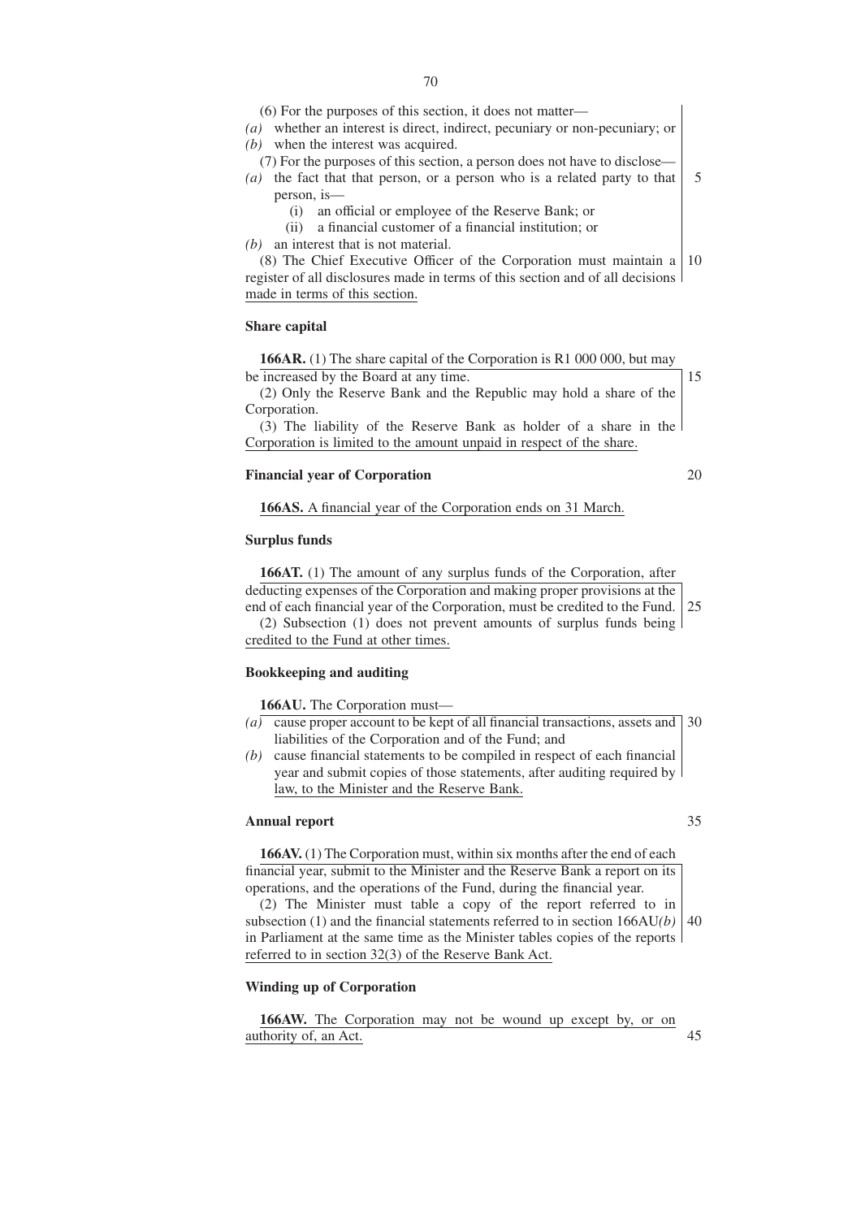(6) For the purposes of this section, it does not matter—

*(a)* whether an interest is direct, indirect, pecuniary or non-pecuniary; or

*(b)* when the interest was acquired.

(7) For the purposes of this section, a person does not have to disclose—

*(a)* the fact that that person, or a person who is a related party to that person, is—

(i) an official or employee of the Reserve Bank; or

(ii) a financial customer of a financial institution; or

*(b)* an interest that is not material.

(8) The Chief Executive Officer of the Corporation must maintain a register of all disclosures made in terms of this section and of all decisions made in terms of this section.

**Share capital**

**166AR.** (1) The share capital of the Corporation is R1 000 000, but may be increased by the Board at any time.

(2) Only the Reserve Bank and the Republic may hold a share of the Corporation.

(3) The liability of the Reserve Bank as holder of a share in the Corporation is limited to the amount unpaid in respect of the share.

**Financial year of Corporation**

**166AS.** A financial year of the Corporation ends on 31 March.

**Surplus funds**

**166AT.** (1) The amount of any surplus funds of the Corporation, after deducting expenses of the Corporation and making proper provisions at the end of each financial year of the Corporation, must be credited to the Fund.

(2) Subsection (1) does not prevent amounts of surplus funds being credited to the Fund at other times.

**Bookkeeping and auditing**

**166AU.** The Corporation must—

*(a)* cause proper account to be kept of all financial transactions, assets and liabilities of the Corporation and of the Fund; and

*(b)* cause financial statements to be compiled in respect of each financial year and submit copies of those statements, after auditing required by law, to the Minister and the Reserve Bank.

**Annual report**

**166AV.** (1) The Corporation must, within six months after the end of each financial year, submit to the Minister and the Reserve Bank a report on its operations, and the operations of the Fund, during the financial year.

(2) The Minister must table a copy of the report referred to in subsection (1) and the financial statements referred to in section 166AU*(b)* in Parliament at the same time as the Minister tables copies of the reports referred to in section 32(3) of the Reserve Bank Act.

**Winding up of Corporation**

**166AW.** The Corporation may not be wound up except by, or on authority of, an Act.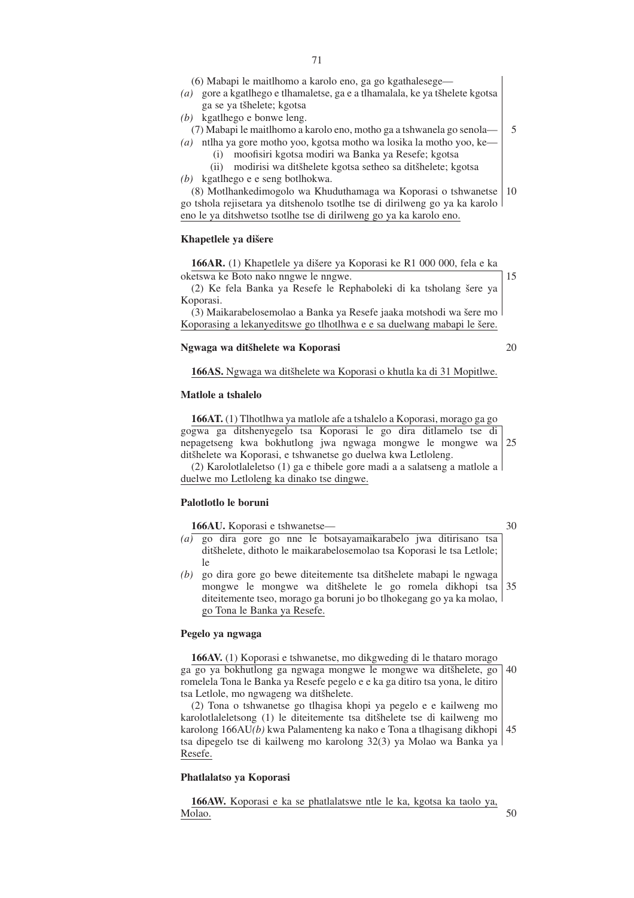(6) Mabapi le maitlhomo a karolo eno, ga go kgathalesege—

*(a)* gore a kgatlhego e tlhamaletse, ga e a tlhamalala, ke ya tšhelete kgotsa ga se ya tšhelete; kgotsa

*(b)* kgatlhego e bonwe leng.

(7) Mabapi le maitlhomo a karolo eno, motho ga a tshwanela go senola—

*(a)* ntlha ya gore motho yoo, kgotsa motho wa losika la motho yoo, ke—

  (i) moofisiri kgotsa modiri wa Banka ya Resefe; kgotsa

  (ii) modirisi wa ditšhelete kgotsa setheo sa ditšhelete; kgotsa

*(b)* kgatlhego e e seng botlhokwa.

(8) Motlhankedimogolo wa Khuduthamaga wa Koporasi o tshwanetse go tshola rejisetara ya ditshenolo tsotlhe tse di dirilweng go ya ka karolo eno le ya ditshwetso tsotlhe tse di dirilweng go ya ka karolo eno.

**Khapetlele ya dišere**

**166AR.** (1) Khapetlele ya dišere ya Koporasi ke R1 000 000, fela e ka oketswa ke Boto nako nngwe le nngwe.

(2) Ke fela Banka ya Resefe le Rephaboleki di ka tsholang šere ya Koporasi.

(3) Maikarabelosemolao a Banka ya Resefe jaaka motshodi wa šere mo Koporasing a lekanyeditswe go tlhotlhwa e e sa duelwang mabapi le šere.

**Ngwaga wa ditšhelete wa Koporasi**

**166AS.** Ngwaga wa ditšhelete wa Koporasi o khutla ka di 31 Mopitlwe.

**Matlole a tshalelo**

**166AT.** (1) Tlhotlhwa ya matlole afe a tshalelo a Koporasi, morago ga go gogwa ga ditshenyegelo tsa Koporasi le go dira ditlamelo tse di nepagetseng kwa bokhutlong jwa ngwaga mongwe le mongwe wa ditšhelete wa Koporasi, e tshwanetse go duelwa kwa Letloleng.

(2) Karolotlaleletso (1) ga e thibele gore madi a a salatseng a matlole a duelwe mo Letloleng ka dinako tse dingwe.

**Palotlotlo le boruni**

**166AU.** Koporasi e tshwanetse—

*(a)* go dira gore go nne le botsayamaikarabelo jwa ditirisano tsa ditšhelete, dithoto le maikarabelosemolao tsa Koporasi le tsa Letlole; le

*(b)* go dira gore go bewe diteitemente tsa ditšhelete mabapi le ngwaga mongwe le mongwe wa ditšhelete le go romela dikhopi tsa diteitemente tseo, morago ga boruni jo bo tlhokegang go ya ka molao, go Tona le Banka ya Resefe.

**Pegelo ya ngwaga**

**166AV.** (1) Koporasi e tshwanetse, mo dikgweding di le thataro morago ga go ya bokhutlong ga ngwaga mongwe le mongwe wa ditšhelete, go romelela Tona le Banka ya Resefe pegelo e e ka ga ditiro tsa yona, le ditiro tsa Letlole, mo ngwageng wa ditšhelete.

(2) Tona o tshwanetse go tlhagisa khopi ya pegelo e e kailweng mo karolotlaleletsong (1) le diteitemente tsa ditšhelete tse di kailweng mo karolong 166AU*(b)* kwa Palamenteng ka nako e Tona a tlhagisang dikhopi tsa dipegelo tse di kailweng mo karolong 32(3) ya Molao wa Banka ya Resefe.

**Phatlalatso ya Koporasi**

**166AW.** Koporasi e ka se phatlalatswe ntle le ka, kgotsa ka taolo ya, Molao.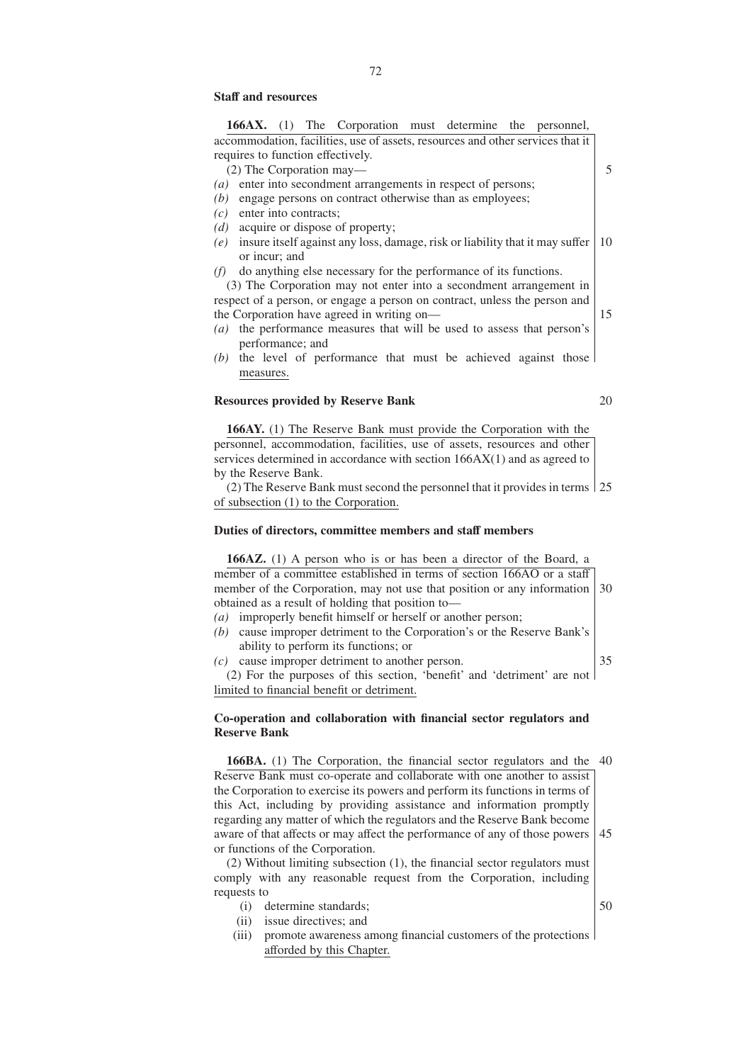**Staff and resources**

**166AX.** (1) The Corporation must determine the personnel, accommodation, facilities, use of assets, resources and other services that it requires to function effectively.

(2) The Corporation may—

*(a)* enter into secondment arrangements in respect of persons;
*(b)* engage persons on contract otherwise than as employees;
*(c)* enter into contracts;
*(d)* acquire or dispose of property;
*(e)* insure itself against any loss, damage, risk or liability that it may suffer or incur; and
*(f)* do anything else necessary for the performance of its functions.

(3) The Corporation may not enter into a secondment arrangement in respect of a person, or engage a person on contract, unless the person and the Corporation have agreed in writing on—

*(a)* the performance measures that will be used to assess that person's performance; and
*(b)* the level of performance that must be achieved against those measures.

**Resources provided by Reserve Bank**

**166AY.** (1) The Reserve Bank must provide the Corporation with the personnel, accommodation, facilities, use of assets, resources and other services determined in accordance with section 166AX(1) and as agreed to by the Reserve Bank.

(2) The Reserve Bank must second the personnel that it provides in terms of subsection (1) to the Corporation.

**Duties of directors, committee members and staff members**

**166AZ.** (1) A person who is or has been a director of the Board, a member of a committee established in terms of section 166AO or a staff member of the Corporation, may not use that position or any information obtained as a result of holding that position to—

*(a)* improperly benefit himself or herself or another person;
*(b)* cause improper detriment to the Corporation's or the Reserve Bank's ability to perform its functions; or
*(c)* cause improper detriment to another person.

(2) For the purposes of this section, 'benefit' and 'detriment' are not limited to financial benefit or detriment.

**Co-operation and collaboration with financial sector regulators and Reserve Bank**

**166BA.** (1) The Corporation, the financial sector regulators and the Reserve Bank must co-operate and collaborate with one another to assist the Corporation to exercise its powers and perform its functions in terms of this Act, including by providing assistance and information promptly regarding any matter of which the regulators and the Reserve Bank become aware of that affects or may affect the performance of any of those powers or functions of the Corporation.

(2) Without limiting subsection (1), the financial sector regulators must comply with any reasonable request from the Corporation, including requests to

(i) determine standards;
(ii) issue directives; and
(iii) promote awareness among financial customers of the protections afforded by this Chapter.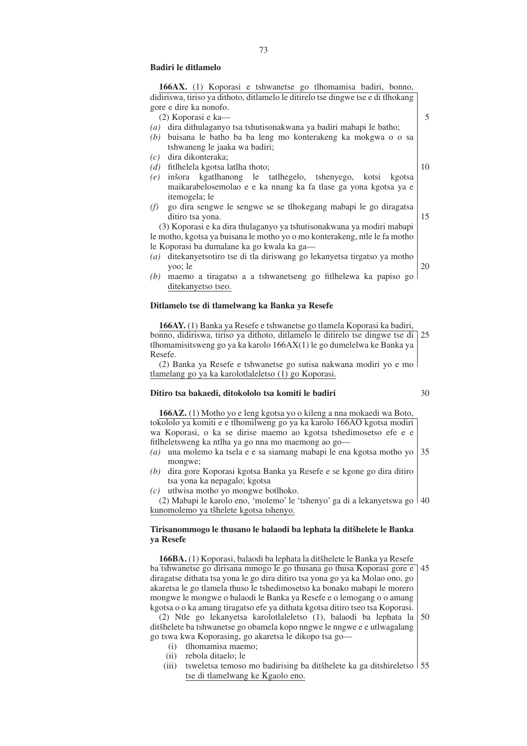**Badiri le ditlamelo**

**166AX.** (1) Koporasi e tshwanetse go tlhomamisa badiri, bonno, didiriswa, tiriso ya dithoto, ditlamelo le ditirelo tse dingwe tse e di tlhokang gore e dire ka nonofo.

(2) Koporasi e ka—

*(a)* dira dithulaganyo tsa tshutisonakwana ya badiri mabapi le batho;
*(b)* buisana le batho ba ba leng mo konterakeng ka mokgwa o o sa tshwaneng le jaaka wa badiri;
*(c)* dira dikonteraka;
*(d)* fitlhelela kgotsa latlha thoto;
*(e)* inšora kgatlhanong le tatlhegelo, tshenyego, kotsi kgotsa maikarabelosemolao e e ka nnang ka fa tlase ga yona kgotsa ya e itemogela; le
*(f)* go dira sengwe le sengwe se se tlhokegang mabapi le go diragatsa ditiro tsa yona.

(3) Koporasi e ka dira thulaganyo ya tshutisonakwana ya modiri mabapi le motho, kgotsa ya buisana le motho yo o mo konterakeng, ntle le fa motho le Koporasi ba dumalane ka go kwala ka ga—

*(a)* ditekanyetsotiro tse di tla diriswang go lekanyetsa tirgatso ya motho yoo; le
*(b)* maemo a tiragatso a a tshwanetseng go fitlhelewa ka papiso go ditekanyetso tseo.

**Ditlamelo tse di tlamelwang ka Banka ya Resefe**

**166AY.** (1) Banka ya Resefe e tshwanetse go tlamela Koporasi ka badiri, bonno, didiriswa, tiriso ya dithoto, ditlamelo le ditirelo tse dingwe tse di tlhomamisitsweng go ya ka karolo 166AX(1) le go dumelelwa ke Banka ya Resefe.

(2) Banka ya Resefe e tshwanetse go sutisa nakwana modiri yo e mo tlamelang go ya ka karolotlaleletso (1) go Koporasi.

**Ditiro tsa bakaedi, ditokololo tsa komiti le badiri**

**166AZ.** (1) Motho yo e leng kgotsa yo o kileng a nna mokaedi wa Boto, tokololo ya komiti e e tlhomilweng go ya ka karolo 166AO kgotsa modiri wa Koporasi, o ka se dirise maemo ao kgotsa tshedimosetso efe e e fitlheletsweng ka ntlha ya go nna mo maemong ao go—

*(a)* una molemo ka tsela e e sa siamang mabapi le ena kgotsa motho yo mongwe;
*(b)* dira gore Koporasi kgotsa Banka ya Resefe e se kgone go dira ditiro tsa yona ka nepagalo; kgotsa
*(c)* utlwisa motho yo mongwe botlhoko.

(2) Mabapi le karolo eno, 'molemo' le 'tshenyo' ga di a lekanyetswa go kunomolemo ya tšhelete kgotsa tshenyo.

**Tirisanommogo le thusano le balaodi ba lephata la ditšhelete le Banka ya Resefe**

**166BA.** (1) Koporasi, balaodi ba lephata la ditšhelete le Banka ya Resefe ba tshwanetse go dirisana mmogo le go thusana go thusa Koporasi gore e diragatse dithata tsa yona le go dira ditiro tsa yona go ya ka Molao ono, go akaretsa le go tlamela thuso le tshedimosetso ka bonako mabapi le morero mongwe le mongwe o balaodi le Banka ya Resefe e o lemogang o o amang kgotsa o o ka amang tiragatso efe ya dithata kgotsa ditiro tseo tsa Koporasi.

(2) Ntle go lekanyetsa karolotlaleletso (1), balaodi ba lephata la ditšhelete ba tshwanetse go obamela kopo nngwe le nngwe e e utlwagalang go tswa kwa Koporasing, go akaretsa le dikopo tsa go—

(i) tlhomamisa maemo;
(ii) rebola ditaelo; le
(iii) tsweletsa temoso mo badirising ba ditšhelete ka ga ditshireletso tse di tlamelwang ke Kgaolo eno.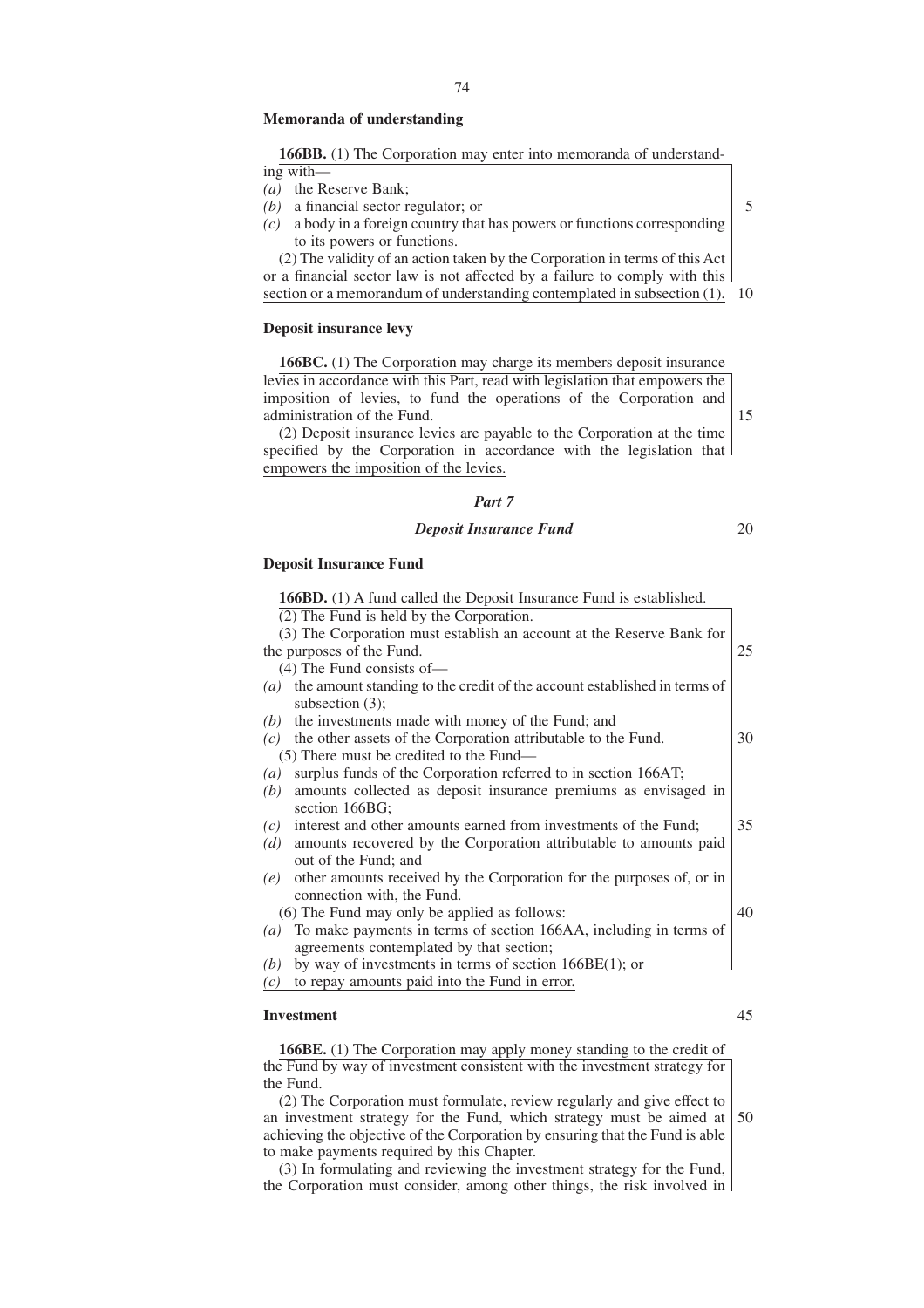**Memoranda of understanding**

**166BB.** (1) The Corporation may enter into memoranda of understanding with—

*(a)* the Reserve Bank;

*(b)* a financial sector regulator; or

*(c)* a body in a foreign country that has powers or functions corresponding to its powers or functions.

(2) The validity of an action taken by the Corporation in terms of this Act or a financial sector law is not affected by a failure to comply with this section or a memorandum of understanding contemplated in subsection (1).

**Deposit insurance levy**

**166BC.** (1) The Corporation may charge its members deposit insurance levies in accordance with this Part, read with legislation that empowers the imposition of levies, to fund the operations of the Corporation and administration of the Fund.

(2) Deposit insurance levies are payable to the Corporation at the time specified by the Corporation in accordance with the legislation that empowers the imposition of the levies.

## *Part 7*

## *Deposit Insurance Fund*

**Deposit Insurance Fund**

**166BD.** (1) A fund called the Deposit Insurance Fund is established.

(2) The Fund is held by the Corporation.

(3) The Corporation must establish an account at the Reserve Bank for the purposes of the Fund.

(4) The Fund consists of—

*(a)* the amount standing to the credit of the account established in terms of subsection (3);

*(b)* the investments made with money of the Fund; and

*(c)* the other assets of the Corporation attributable to the Fund.

(5) There must be credited to the Fund—

*(a)* surplus funds of the Corporation referred to in section 166AT;

*(b)* amounts collected as deposit insurance premiums as envisaged in section 166BG;

*(c)* interest and other amounts earned from investments of the Fund;

*(d)* amounts recovered by the Corporation attributable to amounts paid out of the Fund; and

*(e)* other amounts received by the Corporation for the purposes of, or in connection with, the Fund.

(6) The Fund may only be applied as follows:

*(a)* To make payments in terms of section 166AA, including in terms of agreements contemplated by that section;

*(b)* by way of investments in terms of section 166BE(1); or

*(c)* to repay amounts paid into the Fund in error.

**Investment**

**166BE.** (1) The Corporation may apply money standing to the credit of the Fund by way of investment consistent with the investment strategy for the Fund.

(2) The Corporation must formulate, review regularly and give effect to an investment strategy for the Fund, which strategy must be aimed at achieving the objective of the Corporation by ensuring that the Fund is able to make payments required by this Chapter.

(3) In formulating and reviewing the investment strategy for the Fund, the Corporation must consider, among other things, the risk involved in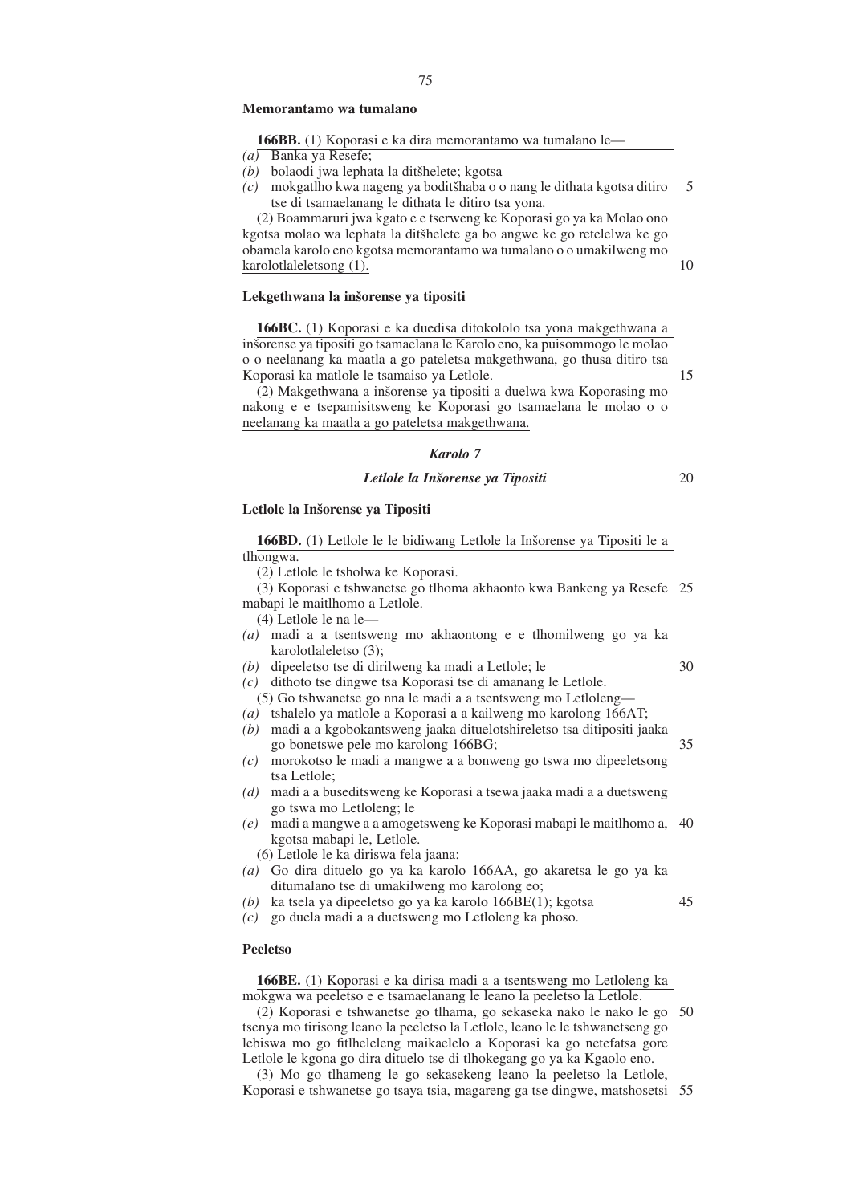**Memorantamo wa tumalano**

**166BB.** (1) Koporasi e ka dira memorantamo wa tumalano le—

*(a)* Banka ya Resefe;
*(b)* bolaodi jwa lephata la ditšhelete; kgotsa
*(c)* mokgatlho kwa nageng ya boditšhaba o o nang le dithata kgotsa ditiro tse di tsamaelanang le dithata le ditiro tsa yona.

(2) Boammaruri jwa kgato e e tserweng ke Koporasi go ya ka Molao ono kgotsa molao wa lephata la ditšhelete ga bo angwe ke go retelelwa ke go obamela karolo eno kgotsa memorantamo wa tumalano o o umakilweng mo karolotlaleletsong (1).

**Lekgethwana la inšorense ya tipositi**

**166BC.** (1) Koporasi e ka duedisa ditokololo tsa yona makgethwana a inšorense ya tipositi go tsamaelana le Karolo eno, ka puisommogo le molao o o neelanang ka maatla a go pateletsa makgethwana, go thusa ditiro tsa Koporasi ka matlole le tsamaiso ya Letlole.

(2) Makgethwana a inšorense ya tipositi a duelwa kwa Koporasing mo nakong e e tsepamisitsweng ke Koporasi go tsamaelana le molao o o neelanang ka maatla a go pateletsa makgethwana.

## *Karolo 7*

### *Letlole la Inšorense ya Tipositi*

**Letlole la Inšorense ya Tipositi**

**166BD.** (1) Letlole le le bidiwang Letlole la Inšorense ya Tipositi le a tlhongwa.

(2) Letlole le tsholwa ke Koporasi.

(3) Koporasi e tshwanetse go tlhoma akhaonto kwa Bankeng ya Resefe mabapi le maitlhomo a Letlole.

(4) Letlole le na le—

*(a)* madi a a tsentsweng mo akhaontong e e tlhomilweng go ya ka karolotlaleletso (3);
*(b)* dipeeletso tse di dirilweng ka madi a Letlole; le
*(c)* dithoto tse dingwe tsa Koporasi tse di amanang le Letlole.

(5) Go tshwanetse go nna le madi a a tsentsweng mo Letloleng—

*(a)* tshalelo ya matlole a Koporasi a a kailweng mo karolong 166AT;
*(b)* madi a a kgobokantsweng jaaka dituelotshireletso tsa ditipositi jaaka go bonetswe pele mo karolong 166BG;
*(c)* morokotso le madi a mangwe a a bonweng go tswa mo dipeeletsong tsa Letlole;
*(d)* madi a a buseditsweng ke Koporasi a tsewa jaaka madi a a duetsweng go tswa mo Letloleng; le
*(e)* madi a mangwe a a amogetsweng ke Koporasi mabapi le maitlhomo a, kgotsa mabapi le, Letlole.

(6) Letlole le ka diriswa fela jaana:

*(a)* Go dira dituelo go ya ka karolo 166AA, go akaretsa le go ya ka ditumalano tse di umakilweng mo karolong eo;
*(b)* ka tsela ya dipeeletso go ya ka karolo 166BE(1); kgotsa
*(c)* go duela madi a a duetsweng mo Letloleng ka phoso.

**Peeletso**

**166BE.** (1) Koporasi e ka dirisa madi a a tsentsweng mo Letloleng ka mokgwa wa peeletso e e tsamaelanang le leano la peeletso la Letlole.

(2) Koporasi e tshwanetse go tlhama, go sekaseka nako le nako le go tsenya mo tirisong leano la peeletso la Letlole, leano le le tshwanetseng go lebiswa mo go fitlheleleng maikaelelo a Koporasi ka go netefatsa gore Letlole le kgona go dira dituelo tse di tlhokegang go ya ka Kgaolo eno.

(3) Mo go tlhameng le go sekasekeng leano la peeletso la Letlole, Koporasi e tshwanetse go tsaya tsia, magareng ga tse dingwe, matshosetsi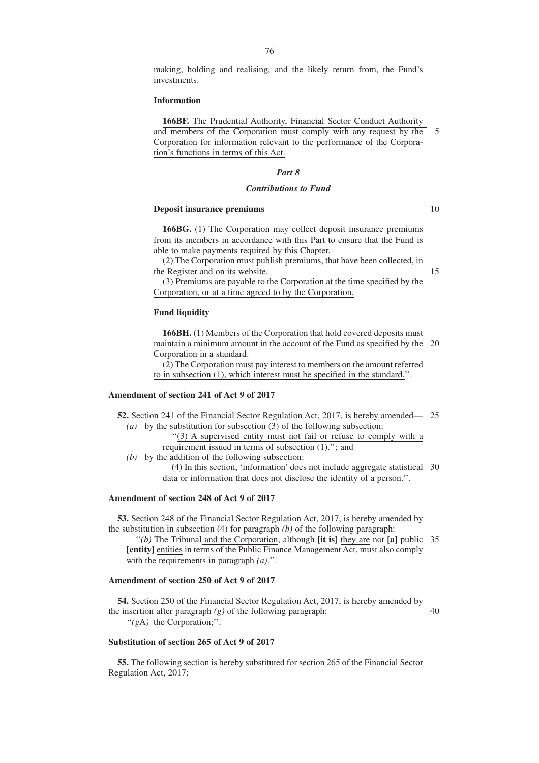making, holding and realising, and the likely return from, the Fund's investments.

**Information**

**166BF.** The Prudential Authority, Financial Sector Conduct Authority and members of the Corporation must comply with any request by the Corporation for information relevant to the performance of the Corporation's functions in terms of this Act.

***Part 8***

***Contributions to Fund***

**Deposit insurance premiums**

**166BG.** (1) The Corporation may collect deposit insurance premiums from its members in accordance with this Part to ensure that the Fund is able to make payments required by this Chapter.

(2) The Corporation must publish premiums, that have been collected, in the Register and on its website.

(3) Premiums are payable to the Corporation at the time specified by the Corporation, or at a time agreed to by the Corporation.

**Fund liquidity**

**166BH.** (1) Members of the Corporation that hold covered deposits must maintain a minimum amount in the account of the Fund as specified by the Corporation in a standard.

(2) The Corporation must pay interest to members on the amount referred to in subsection (1), which interest must be specified in the standard.''.

**Amendment of section 241 of Act 9 of 2017**

**52.** Section 241 of the Financial Sector Regulation Act, 2017, is hereby amended—

*(a)* by the substitution for subsection (3) of the following subsection:

''(3) A supervised entity must not fail or refuse to comply with a requirement issued in terms of subsection (1).''; and

*(b)* by the addition of the following subsection:

(4) In this section, 'information' does not include aggregate statistical data or information that does not disclose the identity of a person.''.

**Amendment of section 248 of Act 9 of 2017**

**53.** Section 248 of the Financial Sector Regulation Act, 2017, is hereby amended by the substitution in subsection (4) for paragraph *(b)* of the following paragraph:

''*(b)* The Tribunal and the Corporation, although **[it is]** they are not **[a]** public **[entity]** entities in terms of the Public Finance Management Act, must also comply with the requirements in paragraph *(a)*.''.

**Amendment of section 250 of Act 9 of 2017**

**54.** Section 250 of the Financial Sector Regulation Act, 2017, is hereby amended by the insertion after paragraph *(g)* of the following paragraph:

''*(g*A*)* the Corporation;''.

**Substitution of section 265 of Act 9 of 2017**

**55.** The following section is hereby substituted for section 265 of the Financial Sector Regulation Act, 2017: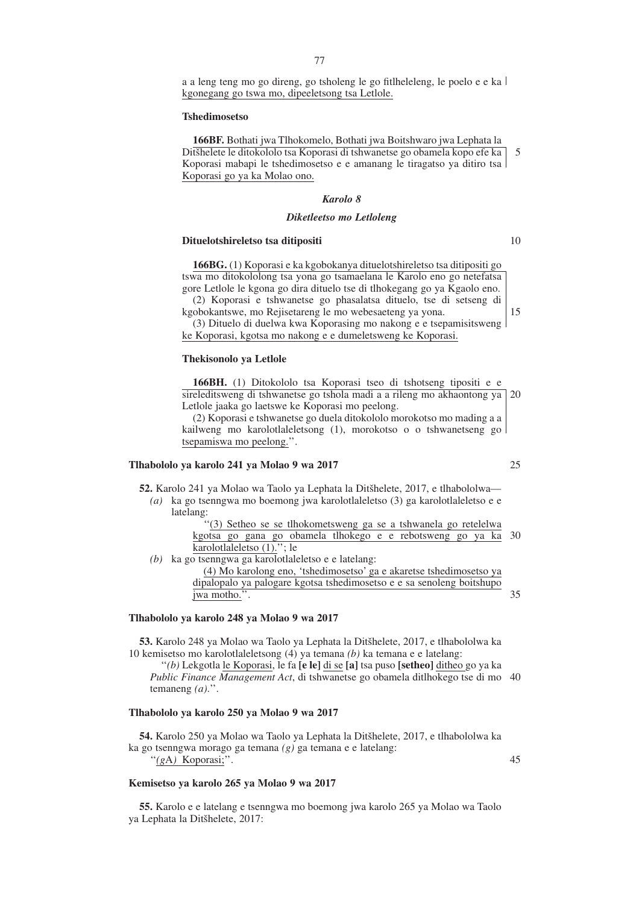a a leng teng mo go direng, go tsholeng le go fitlheleleng, le poelo e e ka kgonegang go tswa mo, dipeeletsong tsa Letlole.

**Tshedimosetso**

**166BF.** Bothati jwa Tlhokomelo, Bothati jwa Boitshwaro jwa Lephata la Ditšhelete le ditokololo tsa Koporasi di tshwanetse go obamela kopo efe ka Koporasi mabapi le tshedimosetso e e amanang le tiragatso ya ditiro tsa Koporasi go ya ka Molao ono.

### *Karolo 8*

### *Diketleetso mo Letloleng*

**Dituelotshireletso tsa ditipositi**

**166BG.** (1) Koporasi e ka kgobokanya dituelotshireletso tsa ditipositi go tswa mo ditokololong tsa yona go tsamaelana le Karolo eno go netefatsa gore Letlole le kgona go dira dituelo tse di tlhokegang go ya Kgaolo eno.

(2) Koporasi e tshwanetse go phasalatsa dituelo, tse di setseng di kgobokantswe, mo Rejisetareng le mo webesaeteng ya yona.

(3) Dituelo di duelwa kwa Koporasing mo nakong e e tsepamisitsweng ke Koporasi, kgotsa mo nakong e e dumeletsweng ke Koporasi.

**Thekisonolo ya Letlole**

**166BH.** (1) Ditokololo tsa Koporasi tseo di tshotseng tipositi e e sireleditsweng di tshwanetse go tshola madi a a rileng mo akhaontong ya Letlole jaaka go laetswe ke Koporasi mo peelong.

(2) Koporasi e tshwanetse go duela ditokololo morokotso mo mading a a kailweng mo karolotlaleletsong (1), morokotso o o tshwanetseng go tsepamiswa mo peelong.''.

**Tlhabololo ya karolo 241 ya Molao 9 wa 2017**

**52.** Karolo 241 ya Molao wa Taolo ya Lephata la Ditšhelete, 2017, e tlhabololwa—

*(a)* ka go tsenngwa mo boemong jwa karolotlaleletso (3) ga karolotlaleletso e e latelang:

''(3) Setheo se se tlhokometsweng ga se a tshwanela go retelelwa kgotsa go gana go obamela tlhokego e e rebotsweng go ya ka karolotlaleletso (1).''; le

*(b)* ka go tsenngwa ga karolotlaleletso e e latelang:

(4) Mo karolong eno, 'tshedimosetso' ga e akaretse tshedimosetso ya dipalopalo ya palogare kgotsa tshedimosetso e e sa senoleng boitshupo jwa motho.''.

**Tlhabololo ya karolo 248 ya Molao 9 wa 2017**

**53.** Karolo 248 ya Molao wa Taolo ya Lephata la Ditšhelete, 2017, e tlhabololwa ka 10 kemisetso mo karolotlaleletsong (4) ya temana *(b)* ka temana e e latelang:

''*(b)* Lekgotla le Koporasi, le fa **[e le]** di se **[a]** tsa puso **[setheo]** ditheo go ya ka *Public Finance Management Act*, di tshwanetse go obamela ditlhokego tse di mo temaneng *(a)*.''.

**Tlhabololo ya karolo 250 ya Molao 9 wa 2017**

**54.** Karolo 250 ya Molao wa Taolo ya Lephata la Ditšhelete, 2017, e tlhabololwa ka ka go tsenngwa morago ga temana *(g)* ga temana e e latelang:

''*(g*A*)* Koporasi;''.

**Kemisetso ya karolo 265 ya Molao 9 wa 2017**

**55.** Karolo e e latelang e tsenngwa mo boemong jwa karolo 265 ya Molao wa Taolo ya Lephata la Ditšhelete, 2017: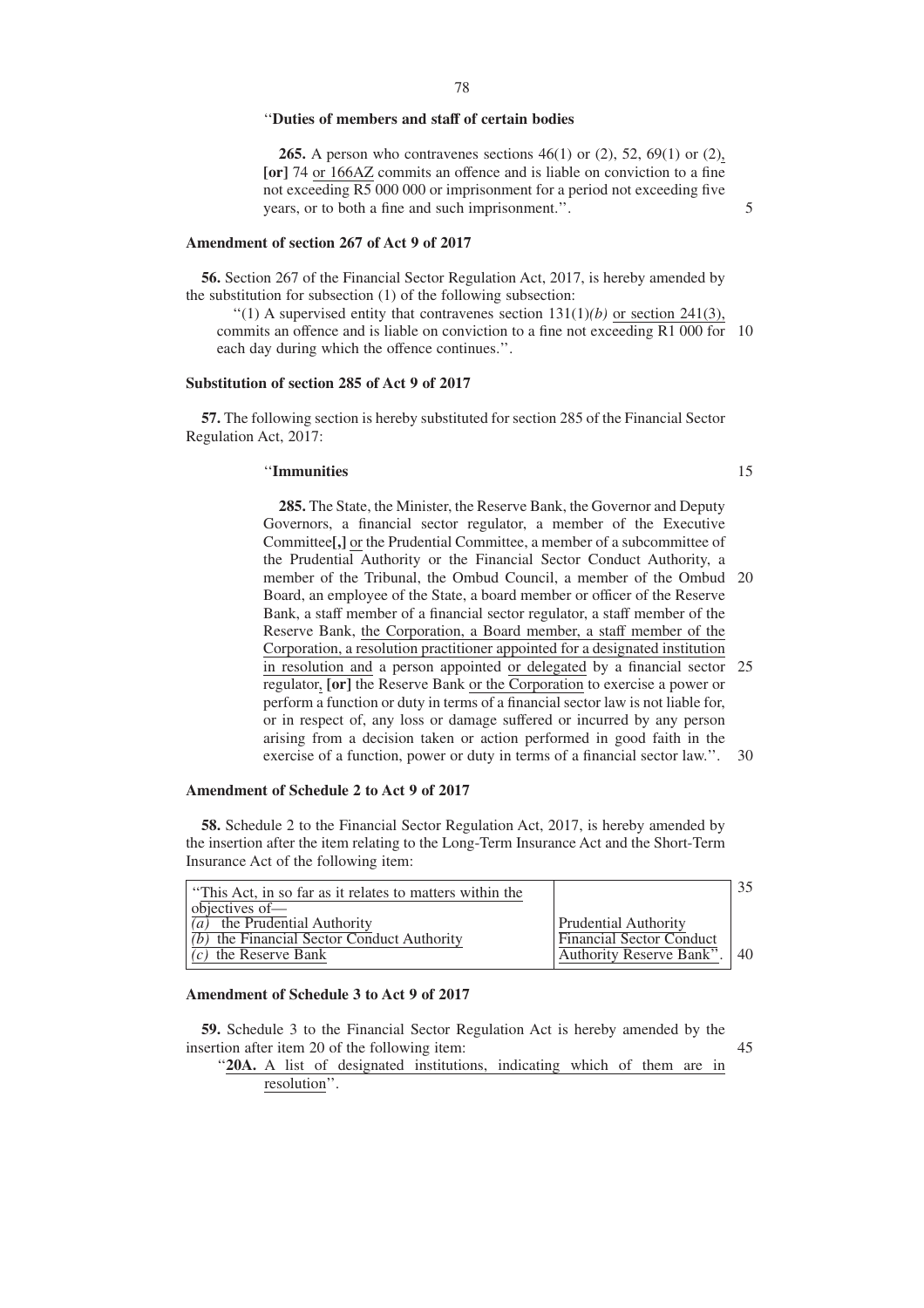''**Duties of members and staff of certain bodies**

**265.** A person who contravenes sections 46(1) or (2), 52, 69(1) or (2), **[or]** 74 or 166AZ commits an offence and is liable on conviction to a fine not exceeding R5 000 000 or imprisonment for a period not exceeding five years, or to both a fine and such imprisonment.''.

**Amendment of section 267 of Act 9 of 2017**

**56.** Section 267 of the Financial Sector Regulation Act, 2017, is hereby amended by the substitution for subsection (1) of the following subsection:

''(1) A supervised entity that contravenes section 131(1)*(b)* or section 241(3), commits an offence and is liable on conviction to a fine not exceeding R1 000 for each day during which the offence continues.''.

**Substitution of section 285 of Act 9 of 2017**

**57.** The following section is hereby substituted for section 285 of the Financial Sector Regulation Act, 2017:

''**Immunities**

**285.** The State, the Minister, the Reserve Bank, the Governor and Deputy Governors, a financial sector regulator, a member of the Executive Committee**[,]** or the Prudential Committee, a member of a subcommittee of the Prudential Authority or the Financial Sector Conduct Authority, a member of the Tribunal, the Ombud Council, a member of the Ombud Board, an employee of the State, a board member or officer of the Reserve Bank, a staff member of a financial sector regulator, a staff member of the Reserve Bank, the Corporation, a Board member, a staff member of the Corporation, a resolution practitioner appointed for a designated institution in resolution and a person appointed or delegated by a financial sector regulator, **[or]** the Reserve Bank or the Corporation to exercise a power or perform a function or duty in terms of a financial sector law is not liable for, or in respect of, any loss or damage suffered or incurred by any person arising from a decision taken or action performed in good faith in the exercise of a function, power or duty in terms of a financial sector law.''.

**Amendment of Schedule 2 to Act 9 of 2017**

**58.** Schedule 2 to the Financial Sector Regulation Act, 2017, is hereby amended by the insertion after the item relating to the Long-Term Insurance Act and the Short-Term Insurance Act of the following item:

| ''This Act, in so far as it relates to matters within the objectives of— | |
|---|---|
| *(a)* the Prudential Authority | Prudential Authority |
| *(b)* the Financial Sector Conduct Authority | Financial Sector Conduct Authority |
| *(c)* the Reserve Bank | Reserve Bank''. |

**Amendment of Schedule 3 to Act 9 of 2017**

**59.** Schedule 3 to the Financial Sector Regulation Act is hereby amended by the insertion after item 20 of the following item:

''**20A.** A list of designated institutions, indicating which of them are in resolution''.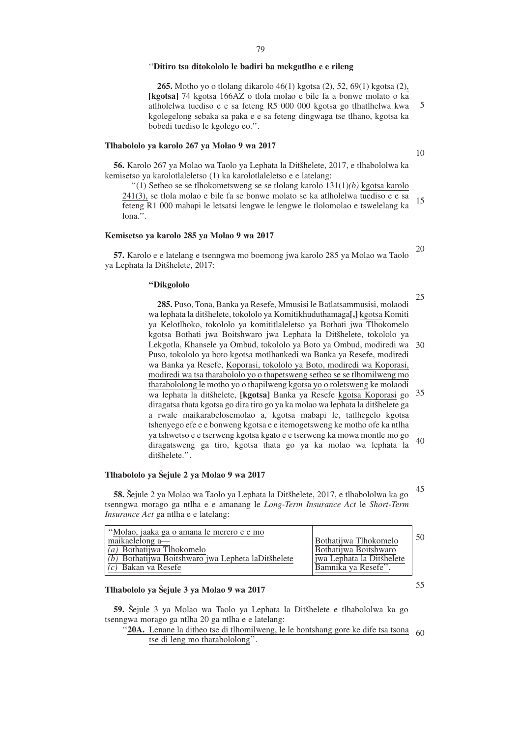''**Ditiro tsa ditokololo le badiri ba mekgatlho e e rileng**

**265.** Motho yo o tlolang dikarolo 46(1) kgotsa (2), 52, 69(1) kgotsa (2), **[kgotsa]** 74 kgotsa 166AZ o tlola molao e bile fa a bonwe molato o ka atlholelwa tuediso e e sa feteng R5 000 000 kgotsa go tlhatlhelwa kwa kgolegelong sebaka sa paka e e sa feteng dingwaga tse tlhano, kgotsa ka bobedi tuediso le kgolego eo.''.

**Tlhabololo ya karolo 267 ya Molao 9 wa 2017**

**56.** Karolo 267 ya Molao wa Taolo ya Lephata la Ditšhelete, 2017, e tlhabololwa ka kemisetso ya karolotlaleletso (1) ka karolotlaleletso e e latelang:

''(1) Setheo se se tlhokometsweng se se tlolang karolo 131(1)*(b)* kgotsa karolo 241(3), se tlola molao e bile fa se bonwe molato se ka atlholelwa tuediso e e sa feteng R1 000 mabapi le letsatsi lengwe le lengwe le tlolomolao e tswelelang ka lona.''.

**Kemisetso ya karolo 285 ya Molao 9 wa 2017**

**57.** Karolo e e latelang e tsenngwa mo boemong jwa karolo 285 ya Molao wa Taolo ya Lephata la Ditšhelete, 2017:

''**Dikgololo**

**285.** Puso, Tona, Banka ya Resefe, Mmusisi le Batlatsammusisi, molaodi wa lephata la ditšhelete, tokololo ya Komitikhuduthamaga**[,]** kgotsa Komiti ya Kelotlhoko, tokololo ya komititlaleletso ya Bothati jwa Tlhokomelo kgotsa Bothati jwa Boitshwaro jwa Lephata la Ditšhelete, tokololo ya Lekgotla, Khansele ya Ombud, tokololo ya Boto ya Ombud, modiredi wa Puso, tokololo ya boto kgotsa motlhankedi wa Banka ya Resefe, modiredi wa Banka ya Resefe, Koporasi, tokololo ya Boto, modiredi wa Koporasi, modiredi wa tsa tharabololo yo o thapetsweng setheo se se tlhomilweng mo tharabololong le motho yo o thapilweng kgotsa yo o roletsweng ke molaodi wa lephata la ditšhelete, **[kgotsa]** Banka ya Resefe kgotsa Koporasi go diragatsa thata kgotsa go dira tiro go ya ka molao wa lephata la ditšhelete ga a rwale maikarabelosemolao a, kgotsa mabapi le, tatlhegelo kgotsa tshenyego efe e e bonweng kgotsa e e itemogetsweng ke motho ofe ka ntlha ya tshwetso e e tserweng kgotsa kgato e e tserweng ka mowa montle mo go diragatsweng ga tiro, kgotsa thata go ya ka molao wa lephata la ditšhelete.''.

**Tlhabololo ya Šejule 2 ya Molao 9 wa 2017**

**58.** Šejule 2 ya Molao wa Taolo ya Lephata la Ditšhelete, 2017, e tlhabololwa ka go tsenngwa morago ga ntlha e e amanang le *Long-Term Insurance Act* le *Short-Term Insurance Act* ga ntlha e e latelang:

| | |
|---|---|
| ''Molao, jaaka ga o amana le merero e e mo maikaelelong a—<br>*(a)* Bothatijwa Tlhokomelo<br>*(b)* Bothatijwa Boitshwaro jwa Lepheta laDitšhelete<br>*(c)* Bakan va Resefe | Bothatijwa Tlhokomelo<br>Bothatijwa Boitshwaro jwa Lephata la Ditšhelete<br>Bamnika ya Resefe''. |

**Tlhabololo ya Šejule 3 ya Molao 9 wa 2017**

**59.** Šejule 3 ya Molao wa Taolo ya Lephata la Ditšhelete e tlhabololwa ka go tsenngwa morago ga ntlha 20 ga ntlha e e latelang:

''**20A.** Lenane la ditheo tse di tlhomilweng, le le bontshang gore ke dife tsa tsona tse di leng mo tharabololong''.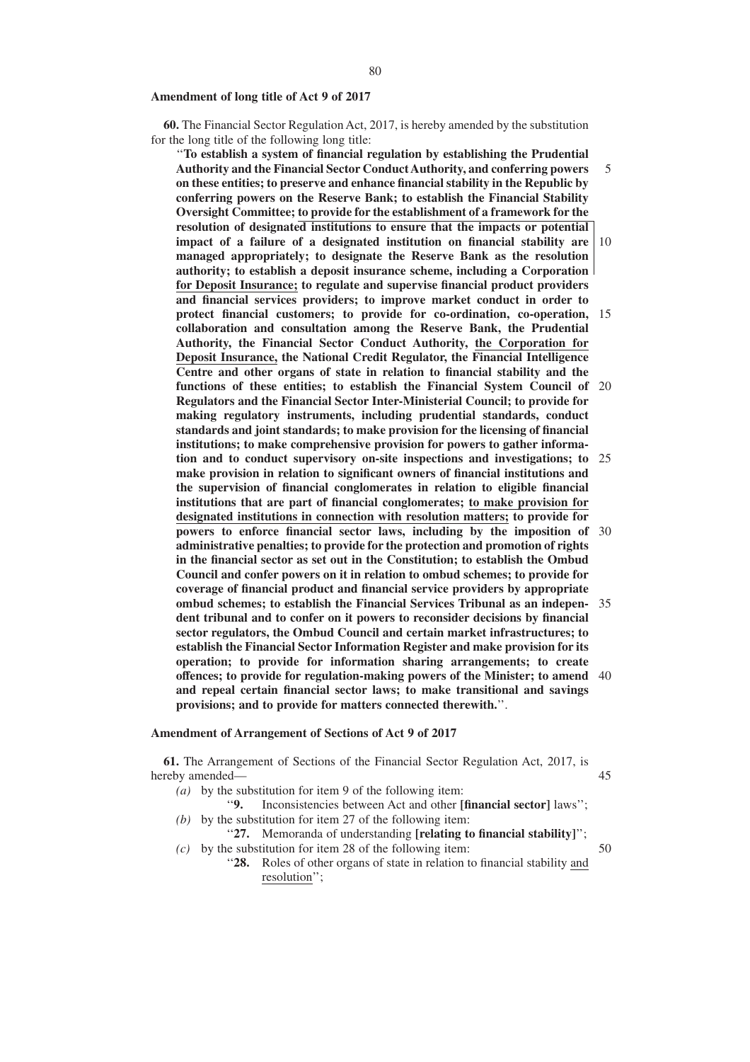**Amendment of long title of Act 9 of 2017**

**60.** The Financial Sector Regulation Act, 2017, is hereby amended by the substitution for the long title of the following long title:

''**To establish a system of financial regulation by establishing the Prudential Authority and the Financial Sector Conduct Authority, and conferring powers on these entities; to preserve and enhance financial stability in the Republic by conferring powers on the Reserve Bank; to establish the Financial Stability Oversight Committee; <u>to provide for the establishment of a framework for the resolution of designated institutions to ensure that the impacts or potential impact of a failure of a designated institution on financial stability are managed appropriately; to designate the Reserve Bank as the resolution authority; to establish a deposit insurance scheme, including a Corporation for Deposit Insurance;</u> to regulate and supervise financial product providers and financial services providers; to improve market conduct in order to protect financial customers; to provide for co-ordination, co-operation, collaboration and consultation among the Reserve Bank, the Prudential Authority, the Financial Sector Conduct Authority, <u>the Corporation for Deposit Insurance,</u> the National Credit Regulator, the Financial Intelligence Centre and other organs of state in relation to financial stability and the functions of these entities; to establish the Financial System Council of Regulators and the Financial Sector Inter-Ministerial Council; to provide for making regulatory instruments, including prudential standards, conduct standards and joint standards; to make provision for the licensing of financial institutions; to make comprehensive provision for powers to gather information and to conduct supervisory on-site inspections and investigations; to make provision in relation to significant owners of financial institutions and the supervision of financial conglomerates in relation to eligible financial institutions that are part of financial conglomerates; <u>to make provision for designated institutions in connection with resolution matters;</u> to provide for powers to enforce financial sector laws, including by the imposition of administrative penalties; to provide for the protection and promotion of rights in the financial sector as set out in the Constitution; to establish the Ombud Council and confer powers on it in relation to ombud schemes; to provide for coverage of financial product and financial service providers by appropriate ombud schemes; to establish the Financial Services Tribunal as an independent tribunal and to confer on it powers to reconsider decisions by financial sector regulators, the Ombud Council and certain market infrastructures; to establish the Financial Sector Information Register and make provision for its operation; to provide for information sharing arrangements; to create offences; to provide for regulation-making powers of the Minister; to amend and repeal certain financial sector laws; to make transitional and savings provisions; and to provide for matters connected therewith.**''.

**Amendment of Arrangement of Sections of Act 9 of 2017**

**61.** The Arrangement of Sections of the Financial Sector Regulation Act, 2017, is hereby amended—

*(a)* by the substitution for item 9 of the following item:

''**9.** Inconsistencies between Act and other **[financial sector]** laws'';

*(b)* by the substitution for item 27 of the following item:

''**27.** Memoranda of understanding **[relating to financial stability]**'';

*(c)* by the substitution for item 28 of the following item:

''**28.** Roles of other organs of state in relation to financial stability <u>and resolution</u>'';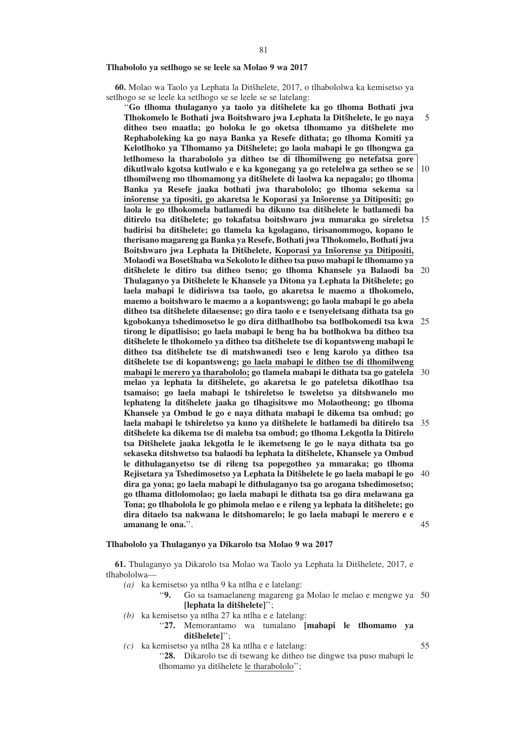**Tlhabololo ya setlhogo se se leele sa Molao 9 wa 2017**

**60.** Molao wa Taolo ya Lephata la Ditšhelete, 2017, o tlhabololwa ka kemisetso ya setlhogo se se leele ka setlhogo se se leele se se latelang:

"**Go tlhoma thulaganyo ya taolo ya ditšhelete ka go tlhoma Bothati jwa Tlhokomelo le Bothati jwa Boitshwaro jwa Lephata la Ditšhelete, le go naya ditheo tseo maatla; go boloka le go oketsa tlhomamo ya ditšhelete mo Rephaboleking ka go naya Banka ya Resefe dithata; go tlhoma Komiti ya Kelotlhoko ya Tlhomamo ya Ditšhelete;** <u>**go laola mabapi le go tlhongwa ga letlhomeso la tharabololo ya ditheo tse di tlhomilweng go netefatsa gore dikutlwalo kgotsa kutlwalo e e ka kgonegang ya go retelelwa ga setheo se se tlhomilweng mo tlhomamong ya ditšhelete di laolwa ka nepagalo; go tlhoma Banka ya Resefe jaaka bothati jwa tharabololo; go tlhoma sekema sa inšorense ya tipositi, go akaretsa le Koporasi ya Inšorense ya Ditipositi;**</u> **go laola le go tlhokomela batlamedi ba dikuno tsa ditšhelete le batlamedi ba ditirelo tsa ditšhelete; go tokafatsa boitshwaro jwa mmaraka go sireletsa badirisi ba ditšhelete; go tlamela ka kgolagano, tirisanommogo, kopano le therisano magareng ga Banka ya Resefe, Bothati jwa Tlhokomelo, Bothati jwa Boitshwaro jwa Lephata la Ditšhelete,** <u>**Koporasi ya Inšorense ya Ditipositi,**</u> **Molaodi wa Bosetšhaba wa Sekoloto le ditheo tsa puso mabapi le tlhomamo ya ditšhelete le ditiro tsa ditheo tseno; go tlhoma Khansele ya Balaodi ba Thulaganyo ya Ditšhelete le Khansele ya Ditona ya Lephata la Ditšhelete; go laela mabapi le didiriswa tsa taolo, go akaretsa le maemo a tlhokomelo, maemo a boitshwaro le maemo a a kopantsweng; go laola mabapi le go abela ditheo tsa ditšhelete dilaesense; go dira taolo e e tsenyeletsang dithata tsa go kgobokanya tshedimosetso le go dira ditlhatlhobo tsa botlhokomedi tsa kwa tirong le dipatlisiso; go laela mabapi le beng ba ba botlhokwa ba ditheo tsa ditšhelete le tlhokomelo ya ditheo tsa ditšhelete tse di kopantsweng mabapi le ditheo tsa ditšhelete tse di matshwanedi tseo e leng karolo ya ditheo tsa ditšhelete tse di kopantsweng;** <u>**go laela mabapi le ditheo tse di tlhomilweng mabapi le merero ya tharabololo;**</u> **go tlamela mabapi le dithata tsa go gatelela melao ya lephata la ditšhelete, go akaretsa le go pateletsa dikotlhao tsa tsamaiso; go laela mabapi le tshireletso le tsweletso ya ditshwanelo mo lephateng la ditšhelete jaaka go tlhagisitswe mo Molaotheong; go tlhoma Khansele ya Ombud le go e naya dithata mabapi le dikema tsa ombud; go laela mabapi le tshireletso ya kuno ya ditšhelete le batlamedi ba ditirelo tsa ditšhelete ka dikema tse di maleba tsa ombud; go tlhoma Lekgotla la Ditirelo tsa Ditšhelete jaaka lekgotla le le ikemetseng le go le naya dithata tsa go sekaseka ditshwetso tsa balaodi ba lephata la ditšhelete, Khansele ya Ombud le dithulaganyetso tse di rileng tsa popegotheo ya mmaraka; go tlhoma Rejisetara ya Tshedimosetso ya Lephata la Ditšhelete le go laela mabapi le go dira ga yona; go laela mabapi le dithulaganyo tsa go arogana tshedimosetso; go tlhama ditlolomolao; go laela mabapi le dithata tsa go dira melawana ga Tona; go tlhabolola le go phimola melao e e rileng ya lephata la ditšhelete; go dira ditaelo tsa nakwana le ditshomarelo; le go laela mabapi le merero e e amanang le ona.**".

**Tlhabololo ya Thulaganyo ya Dikarolo tsa Molao 9 wa 2017**

**61.** Thulaganyo ya Dikarolo tsa Molao wa Taolo ya Lephata la Ditšhelete, 2017, e tlhabololwa—

*(a)* ka kemisetso ya ntlha 9 ka ntlha e e latelang:

"**9.** Go sa tsamaelaneng magareng ga Molao le melao e mengwe ya **[lephata la ditšhelete]**";

*(b)* ka kemisetso ya ntlha 27 ka ntlha e e latelang:

"**27.** Memorantamo wa tumalano **[mabapi le tlhomamo ya ditšhelete]**";

*(c)* ka kemisetso ya ntlha 28 ka ntlha e e latelang:

"**28.** Dikarolo tse di tsewang ke ditheo tse dingwe tsa puso mabapi le tlhomamo ya ditšhelete <u>le tharabololo</u>";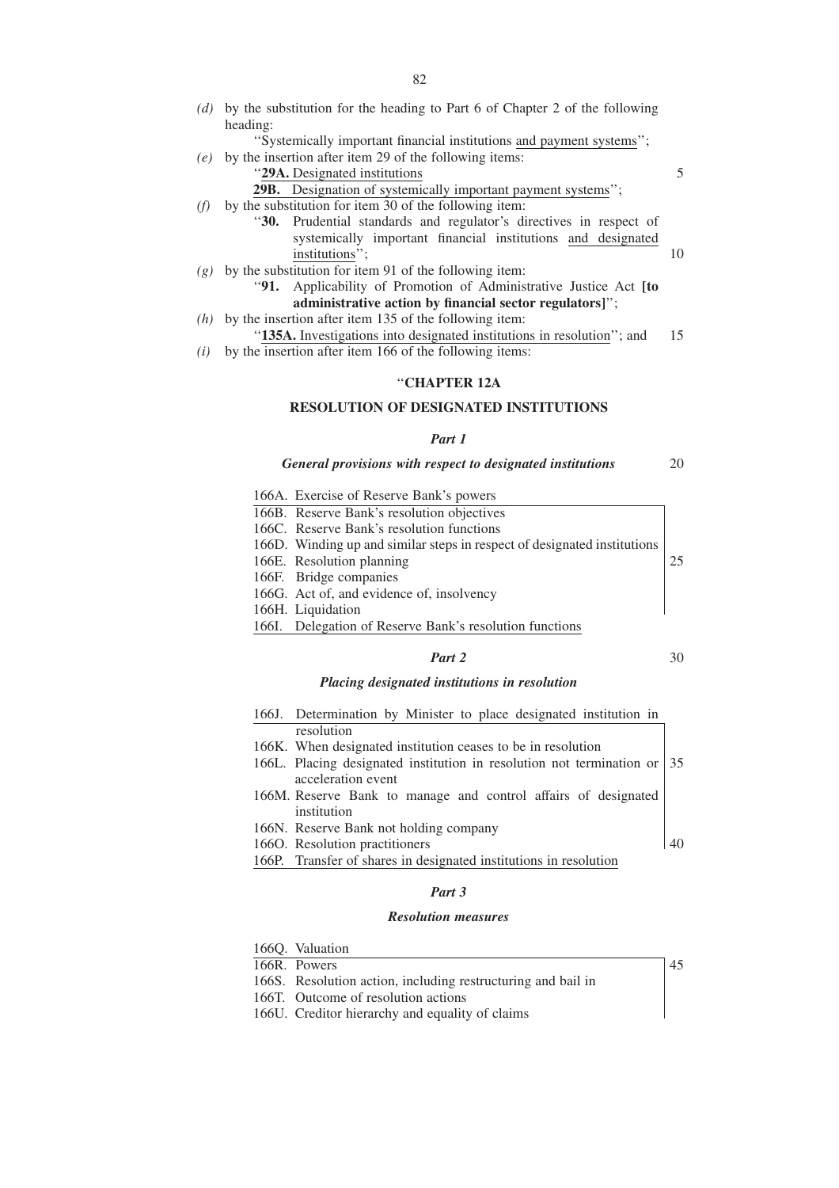*(d)* by the substitution for the heading to Part 6 of Chapter 2 of the following heading:

"Systemically important financial institutions <u>and payment systems</u>";

*(e)* by the insertion after item 29 of the following items:

"<u>**29A.** Designated institutions</u>

<u>**29B.** Designation of systemically important payment systems</u>";

*(f)* by the substitution for item 30 of the following item:

"**30.** Prudential standards and regulator's directives in respect of systemically important financial institutions <u>and designated institutions</u>";

*(g)* by the substitution for item 91 of the following item:

"**91.** Applicability of Promotion of Administrative Justice Act **[to administrative action by financial sector regulators]**";

*(h)* by the insertion after item 135 of the following item:

"<u>**135A.** Investigations into designated institutions in resolution</u>"; and

*(i)* by the insertion after item 166 of the following items:

## "CHAPTER 12A

## RESOLUTION OF DESIGNATED INSTITUTIONS

### *Part 1*

### *General provisions with respect to designated institutions*

166A. Exercise of Reserve Bank's powers
166B. Reserve Bank's resolution objectives
166C. Reserve Bank's resolution functions
166D. Winding up and similar steps in respect of designated institutions
166E. Resolution planning
166F. Bridge companies
166G. Act of, and evidence of, insolvency
166H. Liquidation
166I. Delegation of Reserve Bank's resolution functions

### *Part 2*

### *Placing designated institutions in resolution*

166J. Determination by Minister to place designated institution in resolution
166K. When designated institution ceases to be in resolution
166L. Placing designated institution in resolution not termination or acceleration event
166M. Reserve Bank to manage and control affairs of designated institution
166N. Reserve Bank not holding company
166O. Resolution practitioners
166P. Transfer of shares in designated institutions in resolution

### *Part 3*

### *Resolution measures*

166Q. Valuation
166R. Powers
166S. Resolution action, including restructuring and bail in
166T. Outcome of resolution actions
166U. Creditor hierarchy and equality of claims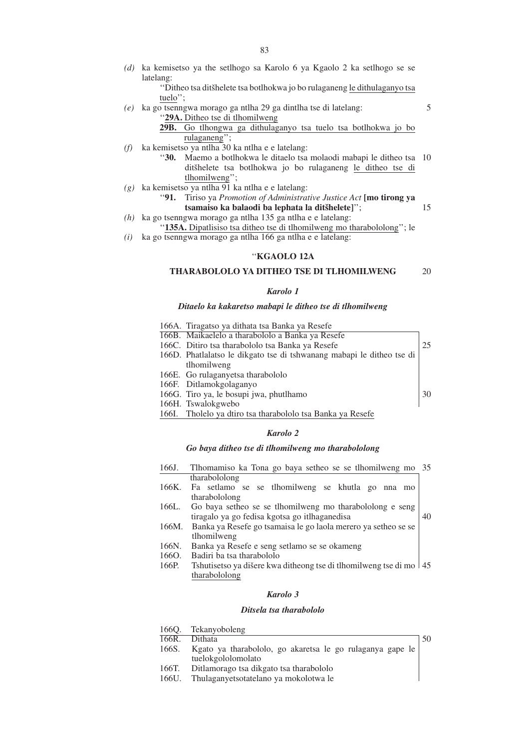*(d)* ka kemisetso ya the setlhogo sa Karolo 6 ya Kgaolo 2 ka setlhogo se se latelang:

''Ditheo tsa ditšhelete tsa botlhokwa jo bo rulaganeng le dithulaganyo tsa tuelo'';

*(e)* ka go tsenngwa morago ga ntlha 29 ga dintlha tse di latelang:

''**29A.** Ditheo tse di tlhomilweng

**29B.** Go tlhongwa ga dithulaganyo tsa tuelo tsa botlhokwa jo bo rulaganeng'';

*(f)* ka kemisetso ya ntlha 30 ka ntlha e e latelang:

''**30.** Maemo a botlhokwa le ditaelo tsa molaodi mabapi le ditheo tsa ditšhelete tsa botlhokwa jo bo rulaganeng le ditheo tse di tlhomilweng'';

*(g)* ka kemisetso ya ntlha 91 ka ntlha e e latelang:

''**91.** Tiriso ya *Promotion of Administrative Justice Act* **[mo tirong ya tsamaiso ka balaodi ba lephata la ditšhelete]**'';

*(h)* ka go tsenngwa morago ga ntlha 135 ga ntlha e e latelang:

''**135A.** Dipatlisiso tsa ditheo tse di tlhomilweng mo tharabololong''; le

*(i)* ka go tsenngwa morago ga ntlha 166 ga ntlha e e latelang:

## ''KGAOLO 12A

## THARABOLOLO YA DITHEO TSE DI TLHOMILWENG

### *Karolo 1*

### *Ditaelo ka kakaretso mabapi le ditheo tse di tlhomilweng*

166A. Tiragatso ya dithata tsa Banka ya Resefe
166B. Maikaelelo a tharabololo a Banka ya Resefe
166C. Ditiro tsa tharabololo tsa Banka ya Resefe
166D. Phatlalatso le dikgato tse di tshwanang mabapi le ditheo tse di tlhomilweng
166E. Go rulaganyetsa tharabololo
166F. Ditlamokgolaganyo
166G. Tiro ya, le bosupi jwa, phutlhamo
166H. Tswalokgwebo
166I. Tholelo ya dtiro tsa tharabololo tsa Banka ya Resefe

### *Karolo 2*

### *Go baya ditheo tse di tlhomilweng mo tharabololong*

166J. Tlhomamiso ka Tona go baya setheo se se tlhomilweng mo tharabololong
166K. Fa setlamo se se tlhomilweng se khutla go nna mo tharabololong
166L. Go baya setheo se se tlhomilweng mo tharabololong e seng tiragalo ya go fedisa kgotsa go itlhaganedisa
166M. Banka ya Resefe go tsamaisa le go laola merero ya setheo se se tlhomilweng
166N. Banka ya Resefe e seng setlamo se se okameng
166O. Badiri ba tsa tharabololo
166P. Tshutisetso ya dišere kwa ditheong tse di tlhomilweng tse di mo tharabololong

### *Karolo 3*

### *Ditsela tsa tharabololo*

166Q. Tekanyoboleng
166R. Dithata
166S. Kgato ya tharabololo, go akaretsa le go rulaganya gape le tuelokgololomolato
166T. Ditlamorago tsa dikgato tsa tharabololo
166U. Thulaganyetsotatelano ya mokolotwa le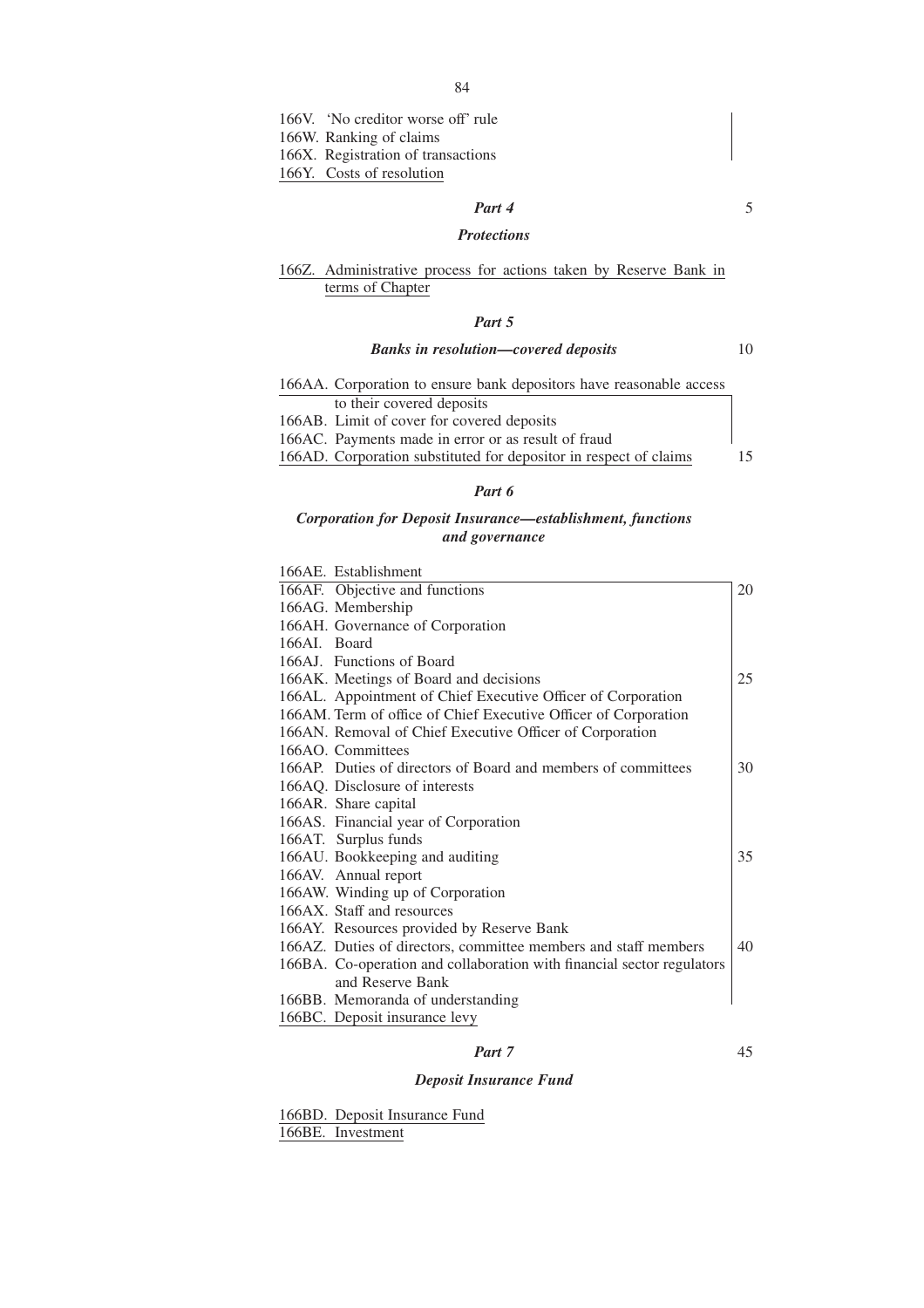166V. 'No creditor worse off' rule
166W. Ranking of claims
166X. Registration of transactions
166Y. Costs of resolution

### *Part 4*

### *Protections*

166Z. Administrative process for actions taken by Reserve Bank in terms of Chapter

### *Part 5*

### *Banks in resolution—covered deposits*

166AA. Corporation to ensure bank depositors have reasonable access to their covered deposits
166AB. Limit of cover for covered deposits
166AC. Payments made in error or as result of fraud
166AD. Corporation substituted for depositor in respect of claims

### *Part 6*

### *Corporation for Deposit Insurance—establishment, functions and governance*

166AE. Establishment
166AF. Objective and functions
166AG. Membership
166AH. Governance of Corporation
166AI. Board
166AJ. Functions of Board
166AK. Meetings of Board and decisions
166AL. Appointment of Chief Executive Officer of Corporation
166AM. Term of office of Chief Executive Officer of Corporation
166AN. Removal of Chief Executive Officer of Corporation
166AO. Committees
166AP. Duties of directors of Board and members of committees
166AQ. Disclosure of interests
166AR. Share capital
166AS. Financial year of Corporation
166AT. Surplus funds
166AU. Bookkeeping and auditing
166AV. Annual report
166AW. Winding up of Corporation
166AX. Staff and resources
166AY. Resources provided by Reserve Bank
166AZ. Duties of directors, committee members and staff members
166BA. Co-operation and collaboration with financial sector regulators and Reserve Bank
166BB. Memoranda of understanding
166BC. Deposit insurance levy

### *Part 7*

### *Deposit Insurance Fund*

166BD. Deposit Insurance Fund
166BE. Investment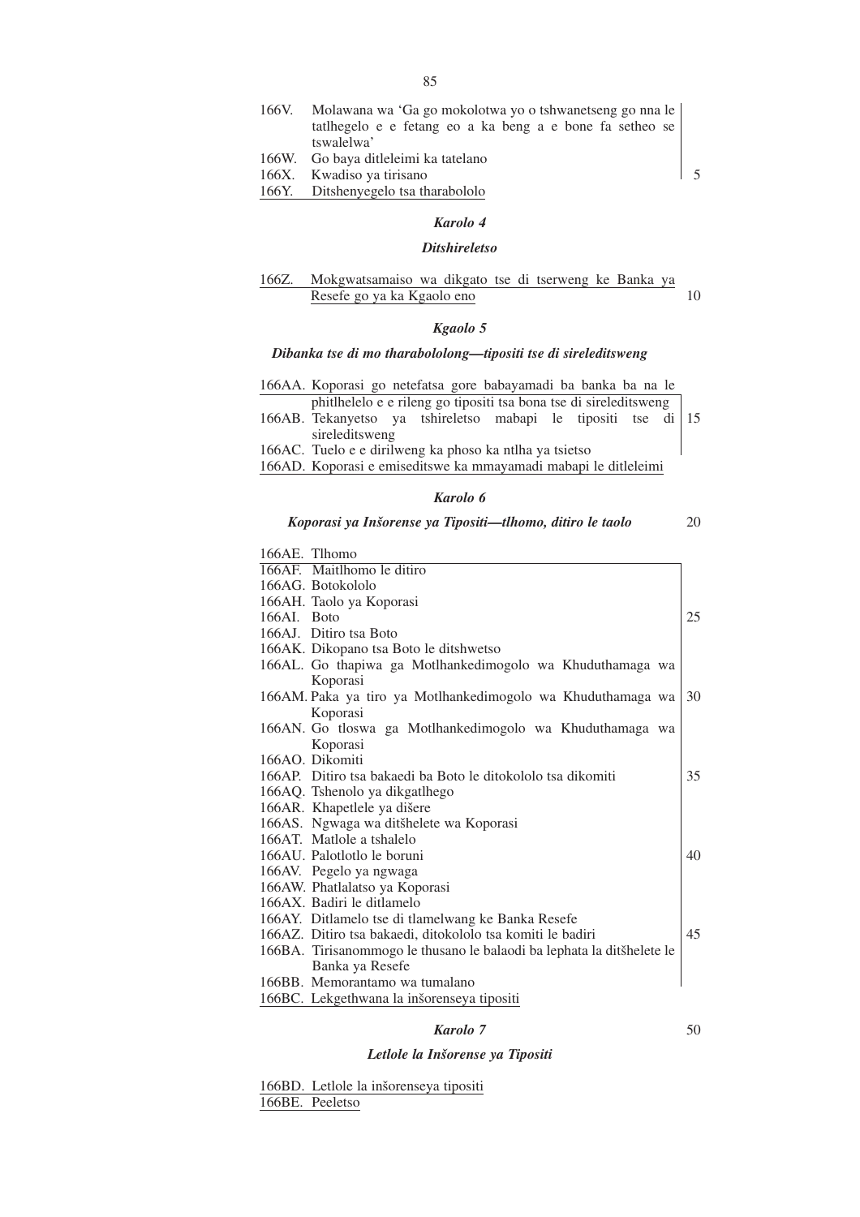166V. Molawana wa 'Ga go mokolotwa yo o tshwanetseng go nna le tatlhegelo e e fetang eo a ka beng a e bone fa setheo se tswalelwa'

166W. Go baya ditleleimi ka tatelano

166X. Kwadiso ya tirisano

166Y. Ditshenyegelo tsa tharabololo

### *Karolo 4*

### *Ditshireletso*

166Z. Mokgwatsamaiso wa dikgato tse di tserweng ke Banka ya Resefe go ya ka Kgaolo eno

### *Kgaolo 5*

### *Dibanka tse di mo tharabololong—tipositi tse di sireleditsweng*

166AA. Koporasi go netefatsa gore babayamadi ba banka ba na le phitlhelelo e e rileng go tipositi tsa bona tse di sireleditsweng

166AB. Tekanyetso ya tshireletso mabapi le tipositi tse di sireleditsweng

166AC. Tuelo e e dirilweng ka phoso ka ntlha ya tsietso

166AD. Koporasi e emiseditswe ka mmayamadi mabapi le ditleleimi

### *Karolo 6*

### *Koporasi ya Inšorense ya Tipositi—tlhomo, ditiro le taolo*

166AE. Tlhomo

166AF. Maitlhomo le ditiro

166AG. Botokololo

166AH. Taolo ya Koporasi

166AI. Boto

166AJ. Ditiro tsa Boto

166AK. Dikopano tsa Boto le ditshwetso

166AL. Go thapiwa ga Motlhankedimogolo wa Khuduthamaga wa Koporasi

166AM. Paka ya tiro ya Motlhankedimogolo wa Khuduthamaga wa Koporasi

166AN. Go tloswa ga Motlhankedimogolo wa Khuduthamaga wa Koporasi

166AO. Dikomiti

166AP. Ditiro tsa bakaedi ba Boto le ditokololo tsa dikomiti

166AQ. Tshenolo ya dikgatlhego

166AR. Khapetlele ya dišere

166AS. Ngwaga wa ditšhelete wa Koporasi

166AT. Matlole a tshalelo

166AU. Palotlotlo le boruni

166AV. Pegelo ya ngwaga

166AW. Phatlalatso ya Koporasi

166AX. Badiri le ditlamelo

166AY. Ditlamelo tse di tlamelwang ke Banka Resefe

166AZ. Ditiro tsa bakaedi, ditokololo tsa komiti le badiri

166BA. Tirisanommogo le thusano le balaodi ba lephata la ditšhelete le Banka ya Resefe

166BB. Memorantamo wa tumalano

166BC. Lekgethwana la inšorenseya tipositi

### *Karolo 7*

### *Letlole la Inšorense ya Tipositi*

166BD. Letlole la inšorenseya tipositi

166BE. Peeletso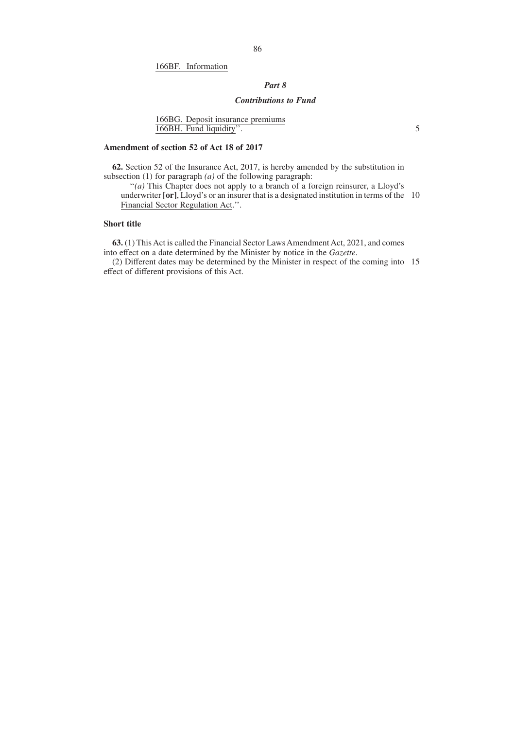166BF. Information

### *Part 8*

### *Contributions to Fund*

166BG. Deposit insurance premiums
166BH. Fund liquidity''.

**Amendment of section 52 of Act 18 of 2017**

**62.** Section 52 of the Insurance Act, 2017, is hereby amended by the substitution in subsection (1) for paragraph *(a)* of the following paragraph:

''*(a)* This Chapter does not apply to a branch of a foreign reinsurer, a Lloyd's underwriter **[or]**, Lloyd's or an insurer that is a designated institution in terms of the Financial Sector Regulation Act.''.

**Short title**

**63.** (1) This Act is called the Financial Sector Laws Amendment Act, 2021, and comes into effect on a date determined by the Minister by notice in the *Gazette*.

(2) Different dates may be determined by the Minister in respect of the coming into effect of different provisions of this Act.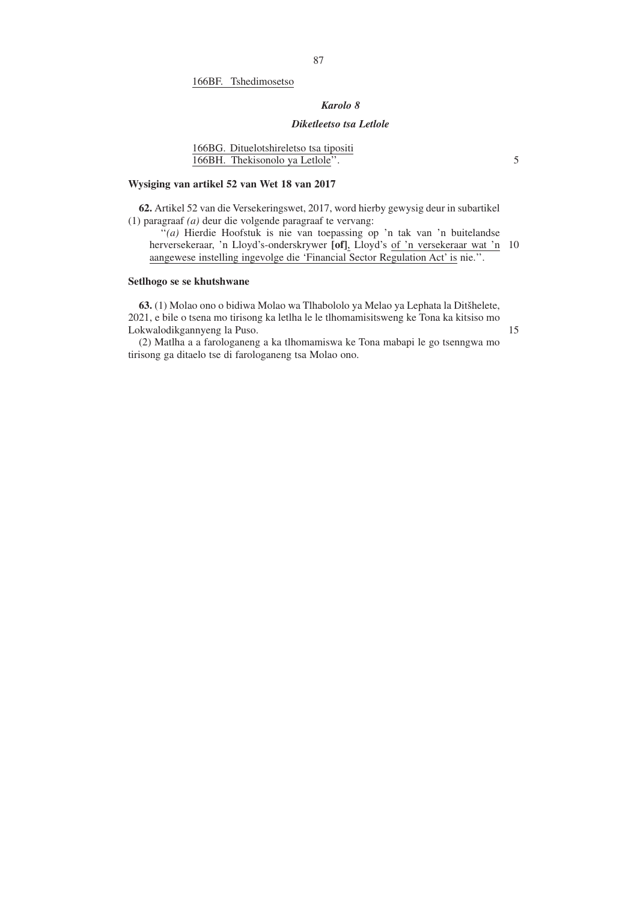166BF. Tshedimosetso

*Karolo 8*

***Diketleetso tsa Letlole***

166BG. Dituelotshireletso tsa tipositi
166BH. Thekisonolo ya Letlole''.

**Wysiging van artikel 52 van Wet 18 van 2017**

**62.** Artikel 52 van die Versekeringswet, 2017, word hierby gewysig deur in subartikel (1) paragraaf *(a)* deur die volgende paragraaf te vervang:

''*(a)* Hierdie Hoofstuk is nie van toepassing op 'n tak van 'n buitelandse herversekeraar, 'n Lloyd's-onderskrywer **[of]**, Lloyd's of 'n versekeraar wat 'n aangewese instelling ingevolge die 'Financial Sector Regulation Act' is nie.''.

**Setlhogo se se khutshwane**

**63.** (1) Molao ono o bidiwa Molao wa Tlhabololo ya Melao ya Lephata la Ditšhelete, 2021, e bile o tsena mo tirisong ka letlha le le tlhomamisitsweng ke Tona ka kitsiso mo Lokwalodikgannyeng la Puso.

(2) Matlha a a farologaneng a ka tlhomamiswa ke Tona mabapi le go tsenngwa mo tirisong ga ditaelo tse di farologaneng tsa Molao ono.